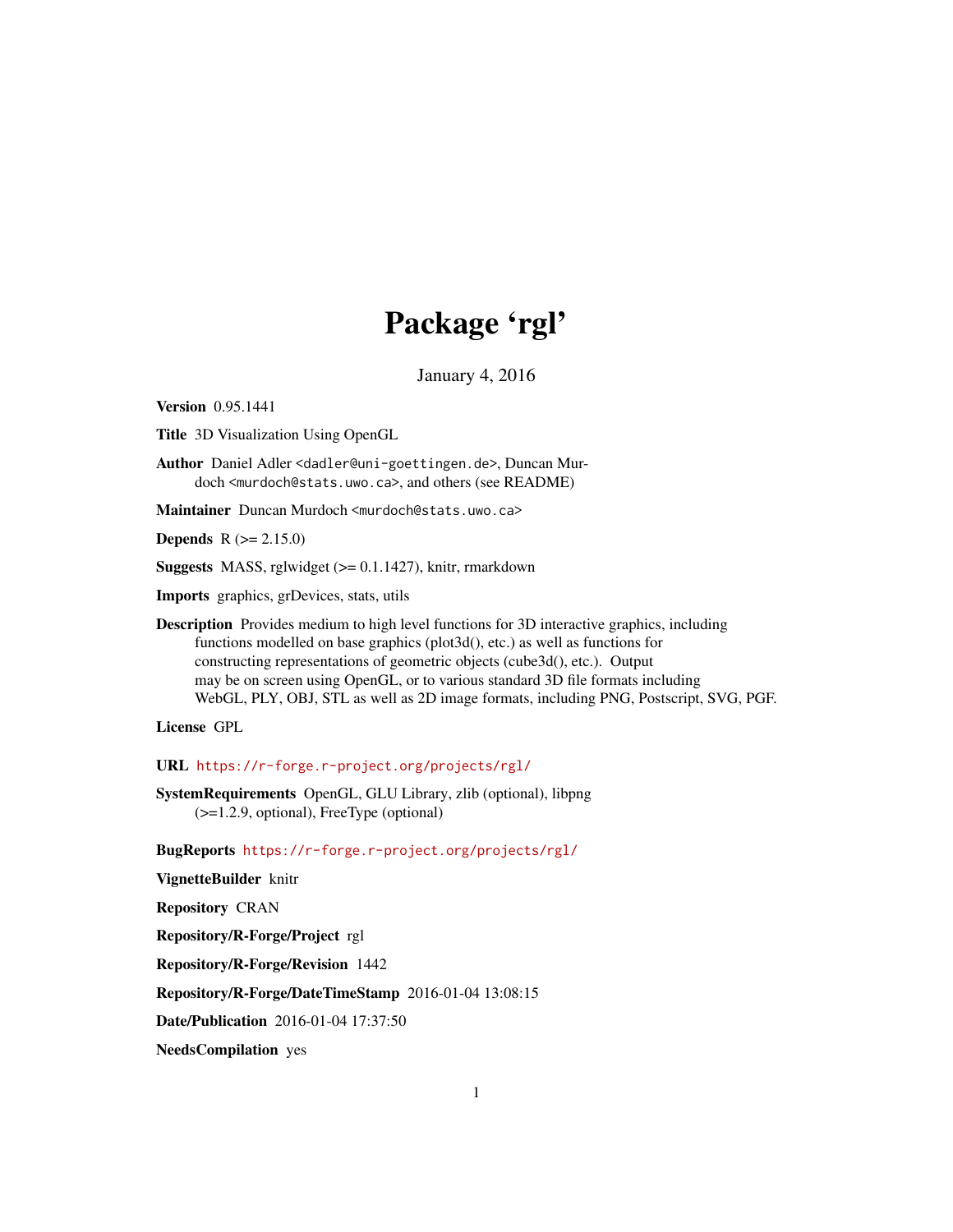# Package 'rgl'

January 4, 2016

**Version** 0.95.1441

**Title** 3D Visualization Using OpenGL

**Author** Daniel Adler <dadler@uni-goettingen.de>, Duncan Murdoch <murdoch@stats.uwo.ca>, and others (see README)

**Maintainer** Duncan Murdoch <murdoch@stats.uwo.ca>

**Depends** R (>= 2.15.0)

**Suggests** MASS, rglwidget (>= 0.1.1427), knitr, rmarkdown

**Imports** graphics, grDevices, stats, utils

**Description** Provides medium to high level functions for 3D interactive graphics, including functions modelled on base graphics (plot3d(), etc.) as well as functions for constructing representations of geometric objects (cube3d(), etc.). Output may be on screen using OpenGL, or to various standard 3D file formats including WebGL, PLY, OBJ, STL as well as 2D image formats, including PNG, Postscript, SVG, PGF.

**License** GPL

**URL** https://r-forge.r-project.org/projects/rgl/

**SystemRequirements** OpenGL, GLU Library, zlib (optional), libpng (>=1.2.9, optional), FreeType (optional)

**BugReports** https://r-forge.r-project.org/projects/rgl/

**VignetteBuilder** knitr

**Repository** CRAN

**Repository/R-Forge/Project** rgl

**Repository/R-Forge/Revision** 1442

**Repository/R-Forge/DateTimeStamp** 2016-01-04 13:08:15

**Date/Publication** 2016-01-04 17:37:50

**NeedsCompilation** yes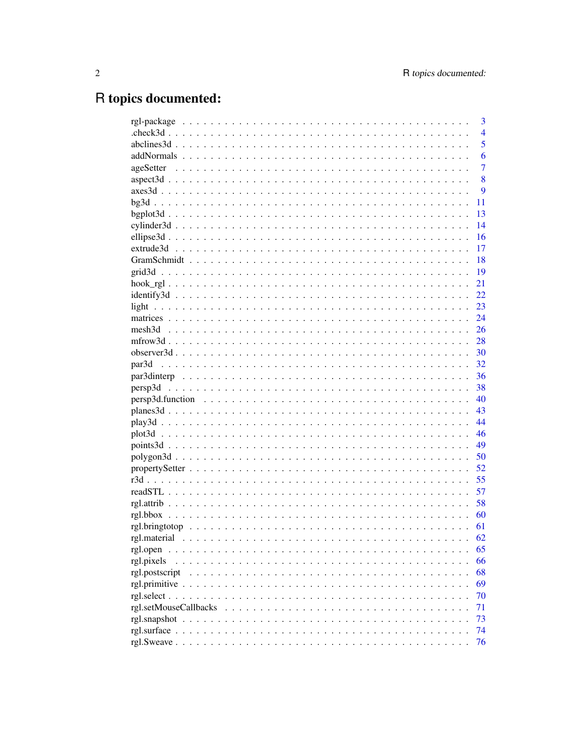# R topics documented:

rgl-package . . . . . . . . . . . . . . . . . . . . . . . . . . . . . . . . . . . . . . 3
.check3d . . . . . . . . . . . . . . . . . . . . . . . . . . . . . . . . . . . . . . . 4
abclines3d . . . . . . . . . . . . . . . . . . . . . . . . . . . . . . . . . . . . . . 5
addNormals . . . . . . . . . . . . . . . . . . . . . . . . . . . . . . . . . . . . . . 6
ageSetter . . . . . . . . . . . . . . . . . . . . . . . . . . . . . . . . . . . . . . . 7
aspect3d . . . . . . . . . . . . . . . . . . . . . . . . . . . . . . . . . . . . . . . 8
axes3d . . . . . . . . . . . . . . . . . . . . . . . . . . . . . . . . . . . . . . . . 9
bg3d . . . . . . . . . . . . . . . . . . . . . . . . . . . . . . . . . . . . . . . . . 11
bgplot3d . . . . . . . . . . . . . . . . . . . . . . . . . . . . . . . . . . . . . . . 13
cylinder3d . . . . . . . . . . . . . . . . . . . . . . . . . . . . . . . . . . . . . . 14
ellipse3d . . . . . . . . . . . . . . . . . . . . . . . . . . . . . . . . . . . . . . . 16
extrude3d . . . . . . . . . . . . . . . . . . . . . . . . . . . . . . . . . . . . . . 17
GramSchmidt . . . . . . . . . . . . . . . . . . . . . . . . . . . . . . . . . . . . . 18
grid3d . . . . . . . . . . . . . . . . . . . . . . . . . . . . . . . . . . . . . . . . 19
hook_rgl . . . . . . . . . . . . . . . . . . . . . . . . . . . . . . . . . . . . . . . 21
identify3d . . . . . . . . . . . . . . . . . . . . . . . . . . . . . . . . . . . . . . 22
light . . . . . . . . . . . . . . . . . . . . . . . . . . . . . . . . . . . . . . . . . 23
matrices . . . . . . . . . . . . . . . . . . . . . . . . . . . . . . . . . . . . . . . 24
mesh3d . . . . . . . . . . . . . . . . . . . . . . . . . . . . . . . . . . . . . . . . 26
mfrow3d . . . . . . . . . . . . . . . . . . . . . . . . . . . . . . . . . . . . . . . 28
observer3d . . . . . . . . . . . . . . . . . . . . . . . . . . . . . . . . . . . . . . 30
par3d . . . . . . . . . . . . . . . . . . . . . . . . . . . . . . . . . . . . . . . . . 32
par3dinterp . . . . . . . . . . . . . . . . . . . . . . . . . . . . . . . . . . . . . 36
persp3d . . . . . . . . . . . . . . . . . . . . . . . . . . . . . . . . . . . . . . . 38
persp3d.function . . . . . . . . . . . . . . . . . . . . . . . . . . . . . . . . . . 40
planes3d . . . . . . . . . . . . . . . . . . . . . . . . . . . . . . . . . . . . . . . 43
play3d . . . . . . . . . . . . . . . . . . . . . . . . . . . . . . . . . . . . . . . . 44
plot3d . . . . . . . . . . . . . . . . . . . . . . . . . . . . . . . . . . . . . . . . 46
points3d . . . . . . . . . . . . . . . . . . . . . . . . . . . . . . . . . . . . . . . 49
polygon3d . . . . . . . . . . . . . . . . . . . . . . . . . . . . . . . . . . . . . . 50
propertySetter . . . . . . . . . . . . . . . . . . . . . . . . . . . . . . . . . . . . 52
r3d . . . . . . . . . . . . . . . . . . . . . . . . . . . . . . . . . . . . . . . . . . 55
readSTL . . . . . . . . . . . . . . . . . . . . . . . . . . . . . . . . . . . . . . . 57
rgl.attrib . . . . . . . . . . . . . . . . . . . . . . . . . . . . . . . . . . . . . . 58
rgl.bbox . . . . . . . . . . . . . . . . . . . . . . . . . . . . . . . . . . . . . . . 60
rgl.bringtotop . . . . . . . . . . . . . . . . . . . . . . . . . . . . . . . . . . . . 61
rgl.material . . . . . . . . . . . . . . . . . . . . . . . . . . . . . . . . . . . . . 62
rgl.open . . . . . . . . . . . . . . . . . . . . . . . . . . . . . . . . . . . . . . . 65
rgl.pixels . . . . . . . . . . . . . . . . . . . . . . . . . . . . . . . . . . . . . . 66
rgl.postscript . . . . . . . . . . . . . . . . . . . . . . . . . . . . . . . . . . . . 68
rgl.primitive . . . . . . . . . . . . . . . . . . . . . . . . . . . . . . . . . . . . . 69
rgl.select . . . . . . . . . . . . . . . . . . . . . . . . . . . . . . . . . . . . . . 70
rgl.setMouseCallbacks . . . . . . . . . . . . . . . . . . . . . . . . . . . . . . . . 71
rgl.snapshot . . . . . . . . . . . . . . . . . . . . . . . . . . . . . . . . . . . . . 73
rgl.surface . . . . . . . . . . . . . . . . . . . . . . . . . . . . . . . . . . . . . . 74
rgl.Sweave . . . . . . . . . . . . . . . . . . . . . . . . . . . . . . . . . . . . . . 76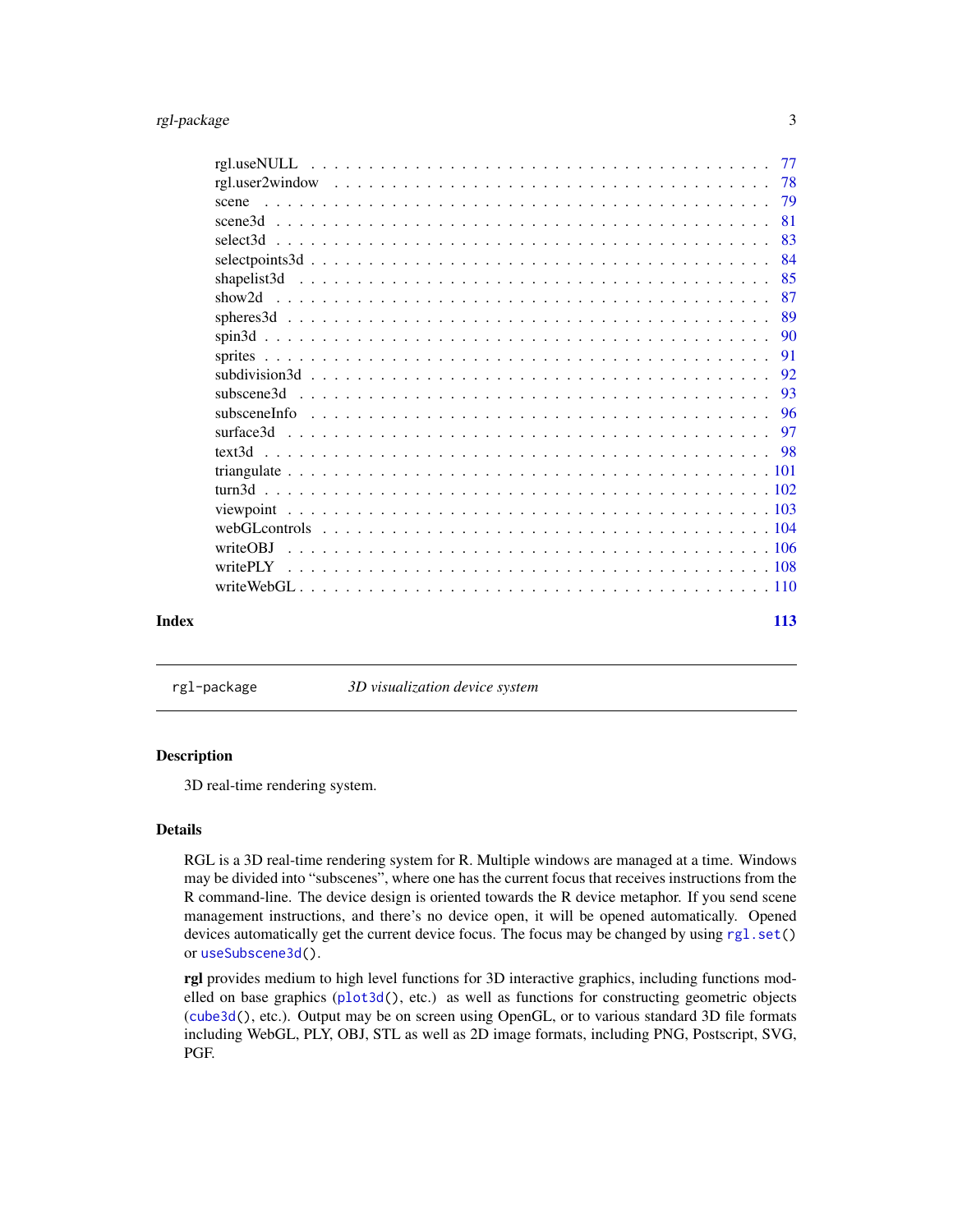rgl.useNULL . . . . . . . . . . . . . . . . . . . . . . . . . . . . . . . . . . . . . 77
rgl.user2window . . . . . . . . . . . . . . . . . . . . . . . . . . . . . . . . . . . 78
scene . . . . . . . . . . . . . . . . . . . . . . . . . . . . . . . . . . . . . . . . 79
scene3d . . . . . . . . . . . . . . . . . . . . . . . . . . . . . . . . . . . . . . . 81
select3d . . . . . . . . . . . . . . . . . . . . . . . . . . . . . . . . . . . . . . . 83
selectpoints3d . . . . . . . . . . . . . . . . . . . . . . . . . . . . . . . . . . . . 84
shapelist3d . . . . . . . . . . . . . . . . . . . . . . . . . . . . . . . . . . . . . 85
show2d . . . . . . . . . . . . . . . . . . . . . . . . . . . . . . . . . . . . . . . . 87
spheres3d . . . . . . . . . . . . . . . . . . . . . . . . . . . . . . . . . . . . . . 89
spin3d . . . . . . . . . . . . . . . . . . . . . . . . . . . . . . . . . . . . . . . . 90
sprites . . . . . . . . . . . . . . . . . . . . . . . . . . . . . . . . . . . . . . . 91
subdivision3d . . . . . . . . . . . . . . . . . . . . . . . . . . . . . . . . . . . . 92
subscene3d . . . . . . . . . . . . . . . . . . . . . . . . . . . . . . . . . . . . . 93
subsceneInfo . . . . . . . . . . . . . . . . . . . . . . . . . . . . . . . . . . . . 96
surface3d . . . . . . . . . . . . . . . . . . . . . . . . . . . . . . . . . . . . . . 97
text3d . . . . . . . . . . . . . . . . . . . . . . . . . . . . . . . . . . . . . . . . 98
triangulate . . . . . . . . . . . . . . . . . . . . . . . . . . . . . . . . . . . . . 101
turn3d . . . . . . . . . . . . . . . . . . . . . . . . . . . . . . . . . . . . . . . 102
viewpoint . . . . . . . . . . . . . . . . . . . . . . . . . . . . . . . . . . . . . 103
webGLcontrols . . . . . . . . . . . . . . . . . . . . . . . . . . . . . . . . . . . 104
writeOBJ . . . . . . . . . . . . . . . . . . . . . . . . . . . . . . . . . . . . . 106
writePLY . . . . . . . . . . . . . . . . . . . . . . . . . . . . . . . . . . . . . 108
writeWebGL . . . . . . . . . . . . . . . . . . . . . . . . . . . . . . . . . . . . 110

**Index** **113**

---

`rgl-package` *3D visualization device system*

---

### Description

3D real-time rendering system.

### Details

RGL is a 3D real-time rendering system for R. Multiple windows are managed at a time. Windows may be divided into "subscenes", where one has the current focus that receives instructions from the R command-line. The device design is oriented towards the R device metaphor. If you send scene management instructions, and there's no device open, it will be opened automatically. Opened devices automatically get the current device focus. The focus may be changed by using `rgl.set()` or `useSubscene3d()`.

**rgl** provides medium to high level functions for 3D interactive graphics, including functions modelled on base graphics (`plot3d()`, etc.) as well as functions for constructing geometric objects (`cube3d()`, etc.). Output may be on screen using OpenGL, or to various standard 3D file formats including WebGL, PLY, OBJ, STL as well as 2D image formats, including PNG, Postscript, SVG, PGF.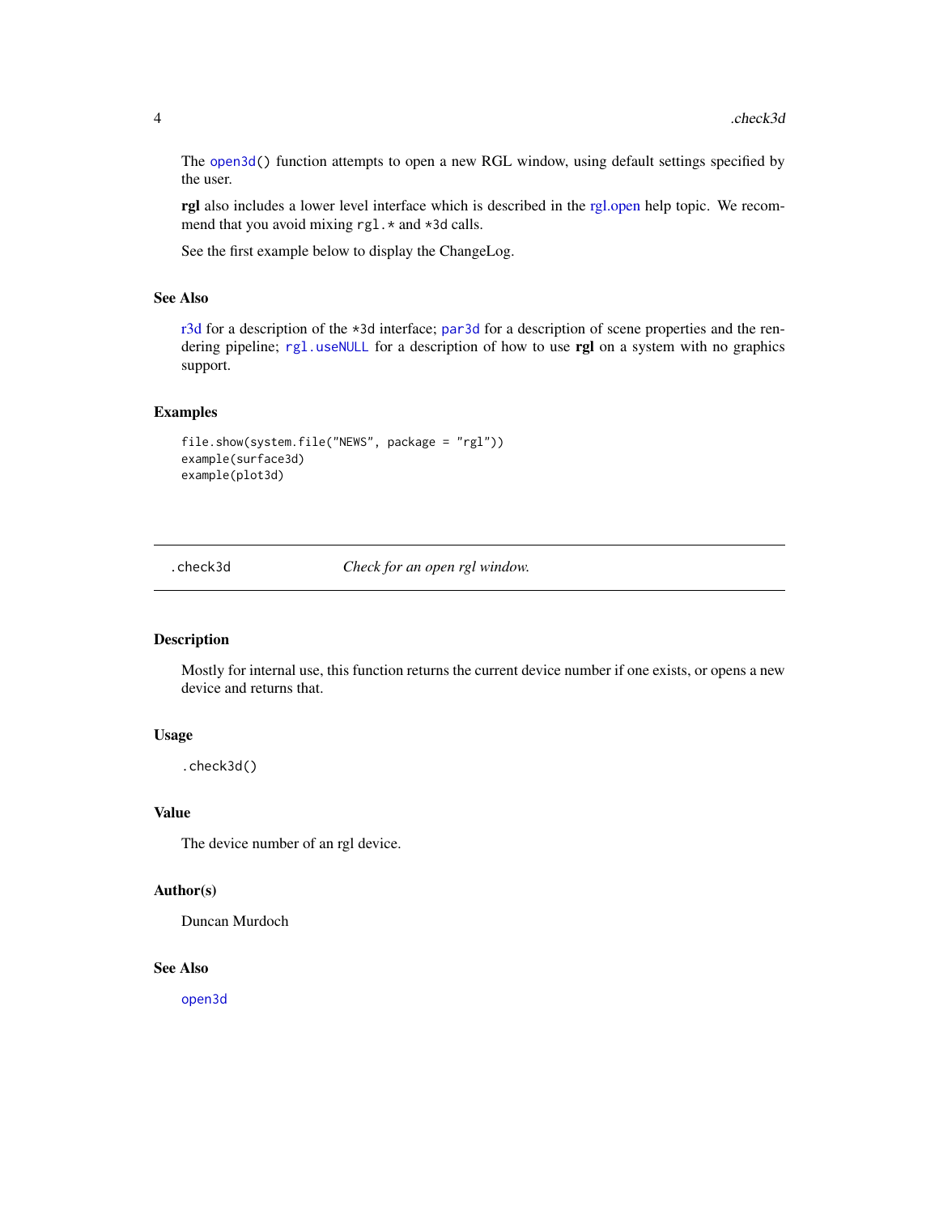The `open3d()` function attempts to open a new RGL window, using default settings specified by the user.

**rgl** also includes a lower level interface which is described in the rgl.open help topic. We recommend that you avoid mixing `rgl.*` and `*3d` calls.

See the first example below to display the ChangeLog.

### See Also

r3d for a description of the `*3d` interface; `par3d` for a description of scene properties and the rendering pipeline; `rgl.useNULL` for a description of how to use **rgl** on a system with no graphics support.

### Examples

```
file.show(system.file("NEWS", package = "rgl"))
example(surface3d)
example(plot3d)
```

---

## `.check3d` — *Check for an open rgl window.*

---

### Description

Mostly for internal use, this function returns the current device number if one exists, or opens a new device and returns that.

### Usage

```
.check3d()
```

### Value

The device number of an rgl device.

### Author(s)

Duncan Murdoch

### See Also

`open3d`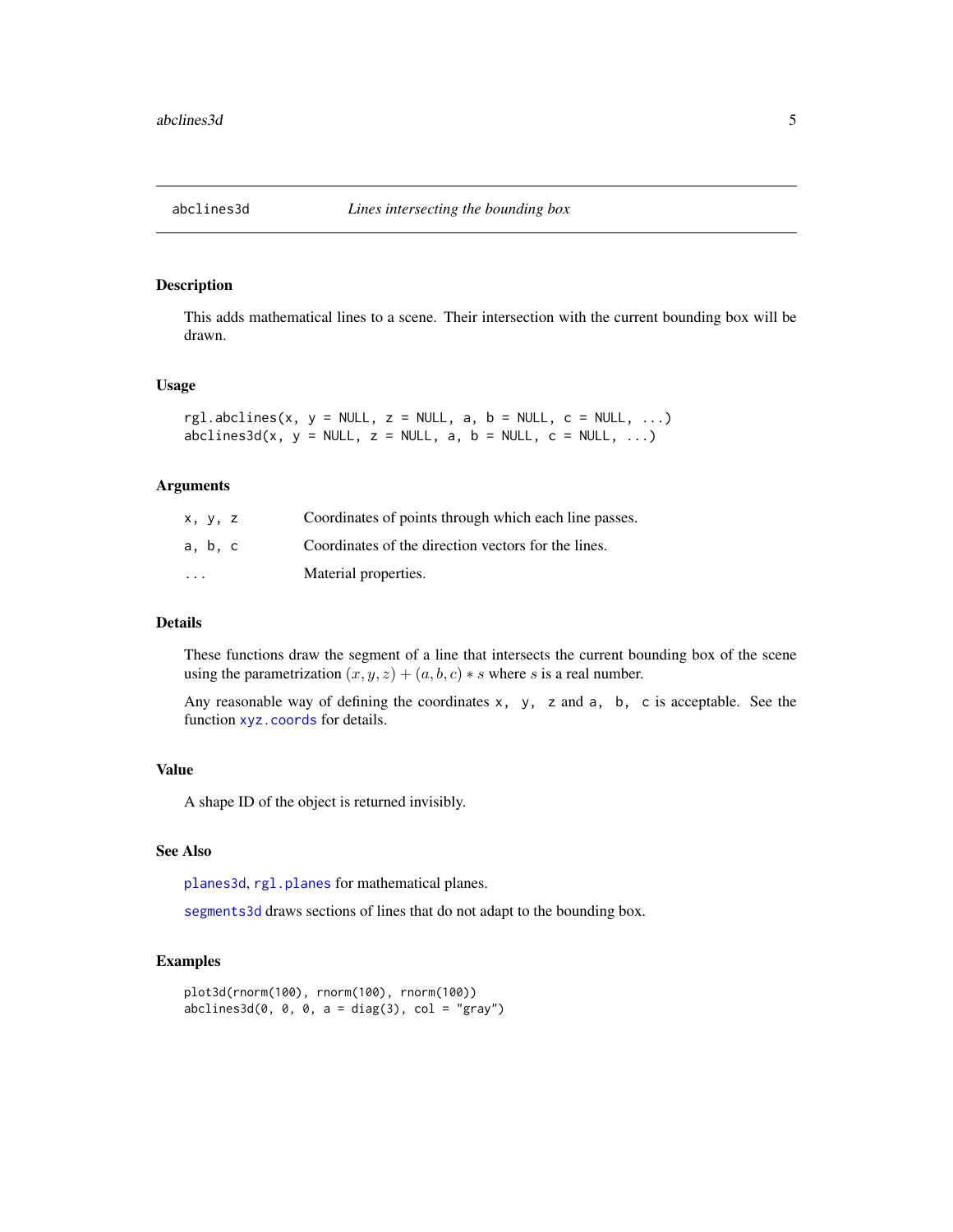abclines3d    *Lines intersecting the bounding box*

## Description

This adds mathematical lines to a scene. Their intersection with the current bounding box will be drawn.

## Usage

```
rgl.abclines(x, y = NULL, z = NULL, a, b = NULL, c = NULL, ...)
abclines3d(x, y = NULL, z = NULL, a, b = NULL, c = NULL, ...)
```

## Arguments

| | |
|---|---|
| `x, y, z` | Coordinates of points through which each line passes. |
| `a, b, c` | Coordinates of the direction vectors for the lines. |
| `...` | Material properties. |

## Details

These functions draw the segment of a line that intersects the current bounding box of the scene using the parametrization $(x, y, z) + (a, b, c) * s$ where $s$ is a real number.

Any reasonable way of defining the coordinates `x, y, z` and `a, b, c` is acceptable. See the function `xyz.coords` for details.

## Value

A shape ID of the object is returned invisibly.

## See Also

`planes3d`, `rgl.planes` for mathematical planes.

`segments3d` draws sections of lines that do not adapt to the bounding box.

## Examples

```
plot3d(rnorm(100), rnorm(100), rnorm(100))
abclines3d(0, 0, 0, a = diag(3), col = "gray")
```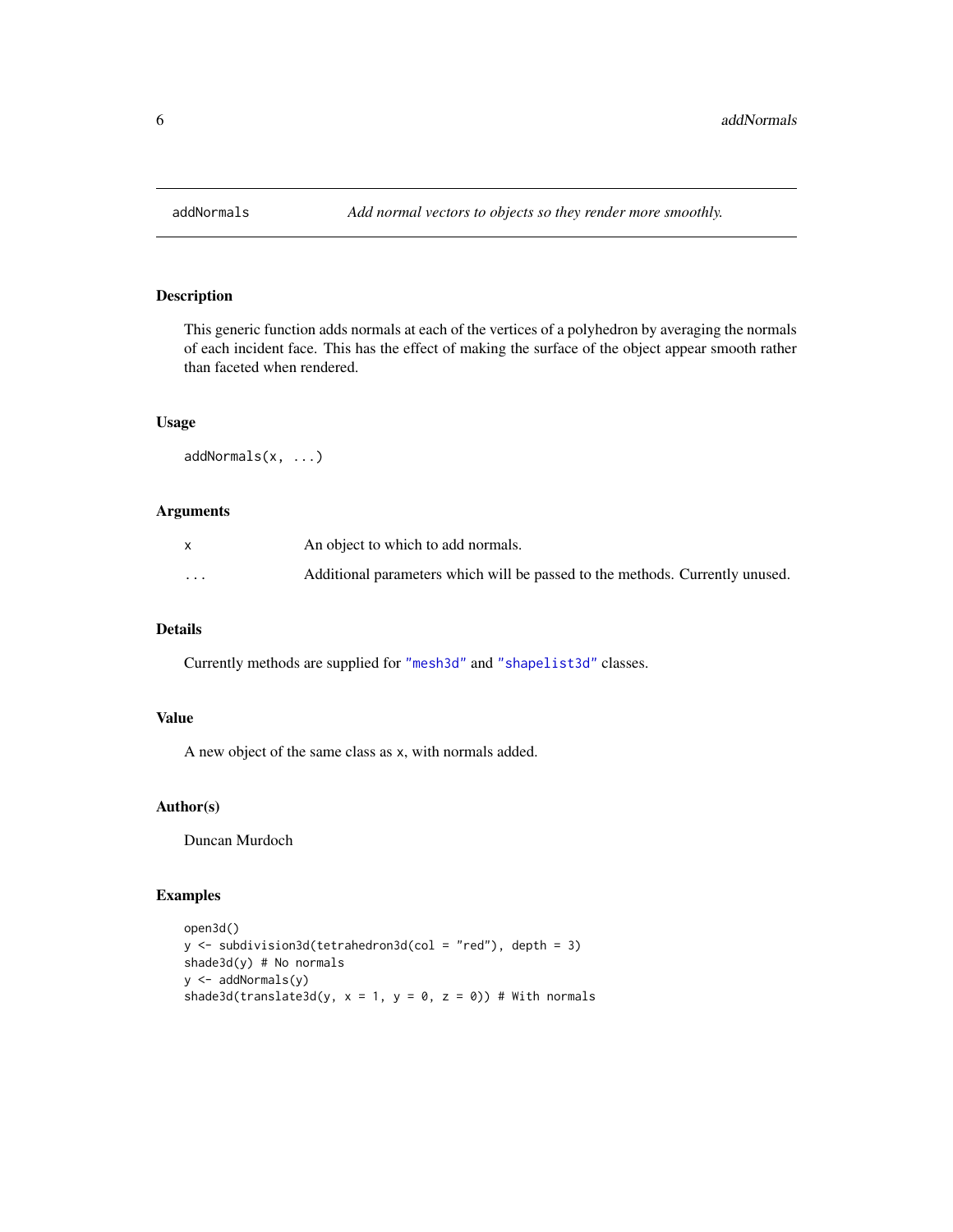## addNormals — *Add normal vectors to objects so they render more smoothly.*

### Description

This generic function adds normals at each of the vertices of a polyhedron by averaging the normals of each incident face. This has the effect of making the surface of the object appear smooth rather than faceted when rendered.

### Usage

```
addNormals(x, ...)
```

### Arguments

| | |
|---|---|
| x | An object to which to add normals. |
| ... | Additional parameters which will be passed to the methods. Currently unused. |

### Details

Currently methods are supplied for `"mesh3d"` and `"shapelist3d"` classes.

### Value

A new object of the same class as `x`, with normals added.

### Author(s)

Duncan Murdoch

### Examples

```
open3d()
y <- subdivision3d(tetrahedron3d(col = "red"), depth = 3)
shade3d(y) # No normals
y <- addNormals(y)
shade3d(translate3d(y, x = 1, y = 0, z = 0)) # With normals
```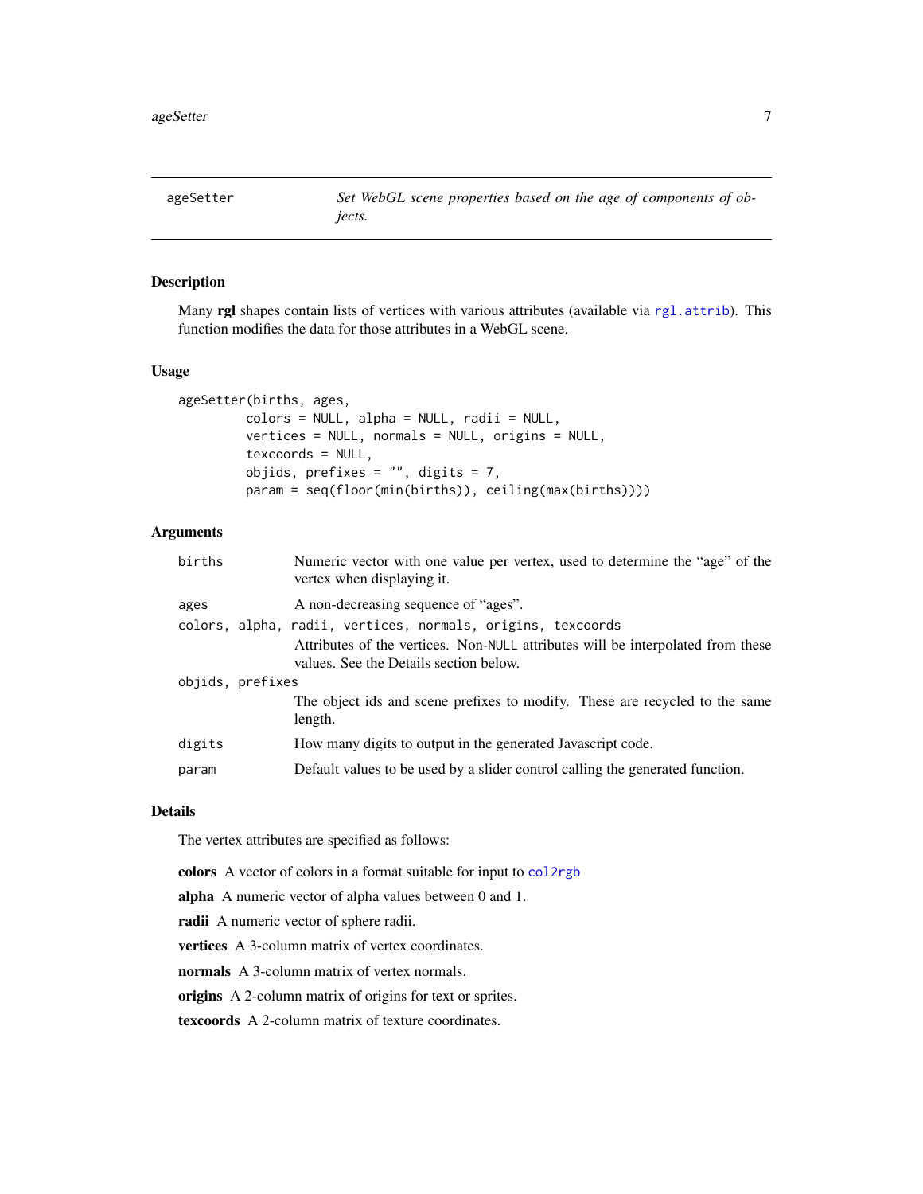## ageSetter — *Set WebGL scene properties based on the age of components of objects.*

### Description

Many **rgl** shapes contain lists of vertices with various attributes (available via `rgl.attrib`). This function modifies the data for those attributes in a WebGL scene.

### Usage

```
ageSetter(births, ages,
          colors = NULL, alpha = NULL, radii = NULL,
          vertices = NULL, normals = NULL, origins = NULL,
          texcoords = NULL,
          objids, prefixes = "", digits = 7,
          param = seq(floor(min(births)), ceiling(max(births))))
```

### Arguments

| | |
|---|---|
| `births` | Numeric vector with one value per vertex, used to determine the "age" of the vertex when displaying it. |
| `ages` | A non-decreasing sequence of "ages". |
| `colors, alpha, radii, vertices, normals, origins, texcoords` | Attributes of the vertices. Non-`NULL` attributes will be interpolated from these values. See the Details section below. |
| `objids, prefixes` | The object ids and scene prefixes to modify. These are recycled to the same length. |
| `digits` | How many digits to output in the generated Javascript code. |
| `param` | Default values to be used by a slider control calling the generated function. |

### Details

The vertex attributes are specified as follows:

**colors** A vector of colors in a format suitable for input to `col2rgb`

**alpha** A numeric vector of alpha values between 0 and 1.

**radii** A numeric vector of sphere radii.

**vertices** A 3-column matrix of vertex coordinates.

**normals** A 3-column matrix of vertex normals.

**origins** A 2-column matrix of origins for text or sprites.

**texcoords** A 2-column matrix of texture coordinates.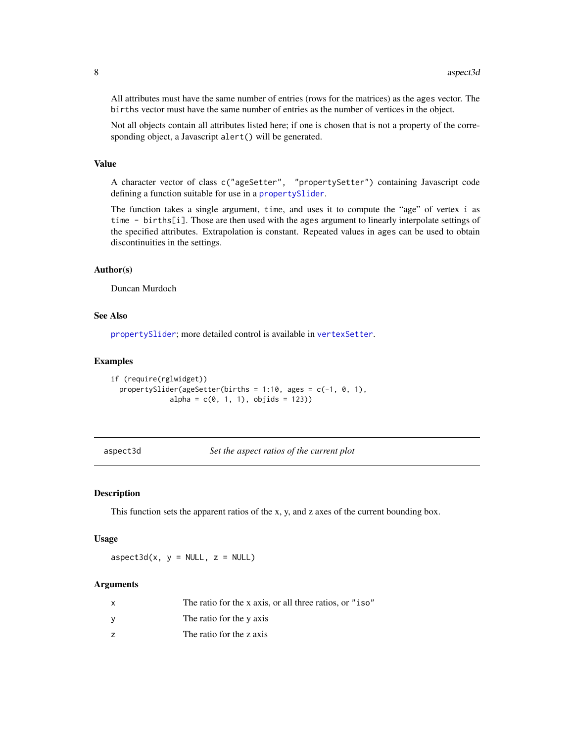All attributes must have the same number of entries (rows for the matrices) as the `ages` vector. The `births` vector must have the same number of entries as the number of vertices in the object.

Not all objects contain all attributes listed here; if one is chosen that is not a property of the corresponding object, a Javascript `alert()` will be generated.

### Value

A character vector of class `c("ageSetter", "propertySetter")` containing Javascript code defining a function suitable for use in a `propertySlider`.

The function takes a single argument, `time`, and uses it to compute the "age" of vertex `i` as `time - births[i]`. Those are then used with the `ages` argument to linearly interpolate settings of the specified attributes. Extrapolation is constant. Repeated values in `ages` can be used to obtain discontinuities in the settings.

### Author(s)

Duncan Murdoch

### See Also

`propertySlider`; more detailed control is available in `vertexSetter`.

### Examples

```
if (require(rglwidget))
  propertySlider(ageSetter(births = 1:10, ages = c(-1, 0, 1),
             alpha = c(0, 1, 1), objids = 123))
```

---

## aspect3d — *Set the aspect ratios of the current plot*

### Description

This function sets the apparent ratios of the x, y, and z axes of the current bounding box.

### Usage

```
aspect3d(x, y = NULL, z = NULL)
```

### Arguments

| | |
|---|---|
| x | The ratio for the x axis, or all three ratios, or "iso" |
| y | The ratio for the y axis |
| z | The ratio for the z axis |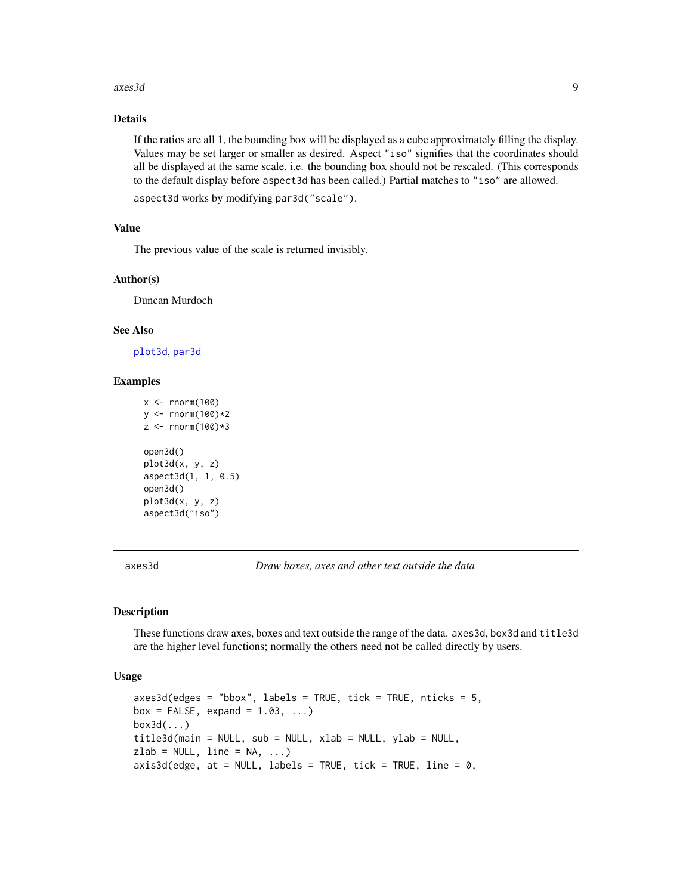### Details

If the ratios are all 1, the bounding box will be displayed as a cube approximately filling the display. Values may be set larger or smaller as desired. Aspect "iso" signifies that the coordinates should all be displayed at the same scale, i.e. the bounding box should not be rescaled. (This corresponds to the default display before aspect3d has been called.) Partial matches to "iso" are allowed.

aspect3d works by modifying par3d("scale").

### Value

The previous value of the scale is returned invisibly.

### Author(s)

Duncan Murdoch

### See Also

plot3d, par3d

### Examples

```
x <- rnorm(100)
y <- rnorm(100)*2
z <- rnorm(100)*3

open3d()
plot3d(x, y, z)
aspect3d(1, 1, 0.5)
open3d()
plot3d(x, y, z)
aspect3d("iso")
```

---

## axes3d — *Draw boxes, axes and other text outside the data*

### Description

These functions draw axes, boxes and text outside the range of the data. axes3d, box3d and title3d are the higher level functions; normally the others need not be called directly by users.

### Usage

```
axes3d(edges = "bbox", labels = TRUE, tick = TRUE, nticks = 5,
box = FALSE, expand = 1.03, ...)
box3d(...)
title3d(main = NULL, sub = NULL, xlab = NULL, ylab = NULL,
zlab = NULL, line = NA, ...)
axis3d(edge, at = NULL, labels = TRUE, tick = TRUE, line = 0,
```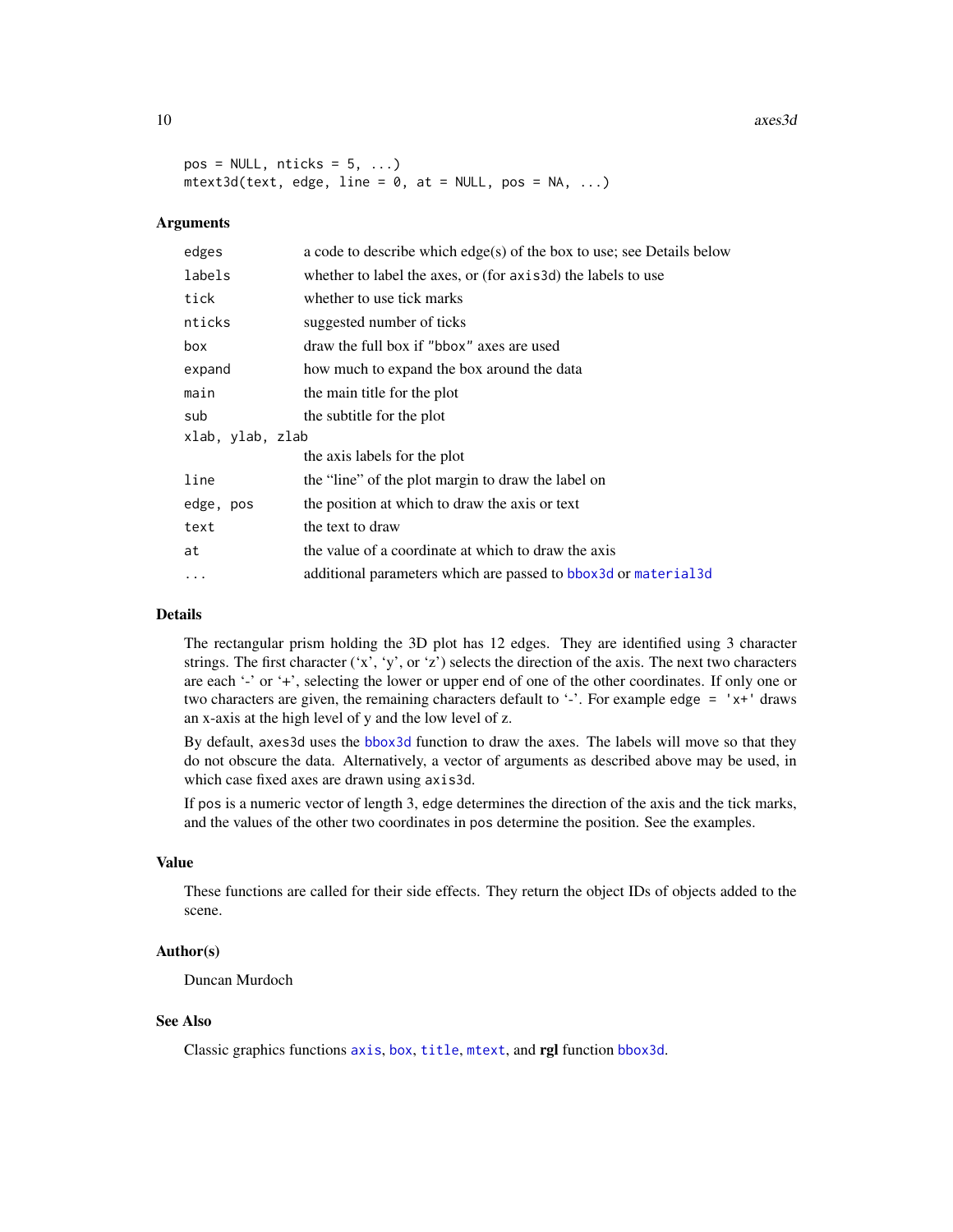```
pos = NULL, nticks = 5, ...)
mtext3d(text, edge, line = 0, at = NULL, pos = NA, ...)
```

## Arguments

| | |
|---|---|
| `edges` | a code to describe which edge(s) of the box to use; see Details below |
| `labels` | whether to label the axes, or (for `axis3d`) the labels to use |
| `tick` | whether to use tick marks |
| `nticks` | suggested number of ticks |
| `box` | draw the full box if `"bbox"` axes are used |
| `expand` | how much to expand the box around the data |
| `main` | the main title for the plot |
| `sub` | the subtitle for the plot |
| `xlab, ylab, zlab` | the axis labels for the plot |
| `line` | the "line" of the plot margin to draw the label on |
| `edge, pos` | the position at which to draw the axis or text |
| `text` | the text to draw |
| `at` | the value of a coordinate at which to draw the axis |
| `...` | additional parameters which are passed to `bbox3d` or `material3d` |

## Details

The rectangular prism holding the 3D plot has 12 edges. They are identified using 3 character strings. The first character ('x', 'y', or 'z') selects the direction of the axis. The next two characters are each '-' or '+', selecting the lower or upper end of one of the other coordinates. If only one or two characters are given, the remaining characters default to '-'. For example `edge = 'x+'` draws an x-axis at the high level of y and the low level of z.

By default, `axes3d` uses the `bbox3d` function to draw the axes. The labels will move so that they do not obscure the data. Alternatively, a vector of arguments as described above may be used, in which case fixed axes are drawn using `axis3d`.

If `pos` is a numeric vector of length 3, `edge` determines the direction of the axis and the tick marks, and the values of the other two coordinates in `pos` determine the position. See the examples.

## Value

These functions are called for their side effects. They return the object IDs of objects added to the scene.

## Author(s)

Duncan Murdoch

## See Also

Classic graphics functions `axis`, `box`, `title`, `mtext`, and **rgl** function `bbox3d`.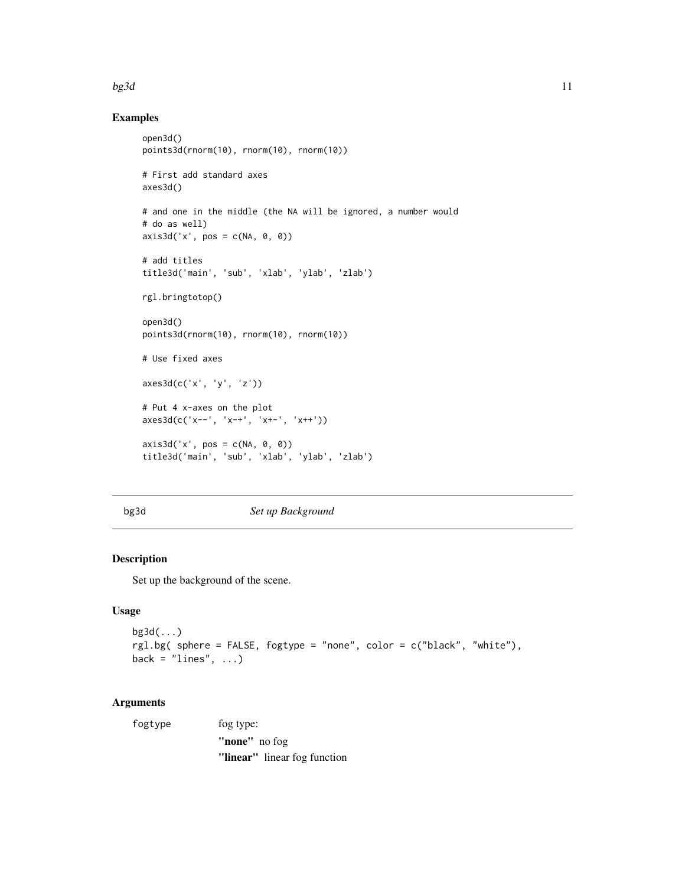## Examples

```
open3d()
points3d(rnorm(10), rnorm(10), rnorm(10))

# First add standard axes
axes3d()

# and one in the middle (the NA will be ignored, a number would
# do as well)
axis3d('x', pos = c(NA, 0, 0))

# add titles
title3d('main', 'sub', 'xlab', 'ylab', 'zlab')

rgl.bringtotop()

open3d()
points3d(rnorm(10), rnorm(10), rnorm(10))

# Use fixed axes

axes3d(c('x', 'y', 'z'))

# Put 4 x-axes on the plot
axes3d(c('x--', 'x-+', 'x+-', 'x++'))

axis3d('x', pos = c(NA, 0, 0))
title3d('main', 'sub', 'xlab', 'ylab', 'zlab')
```

---

# bg3d *Set up Background*

## Description

Set up the background of the scene.

## Usage

```
bg3d(...)
rgl.bg( sphere = FALSE, fogtype = "none", color = c("black", "white"),
back = "lines", ...)
```

## Arguments

fogtype    fog type:

**"none"** no fog

**"linear"** linear fog function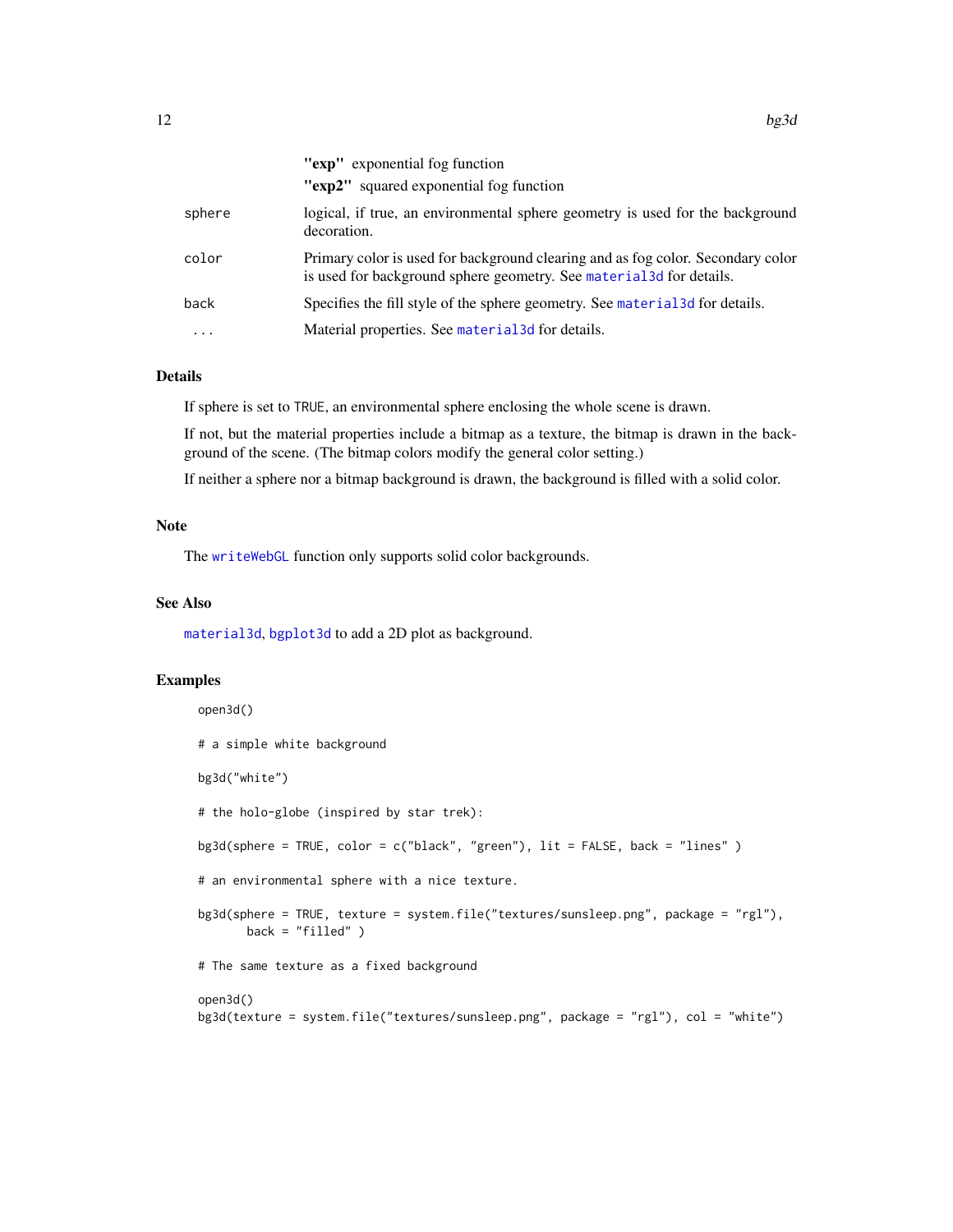| | |
|---|---|
| | **"exp"** exponential fog function<br>**"exp2"** squared exponential fog function |
| sphere | logical, if true, an environmental sphere geometry is used for the background decoration. |
| color | Primary color is used for background clearing and as fog color. Secondary color is used for background sphere geometry. See material3d for details. |
| back | Specifies the fill style of the sphere geometry. See material3d for details. |
| ... | Material properties. See material3d for details. |

## Details

If sphere is set to TRUE, an environmental sphere enclosing the whole scene is drawn.

If not, but the material properties include a bitmap as a texture, the bitmap is drawn in the background of the scene. (The bitmap colors modify the general color setting.)

If neither a sphere nor a bitmap background is drawn, the background is filled with a solid color.

## Note

The writeWebGL function only supports solid color backgrounds.

## See Also

material3d, bgplot3d to add a 2D plot as background.

## Examples

```
open3d()

# a simple white background

bg3d("white")

# the holo-globe (inspired by star trek):

bg3d(sphere = TRUE, color = c("black", "green"), lit = FALSE, back = "lines" )

# an environmental sphere with a nice texture.

bg3d(sphere = TRUE, texture = system.file("textures/sunsleep.png", package = "rgl"),
       back = "filled" )

# The same texture as a fixed background

open3d()
bg3d(texture = system.file("textures/sunsleep.png", package = "rgl"), col = "white")
```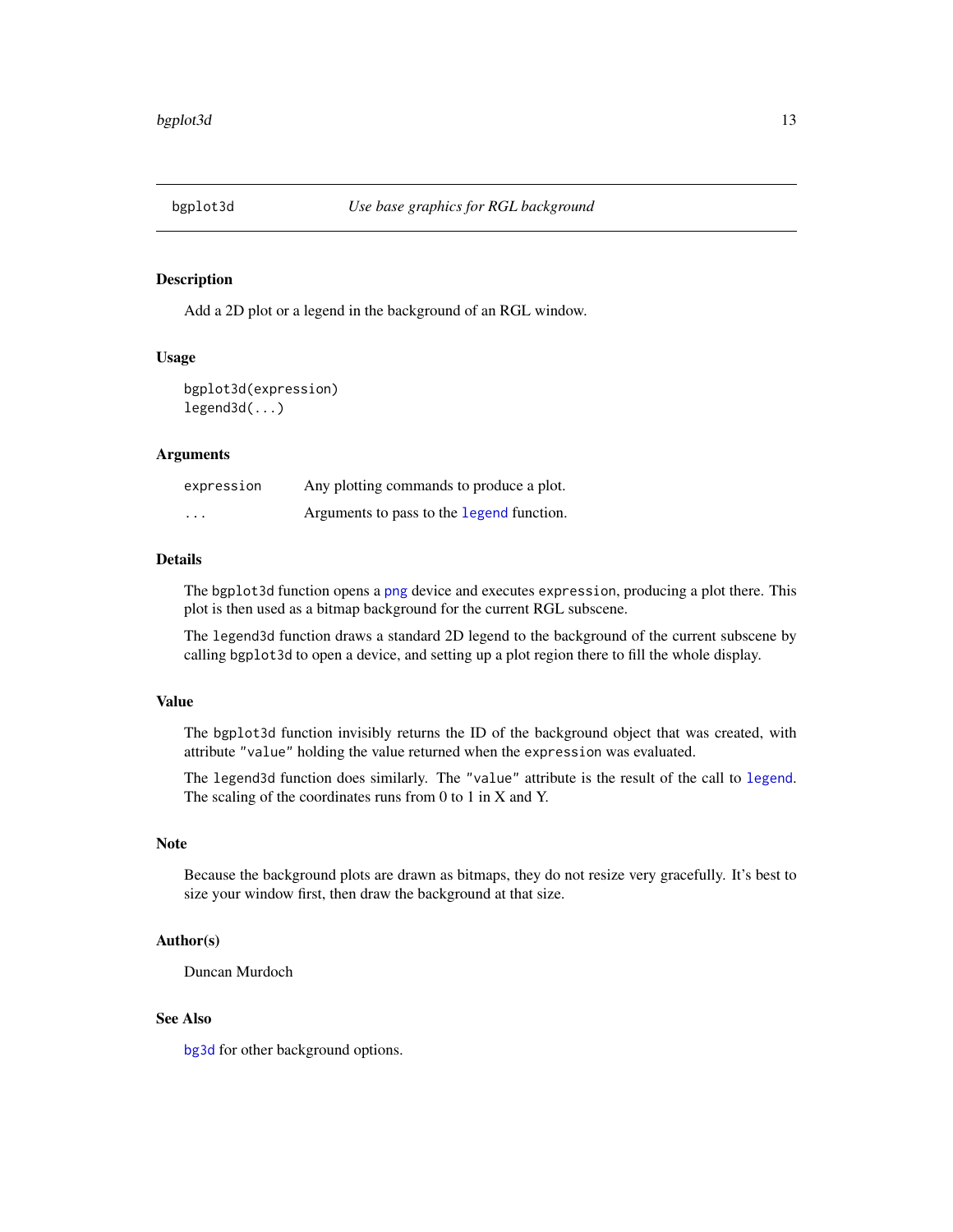## bgplot3d — *Use base graphics for RGL background*

### Description

Add a 2D plot or a legend in the background of an RGL window.

### Usage

```
bgplot3d(expression)
legend3d(...)
```

### Arguments

| | |
|---|---|
| `expression` | Any plotting commands to produce a plot. |
| `...` | Arguments to pass to the `legend` function. |

### Details

The `bgplot3d` function opens a `png` device and executes `expression`, producing a plot there. This plot is then used as a bitmap background for the current RGL subscene.

The `legend3d` function draws a standard 2D legend to the background of the current subscene by calling `bgplot3d` to open a device, and setting up a plot region there to fill the whole display.

### Value

The `bgplot3d` function invisibly returns the ID of the background object that was created, with attribute `"value"` holding the value returned when the `expression` was evaluated.

The `legend3d` function does similarly. The `"value"` attribute is the result of the call to `legend`. The scaling of the coordinates runs from 0 to 1 in X and Y.

### Note

Because the background plots are drawn as bitmaps, they do not resize very gracefully. It's best to size your window first, then draw the background at that size.

### Author(s)

Duncan Murdoch

### See Also

`bg3d` for other background options.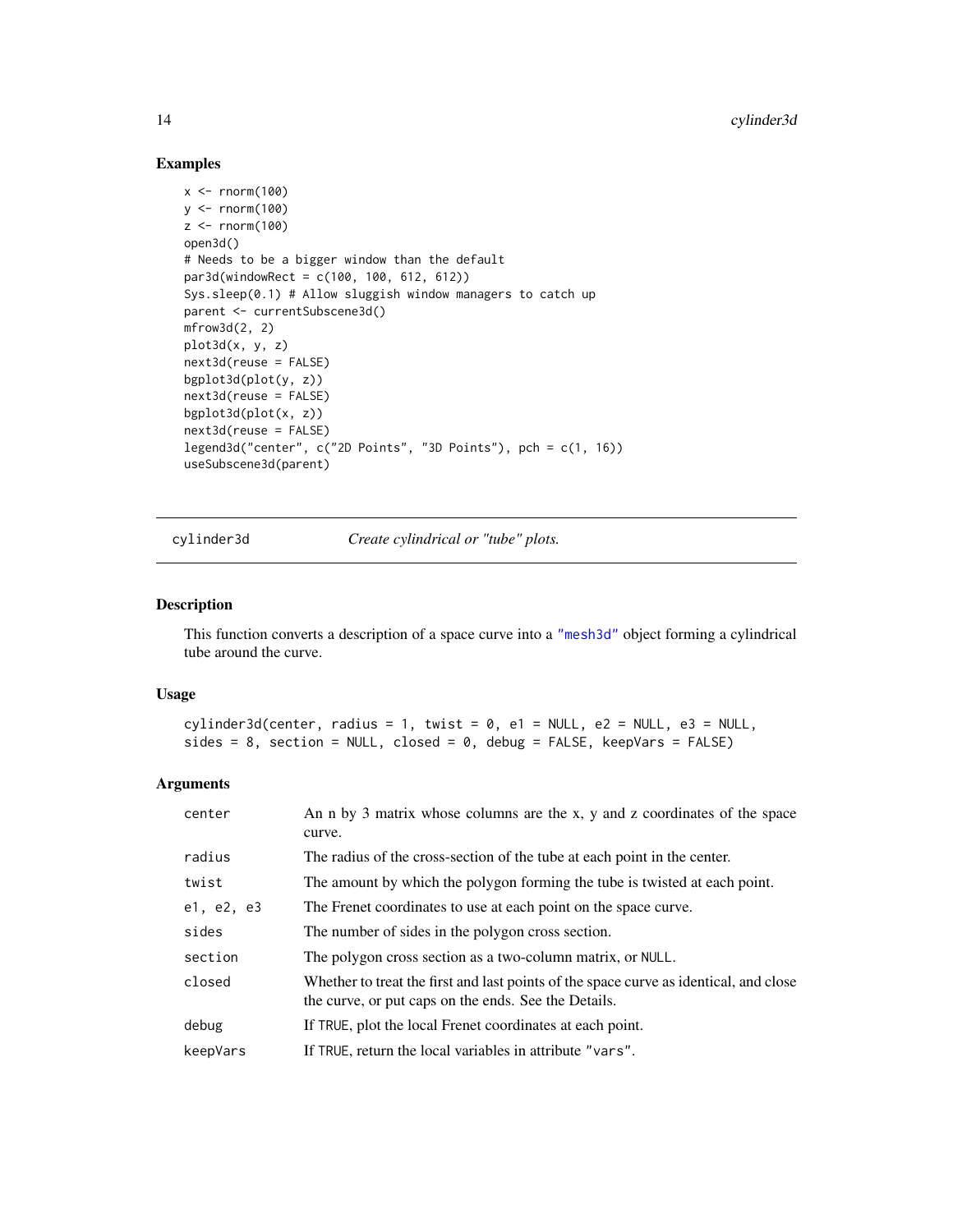## Examples

```
x <- rnorm(100)
y <- rnorm(100)
z <- rnorm(100)
open3d()
# Needs to be a bigger window than the default
par3d(windowRect = c(100, 100, 612, 612))
Sys.sleep(0.1) # Allow sluggish window managers to catch up
parent <- currentSubscene3d()
mfrow3d(2, 2)
plot3d(x, y, z)
next3d(reuse = FALSE)
bgplot3d(plot(y, z))
next3d(reuse = FALSE)
bgplot3d(plot(x, z))
next3d(reuse = FALSE)
legend3d("center", c("2D Points", "3D Points"), pch = c(1, 16))
useSubscene3d(parent)
```

---

# cylinder3d — *Create cylindrical or "tube" plots.*

---

## Description

This function converts a description of a space curve into a "mesh3d" object forming a cylindrical tube around the curve.

## Usage

```
cylinder3d(center, radius = 1, twist = 0, e1 = NULL, e2 = NULL, e3 = NULL,
sides = 8, section = NULL, closed = 0, debug = FALSE, keepVars = FALSE)
```

## Arguments

| | |
|---|---|
| center | An n by 3 matrix whose columns are the x, y and z coordinates of the space curve. |
| radius | The radius of the cross-section of the tube at each point in the center. |
| twist | The amount by which the polygon forming the tube is twisted at each point. |
| e1, e2, e3 | The Frenet coordinates to use at each point on the space curve. |
| sides | The number of sides in the polygon cross section. |
| section | The polygon cross section as a two-column matrix, or NULL. |
| closed | Whether to treat the first and last points of the space curve as identical, and close the curve, or put caps on the ends. See the Details. |
| debug | If TRUE, plot the local Frenet coordinates at each point. |
| keepVars | If TRUE, return the local variables in attribute "vars". |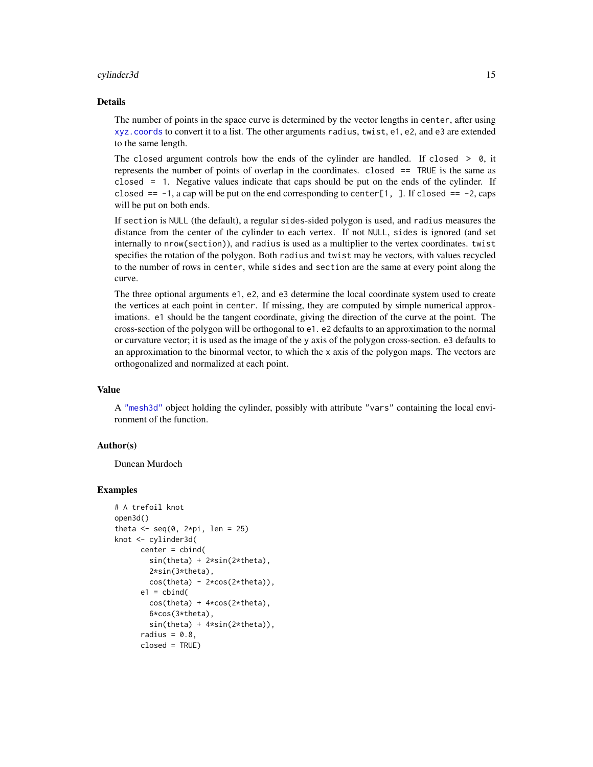## Details

The number of points in the space curve is determined by the vector lengths in `center`, after using `xyz.coords` to convert it to a list. The other arguments `radius`, `twist`, `e1`, `e2`, and `e3` are extended to the same length.

The `closed` argument controls how the ends of the cylinder are handled. If `closed > 0`, it represents the number of points of overlap in the coordinates. `closed == TRUE` is the same as `closed = 1`. Negative values indicate that caps should be put on the ends of the cylinder. If `closed == -1`, a cap will be put on the end corresponding to `center[1, ]`. If `closed == -2`, caps will be put on both ends.

If `section` is `NULL` (the default), a regular `sides`-sided polygon is used, and `radius` measures the distance from the center of the cylinder to each vertex. If not `NULL`, `sides` is ignored (and set internally to `nrow(section)`), and `radius` is used as a multiplier to the vertex coordinates. `twist` specifies the rotation of the polygon. Both `radius` and `twist` may be vectors, with values recycled to the number of rows in `center`, while `sides` and `section` are the same at every point along the curve.

The three optional arguments `e1`, `e2`, and `e3` determine the local coordinate system used to create the vertices at each point in `center`. If missing, they are computed by simple numerical approximations. `e1` should be the tangent coordinate, giving the direction of the curve at the point. The cross-section of the polygon will be orthogonal to `e1`. `e2` defaults to an approximation to the normal or curvature vector; it is used as the image of the `y` axis of the polygon cross-section. `e3` defaults to an approximation to the binormal vector, to which the `x` axis of the polygon maps. The vectors are orthogonalized and normalized at each point.

## Value

A `"mesh3d"` object holding the cylinder, possibly with attribute `"vars"` containing the local environment of the function.

## Author(s)

Duncan Murdoch

## Examples

```
# A trefoil knot
open3d()
theta <- seq(0, 2*pi, len = 25)
knot <- cylinder3d(
      center = cbind(
        sin(theta) + 2*sin(2*theta),
        2*sin(3*theta),
        cos(theta) - 2*cos(2*theta)),
      e1 = cbind(
        cos(theta) + 4*cos(2*theta),
        6*cos(3*theta),
        sin(theta) + 4*sin(2*theta)),
      radius = 0.8,
      closed = TRUE)
```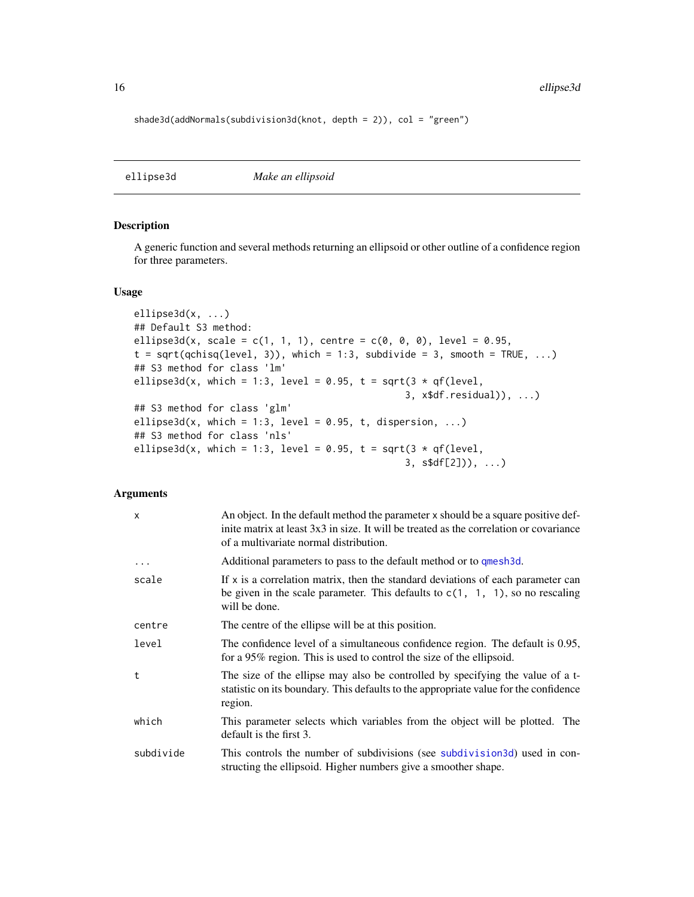```
shade3d(addNormals(subdivision3d(knot, depth = 2)), col = "green")
```

---

## ellipse3d — *Make an ellipsoid*

### Description

A generic function and several methods returning an ellipsoid or other outline of a confidence region for three parameters.

### Usage

```
ellipse3d(x, ...)
## Default S3 method:
ellipse3d(x, scale = c(1, 1, 1), centre = c(0, 0, 0), level = 0.95,
t = sqrt(qchisq(level, 3)), which = 1:3, subdivide = 3, smooth = TRUE, ...)
## S3 method for class 'lm'
ellipse3d(x, which = 1:3, level = 0.95, t = sqrt(3 * qf(level,
                                                3, x$df.residual)), ...)
## S3 method for class 'glm'
ellipse3d(x, which = 1:3, level = 0.95, t, dispersion, ...)
## S3 method for class 'nls'
ellipse3d(x, which = 1:3, level = 0.95, t = sqrt(3 * qf(level,
                                                3, s$df[2])), ...)
```

### Arguments

| | |
|---|---|
| `x` | An object. In the default method the parameter x should be a square positive definite matrix at least 3x3 in size. It will be treated as the correlation or covariance of a multivariate normal distribution. |
| `...` | Additional parameters to pass to the default method or to qmesh3d. |
| `scale` | If x is a correlation matrix, then the standard deviations of each parameter can be given in the scale parameter. This defaults to `c(1, 1, 1)`, so no rescaling will be done. |
| `centre` | The centre of the ellipse will be at this position. |
| `level` | The confidence level of a simultaneous confidence region. The default is 0.95, for a 95% region. This is used to control the size of the ellipsoid. |
| `t` | The size of the ellipse may also be controlled by specifying the value of a t-statistic on its boundary. This defaults to the appropriate value for the confidence region. |
| `which` | This parameter selects which variables from the object will be plotted. The default is the first 3. |
| `subdivide` | This controls the number of subdivisions (see subdivision3d) used in constructing the ellipsoid. Higher numbers give a smoother shape. |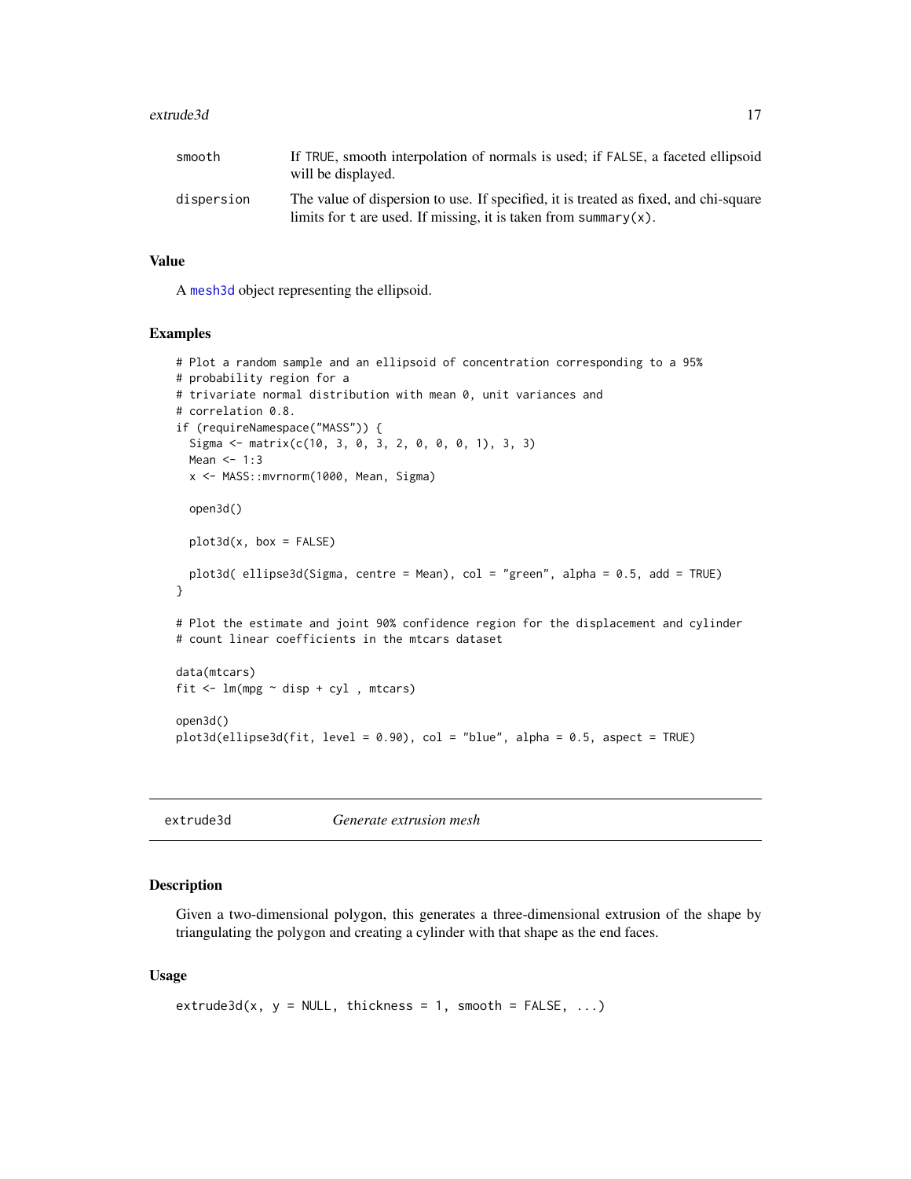| | |
|---|---|
| smooth | If TRUE, smooth interpolation of normals is used; if FALSE, a faceted ellipsoid will be displayed. |
| dispersion | The value of dispersion to use. If specified, it is treated as fixed, and chi-square limits for t are used. If missing, it is taken from summary(x). |

### Value

A mesh3d object representing the ellipsoid.

### Examples

```
# Plot a random sample and an ellipsoid of concentration corresponding to a 95%
# probability region for a
# trivariate normal distribution with mean 0, unit variances and
# correlation 0.8.
if (requireNamespace("MASS")) {
  Sigma <- matrix(c(10, 3, 0, 3, 2, 0, 0, 0, 1), 3, 3)
  Mean <- 1:3
  x <- MASS::mvrnorm(1000, Mean, Sigma)

  open3d()

  plot3d(x, box = FALSE)

  plot3d( ellipse3d(Sigma, centre = Mean), col = "green", alpha = 0.5, add = TRUE)
}

# Plot the estimate and joint 90% confidence region for the displacement and cylinder
# count linear coefficients in the mtcars dataset

data(mtcars)
fit <- lm(mpg ~ disp + cyl , mtcars)

open3d()
plot3d(ellipse3d(fit, level = 0.90), col = "blue", alpha = 0.5, aspect = TRUE)
```

---

## extrude3d *Generate extrusion mesh*

### Description

Given a two-dimensional polygon, this generates a three-dimensional extrusion of the shape by triangulating the polygon and creating a cylinder with that shape as the end faces.

### Usage

```
extrude3d(x, y = NULL, thickness = 1, smooth = FALSE, ...)
```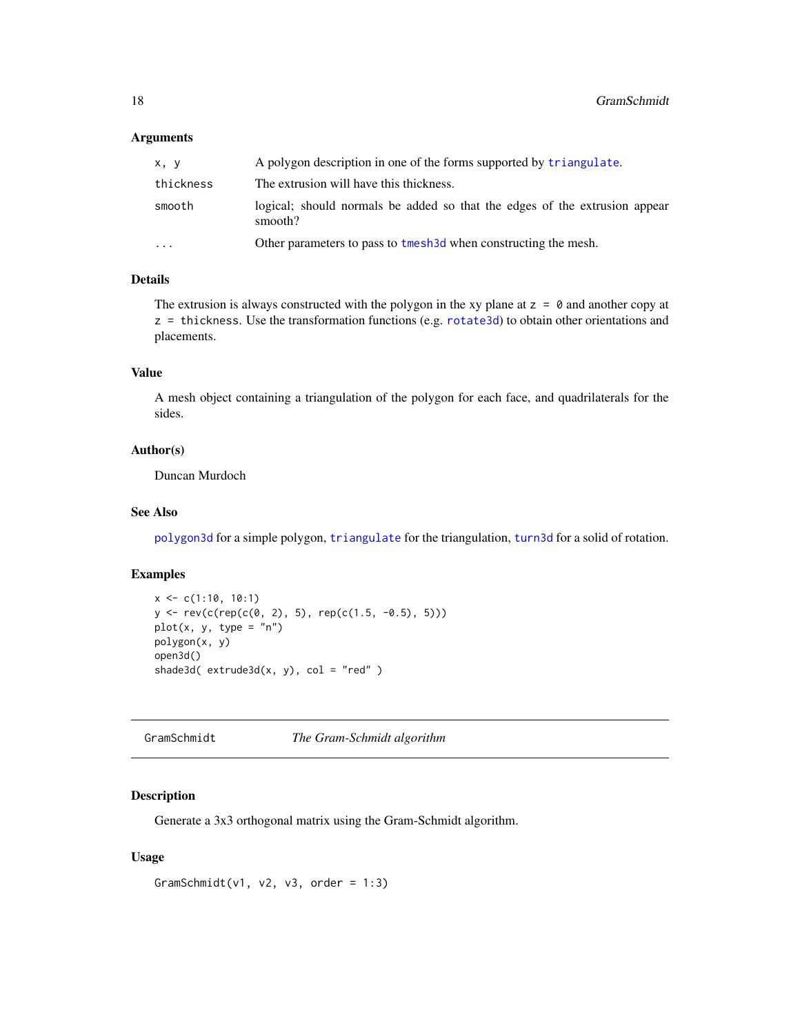### Arguments

| | |
|---|---|
| `x, y` | A polygon description in one of the forms supported by `triangulate`. |
| `thickness` | The extrusion will have this thickness. |
| `smooth` | logical; should normals be added so that the edges of the extrusion appear smooth? |
| `...` | Other parameters to pass to `tmesh3d` when constructing the mesh. |

### Details

The extrusion is always constructed with the polygon in the xy plane at `z = 0` and another copy at `z = thickness`. Use the transformation functions (e.g. `rotate3d`) to obtain other orientations and placements.

### Value

A mesh object containing a triangulation of the polygon for each face, and quadrilaterals for the sides.

### Author(s)

Duncan Murdoch

### See Also

`polygon3d` for a simple polygon, `triangulate` for the triangulation, `turn3d` for a solid of rotation.

### Examples

```
x <- c(1:10, 10:1)
y <- rev(c(rep(c(0, 2), 5), rep(c(1.5, -0.5), 5)))
plot(x, y, type = "n")
polygon(x, y)
open3d()
shade3d( extrude3d(x, y), col = "red" )
```

---

## GramSchmidt — *The Gram-Schmidt algorithm*

---

### Description

Generate a 3x3 orthogonal matrix using the Gram-Schmidt algorithm.

### Usage

```
GramSchmidt(v1, v2, v3, order = 1:3)
```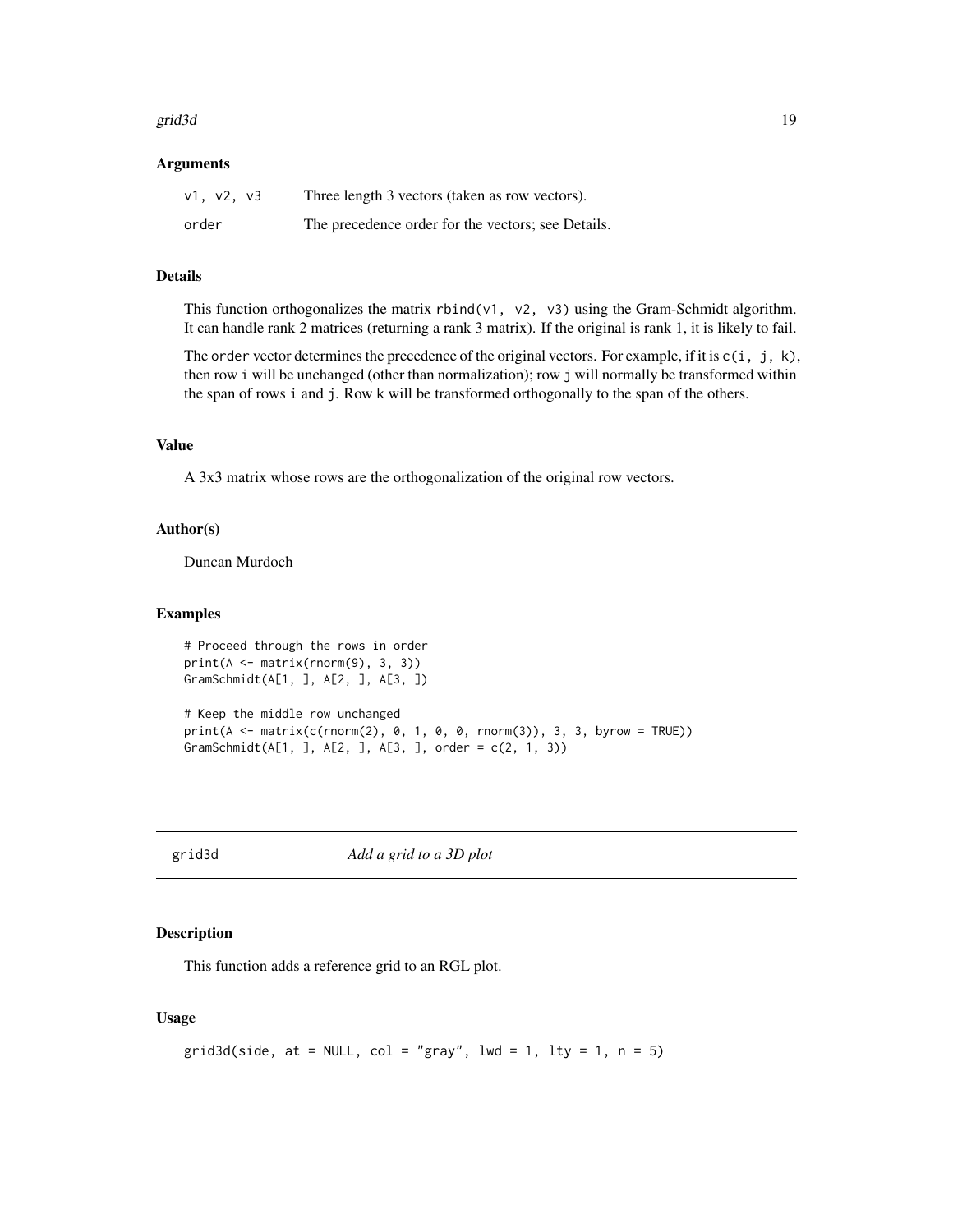### Arguments

| | |
|---|---|
| `v1, v2, v3` | Three length 3 vectors (taken as row vectors). |
| `order` | The precedence order for the vectors; see Details. |

### Details

This function orthogonalizes the matrix `rbind(v1, v2, v3)` using the Gram-Schmidt algorithm. It can handle rank 2 matrices (returning a rank 3 matrix). If the original is rank 1, it is likely to fail.

The `order` vector determines the precedence of the original vectors. For example, if it is `c(i, j, k)`, then row `i` will be unchanged (other than normalization); row `j` will normally be transformed within the span of rows `i` and `j`. Row `k` will be transformed orthogonally to the span of the others.

### Value

A 3x3 matrix whose rows are the orthogonalization of the original row vectors.

### Author(s)

Duncan Murdoch

### Examples

```
# Proceed through the rows in order
print(A <- matrix(rnorm(9), 3, 3))
GramSchmidt(A[1, ], A[2, ], A[3, ])

# Keep the middle row unchanged
print(A <- matrix(c(rnorm(2), 0, 1, 0, 0, rnorm(3)), 3, 3, byrow = TRUE))
GramSchmidt(A[1, ], A[2, ], A[3, ], order = c(2, 1, 3))
```

---

## grid3d — *Add a grid to a 3D plot*

---

### Description

This function adds a reference grid to an RGL plot.

### Usage

```
grid3d(side, at = NULL, col = "gray", lwd = 1, lty = 1, n = 5)
```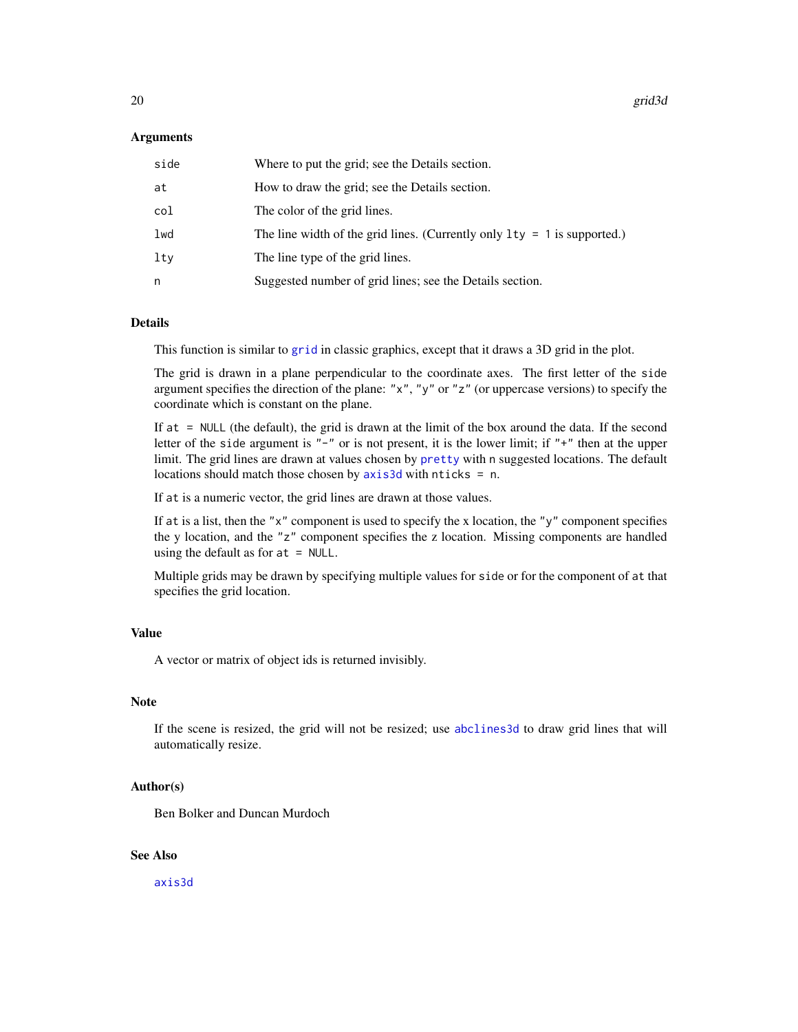### Arguments

| | |
|---|---|
| `side` | Where to put the grid; see the Details section. |
| `at` | How to draw the grid; see the Details section. |
| `col` | The color of the grid lines. |
| `lwd` | The line width of the grid lines. (Currently only `lty = 1` is supported.) |
| `lty` | The line type of the grid lines. |
| `n` | Suggested number of grid lines; see the Details section. |

### Details

This function is similar to `grid` in classic graphics, except that it draws a 3D grid in the plot.

The grid is drawn in a plane perpendicular to the coordinate axes. The first letter of the `side` argument specifies the direction of the plane: `"x"`, `"y"` or `"z"` (or uppercase versions) to specify the coordinate which is constant on the plane.

If `at = NULL` (the default), the grid is drawn at the limit of the box around the data. If the second letter of the `side` argument is `"-"` or is not present, it is the lower limit; if `"+"` then at the upper limit. The grid lines are drawn at values chosen by `pretty` with `n` suggested locations. The default locations should match those chosen by `axis3d` with `nticks = n`.

If `at` is a numeric vector, the grid lines are drawn at those values.

If `at` is a list, then the `"x"` component is used to specify the x location, the `"y"` component specifies the y location, and the `"z"` component specifies the z location. Missing components are handled using the default as for `at = NULL`.

Multiple grids may be drawn by specifying multiple values for `side` or for the component of `at` that specifies the grid location.

### Value

A vector or matrix of object ids is returned invisibly.

### Note

If the scene is resized, the grid will not be resized; use `abclines3d` to draw grid lines that will automatically resize.

### Author(s)

Ben Bolker and Duncan Murdoch

### See Also

`axis3d`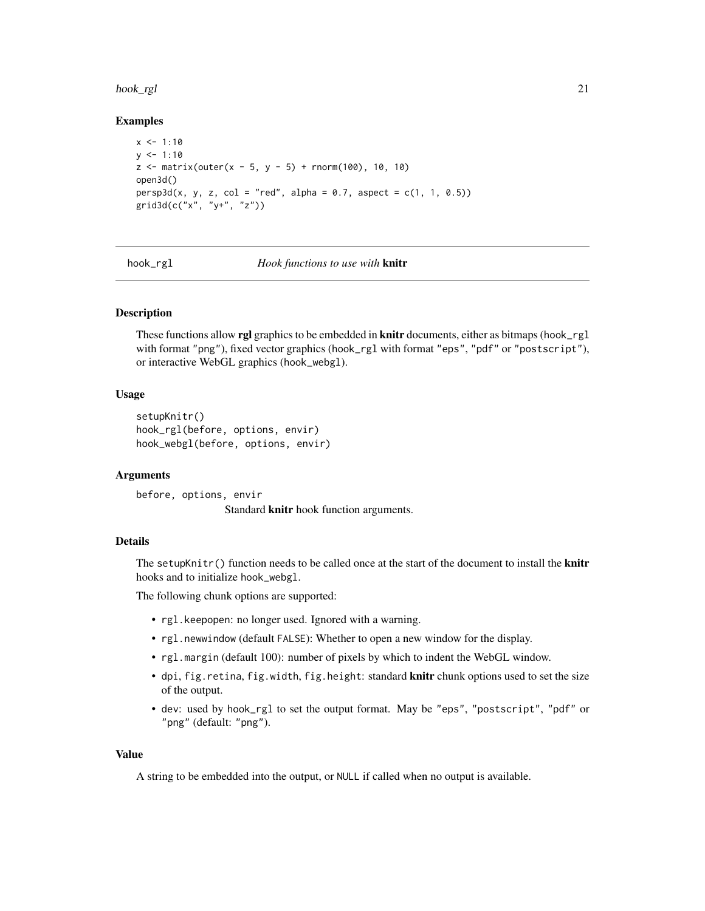### Examples

```
x <- 1:10
y <- 1:10
z <- matrix(outer(x - 5, y - 5) + rnorm(100), 10, 10)
open3d()
persp3d(x, y, z, col = "red", alpha = 0.7, aspect = c(1, 1, 0.5))
grid3d(c("x", "y+", "z"))
```

## hook_rgl — *Hook functions to use with* **knitr**

### Description

These functions allow **rgl** graphics to be embedded in **knitr** documents, either as bitmaps (hook_rgl with format "png"), fixed vector graphics (hook_rgl with format "eps", "pdf" or "postscript"), or interactive WebGL graphics (hook_webgl).

### Usage

```
setupKnitr()
hook_rgl(before, options, envir)
hook_webgl(before, options, envir)
```

### Arguments

`before, options, envir`
Standard **knitr** hook function arguments.

### Details

The setupKnitr() function needs to be called once at the start of the document to install the **knitr** hooks and to initialize hook_webgl.

The following chunk options are supported:

- rgl.keepopen: no longer used. Ignored with a warning.
- rgl.newwindow (default FALSE): Whether to open a new window for the display.
- rgl.margin (default 100): number of pixels by which to indent the WebGL window.
- dpi, fig.retina, fig.width, fig.height: standard **knitr** chunk options used to set the size of the output.
- dev: used by hook_rgl to set the output format. May be "eps", "postscript", "pdf" or "png" (default: "png").

### Value

A string to be embedded into the output, or NULL if called when no output is available.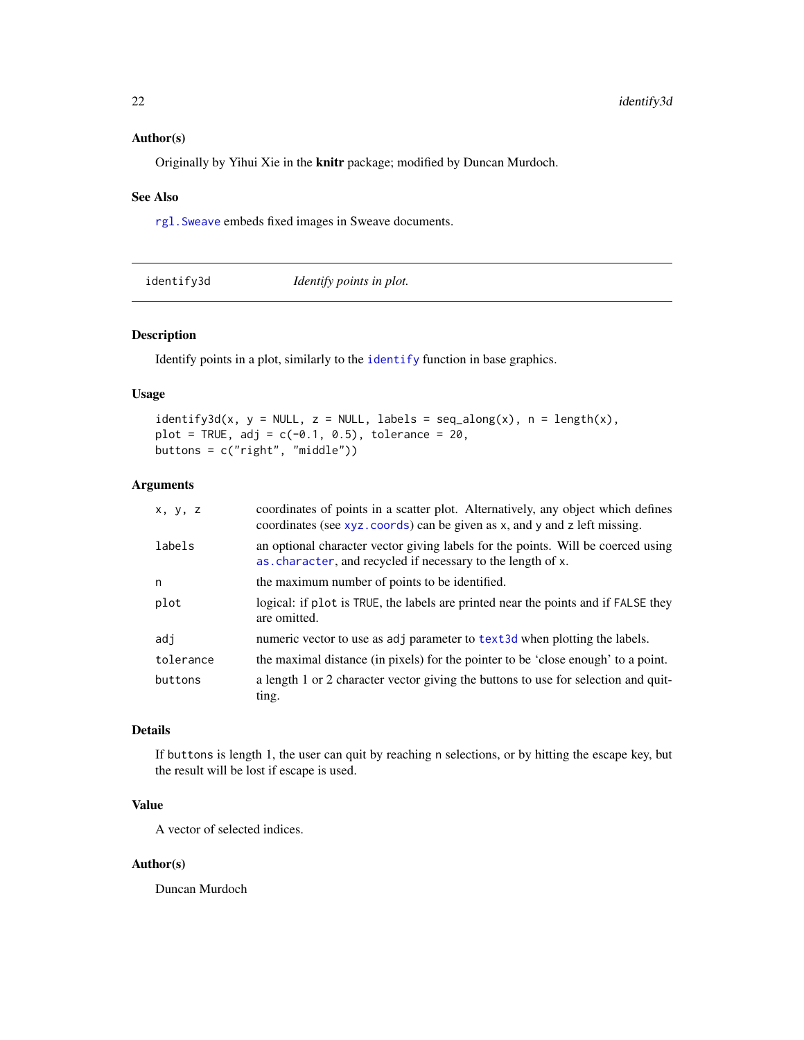### Author(s)

Originally by Yihui Xie in the **knitr** package; modified by Duncan Murdoch.

### See Also

`rgl.Sweave` embeds fixed images in Sweave documents.

---

## identify3d — *Identify points in plot.*

---

### Description

Identify points in a plot, similarly to the `identify` function in base graphics.

### Usage

```
identify3d(x, y = NULL, z = NULL, labels = seq_along(x), n = length(x),
plot = TRUE, adj = c(-0.1, 0.5), tolerance = 20,
buttons = c("right", "middle"))
```

### Arguments

| | |
|---|---|
| `x, y, z` | coordinates of points in a scatter plot. Alternatively, any object which defines coordinates (see `xyz.coords`) can be given as `x`, and `y` and `z` left missing. |
| `labels` | an optional character vector giving labels for the points. Will be coerced using `as.character`, and recycled if necessary to the length of `x`. |
| `n` | the maximum number of points to be identified. |
| `plot` | logical: if `plot` is `TRUE`, the labels are printed near the points and if `FALSE` they are omitted. |
| `adj` | numeric vector to use as `adj` parameter to `text3d` when plotting the labels. |
| `tolerance` | the maximal distance (in pixels) for the pointer to be 'close enough' to a point. |
| `buttons` | a length 1 or 2 character vector giving the buttons to use for selection and quitting. |

### Details

If `buttons` is length 1, the user can quit by reaching `n` selections, or by hitting the escape key, but the result will be lost if escape is used.

### Value

A vector of selected indices.

### Author(s)

Duncan Murdoch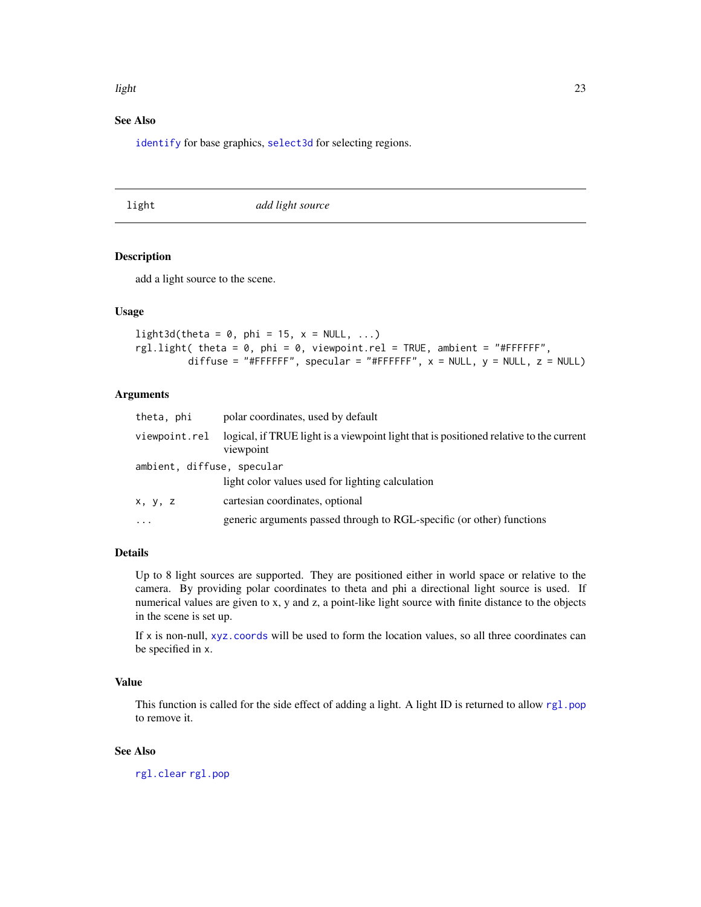### See Also

`identify` for base graphics, `select3d` for selecting regions.

---

## light — *add light source*

---

### Description

add a light source to the scene.

### Usage

```
light3d(theta = 0, phi = 15, x = NULL, ...)
rgl.light( theta = 0, phi = 0, viewpoint.rel = TRUE, ambient = "#FFFFFF",
         diffuse = "#FFFFFF", specular = "#FFFFFF", x = NULL, y = NULL, z = NULL)
```

### Arguments

| | |
|---|---|
| `theta, phi` | polar coordinates, used by default |
| `viewpoint.rel` | logical, if TRUE light is a viewpoint light that is positioned relative to the current viewpoint |
| `ambient, diffuse, specular` | light color values used for lighting calculation |
| `x, y, z` | cartesian coordinates, optional |
| `...` | generic arguments passed through to RGL-specific (or other) functions |

### Details

Up to 8 light sources are supported. They are positioned either in world space or relative to the camera. By providing polar coordinates to theta and phi a directional light source is used. If numerical values are given to x, y and z, a point-like light source with finite distance to the objects in the scene is set up.

If `x` is non-null, `xyz.coords` will be used to form the location values, so all three coordinates can be specified in `x`.

### Value

This function is called for the side effect of adding a light. A light ID is returned to allow `rgl.pop` to remove it.

### See Also

`rgl.clear` `rgl.pop`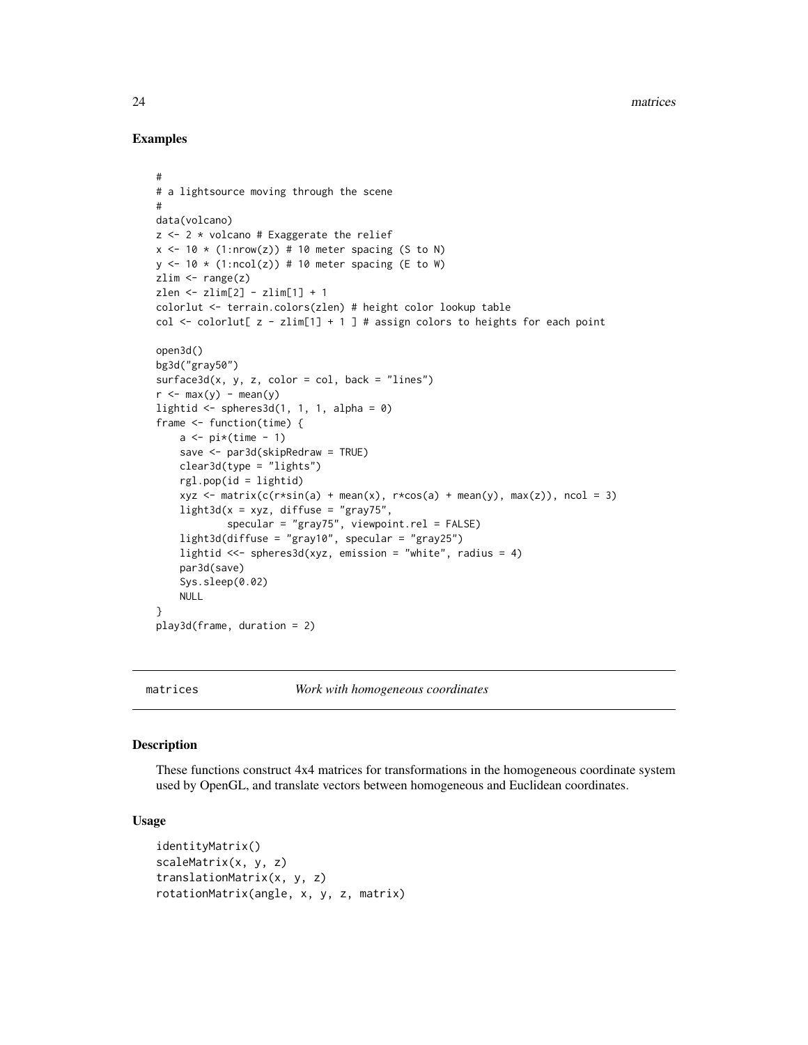### Examples

```
#
# a lightsource moving through the scene
#
data(volcano)
z <- 2 * volcano # Exaggerate the relief
x <- 10 * (1:nrow(z)) # 10 meter spacing (S to N)
y <- 10 * (1:ncol(z)) # 10 meter spacing (E to W)
zlim <- range(z)
zlen <- zlim[2] - zlim[1] + 1
colorlut <- terrain.colors(zlen) # height color lookup table
col <- colorlut[ z - zlim[1] + 1 ] # assign colors to heights for each point

open3d()
bg3d("gray50")
surface3d(x, y, z, color = col, back = "lines")
r <- max(y) - mean(y)
lightid <- spheres3d(1, 1, 1, alpha = 0)
frame <- function(time) {
    a <- pi*(time - 1)
    save <- par3d(skipRedraw = TRUE)
    clear3d(type = "lights")
    rgl.pop(id = lightid)
    xyz <- matrix(c(r*sin(a) + mean(x), r*cos(a) + mean(y), max(z)), ncol = 3)
    light3d(x = xyz, diffuse = "gray75",
            specular = "gray75", viewpoint.rel = FALSE)
    light3d(diffuse = "gray10", specular = "gray25")
    lightid <<- spheres3d(xyz, emission = "white", radius = 4)
    par3d(save)
    Sys.sleep(0.02)
    NULL
}
play3d(frame, duration = 2)
```

---

## matrices — *Work with homogeneous coordinates*

---

### Description

These functions construct 4x4 matrices for transformations in the homogeneous coordinate system used by OpenGL, and translate vectors between homogeneous and Euclidean coordinates.

### Usage

```
identityMatrix()
scaleMatrix(x, y, z)
translationMatrix(x, y, z)
rotationMatrix(angle, x, y, z, matrix)
```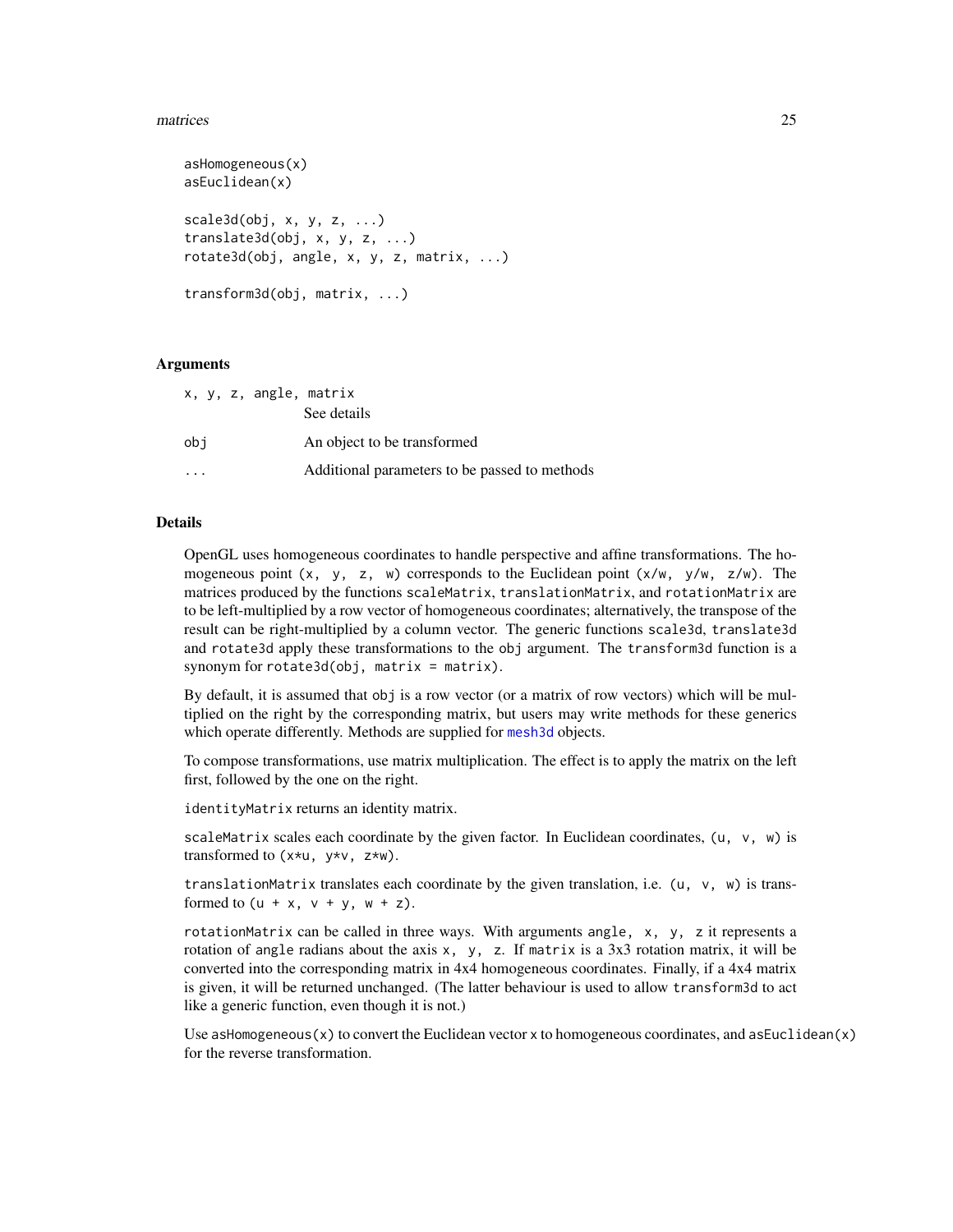```
asHomogeneous(x)
asEuclidean(x)

scale3d(obj, x, y, z, ...)
translate3d(obj, x, y, z, ...)
rotate3d(obj, angle, x, y, z, matrix, ...)

transform3d(obj, matrix, ...)
```

## Arguments

| | |
|---|---|
| x, y, z, angle, matrix | See details |
| obj | An object to be transformed |
| ... | Additional parameters to be passed to methods |

## Details

OpenGL uses homogeneous coordinates to handle perspective and affine transformations. The homogeneous point `(x, y, z, w)` corresponds to the Euclidean point `(x/w, y/w, z/w)`. The matrices produced by the functions `scaleMatrix`, `translationMatrix`, and `rotationMatrix` are to be left-multiplied by a row vector of homogeneous coordinates; alternatively, the transpose of the result can be right-multiplied by a column vector. The generic functions `scale3d`, `translate3d` and `rotate3d` apply these transformations to the `obj` argument. The `transform3d` function is a synonym for `rotate3d(obj, matrix = matrix)`.

By default, it is assumed that `obj` is a row vector (or a matrix of row vectors) which will be multiplied on the right by the corresponding matrix, but users may write methods for these generics which operate differently. Methods are supplied for `mesh3d` objects.

To compose transformations, use matrix multiplication. The effect is to apply the matrix on the left first, followed by the one on the right.

`identityMatrix` returns an identity matrix.

`scaleMatrix` scales each coordinate by the given factor. In Euclidean coordinates, `(u, v, w)` is transformed to `(x*u, y*v, z*w)`.

`translationMatrix` translates each coordinate by the given translation, i.e. `(u, v, w)` is transformed to `(u + x, v + y, w + z)`.

`rotationMatrix` can be called in three ways. With arguments `angle, x, y, z` it represents a rotation of `angle` radians about the axis `x, y, z`. If `matrix` is a 3x3 rotation matrix, it will be converted into the corresponding matrix in 4x4 homogeneous coordinates. Finally, if a 4x4 matrix is given, it will be returned unchanged. (The latter behaviour is used to allow `transform3d` to act like a generic function, even though it is not.)

Use `asHomogeneous(x)` to convert the Euclidean vector `x` to homogeneous coordinates, and `asEuclidean(x)` for the reverse transformation.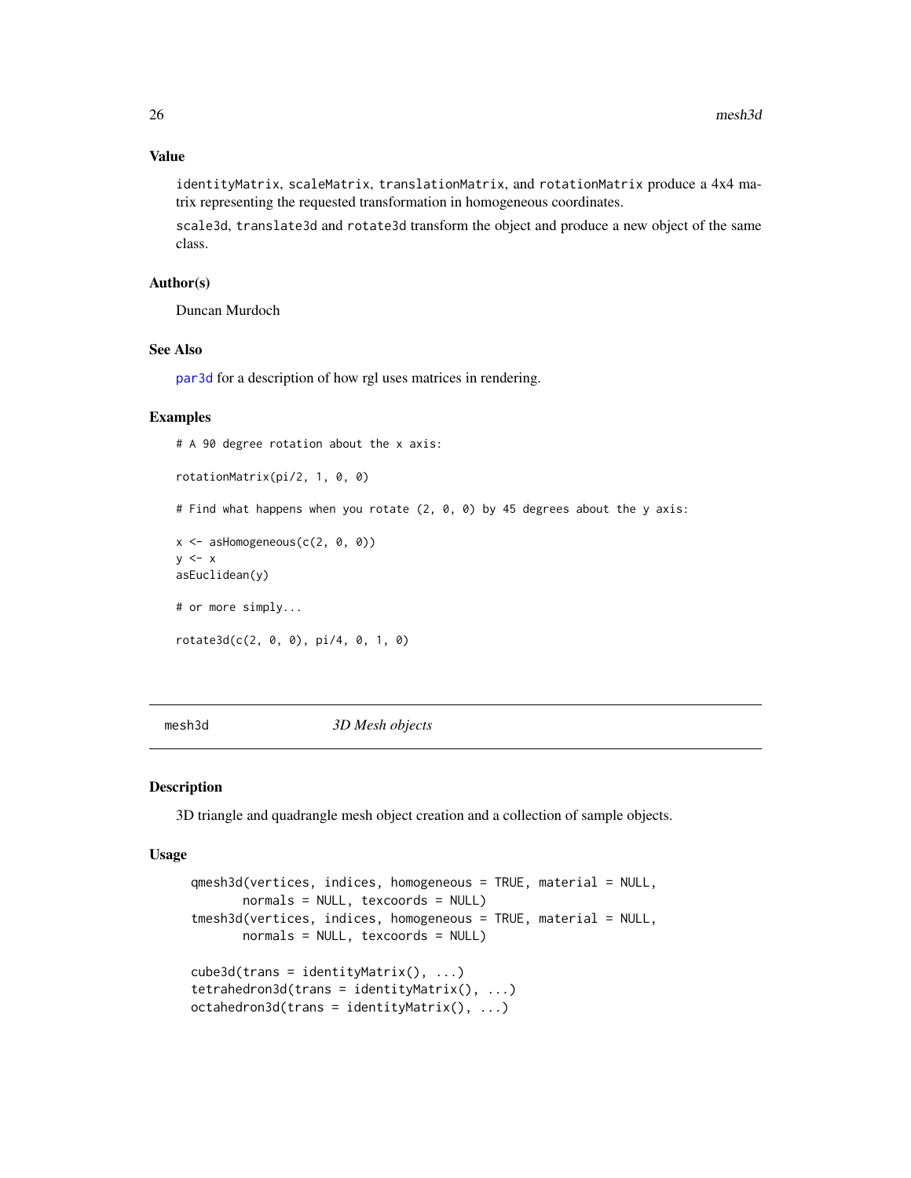### Value

identityMatrix, scaleMatrix, translationMatrix, and rotationMatrix produce a 4x4 matrix representing the requested transformation in homogeneous coordinates.

scale3d, translate3d and rotate3d transform the object and produce a new object of the same class.

### Author(s)

Duncan Murdoch

### See Also

par3d for a description of how rgl uses matrices in rendering.

### Examples

```
# A 90 degree rotation about the x axis:

rotationMatrix(pi/2, 1, 0, 0)

# Find what happens when you rotate (2, 0, 0) by 45 degrees about the y axis:

x <- asHomogeneous(c(2, 0, 0))
y <- x
asEuclidean(y)

# or more simply...

rotate3d(c(2, 0, 0), pi/4, 0, 1, 0)
```

---

## mesh3d — *3D Mesh objects*

### Description

3D triangle and quadrangle mesh object creation and a collection of sample objects.

### Usage

```
qmesh3d(vertices, indices, homogeneous = TRUE, material = NULL,
       normals = NULL, texcoords = NULL)
tmesh3d(vertices, indices, homogeneous = TRUE, material = NULL,
       normals = NULL, texcoords = NULL)

cube3d(trans = identityMatrix(), ...)
tetrahedron3d(trans = identityMatrix(), ...)
octahedron3d(trans = identityMatrix(), ...)
```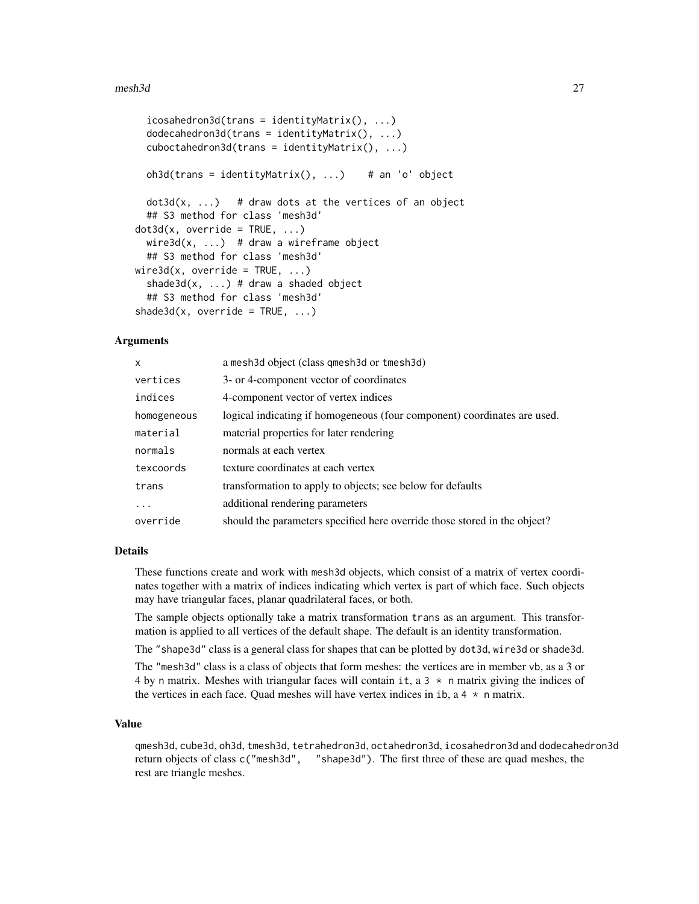```
  icosahedron3d(trans = identityMatrix(), ...)
  dodecahedron3d(trans = identityMatrix(), ...)
  cuboctahedron3d(trans = identityMatrix(), ...)

  oh3d(trans = identityMatrix(), ...)    # an 'o' object

  dot3d(x, ...)   # draw dots at the vertices of an object
  ## S3 method for class 'mesh3d'
dot3d(x, override = TRUE, ...)
  wire3d(x, ...)  # draw a wireframe object
  ## S3 method for class 'mesh3d'
wire3d(x, override = TRUE, ...)
  shade3d(x, ...) # draw a shaded object
  ## S3 method for class 'mesh3d'
shade3d(x, override = TRUE, ...)
```

### Arguments

| | |
|---|---|
| `x` | a mesh3d object (class qmesh3d or tmesh3d) |
| `vertices` | 3- or 4-component vector of coordinates |
| `indices` | 4-component vector of vertex indices |
| `homogeneous` | logical indicating if homogeneous (four component) coordinates are used. |
| `material` | material properties for later rendering |
| `normals` | normals at each vertex |
| `texcoords` | texture coordinates at each vertex |
| `trans` | transformation to apply to objects; see below for defaults |
| `...` | additional rendering parameters |
| `override` | should the parameters specified here override those stored in the object? |

### Details

These functions create and work with `mesh3d` objects, which consist of a matrix of vertex coordinates together with a matrix of indices indicating which vertex is part of which face. Such objects may have triangular faces, planar quadrilateral faces, or both.

The sample objects optionally take a matrix transformation `trans` as an argument. This transformation is applied to all vertices of the default shape. The default is an identity transformation.

The `"shape3d"` class is a general class for shapes that can be plotted by `dot3d`, `wire3d` or `shade3d`.

The `"mesh3d"` class is a class of objects that form meshes: the vertices are in member `vb`, as a 3 or 4 by `n` matrix. Meshes with triangular faces will contain `it`, a `3 * n` matrix giving the indices of the vertices in each face. Quad meshes will have vertex indices in `ib`, a `4 * n` matrix.

### Value

`qmesh3d`, `cube3d`, `oh3d`, `tmesh3d`, `tetrahedron3d`, `octahedron3d`, `icosahedron3d` and `dodecahedron3d` return objects of class `c("mesh3d", "shape3d")`. The first three of these are quad meshes, the rest are triangle meshes.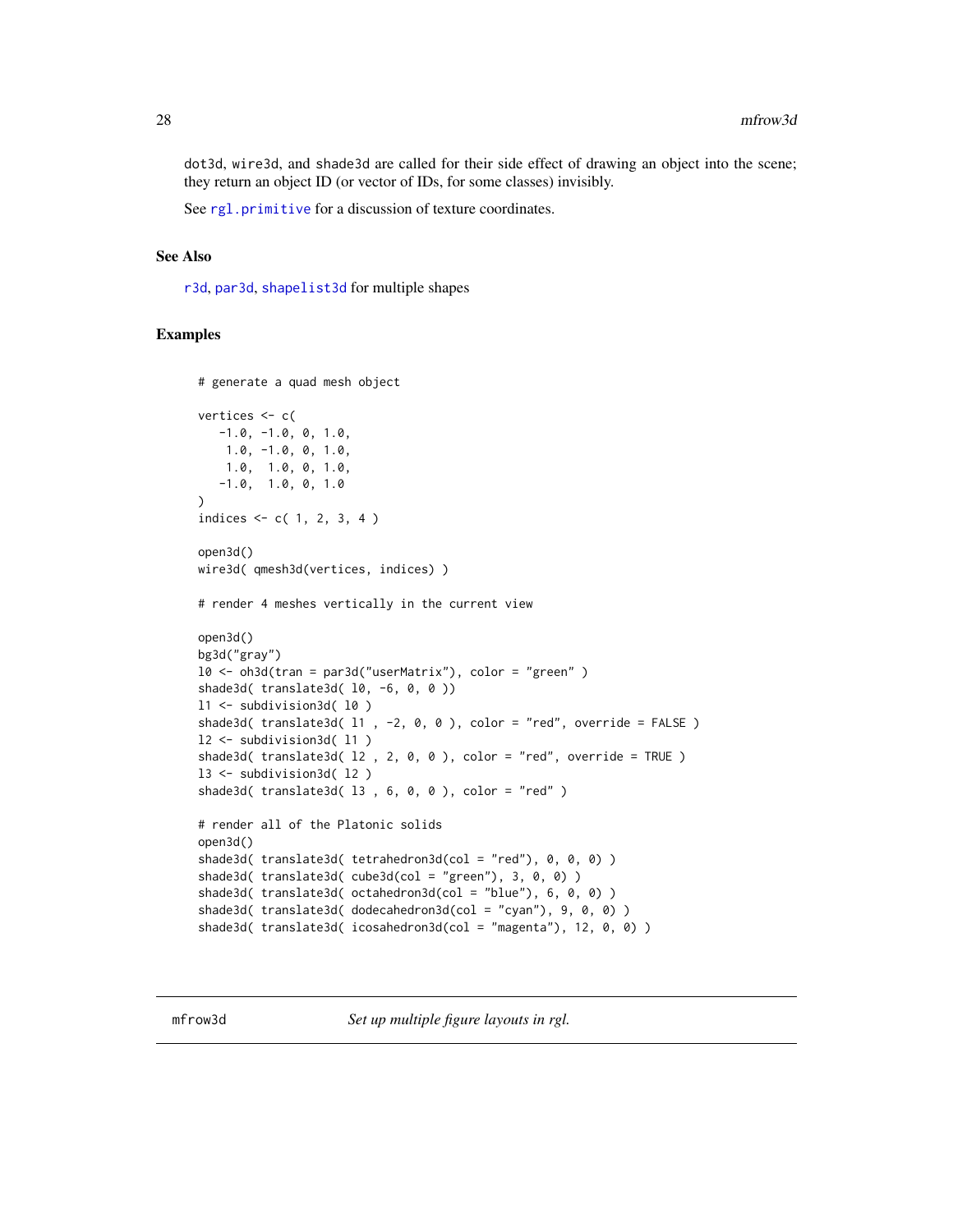dot3d, wire3d, and shade3d are called for their side effect of drawing an object into the scene; they return an object ID (or vector of IDs, for some classes) invisibly.

See rgl.primitive for a discussion of texture coordinates.

### See Also

r3d, par3d, shapelist3d for multiple shapes

### Examples

```
# generate a quad mesh object

vertices <- c(
   -1.0, -1.0, 0, 1.0,
    1.0, -1.0, 0, 1.0,
    1.0,  1.0, 0, 1.0,
   -1.0,  1.0, 0, 1.0
)
indices <- c( 1, 2, 3, 4 )

open3d()
wire3d( qmesh3d(vertices, indices) )

# render 4 meshes vertically in the current view

open3d()
bg3d("gray")
l0 <- oh3d(tran = par3d("userMatrix"), color = "green" )
shade3d( translate3d( l0, -6, 0, 0 ))
l1 <- subdivision3d( l0 )
shade3d( translate3d( l1 , -2, 0, 0 ), color = "red", override = FALSE )
l2 <- subdivision3d( l1 )
shade3d( translate3d( l2 , 2, 0, 0 ), color = "red", override = TRUE )
l3 <- subdivision3d( l2 )
shade3d( translate3d( l3 , 6, 0, 0 ), color = "red" )

# render all of the Platonic solids
open3d()
shade3d( translate3d( tetrahedron3d(col = "red"), 0, 0, 0) )
shade3d( translate3d( cube3d(col = "green"), 3, 0, 0) )
shade3d( translate3d( octahedron3d(col = "blue"), 6, 0, 0) )
shade3d( translate3d( dodecahedron3d(col = "cyan"), 9, 0, 0) )
shade3d( translate3d( icosahedron3d(col = "magenta"), 12, 0, 0) )
```

---

## mfrow3d — *Set up multiple figure layouts in rgl.*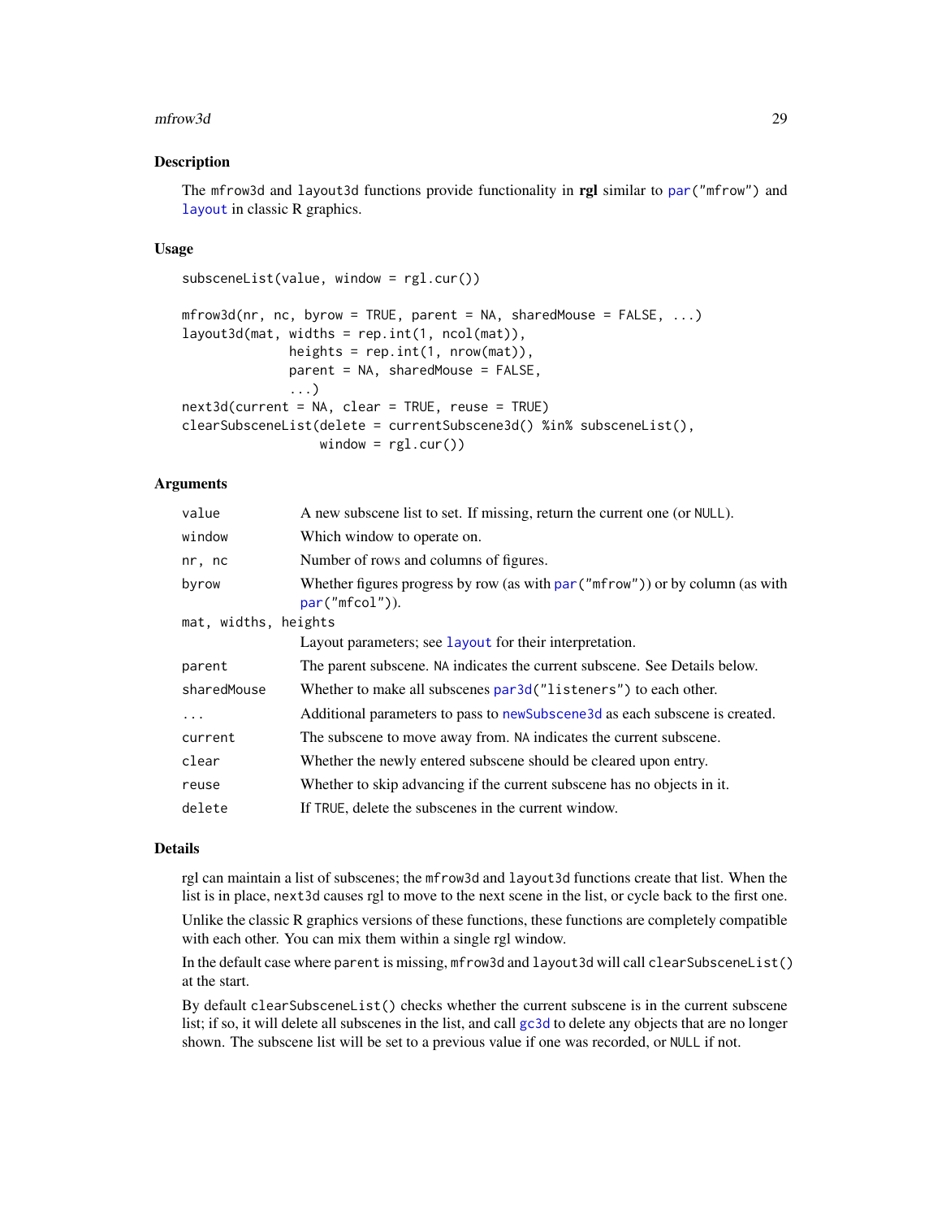## Description

The `mfrow3d` and `layout3d` functions provide functionality in **rgl** similar to `par("mfrow")` and `layout` in classic R graphics.

## Usage

```
subsceneList(value, window = rgl.cur())

mfrow3d(nr, nc, byrow = TRUE, parent = NA, sharedMouse = FALSE, ...)
layout3d(mat, widths = rep.int(1, ncol(mat)),
              heights = rep.int(1, nrow(mat)),
              parent = NA, sharedMouse = FALSE,
              ...)
next3d(current = NA, clear = TRUE, reuse = TRUE)
clearSubsceneList(delete = currentSubscene3d() %in% subsceneList(),
                  window = rgl.cur())
```

## Arguments

| | |
|---|---|
| `value` | A new subscene list to set. If missing, return the current one (or `NULL`). |
| `window` | Which window to operate on. |
| `nr, nc` | Number of rows and columns of figures. |
| `byrow` | Whether figures progress by row (as with `par("mfrow")`) or by column (as with `par("mfcol")`). |
| `mat, widths, heights` | Layout parameters; see `layout` for their interpretation. |
| `parent` | The parent subscene. `NA` indicates the current subscene. See Details below. |
| `sharedMouse` | Whether to make all subscenes `par3d("listeners")` to each other. |
| `...` | Additional parameters to pass to `newSubscene3d` as each subscene is created. |
| `current` | The subscene to move away from. `NA` indicates the current subscene. |
| `clear` | Whether the newly entered subscene should be cleared upon entry. |
| `reuse` | Whether to skip advancing if the current subscene has no objects in it. |
| `delete` | If `TRUE`, delete the subscenes in the current window. |

## Details

rgl can maintain a list of subscenes; the `mfrow3d` and `layout3d` functions create that list. When the list is in place, `next3d` causes rgl to move to the next scene in the list, or cycle back to the first one.

Unlike the classic R graphics versions of these functions, these functions are completely compatible with each other. You can mix them within a single rgl window.

In the default case where `parent` is missing, `mfrow3d` and `layout3d` will call `clearSubsceneList()` at the start.

By default `clearSubsceneList()` checks whether the current subscene is in the current subscene list; if so, it will delete all subscenes in the list, and call `gc3d` to delete any objects that are no longer shown. The subscene list will be set to a previous value if one was recorded, or `NULL` if not.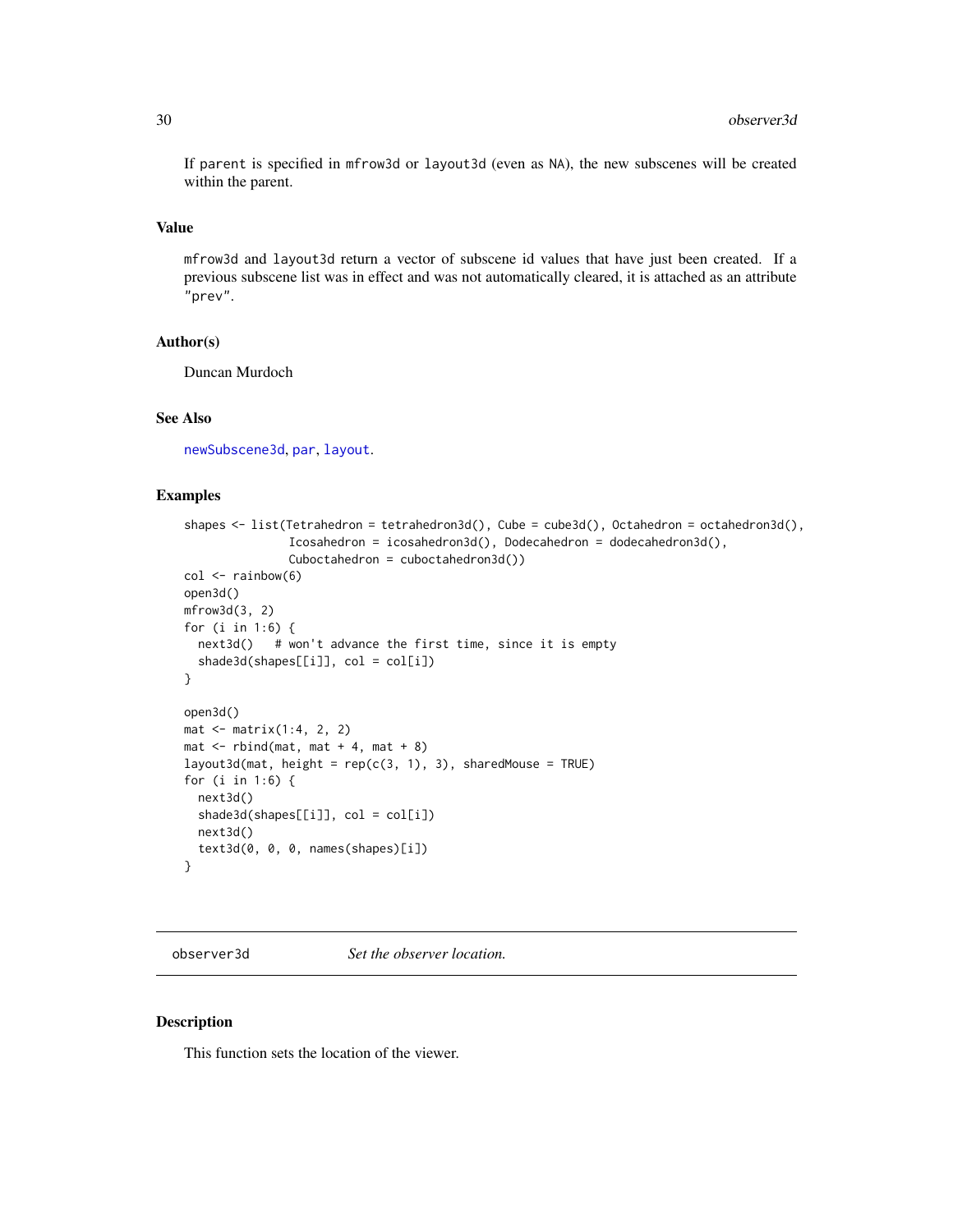If `parent` is specified in `mfrow3d` or `layout3d` (even as `NA`), the new subscenes will be created within the parent.

### Value

`mfrow3d` and `layout3d` return a vector of subscene id values that have just been created. If a previous subscene list was in effect and was not automatically cleared, it is attached as an attribute `"prev"`.

### Author(s)

Duncan Murdoch

### See Also

`newSubscene3d`, `par`, `layout`.

### Examples

```
shapes <- list(Tetrahedron = tetrahedron3d(), Cube = cube3d(), Octahedron = octahedron3d(),
               Icosahedron = icosahedron3d(), Dodecahedron = dodecahedron3d(),
               Cuboctahedron = cuboctahedron3d())
col <- rainbow(6)
open3d()
mfrow3d(3, 2)
for (i in 1:6) {
  next3d()   # won't advance the first time, since it is empty
  shade3d(shapes[[i]], col = col[i])
}

open3d()
mat <- matrix(1:4, 2, 2)
mat <- rbind(mat, mat + 4, mat + 8)
layout3d(mat, height = rep(c(3, 1), 3), sharedMouse = TRUE)
for (i in 1:6) {
  next3d()
  shade3d(shapes[[i]], col = col[i])
  next3d()
  text3d(0, 0, 0, names(shapes)[i])
}
```

---

## observer3d — *Set the observer location.*

### Description

This function sets the location of the viewer.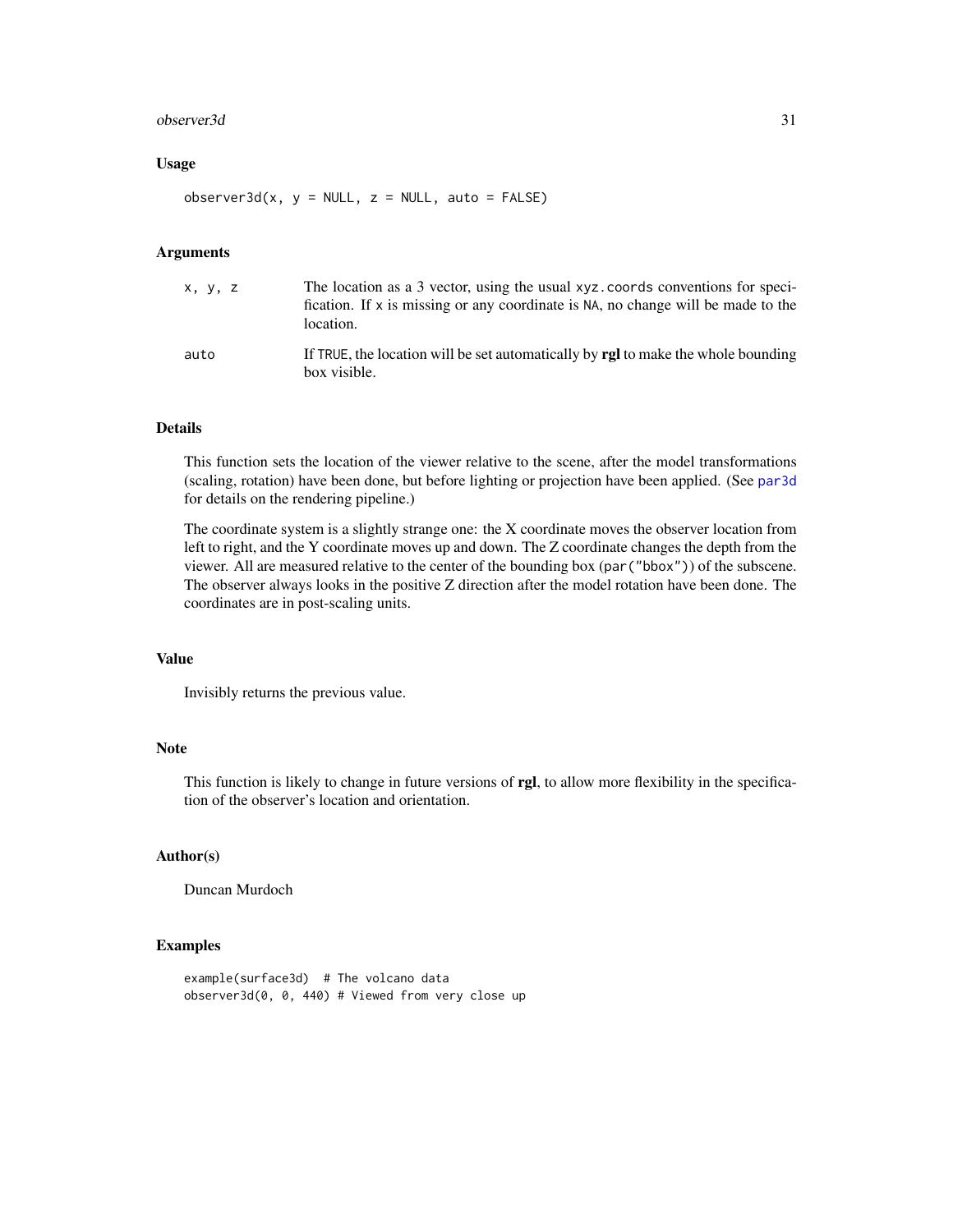## Usage

```
observer3d(x, y = NULL, z = NULL, auto = FALSE)
```

## Arguments

| | |
|---|---|
| x, y, z | The location as a 3 vector, using the usual xyz.coords conventions for specification. If x is missing or any coordinate is NA, no change will be made to the location. |
| auto | If TRUE, the location will be set automatically by **rgl** to make the whole bounding box visible. |

## Details

This function sets the location of the viewer relative to the scene, after the model transformations (scaling, rotation) have been done, but before lighting or projection have been applied. (See par3d for details on the rendering pipeline.)

The coordinate system is a slightly strange one: the X coordinate moves the observer location from left to right, and the Y coordinate moves up and down. The Z coordinate changes the depth from the viewer. All are measured relative to the center of the bounding box (par("bbox")) of the subscene. The observer always looks in the positive Z direction after the model rotation have been done. The coordinates are in post-scaling units.

## Value

Invisibly returns the previous value.

## Note

This function is likely to change in future versions of **rgl**, to allow more flexibility in the specification of the observer's location and orientation.

## Author(s)

Duncan Murdoch

## Examples

```
example(surface3d)  # The volcano data
observer3d(0, 0, 440) # Viewed from very close up
```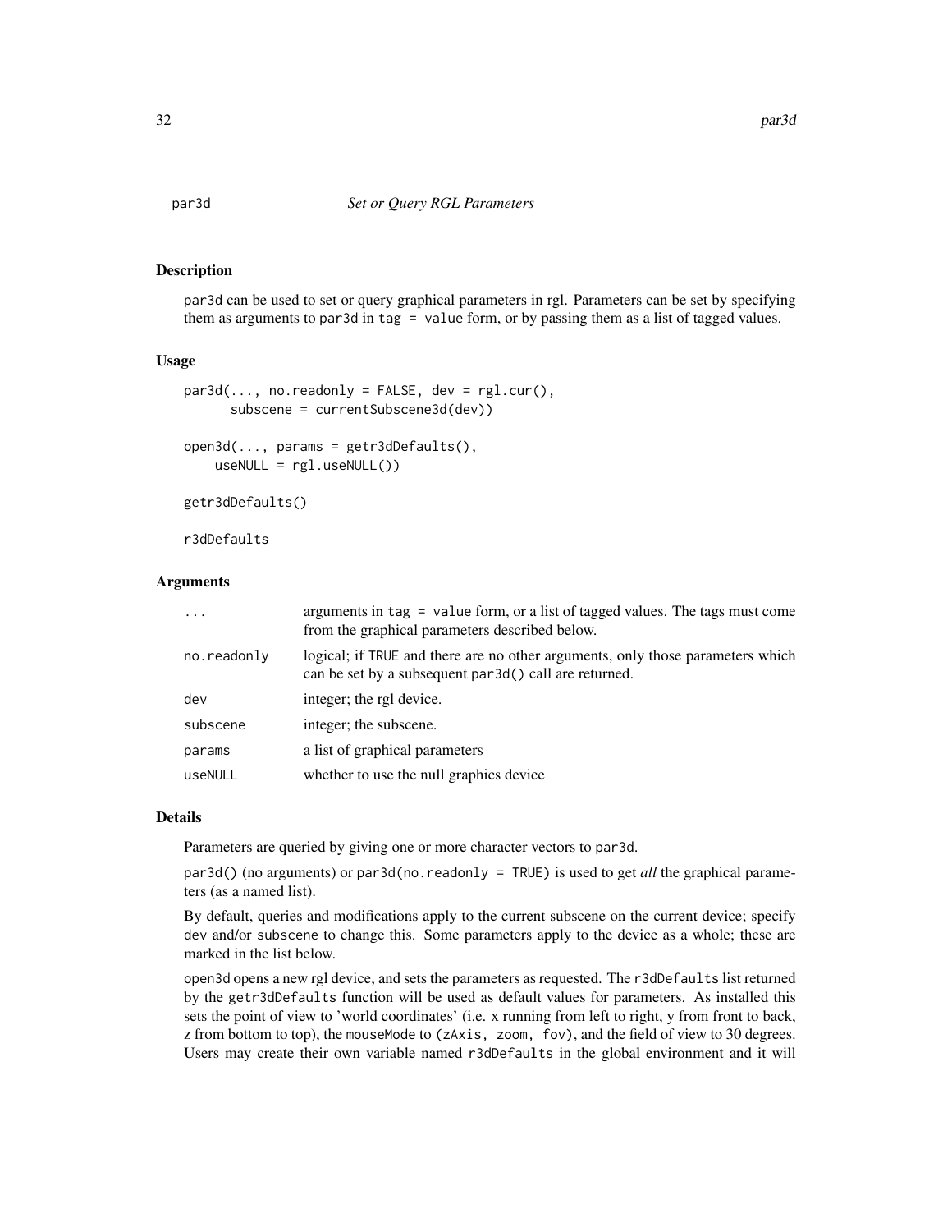# par3d *Set or Query RGL Parameters*

## Description

par3d can be used to set or query graphical parameters in rgl. Parameters can be set by specifying them as arguments to par3d in tag = value form, or by passing them as a list of tagged values.

## Usage

```
par3d(..., no.readonly = FALSE, dev = rgl.cur(),
      subscene = currentSubscene3d(dev))

open3d(..., params = getr3dDefaults(),
    useNULL = rgl.useNULL())

getr3dDefaults()

r3dDefaults
```

## Arguments

| | |
|---|---|
| ... | arguments in tag = value form, or a list of tagged values. The tags must come from the graphical parameters described below. |
| no.readonly | logical; if TRUE and there are no other arguments, only those parameters which can be set by a subsequent par3d() call are returned. |
| dev | integer; the rgl device. |
| subscene | integer; the subscene. |
| params | a list of graphical parameters |
| useNULL | whether to use the null graphics device |

## Details

Parameters are queried by giving one or more character vectors to par3d.

par3d() (no arguments) or par3d(no.readonly = TRUE) is used to get *all* the graphical parameters (as a named list).

By default, queries and modifications apply to the current subscene on the current device; specify dev and/or subscene to change this. Some parameters apply to the device as a whole; these are marked in the list below.

open3d opens a new rgl device, and sets the parameters as requested. The r3dDefaults list returned by the getr3dDefaults function will be used as default values for parameters. As installed this sets the point of view to 'world coordinates' (i.e. x running from left to right, y from front to back, z from bottom to top), the mouseMode to (zAxis, zoom, fov), and the field of view to 30 degrees. Users may create their own variable named r3dDefaults in the global environment and it will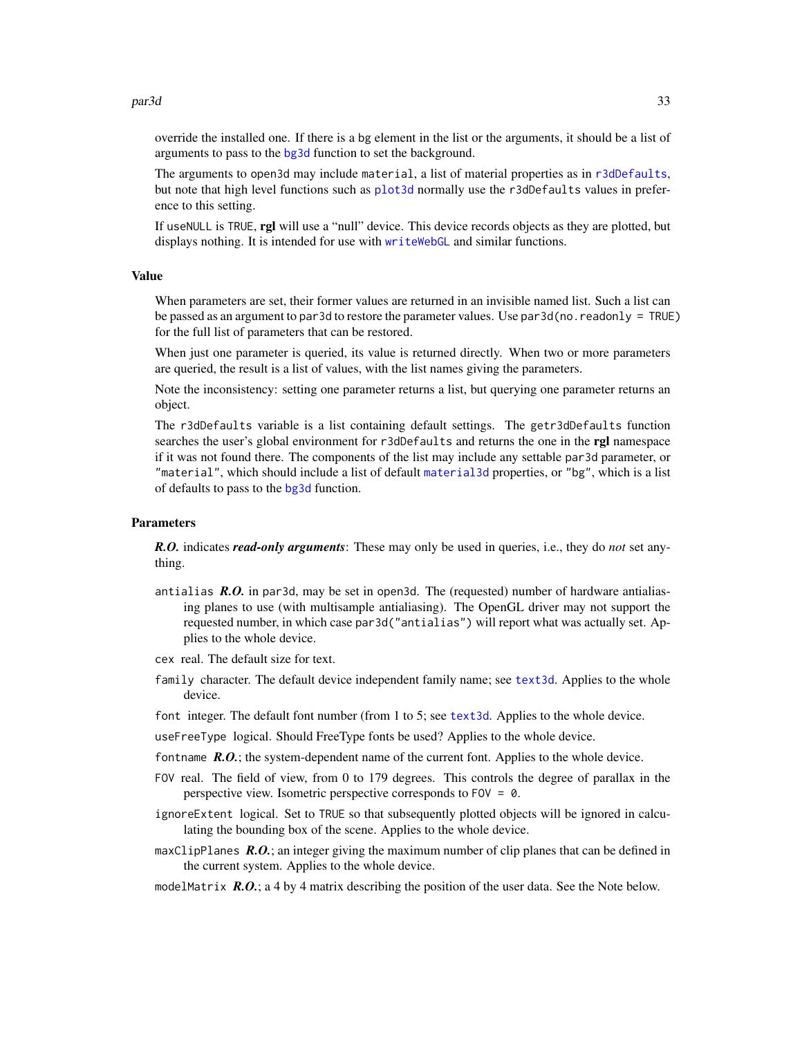override the installed one. If there is a bg element in the list or the arguments, it should be a list of arguments to pass to the `bg3d` function to set the background.

The arguments to `open3d` may include `material`, a list of material properties as in `r3dDefaults`, but note that high level functions such as `plot3d` normally use the `r3dDefaults` values in preference to this setting.

If `useNULL` is `TRUE`, **rgl** will use a "null" device. This device records objects as they are plotted, but displays nothing. It is intended for use with `writeWebGL` and similar functions.

## Value

When parameters are set, their former values are returned in an invisible named list. Such a list can be passed as an argument to `par3d` to restore the parameter values. Use `par3d(no.readonly = TRUE)` for the full list of parameters that can be restored.

When just one parameter is queried, its value is returned directly. When two or more parameters are queried, the result is a list of values, with the list names giving the parameters.

Note the inconsistency: setting one parameter returns a list, but querying one parameter returns an object.

The `r3dDefaults` variable is a list containing default settings. The `getr3dDefaults` function searches the user's global environment for `r3dDefaults` and returns the one in the **rgl** namespace if it was not found there. The components of the list may include any settable `par3d` parameter, or `"material"`, which should include a list of default `material3d` properties, or `"bg"`, which is a list of defaults to pass to the `bg3d` function.

## Parameters

***R.O.*** indicates ***read-only arguments***: These may only be used in queries, i.e., they do *not* set anything.

`antialias` ***R.O.*** in `par3d`, may be set in `open3d`. The (requested) number of hardware antialiasing planes to use (with multisample antialiasing). The OpenGL driver may not support the requested number, in which case `par3d("antialias")` will report what was actually set. Applies to the whole device.

`cex` real. The default size for text.

`family` character. The default device independent family name; see `text3d`. Applies to the whole device.

`font` integer. The default font number (from 1 to 5; see `text3d`. Applies to the whole device.

`useFreeType` logical. Should FreeType fonts be used? Applies to the whole device.

`fontname` ***R.O.***; the system-dependent name of the current font. Applies to the whole device.

`FOV` real. The field of view, from 0 to 179 degrees. This controls the degree of parallax in the perspective view. Isometric perspective corresponds to `FOV = 0`.

`ignoreExtent` logical. Set to `TRUE` so that subsequently plotted objects will be ignored in calculating the bounding box of the scene. Applies to the whole device.

`maxClipPlanes` ***R.O.***; an integer giving the maximum number of clip planes that can be defined in the current system. Applies to the whole device.

`modelMatrix` ***R.O.***; a 4 by 4 matrix describing the position of the user data. See the Note below.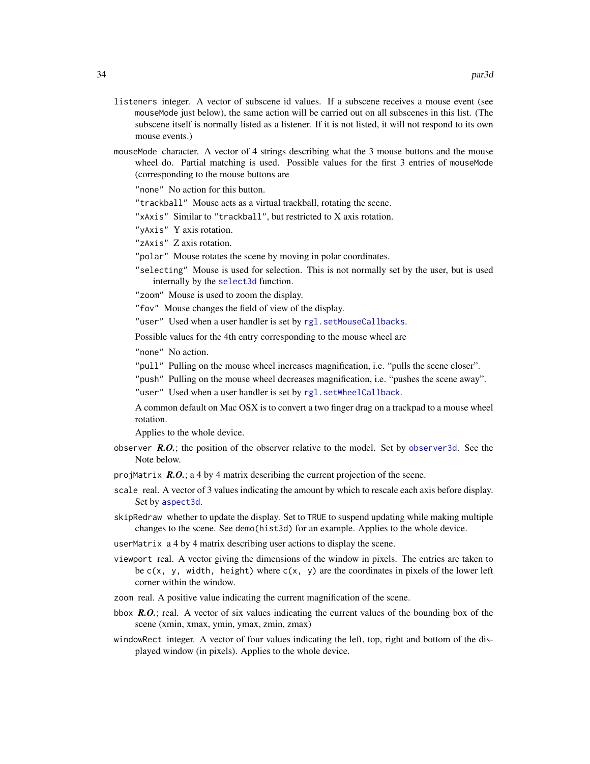`listeners` integer. A vector of subscene id values. If a subscene receives a mouse event (see `mouseMode` just below), the same action will be carried out on all subscenes in this list. (The subscene itself is normally listed as a listener. If it is not listed, it will not respond to its own mouse events.)

`mouseMode` character. A vector of 4 strings describing what the 3 mouse buttons and the mouse wheel do. Partial matching is used. Possible values for the first 3 entries of `mouseMode` (corresponding to the mouse buttons are

- `"none"` No action for this button.
- `"trackball"` Mouse acts as a virtual trackball, rotating the scene.
- `"xAxis"` Similar to `"trackball"`, but restricted to X axis rotation.
- `"yAxis"` Y axis rotation.
- `"zAxis"` Z axis rotation.
- `"polar"` Mouse rotates the scene by moving in polar coordinates.
- `"selecting"` Mouse is used for selection. This is not normally set by the user, but is used internally by the `select3d` function.
- `"zoom"` Mouse is used to zoom the display.
- `"fov"` Mouse changes the field of view of the display.
- `"user"` Used when a user handler is set by `rgl.setMouseCallbacks`.

Possible values for the 4th entry corresponding to the mouse wheel are

- `"none"` No action.
- `"pull"` Pulling on the mouse wheel increases magnification, i.e. "pulls the scene closer".
- `"push"` Pulling on the mouse wheel decreases magnification, i.e. "pushes the scene away".
- `"user"` Used when a user handler is set by `rgl.setWheelCallback`.

A common default on Mac OSX is to convert a two finger drag on a trackpad to a mouse wheel rotation.

Applies to the whole device.

`observer` ***R.O.***; the position of the observer relative to the model. Set by `observer3d`. See the Note below.

`projMatrix` ***R.O.***; a 4 by 4 matrix describing the current projection of the scene.

`scale` real. A vector of 3 values indicating the amount by which to rescale each axis before display. Set by `aspect3d`.

`skipRedraw` whether to update the display. Set to `TRUE` to suspend updating while making multiple changes to the scene. See `demo(hist3d)` for an example. Applies to the whole device.

`userMatrix` a 4 by 4 matrix describing user actions to display the scene.

`viewport` real. A vector giving the dimensions of the window in pixels. The entries are taken to be `c(x, y, width, height)` where `c(x, y)` are the coordinates in pixels of the lower left corner within the window.

`zoom` real. A positive value indicating the current magnification of the scene.

`bbox` ***R.O.***; real. A vector of six values indicating the current values of the bounding box of the scene (xmin, xmax, ymin, ymax, zmin, zmax)

`windowRect` integer. A vector of four values indicating the left, top, right and bottom of the displayed window (in pixels). Applies to the whole device.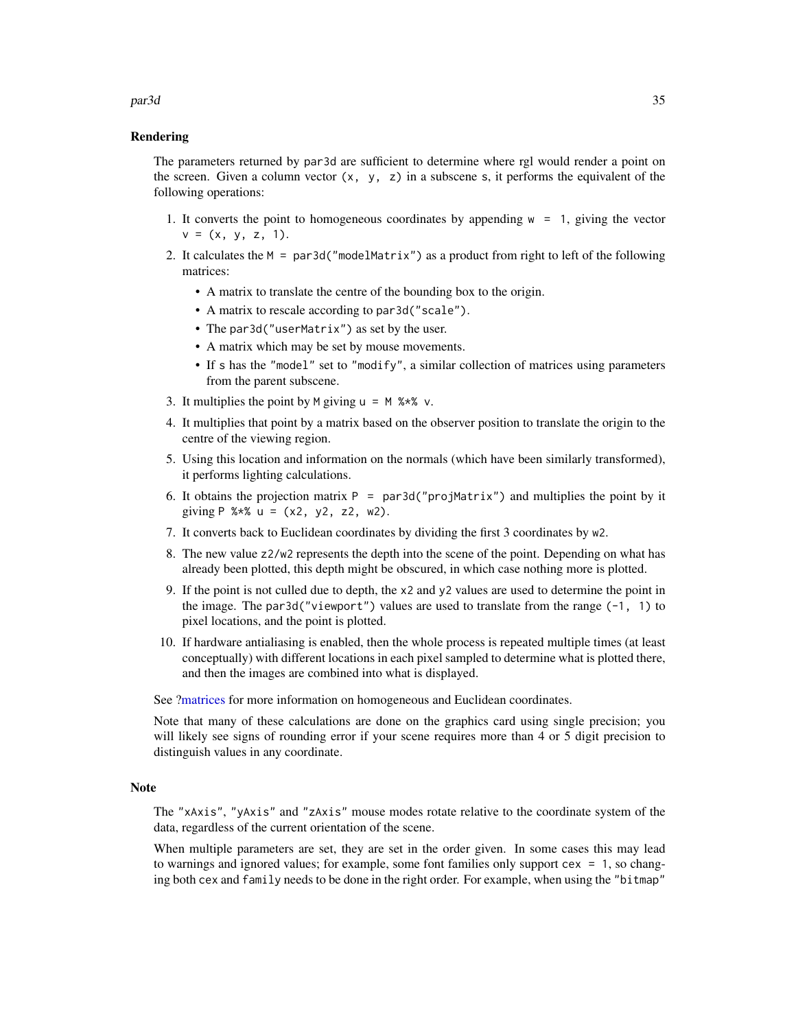## Rendering

The parameters returned by `par3d` are sufficient to determine where rgl would render a point on the screen. Given a column vector `(x, y, z)` in a subscene `s`, it performs the equivalent of the following operations:

1. It converts the point to homogeneous coordinates by appending `w = 1`, giving the vector `v = (x, y, z, 1)`.
2. It calculates the `M = par3d("modelMatrix")` as a product from right to left of the following matrices:
   - A matrix to translate the centre of the bounding box to the origin.
   - A matrix to rescale according to `par3d("scale")`.
   - The `par3d("userMatrix")` as set by the user.
   - A matrix which may be set by mouse movements.
   - If `s` has the `"model"` set to `"modify"`, a similar collection of matrices using parameters from the parent subscene.
3. It multiplies the point by `M` giving `u = M %*% v`.
4. It multiplies that point by a matrix based on the observer position to translate the origin to the centre of the viewing region.
5. Using this location and information on the normals (which have been similarly transformed), it performs lighting calculations.
6. It obtains the projection matrix `P = par3d("projMatrix")` and multiplies the point by it giving `P %*% u = (x2, y2, z2, w2)`.
7. It converts back to Euclidean coordinates by dividing the first 3 coordinates by `w2`.
8. The new value `z2/w2` represents the depth into the scene of the point. Depending on what has already been plotted, this depth might be obscured, in which case nothing more is plotted.
9. If the point is not culled due to depth, the `x2` and `y2` values are used to determine the point in the image. The `par3d("viewport")` values are used to translate from the range `(-1, 1)` to pixel locations, and the point is plotted.
10. If hardware antialiasing is enabled, then the whole process is repeated multiple times (at least conceptually) with different locations in each pixel sampled to determine what is plotted there, and then the images are combined into what is displayed.

See ?matrices for more information on homogeneous and Euclidean coordinates.

Note that many of these calculations are done on the graphics card using single precision; you will likely see signs of rounding error if your scene requires more than 4 or 5 digit precision to distinguish values in any coordinate.

## Note

The `"xAxis"`, `"yAxis"` and `"zAxis"` mouse modes rotate relative to the coordinate system of the data, regardless of the current orientation of the scene.

When multiple parameters are set, they are set in the order given. In some cases this may lead to warnings and ignored values; for example, some font families only support `cex = 1`, so changing both `cex` and `family` needs to be done in the right order. For example, when using the `"bitmap"`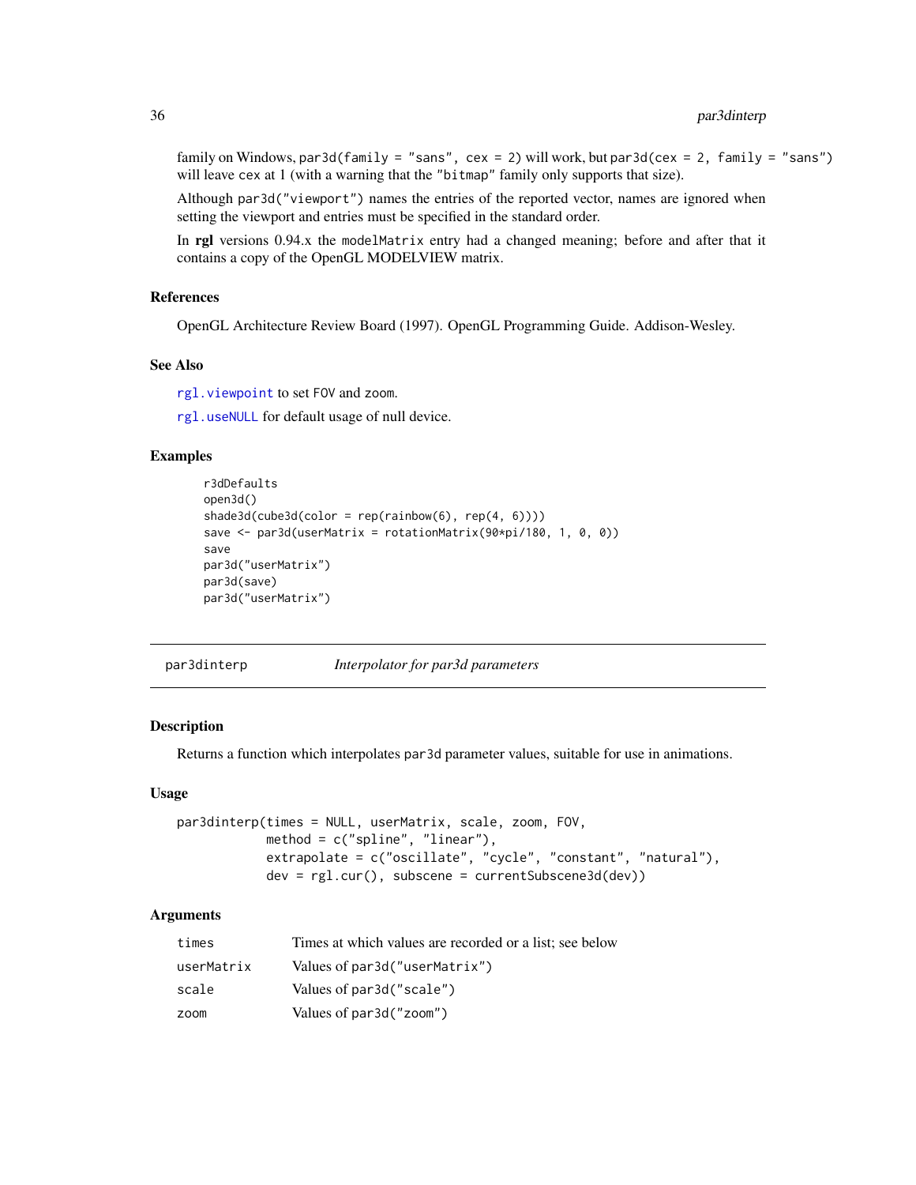family on Windows, `par3d(family = "sans", cex = 2)` will work, but `par3d(cex = 2, family = "sans")` will leave `cex` at 1 (with a warning that the `"bitmap"` family only supports that size).

Although `par3d("viewport")` names the entries of the reported vector, names are ignored when setting the viewport and entries must be specified in the standard order.

In **rgl** versions 0.94.x the `modelMatrix` entry had a changed meaning; before and after that it contains a copy of the OpenGL MODELVIEW matrix.

### References

OpenGL Architecture Review Board (1997). OpenGL Programming Guide. Addison-Wesley.

### See Also

`rgl.viewpoint` to set `FOV` and `zoom`.

`rgl.useNULL` for default usage of null device.

### Examples

```
r3dDefaults
open3d()
shade3d(cube3d(color = rep(rainbow(6), rep(4, 6))))
save <- par3d(userMatrix = rotationMatrix(90*pi/180, 1, 0, 0))
save
par3d("userMatrix")
par3d(save)
par3d("userMatrix")
```

---

## par3dinterp — *Interpolator for par3d parameters*

---

### Description

Returns a function which interpolates `par3d` parameter values, suitable for use in animations.

### Usage

```
par3dinterp(times = NULL, userMatrix, scale, zoom, FOV,
            method = c("spline", "linear"),
            extrapolate = c("oscillate", "cycle", "constant", "natural"),
            dev = rgl.cur(), subscene = currentSubscene3d(dev))
```

### Arguments

| | |
|---|---|
| `times` | Times at which values are recorded or a list; see below |
| `userMatrix` | Values of `par3d("userMatrix")` |
| `scale` | Values of `par3d("scale")` |
| `zoom` | Values of `par3d("zoom")` |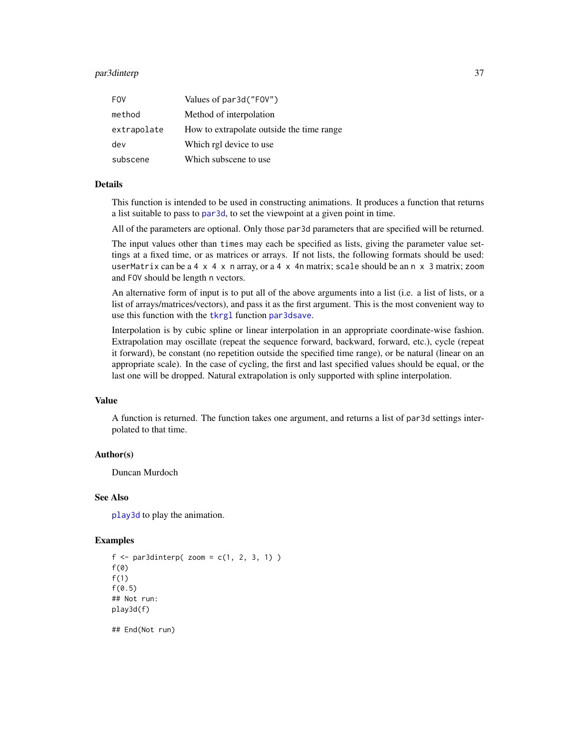| | |
|---|---|
| FOV | Values of par3d("FOV") |
| method | Method of interpolation |
| extrapolate | How to extrapolate outside the time range |
| dev | Which rgl device to use |
| subscene | Which subscene to use |

## Details

This function is intended to be used in constructing animations. It produces a function that returns a list suitable to pass to par3d, to set the viewpoint at a given point in time.

All of the parameters are optional. Only those par3d parameters that are specified will be returned.

The input values other than times may each be specified as lists, giving the parameter value settings at a fixed time, or as matrices or arrays. If not lists, the following formats should be used: userMatrix can be a 4 x 4 x n array, or a 4 x 4n matrix; scale should be an n x 3 matrix; zoom and FOV should be length n vectors.

An alternative form of input is to put all of the above arguments into a list (i.e. a list of lists, or a list of arrays/matrices/vectors), and pass it as the first argument. This is the most convenient way to use this function with the tkrgl function par3dsave.

Interpolation is by cubic spline or linear interpolation in an appropriate coordinate-wise fashion. Extrapolation may oscillate (repeat the sequence forward, backward, forward, etc.), cycle (repeat it forward), be constant (no repetition outside the specified time range), or be natural (linear on an appropriate scale). In the case of cycling, the first and last specified values should be equal, or the last one will be dropped. Natural extrapolation is only supported with spline interpolation.

## Value

A function is returned. The function takes one argument, and returns a list of par3d settings interpolated to that time.

## Author(s)

Duncan Murdoch

## See Also

play3d to play the animation.

## Examples

```
f <- par3dinterp( zoom = c(1, 2, 3, 1) )
f(0)
f(1)
f(0.5)
## Not run:
play3d(f)

## End(Not run)
```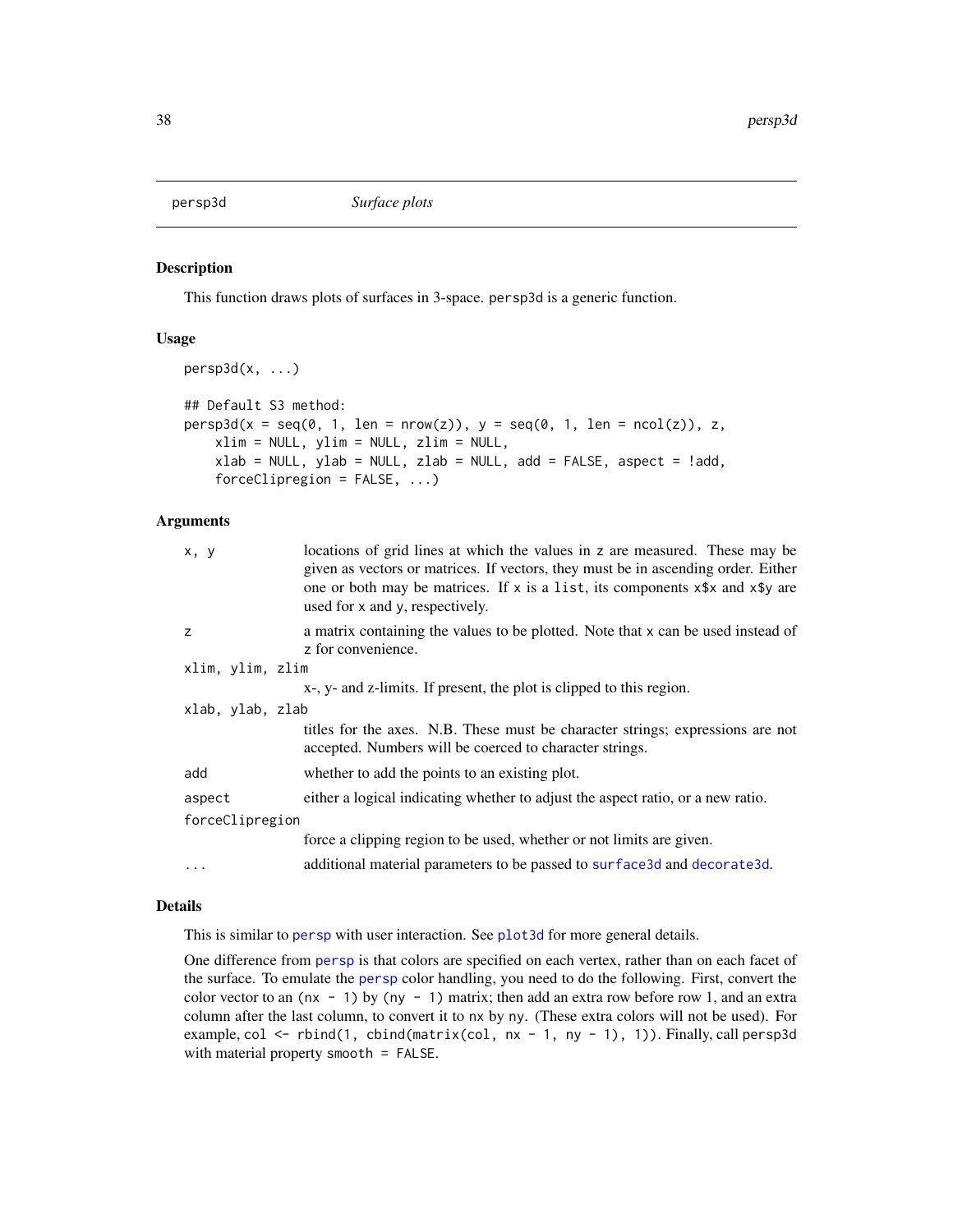persp3d *Surface plots*

## Description

This function draws plots of surfaces in 3-space. `persp3d` is a generic function.

## Usage

```
persp3d(x, ...)

## Default S3 method:
persp3d(x = seq(0, 1, len = nrow(z)), y = seq(0, 1, len = ncol(z)), z,
    xlim = NULL, ylim = NULL, zlim = NULL,
    xlab = NULL, ylab = NULL, zlab = NULL, add = FALSE, aspect = !add,
    forceClipregion = FALSE, ...)
```

## Arguments

| | |
|---|---|
| `x, y` | locations of grid lines at which the values in `z` are measured. These may be given as vectors or matrices. If vectors, they must be in ascending order. Either one or both may be matrices. If `x` is a `list`, its components `x$x` and `x$y` are used for `x` and `y`, respectively. |
| `z` | a matrix containing the values to be plotted. Note that `x` can be used instead of `z` for convenience. |
| `xlim, ylim, zlim` | x-, y- and z-limits. If present, the plot is clipped to this region. |
| `xlab, ylab, zlab` | titles for the axes. N.B. These must be character strings; expressions are not accepted. Numbers will be coerced to character strings. |
| `add` | whether to add the points to an existing plot. |
| `aspect` | either a logical indicating whether to adjust the aspect ratio, or a new ratio. |
| `forceClipregion` | force a clipping region to be used, whether or not limits are given. |
| `...` | additional material parameters to be passed to `surface3d` and `decorate3d`. |

## Details

This is similar to `persp` with user interaction. See `plot3d` for more general details.

One difference from `persp` is that colors are specified on each vertex, rather than on each facet of the surface. To emulate the `persp` color handling, you need to do the following. First, convert the color vector to an `(nx - 1)` by `(ny - 1)` matrix; then add an extra row before row 1, and an extra column after the last column, to convert it to `nx` by `ny`. (These extra colors will not be used). For example, `col <- rbind(1, cbind(matrix(col, nx - 1, ny - 1), 1))`. Finally, call `persp3d` with material property `smooth = FALSE`.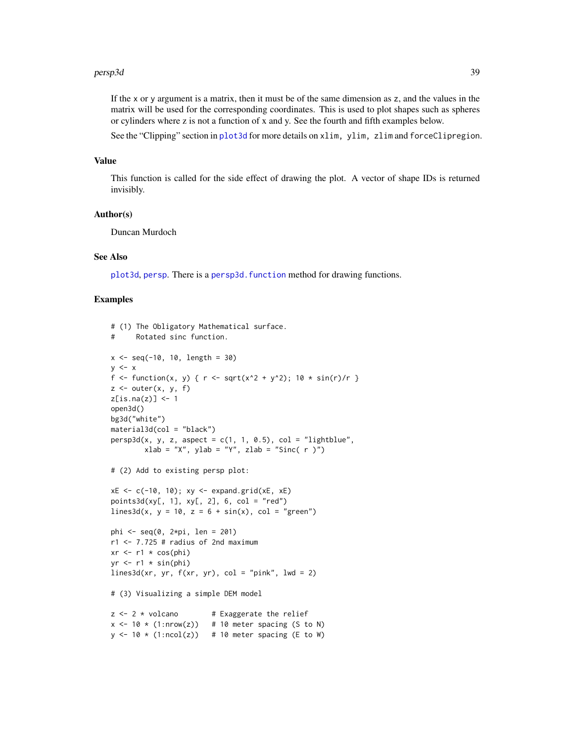If the x or y argument is a matrix, then it must be of the same dimension as z, and the values in the matrix will be used for the corresponding coordinates. This is used to plot shapes such as spheres or cylinders where z is not a function of x and y. See the fourth and fifth examples below.

See the "Clipping" section in plot3d for more details on xlim, ylim, zlim and forceClipregion.

## Value

This function is called for the side effect of drawing the plot. A vector of shape IDs is returned invisibly.

## Author(s)

Duncan Murdoch

## See Also

plot3d, persp. There is a persp3d.function method for drawing functions.

## Examples

```
# (1) The Obligatory Mathematical surface.
#     Rotated sinc function.

x <- seq(-10, 10, length = 30)
y <- x
f <- function(x, y) { r <- sqrt(x^2 + y^2); 10 * sin(r)/r }
z <- outer(x, y, f)
z[is.na(z)] <- 1
open3d()
bg3d("white")
material3d(col = "black")
persp3d(x, y, z, aspect = c(1, 1, 0.5), col = "lightblue",
        xlab = "X", ylab = "Y", zlab = "Sinc( r )")

# (2) Add to existing persp plot:

xE <- c(-10, 10); xy <- expand.grid(xE, xE)
points3d(xy[, 1], xy[, 2], 6, col = "red")
lines3d(x, y = 10, z = 6 + sin(x), col = "green")

phi <- seq(0, 2*pi, len = 201)
r1 <- 7.725 # radius of 2nd maximum
xr <- r1 * cos(phi)
yr <- r1 * sin(phi)
lines3d(xr, yr, f(xr, yr), col = "pink", lwd = 2)

# (3) Visualizing a simple DEM model

z <- 2 * volcano        # Exaggerate the relief
x <- 10 * (1:nrow(z))   # 10 meter spacing (S to N)
y <- 10 * (1:ncol(z))   # 10 meter spacing (E to W)
```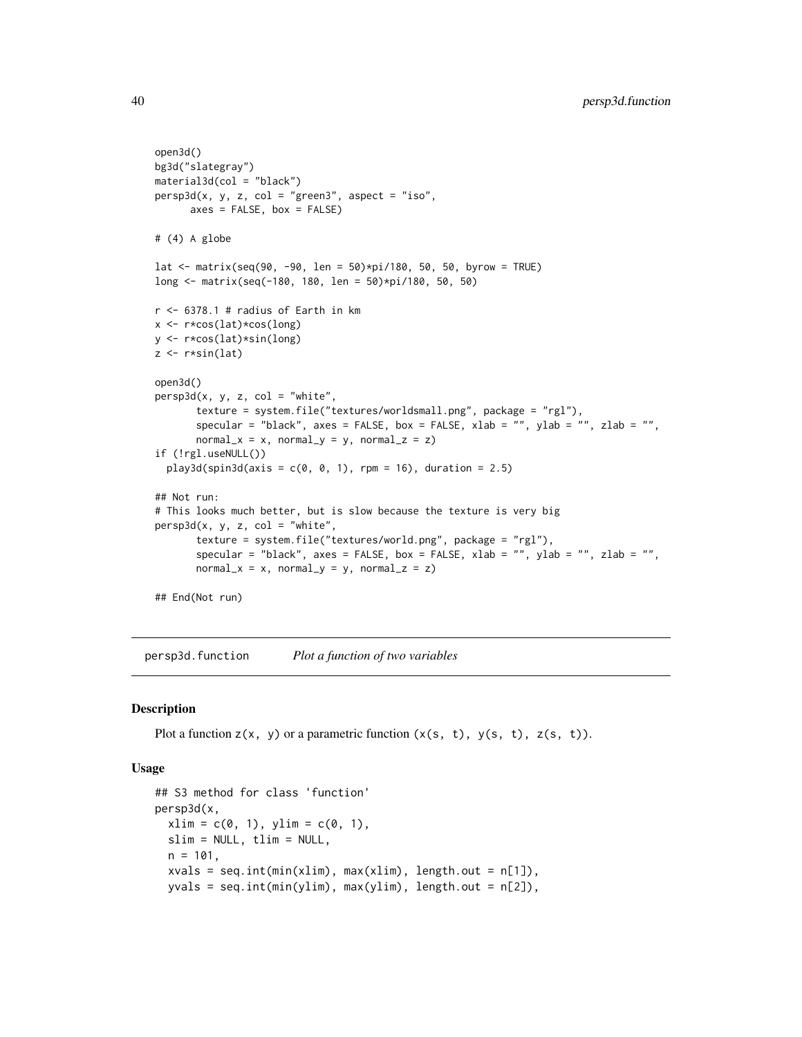```
open3d()
bg3d("slategray")
material3d(col = "black")
persp3d(x, y, z, col = "green3", aspect = "iso",
      axes = FALSE, box = FALSE)

# (4) A globe

lat <- matrix(seq(90, -90, len = 50)*pi/180, 50, 50, byrow = TRUE)
long <- matrix(seq(-180, 180, len = 50)*pi/180, 50, 50)

r <- 6378.1 # radius of Earth in km
x <- r*cos(lat)*cos(long)
y <- r*cos(lat)*sin(long)
z <- r*sin(lat)

open3d()
persp3d(x, y, z, col = "white",
       texture = system.file("textures/worldsmall.png", package = "rgl"),
       specular = "black", axes = FALSE, box = FALSE, xlab = "", ylab = "", zlab = "",
       normal_x = x, normal_y = y, normal_z = z)
if (!rgl.useNULL())
  play3d(spin3d(axis = c(0, 0, 1), rpm = 16), duration = 2.5)

## Not run:
# This looks much better, but is slow because the texture is very big
persp3d(x, y, z, col = "white",
       texture = system.file("textures/world.png", package = "rgl"),
       specular = "black", axes = FALSE, box = FALSE, xlab = "", ylab = "", zlab = "",
       normal_x = x, normal_y = y, normal_z = z)

## End(Not run)
```

---

## persp3d.function — *Plot a function of two variables*

### Description

Plot a function `z(x, y)` or a parametric function `(x(s, t), y(s, t), z(s, t))`.

### Usage

```
## S3 method for class 'function'
persp3d(x,
  xlim = c(0, 1), ylim = c(0, 1),
  slim = NULL, tlim = NULL,
  n = 101,
  xvals = seq.int(min(xlim), max(xlim), length.out = n[1]),
  yvals = seq.int(min(ylim), max(ylim), length.out = n[2]),
```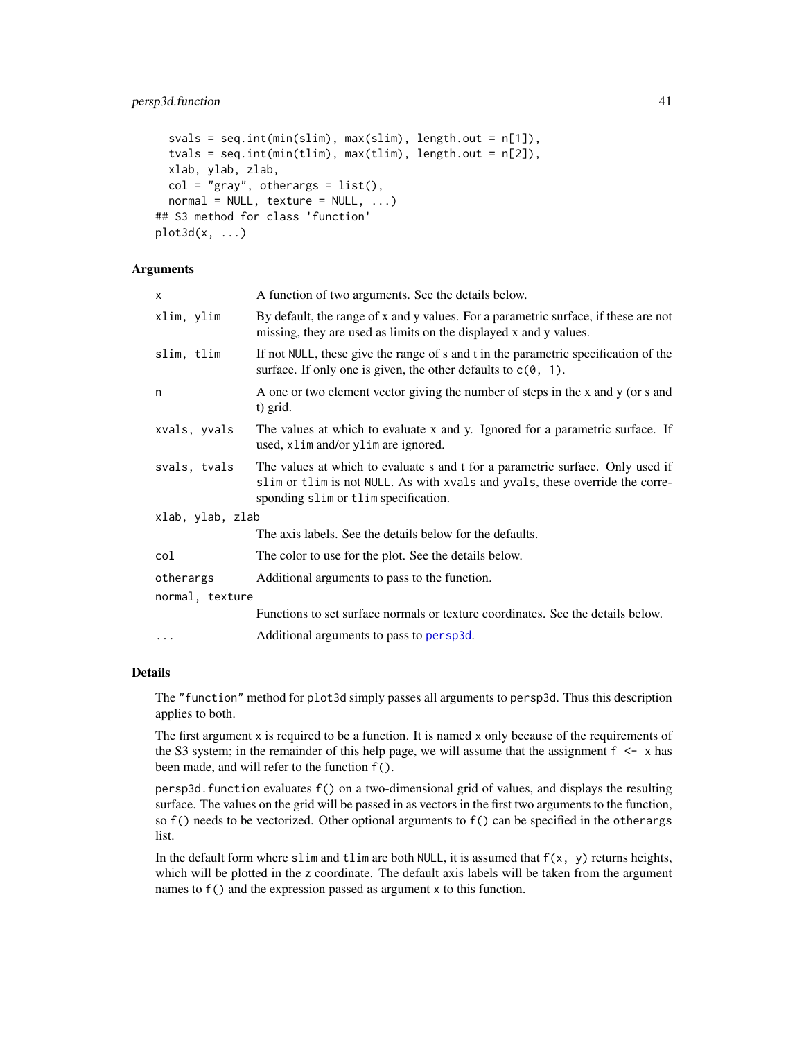```
  svals = seq.int(min(slim), max(slim), length.out = n[1]),
  tvals = seq.int(min(tlim), max(tlim), length.out = n[2]),
  xlab, ylab, zlab,
  col = "gray", otherargs = list(),
  normal = NULL, texture = NULL, ...)
## S3 method for class 'function'
plot3d(x, ...)
```

### Arguments

| | |
|---|---|
| `x` | A function of two arguments. See the details below. |
| `xlim, ylim` | By default, the range of x and y values. For a parametric surface, if these are not missing, they are used as limits on the displayed x and y values. |
| `slim, tlim` | If not `NULL`, these give the range of s and t in the parametric specification of the surface. If only one is given, the other defaults to `c(0, 1)`. |
| `n` | A one or two element vector giving the number of steps in the x and y (or s and t) grid. |
| `xvals, yvals` | The values at which to evaluate x and y. Ignored for a parametric surface. If used, `xlim` and/or `ylim` are ignored. |
| `svals, tvals` | The values at which to evaluate s and t for a parametric surface. Only used if `slim` or `tlim` is not `NULL`. As with `xvals` and `yvals`, these override the corresponding `slim` or `tlim` specification. |
| `xlab, ylab, zlab` | The axis labels. See the details below for the defaults. |
| `col` | The color to use for the plot. See the details below. |
| `otherargs` | Additional arguments to pass to the function. |
| `normal, texture` | Functions to set surface normals or texture coordinates. See the details below. |
| `...` | Additional arguments to pass to `persp3d`. |

### Details

The `"function"` method for `plot3d` simply passes all arguments to `persp3d`. Thus this description applies to both.

The first argument `x` is required to be a function. It is named `x` only because of the requirements of the S3 system; in the remainder of this help page, we will assume that the assignment `f <- x` has been made, and will refer to the function `f()`.

`persp3d.function` evaluates `f()` on a two-dimensional grid of values, and displays the resulting surface. The values on the grid will be passed in as vectors in the first two arguments to the function, so `f()` needs to be vectorized. Other optional arguments to `f()` can be specified in the `otherargs` list.

In the default form where `slim` and `tlim` are both `NULL`, it is assumed that `f(x, y)` returns heights, which will be plotted in the z coordinate. The default axis labels will be taken from the argument names to `f()` and the expression passed as argument `x` to this function.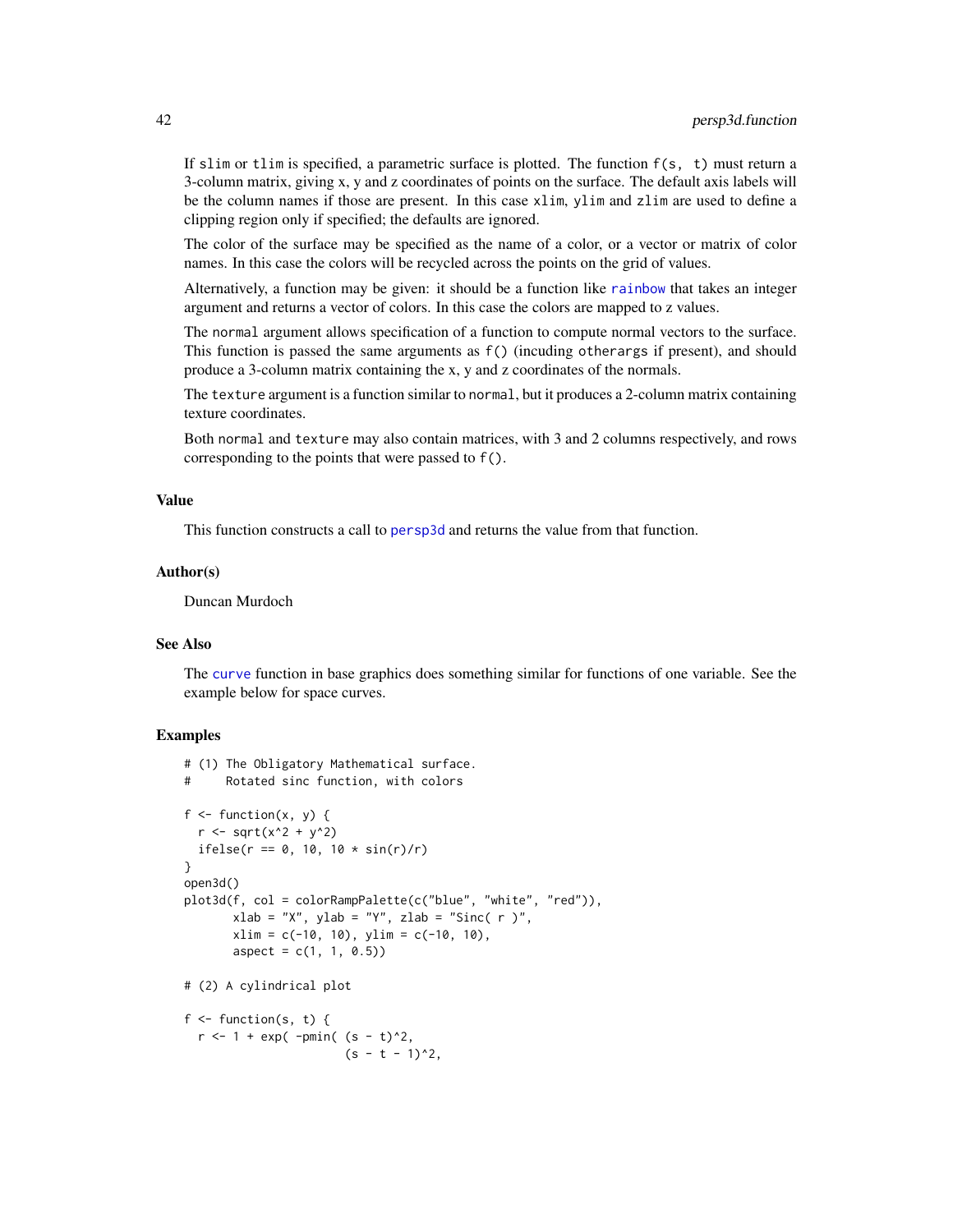If `slim` or `tlim` is specified, a parametric surface is plotted. The function `f(s, t)` must return a 3-column matrix, giving x, y and z coordinates of points on the surface. The default axis labels will be the column names if those are present. In this case `xlim`, `ylim` and `zlim` are used to define a clipping region only if specified; the defaults are ignored.

The color of the surface may be specified as the name of a color, or a vector or matrix of color names. In this case the colors will be recycled across the points on the grid of values.

Alternatively, a function may be given: it should be a function like `rainbow` that takes an integer argument and returns a vector of colors. In this case the colors are mapped to z values.

The `normal` argument allows specification of a function to compute normal vectors to the surface. This function is passed the same arguments as `f()` (incuding `otherargs` if present), and should produce a 3-column matrix containing the x, y and z coordinates of the normals.

The `texture` argument is a function similar to `normal`, but it produces a 2-column matrix containing texture coordinates.

Both `normal` and `texture` may also contain matrices, with 3 and 2 columns respectively, and rows corresponding to the points that were passed to `f()`.

### Value

This function constructs a call to `persp3d` and returns the value from that function.

### Author(s)

Duncan Murdoch

### See Also

The `curve` function in base graphics does something similar for functions of one variable. See the example below for space curves.

### Examples

```
# (1) The Obligatory Mathematical surface.
#     Rotated sinc function, with colors

f <- function(x, y) {
  r <- sqrt(x^2 + y^2)
  ifelse(r == 0, 10, 10 * sin(r)/r)
}
open3d()
plot3d(f, col = colorRampPalette(c("blue", "white", "red")),
       xlab = "X", ylab = "Y", zlab = "Sinc( r )",
       xlim = c(-10, 10), ylim = c(-10, 10),
       aspect = c(1, 1, 0.5))

# (2) A cylindrical plot

f <- function(s, t) {
  r <- 1 + exp( -pmin( (s - t)^2,
                       (s - t - 1)^2,
```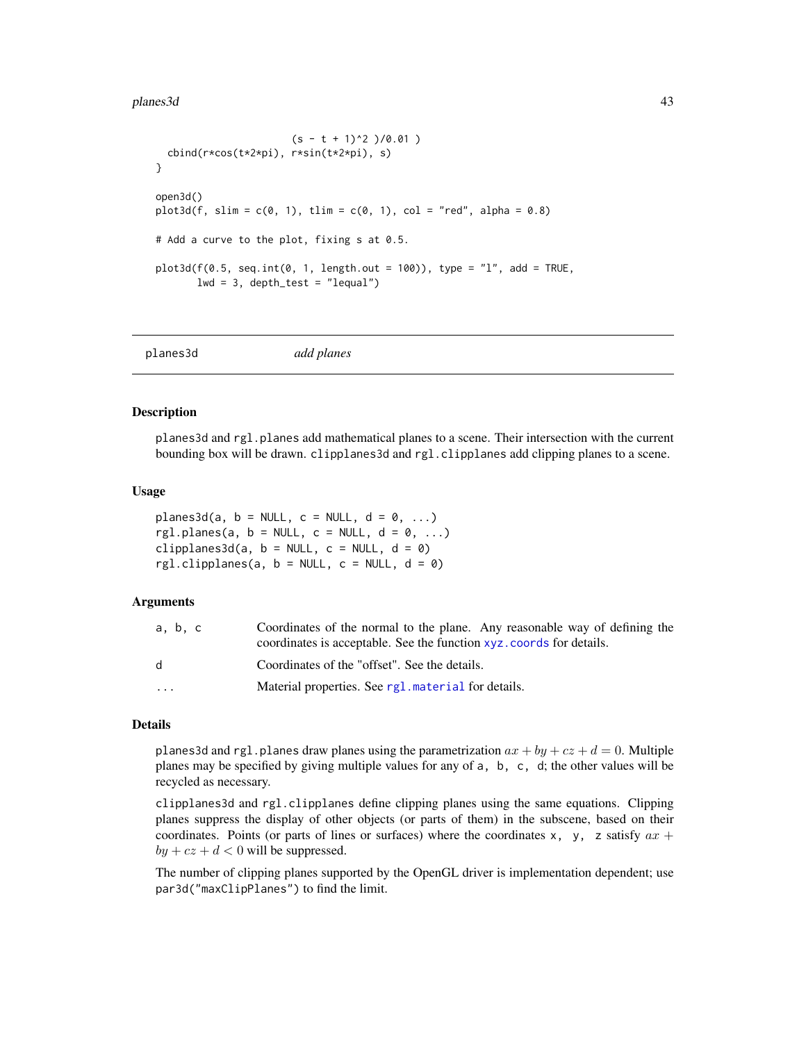```
                        (s - t + 1)^2 )/0.01 )
  cbind(r*cos(t*2*pi), r*sin(t*2*pi), s)
}

open3d()
plot3d(f, slim = c(0, 1), tlim = c(0, 1), col = "red", alpha = 0.8)

# Add a curve to the plot, fixing s at 0.5.

plot3d(f(0.5, seq.int(0, 1, length.out = 100)), type = "l", add = TRUE,
       lwd = 3, depth_test = "lequal")
```

---

## planes3d — *add planes*

### Description

`planes3d` and `rgl.planes` add mathematical planes to a scene. Their intersection with the current bounding box will be drawn. `clipplanes3d` and `rgl.clipplanes` add clipping planes to a scene.

### Usage

```
planes3d(a, b = NULL, c = NULL, d = 0, ...)
rgl.planes(a, b = NULL, c = NULL, d = 0, ...)
clipplanes3d(a, b = NULL, c = NULL, d = 0)
rgl.clipplanes(a, b = NULL, c = NULL, d = 0)
```

### Arguments

| | |
|---|---|
| `a, b, c` | Coordinates of the normal to the plane. Any reasonable way of defining the coordinates is acceptable. See the function `xyz.coords` for details. |
| `d` | Coordinates of the "offset". See the details. |
| `...` | Material properties. See `rgl.material` for details. |

### Details

`planes3d` and `rgl.planes` draw planes using the parametrization $ax + by + cz + d = 0$. Multiple planes may be specified by giving multiple values for any of `a, b, c, d`; the other values will be recycled as necessary.

`clipplanes3d` and `rgl.clipplanes` define clipping planes using the same equations. Clipping planes suppress the display of other objects (or parts of them) in the subscene, based on their coordinates. Points (or parts of lines or surfaces) where the coordinates `x, y, z` satisfy $ax + by + cz + d < 0$ will be suppressed.

The number of clipping planes supported by the OpenGL driver is implementation dependent; use `par3d("maxClipPlanes")` to find the limit.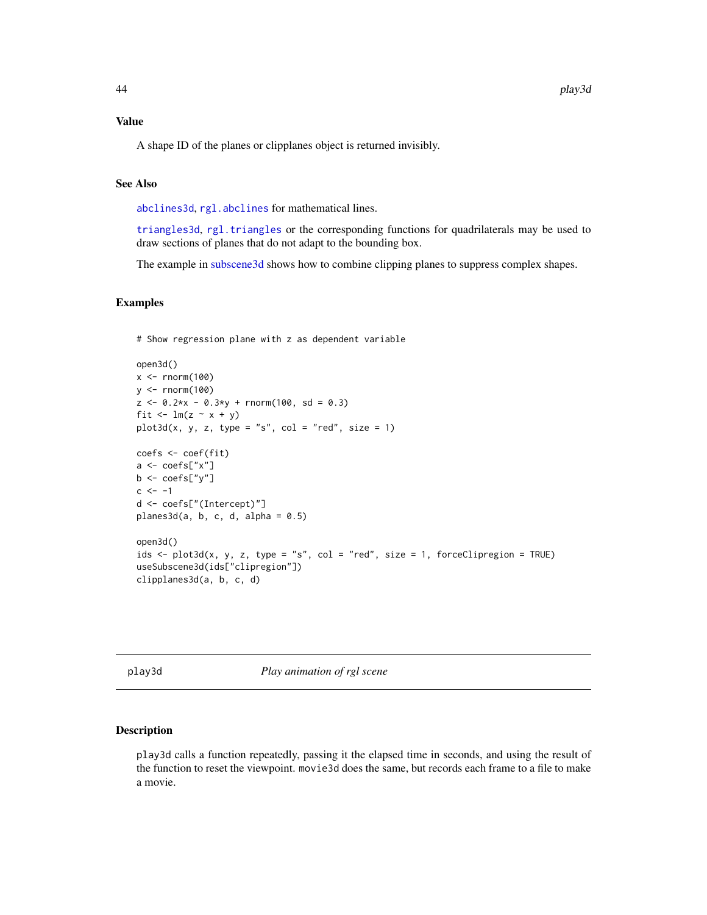### Value

A shape ID of the planes or clipplanes object is returned invisibly.

### See Also

`abclines3d`, `rgl.abclines` for mathematical lines.

`triangles3d`, `rgl.triangles` or the corresponding functions for quadrilaterals may be used to draw sections of planes that do not adapt to the bounding box.

The example in subscene3d shows how to combine clipping planes to suppress complex shapes.

### Examples

```
# Show regression plane with z as dependent variable

open3d()
x <- rnorm(100)
y <- rnorm(100)
z <- 0.2*x - 0.3*y + rnorm(100, sd = 0.3)
fit <- lm(z ~ x + y)
plot3d(x, y, z, type = "s", col = "red", size = 1)

coefs <- coef(fit)
a <- coefs["x"]
b <- coefs["y"]
c <- -1
d <- coefs["(Intercept)"]
planes3d(a, b, c, d, alpha = 0.5)

open3d()
ids <- plot3d(x, y, z, type = "s", col = "red", size = 1, forceClipregion = TRUE)
useSubscene3d(ids["clipregion"])
clipplanes3d(a, b, c, d)
```

## play3d — *Play animation of rgl scene*

### Description

`play3d` calls a function repeatedly, passing it the elapsed time in seconds, and using the result of the function to reset the viewpoint. `movie3d` does the same, but records each frame to a file to make a movie.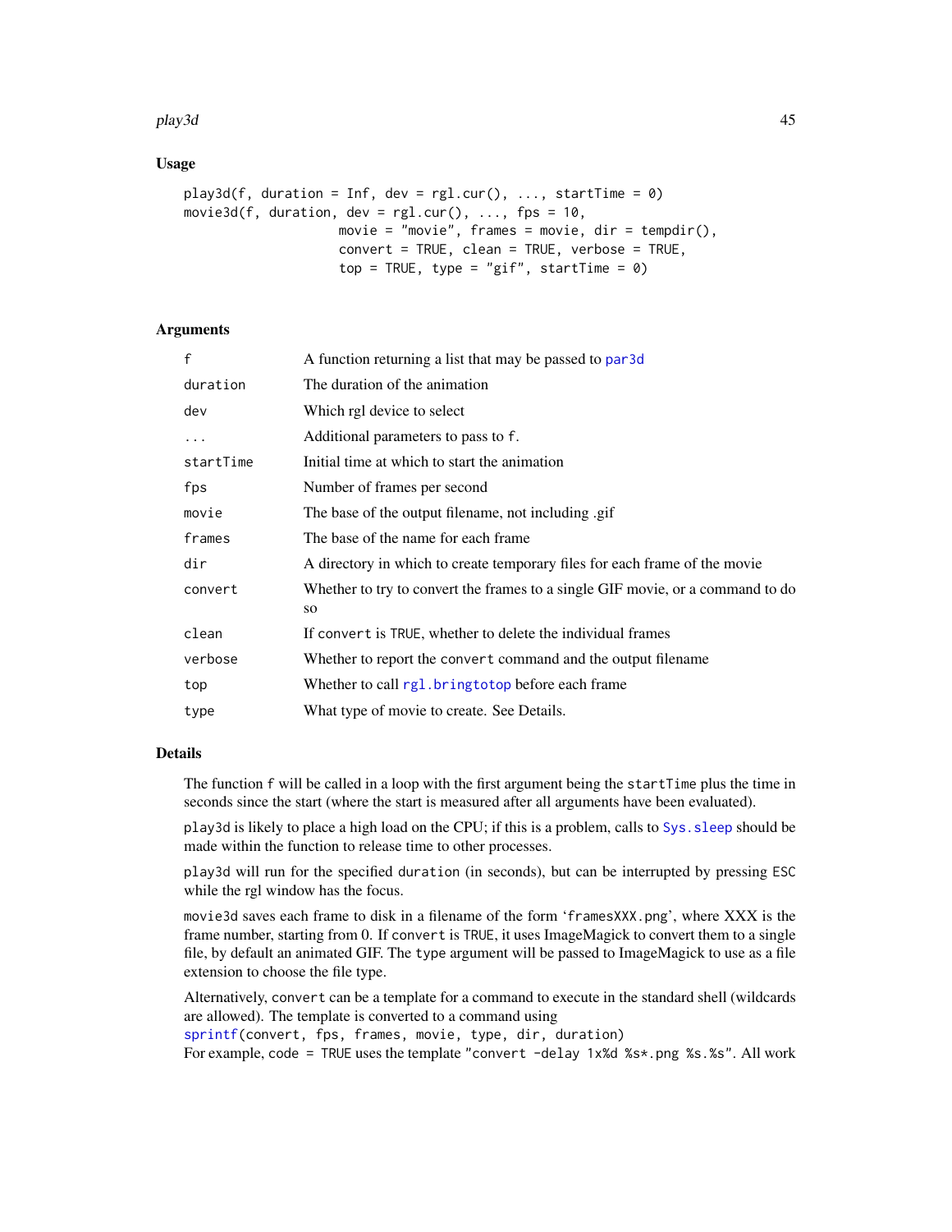### Usage

```
play3d(f, duration = Inf, dev = rgl.cur(), ..., startTime = 0)
movie3d(f, duration, dev = rgl.cur(), ..., fps = 10,
                    movie = "movie", frames = movie, dir = tempdir(),
                    convert = TRUE, clean = TRUE, verbose = TRUE,
                    top = TRUE, type = "gif", startTime = 0)
```

### Arguments

| | |
|---|---|
| `f` | A function returning a list that may be passed to `par3d` |
| `duration` | The duration of the animation |
| `dev` | Which rgl device to select |
| `...` | Additional parameters to pass to `f`. |
| `startTime` | Initial time at which to start the animation |
| `fps` | Number of frames per second |
| `movie` | The base of the output filename, not including .gif |
| `frames` | The base of the name for each frame |
| `dir` | A directory in which to create temporary files for each frame of the movie |
| `convert` | Whether to try to convert the frames to a single GIF movie, or a command to do so |
| `clean` | If `convert` is `TRUE`, whether to delete the individual frames |
| `verbose` | Whether to report the `convert` command and the output filename |
| `top` | Whether to call `rgl.bringtotop` before each frame |
| `type` | What type of movie to create. See Details. |

### Details

The function `f` will be called in a loop with the first argument being the `startTime` plus the time in seconds since the start (where the start is measured after all arguments have been evaluated).

`play3d` is likely to place a high load on the CPU; if this is a problem, calls to `Sys.sleep` should be made within the function to release time to other processes.

`play3d` will run for the specified `duration` (in seconds), but can be interrupted by pressing `ESC` while the rgl window has the focus.

`movie3d` saves each frame to disk in a filename of the form '`framesXXX.png`', where XXX is the frame number, starting from 0. If `convert` is `TRUE`, it uses ImageMagick to convert them to a single file, by default an animated GIF. The `type` argument will be passed to ImageMagick to use as a file extension to choose the file type.

Alternatively, `convert` can be a template for a command to execute in the standard shell (wildcards are allowed). The template is converted to a command using
`sprintf(convert, fps, frames, movie, type, dir, duration)`
For example, `code = TRUE` uses the template `"convert -delay 1x%d %s*.png %s.%s"`. All work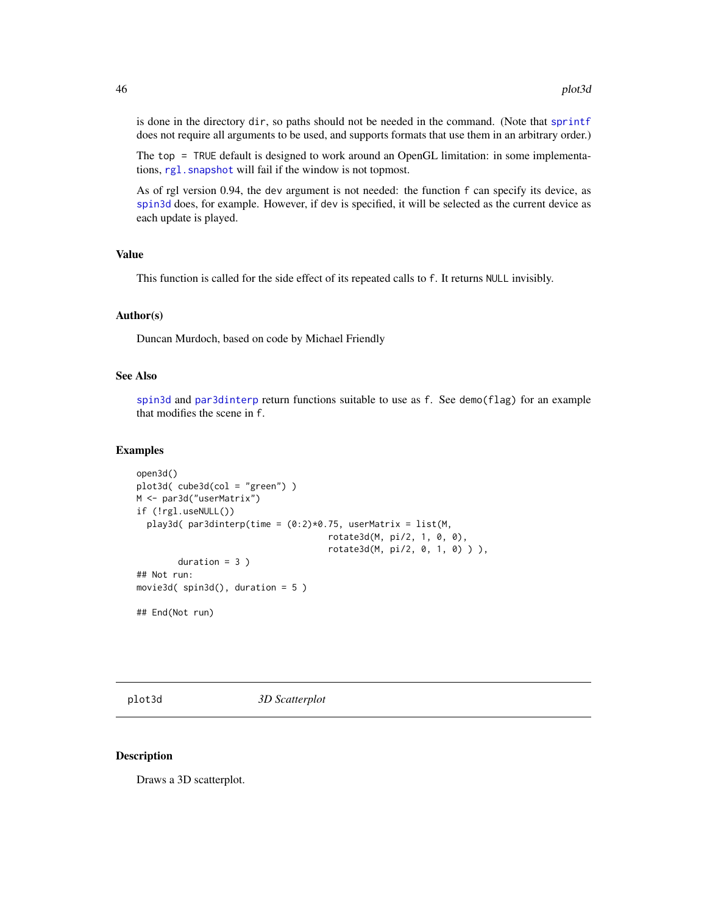is done in the directory dir, so paths should not be needed in the command. (Note that sprintf does not require all arguments to be used, and supports formats that use them in an arbitrary order.)

The top = TRUE default is designed to work around an OpenGL limitation: in some implementations, rgl.snapshot will fail if the window is not topmost.

As of rgl version 0.94, the dev argument is not needed: the function f can specify its device, as spin3d does, for example. However, if dev is specified, it will be selected as the current device as each update is played.

### Value

This function is called for the side effect of its repeated calls to f. It returns NULL invisibly.

### Author(s)

Duncan Murdoch, based on code by Michael Friendly

### See Also

spin3d and par3dinterp return functions suitable to use as f. See demo(flag) for an example that modifies the scene in f.

### Examples

```
open3d()
plot3d( cube3d(col = "green") )
M <- par3d("userMatrix")
if (!rgl.useNULL())
  play3d( par3dinterp(time = (0:2)*0.75, userMatrix = list(M,
                                     rotate3d(M, pi/2, 1, 0, 0),
                                     rotate3d(M, pi/2, 0, 1, 0) ) ),
        duration = 3 )
## Not run:
movie3d( spin3d(), duration = 5 )

## End(Not run)
```

---

## plot3d — *3D Scatterplot*

---

### Description

Draws a 3D scatterplot.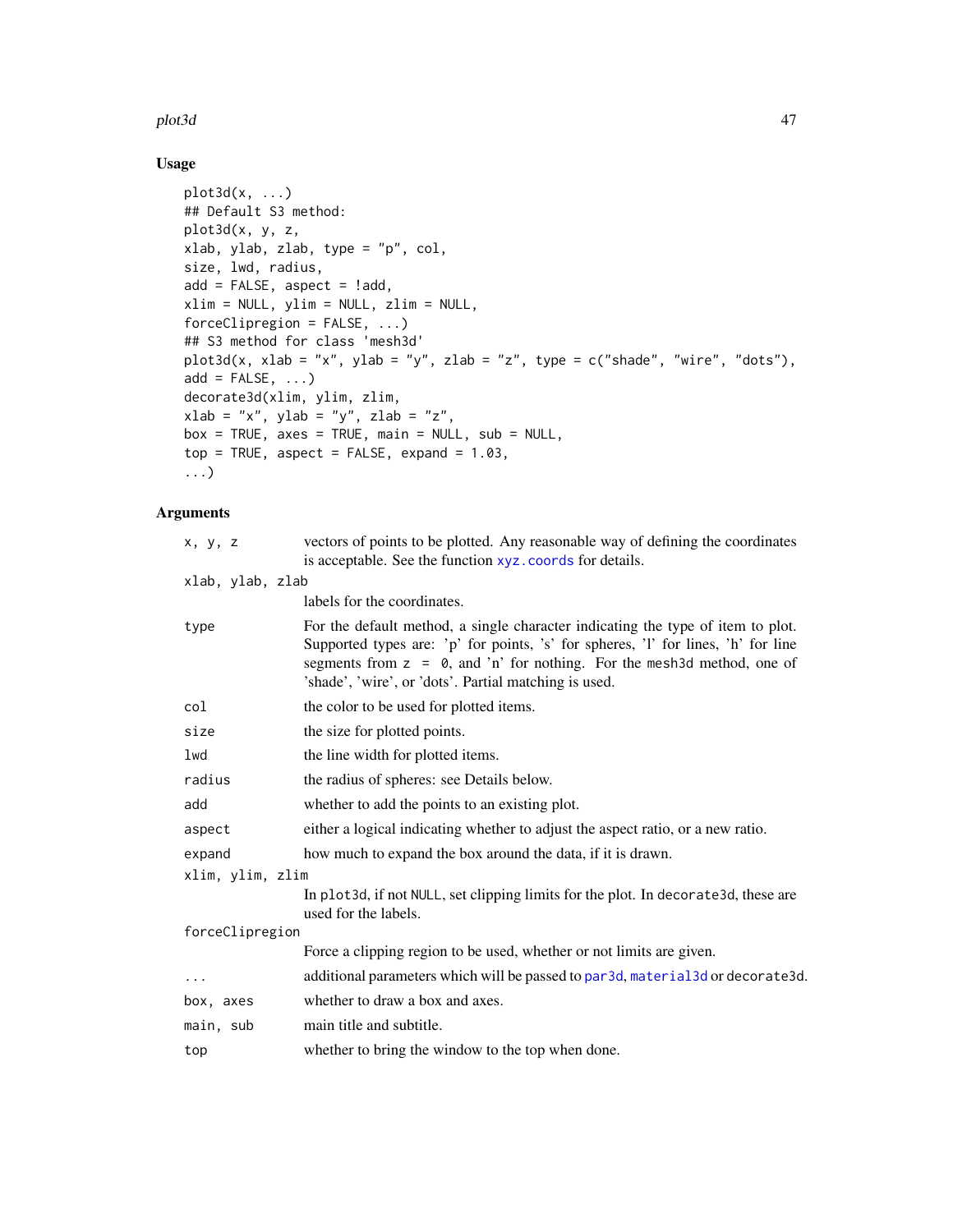## Usage

```
plot3d(x, ...)
## Default S3 method:
plot3d(x, y, z,
xlab, ylab, zlab, type = "p", col,
size, lwd, radius,
add = FALSE, aspect = !add,
xlim = NULL, ylim = NULL, zlim = NULL,
forceClipregion = FALSE, ...)
## S3 method for class 'mesh3d'
plot3d(x, xlab = "x", ylab = "y", zlab = "z", type = c("shade", "wire", "dots"),
add = FALSE, ...)
decorate3d(xlim, ylim, zlim,
xlab = "x", ylab = "y", zlab = "z",
box = TRUE, axes = TRUE, main = NULL, sub = NULL,
top = TRUE, aspect = FALSE, expand = 1.03,
...)
```

## Arguments

| | |
|---|---|
| `x, y, z` | vectors of points to be plotted. Any reasonable way of defining the coordinates is acceptable. See the function `xyz.coords` for details. |
| `xlab, ylab, zlab` | labels for the coordinates. |
| `type` | For the default method, a single character indicating the type of item to plot. Supported types are: 'p' for points, 's' for spheres, 'l' for lines, 'h' for line segments from `z = 0`, and 'n' for nothing. For the `mesh3d` method, one of 'shade', 'wire', or 'dots'. Partial matching is used. |
| `col` | the color to be used for plotted items. |
| `size` | the size for plotted points. |
| `lwd` | the line width for plotted items. |
| `radius` | the radius of spheres: see Details below. |
| `add` | whether to add the points to an existing plot. |
| `aspect` | either a logical indicating whether to adjust the aspect ratio, or a new ratio. |
| `expand` | how much to expand the box around the data, if it is drawn. |
| `xlim, ylim, zlim` | In `plot3d`, if not `NULL`, set clipping limits for the plot. In `decorate3d`, these are used for the labels. |
| `forceClipregion` | Force a clipping region to be used, whether or not limits are given. |
| `...` | additional parameters which will be passed to `par3d`, `material3d` or `decorate3d`. |
| `box, axes` | whether to draw a box and axes. |
| `main, sub` | main title and subtitle. |
| `top` | whether to bring the window to the top when done. |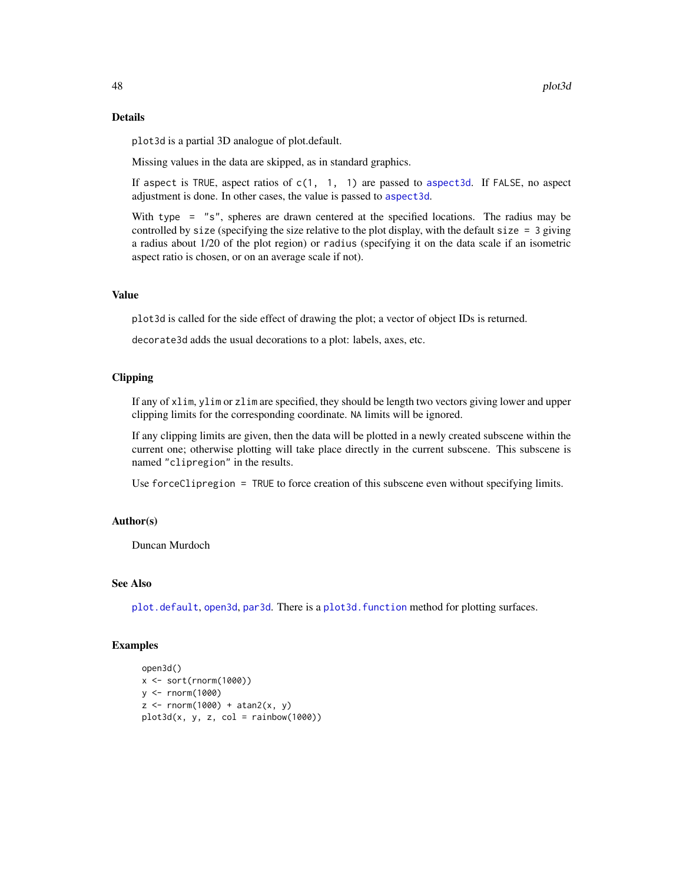## Details

`plot3d` is a partial 3D analogue of plot.default.

Missing values in the data are skipped, as in standard graphics.

If `aspect` is `TRUE`, aspect ratios of `c(1, 1, 1)` are passed to `aspect3d`. If `FALSE`, no aspect adjustment is done. In other cases, the value is passed to `aspect3d`.

With `type = "s"`, spheres are drawn centered at the specified locations. The radius may be controlled by `size` (specifying the size relative to the plot display, with the default `size = 3` giving a radius about 1/20 of the plot region) or `radius` (specifying it on the data scale if an isometric aspect ratio is chosen, or on an average scale if not).

## Value

`plot3d` is called for the side effect of drawing the plot; a vector of object IDs is returned.

`decorate3d` adds the usual decorations to a plot: labels, axes, etc.

## Clipping

If any of `xlim`, `ylim` or `zlim` are specified, they should be length two vectors giving lower and upper clipping limits for the corresponding coordinate. `NA` limits will be ignored.

If any clipping limits are given, then the data will be plotted in a newly created subscene within the current one; otherwise plotting will take place directly in the current subscene. This subscene is named `"clipregion"` in the results.

Use `forceClipregion = TRUE` to force creation of this subscene even without specifying limits.

## Author(s)

Duncan Murdoch

## See Also

`plot.default`, `open3d`, `par3d`. There is a `plot3d.function` method for plotting surfaces.

## Examples

```
open3d()
x <- sort(rnorm(1000))
y <- rnorm(1000)
z <- rnorm(1000) + atan2(x, y)
plot3d(x, y, z, col = rainbow(1000))
```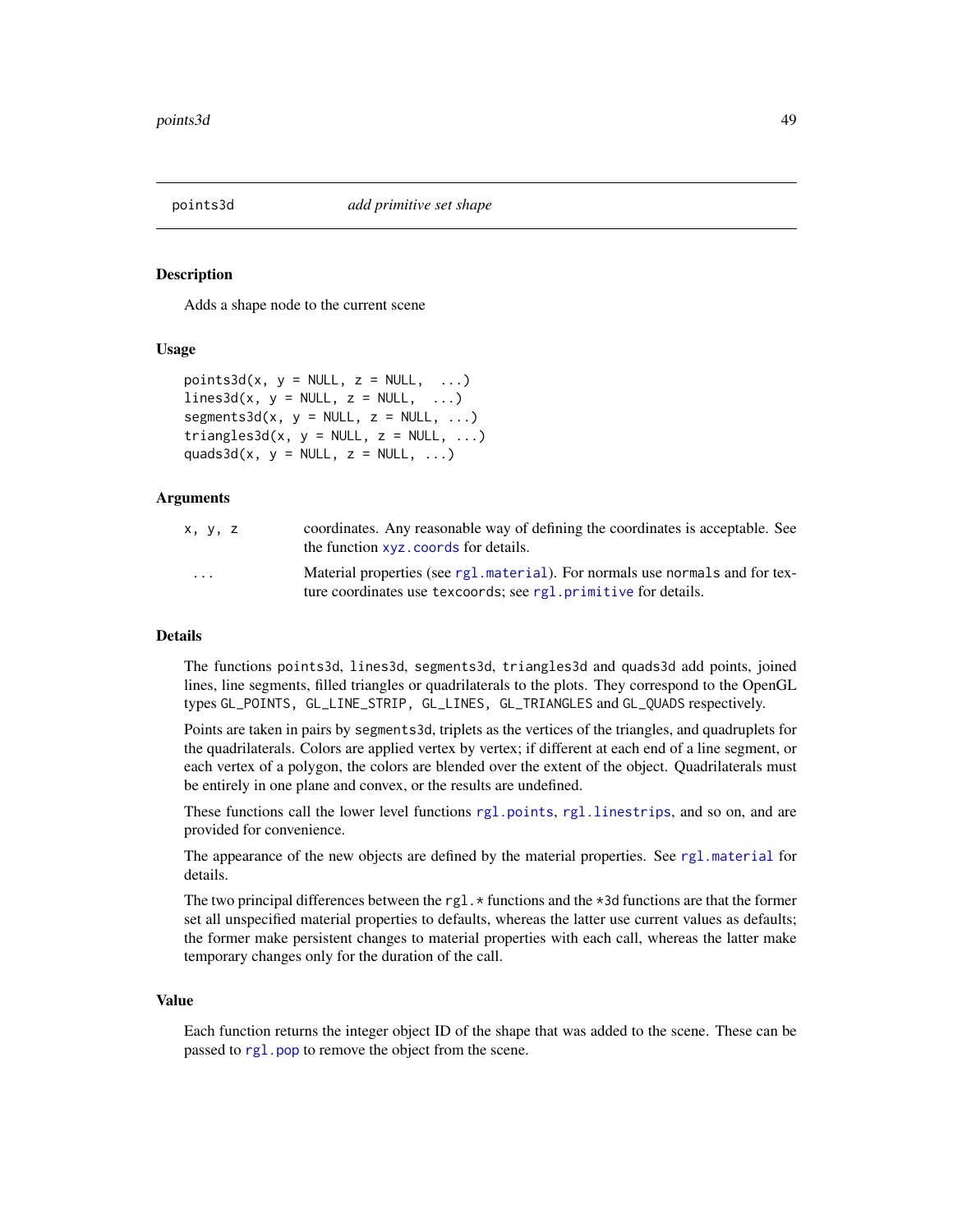## points3d *add primitive set shape*

### Description

Adds a shape node to the current scene

### Usage

```
points3d(x, y = NULL, z = NULL,  ...)
lines3d(x, y = NULL, z = NULL,  ...)
segments3d(x, y = NULL, z = NULL, ...)
triangles3d(x, y = NULL, z = NULL, ...)
quads3d(x, y = NULL, z = NULL, ...)
```

### Arguments

| | |
|---|---|
| `x, y, z` | coordinates. Any reasonable way of defining the coordinates is acceptable. See the function `xyz.coords` for details. |
| `...` | Material properties (see `rgl.material`). For normals use `normals` and for texture coordinates use `texcoords`; see `rgl.primitive` for details. |

### Details

The functions `points3d`, `lines3d`, `segments3d`, `triangles3d` and `quads3d` add points, joined lines, line segments, filled triangles or quadrilaterals to the plots. They correspond to the OpenGL types `GL_POINTS, GL_LINE_STRIP, GL_LINES, GL_TRIANGLES` and `GL_QUADS` respectively.

Points are taken in pairs by `segments3d`, triplets as the vertices of the triangles, and quadruplets for the quadrilaterals. Colors are applied vertex by vertex; if different at each end of a line segment, or each vertex of a polygon, the colors are blended over the extent of the object. Quadrilaterals must be entirely in one plane and convex, or the results are undefined.

These functions call the lower level functions `rgl.points`, `rgl.linestrips`, and so on, and are provided for convenience.

The appearance of the new objects are defined by the material properties. See `rgl.material` for details.

The two principal differences between the `rgl.*` functions and the `*3d` functions are that the former set all unspecified material properties to defaults, whereas the latter use current values as defaults; the former make persistent changes to material properties with each call, whereas the latter make temporary changes only for the duration of the call.

### Value

Each function returns the integer object ID of the shape that was added to the scene. These can be passed to `rgl.pop` to remove the object from the scene.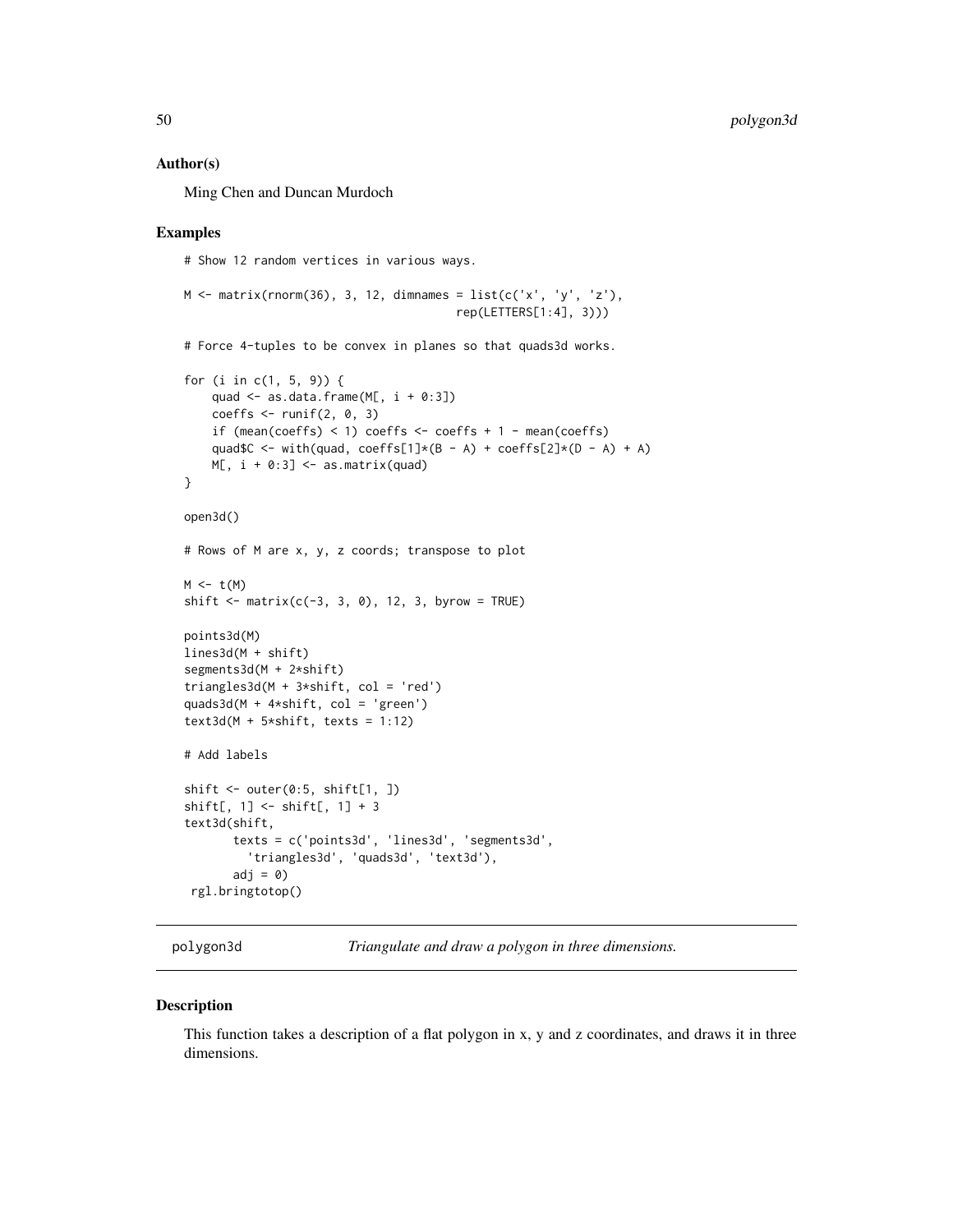### Author(s)

Ming Chen and Duncan Murdoch

### Examples

```
# Show 12 random vertices in various ways.

M <- matrix(rnorm(36), 3, 12, dimnames = list(c('x', 'y', 'z'),
                                       rep(LETTERS[1:4], 3)))

# Force 4-tuples to be convex in planes so that quads3d works.

for (i in c(1, 5, 9)) {
    quad <- as.data.frame(M[, i + 0:3])
    coeffs <- runif(2, 0, 3)
    if (mean(coeffs) < 1) coeffs <- coeffs + 1 - mean(coeffs)
    quad$C <- with(quad, coeffs[1]*(B - A) + coeffs[2]*(D - A) + A)
    M[, i + 0:3] <- as.matrix(quad)
}

open3d()

# Rows of M are x, y, z coords; transpose to plot

M <- t(M)
shift <- matrix(c(-3, 3, 0), 12, 3, byrow = TRUE)

points3d(M)
lines3d(M + shift)
segments3d(M + 2*shift)
triangles3d(M + 3*shift, col = 'red')
quads3d(M + 4*shift, col = 'green')
text3d(M + 5*shift, texts = 1:12)

# Add labels

shift <- outer(0:5, shift[1, ])
shift[, 1] <- shift[, 1] + 3
text3d(shift,
       texts = c('points3d', 'lines3d', 'segments3d',
         'triangles3d', 'quads3d', 'text3d'),
       adj = 0)
 rgl.bringtotop()
```

## polygon3d — *Triangulate and draw a polygon in three dimensions.*

### Description

This function takes a description of a flat polygon in x, y and z coordinates, and draws it in three dimensions.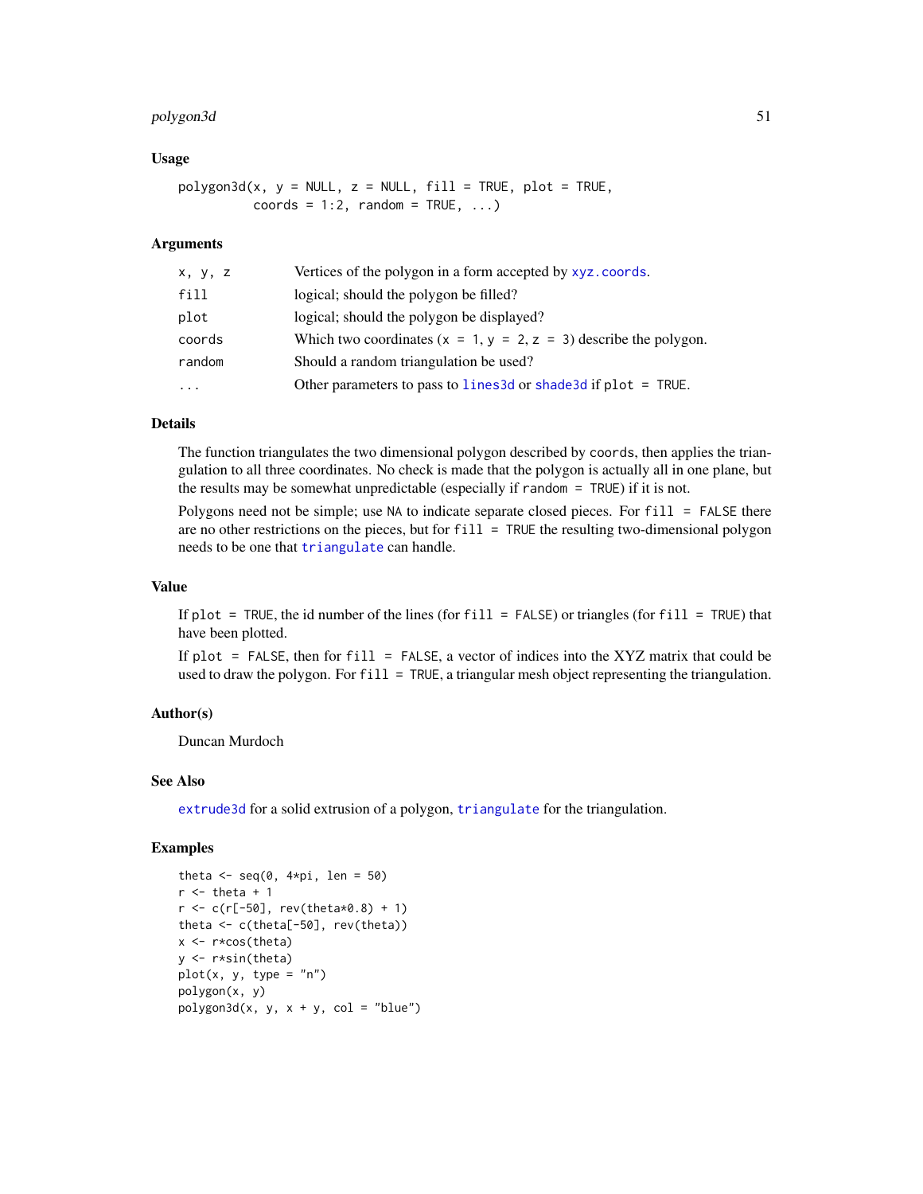### Usage

```
polygon3d(x, y = NULL, z = NULL, fill = TRUE, plot = TRUE,
          coords = 1:2, random = TRUE, ...)
```

### Arguments

| | |
|---|---|
| x, y, z | Vertices of the polygon in a form accepted by `xyz.coords`. |
| fill | logical; should the polygon be filled? |
| plot | logical; should the polygon be displayed? |
| coords | Which two coordinates (`x = 1, y = 2, z = 3`) describe the polygon. |
| random | Should a random triangulation be used? |
| ... | Other parameters to pass to `lines3d` or `shade3d` if `plot = TRUE`. |

### Details

The function triangulates the two dimensional polygon described by `coords`, then applies the triangulation to all three coordinates. No check is made that the polygon is actually all in one plane, but the results may be somewhat unpredictable (especially if `random = TRUE`) if it is not.

Polygons need not be simple; use `NA` to indicate separate closed pieces. For `fill = FALSE` there are no other restrictions on the pieces, but for `fill = TRUE` the resulting two-dimensional polygon needs to be one that `triangulate` can handle.

### Value

If `plot = TRUE`, the id number of the lines (for `fill = FALSE`) or triangles (for `fill = TRUE`) that have been plotted.

If `plot = FALSE`, then for `fill = FALSE`, a vector of indices into the XYZ matrix that could be used to draw the polygon. For `fill = TRUE`, a triangular mesh object representing the triangulation.

### Author(s)

Duncan Murdoch

### See Also

`extrude3d` for a solid extrusion of a polygon, `triangulate` for the triangulation.

### Examples

```
theta <- seq(0, 4*pi, len = 50)
r <- theta + 1
r <- c(r[-50], rev(theta*0.8) + 1)
theta <- c(theta[-50], rev(theta))
x <- r*cos(theta)
y <- r*sin(theta)
plot(x, y, type = "n")
polygon(x, y)
polygon3d(x, y, x + y, col = "blue")
```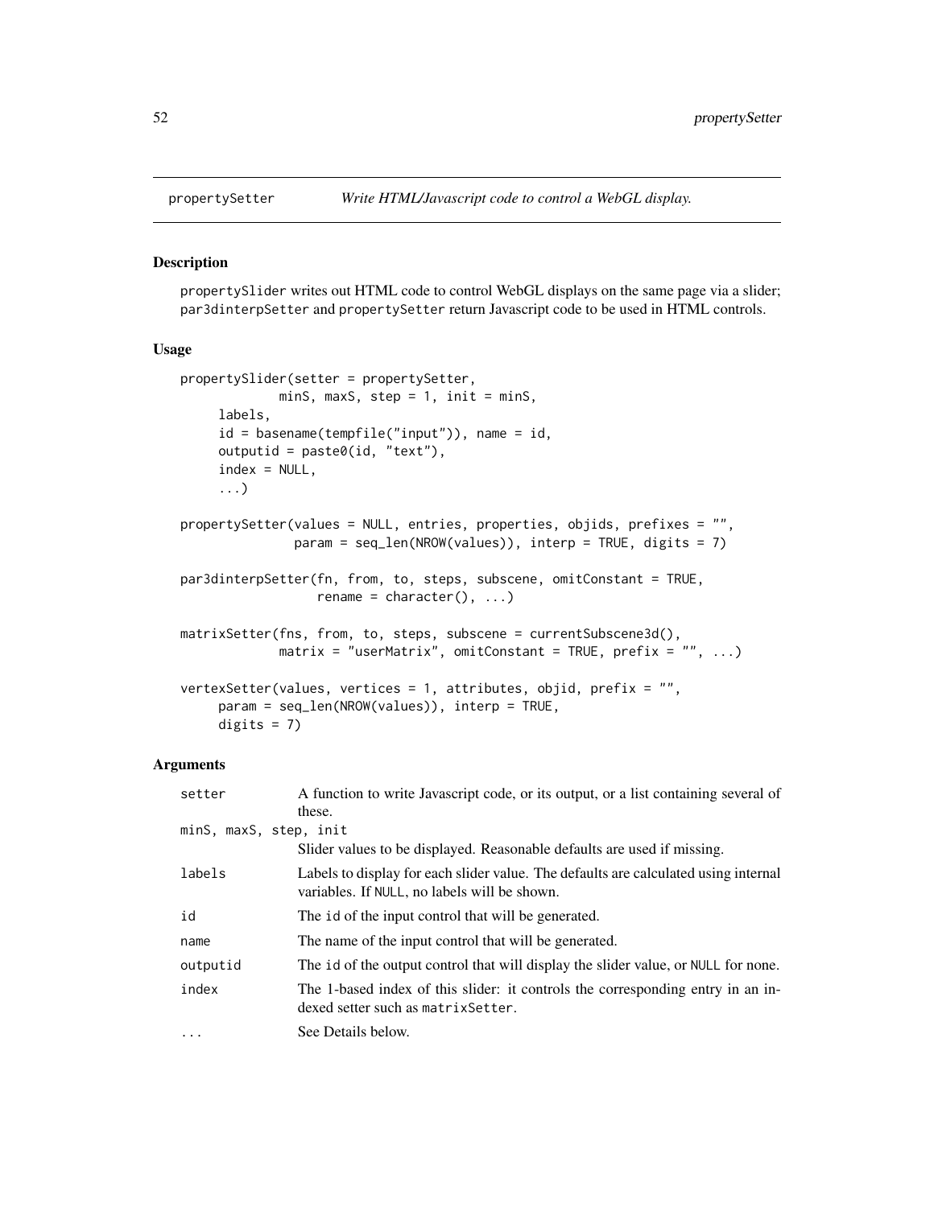propertySetter — *Write HTML/Javascript code to control a WebGL display.*

## Description

propertySlider writes out HTML code to control WebGL displays on the same page via a slider; par3dinterpSetter and propertySetter return Javascript code to be used in HTML controls.

## Usage

```
propertySlider(setter = propertySetter,
            minS, maxS, step = 1, init = minS,
     labels,
     id = basename(tempfile("input")), name = id,
     outputid = paste0(id, "text"),
     index = NULL,
     ...)

propertySetter(values = NULL, entries, properties, objids, prefixes = "",
              param = seq_len(NROW(values)), interp = TRUE, digits = 7)

par3dinterpSetter(fn, from, to, steps, subscene, omitConstant = TRUE,
                 rename = character(), ...)

matrixSetter(fns, from, to, steps, subscene = currentSubscene3d(),
            matrix = "userMatrix", omitConstant = TRUE, prefix = "", ...)

vertexSetter(values, vertices = 1, attributes, objid, prefix = "",
     param = seq_len(NROW(values)), interp = TRUE,
     digits = 7)
```

## Arguments

| | |
|---|---|
| setter | A function to write Javascript code, or its output, or a list containing several of these. |
| minS, maxS, step, init | Slider values to be displayed. Reasonable defaults are used if missing. |
| labels | Labels to display for each slider value. The defaults are calculated using internal variables. If NULL, no labels will be shown. |
| id | The id of the input control that will be generated. |
| name | The name of the input control that will be generated. |
| outputid | The id of the output control that will display the slider value, or NULL for none. |
| index | The 1-based index of this slider: it controls the corresponding entry in an indexed setter such as matrixSetter. |
| ... | See Details below. |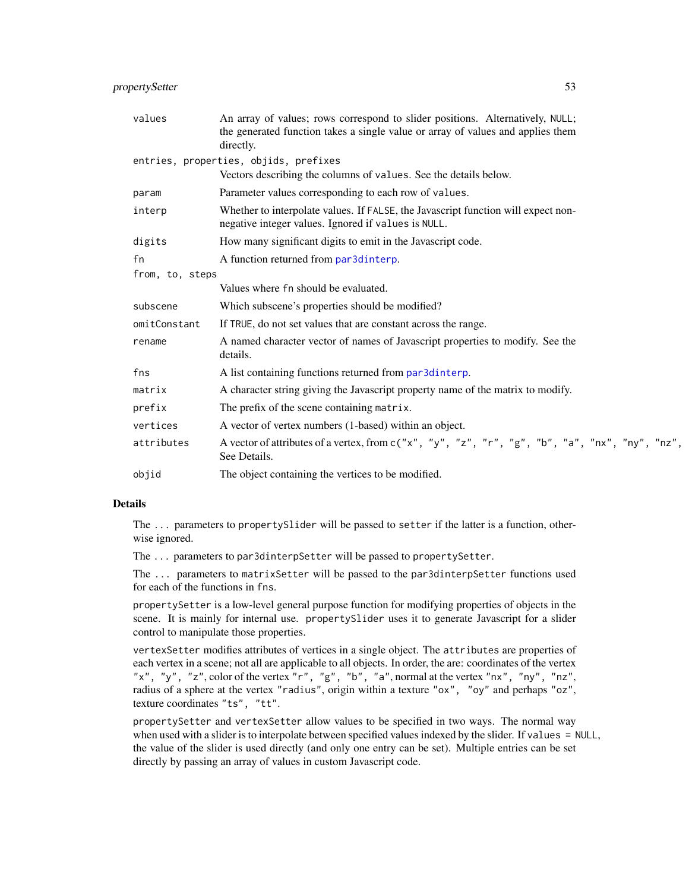| | |
|---|---|
| `values` | An array of values; rows correspond to slider positions. Alternatively, `NULL`; the generated function takes a single value or array of values and applies them directly. |
| `entries, properties, objids, prefixes` | Vectors describing the columns of `values`. See the details below. |
| `param` | Parameter values corresponding to each row of `values`. |
| `interp` | Whether to interpolate values. If `FALSE`, the Javascript function will expect non-negative integer values. Ignored if `values` is `NULL`. |
| `digits` | How many significant digits to emit in the Javascript code. |
| `fn` | A function returned from `par3dinterp`. |
| `from, to, steps` | Values where `fn` should be evaluated. |
| `subscene` | Which subscene's properties should be modified? |
| `omitConstant` | If `TRUE`, do not set values that are constant across the range. |
| `rename` | A named character vector of names of Javascript properties to modify. See the details. |
| `fns` | A list containing functions returned from `par3dinterp`. |
| `matrix` | A character string giving the Javascript property name of the matrix to modify. |
| `prefix` | The prefix of the scene containing `matrix`. |
| `vertices` | A vector of vertex numbers (1-based) within an object. |
| `attributes` | A vector of attributes of a vertex, from `c("x", "y", "z", "r", "g", "b", "a", "nx", "ny", "nz",` See Details. |
| `objid` | The object containing the vertices to be modified. |

## Details

The `...` parameters to `propertySlider` will be passed to `setter` if the latter is a function, otherwise ignored.

The `...` parameters to `par3dinterpSetter` will be passed to `propertySetter`.

The `...` parameters to `matrixSetter` will be passed to the `par3dinterpSetter` functions used for each of the functions in `fns`.

`propertySetter` is a low-level general purpose function for modifying properties of objects in the scene. It is mainly for internal use. `propertySlider` uses it to generate Javascript for a slider control to manipulate those properties.

`vertexSetter` modifies attributes of vertices in a single object. The `attributes` are properties of each vertex in a scene; not all are applicable to all objects. In order, the are: coordinates of the vertex `"x", "y", "z"`, color of the vertex `"r", "g", "b", "a"`, normal at the vertex `"nx", "ny", "nz"`, radius of a sphere at the vertex `"radius"`, origin within a texture `"ox", "oy"` and perhaps `"oz"`, texture coordinates `"ts", "tt"`.

`propertySetter` and `vertexSetter` allow values to be specified in two ways. The normal way when used with a slider is to interpolate between specified values indexed by the slider. If `values = NULL`, the value of the slider is used directly (and only one entry can be set). Multiple entries can be set directly by passing an array of values in custom Javascript code.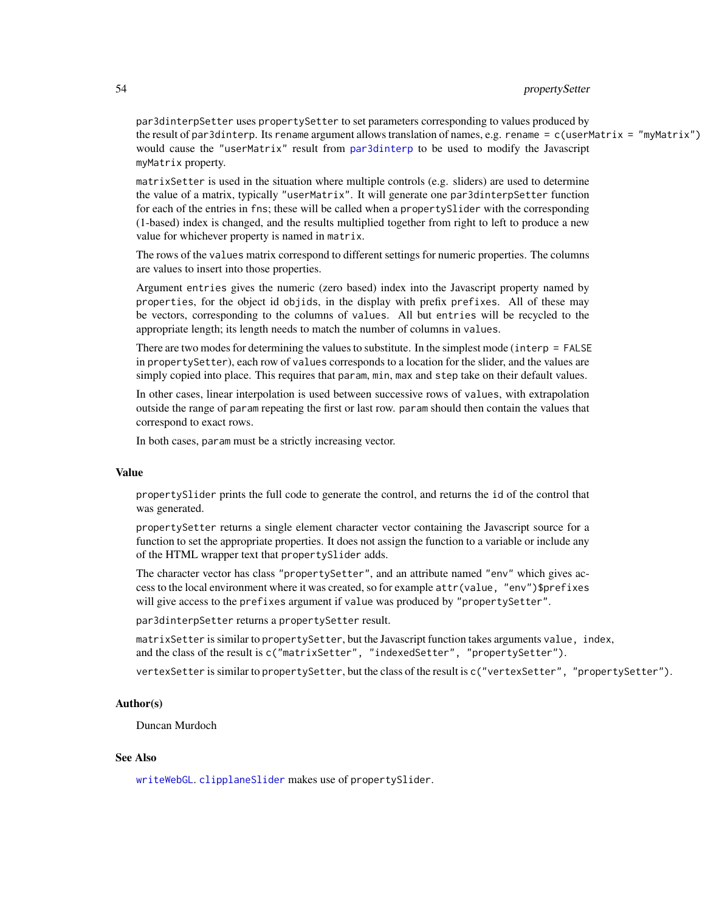par3dinterpSetter uses propertySetter to set parameters corresponding to values produced by the result of par3dinterp. Its rename argument allows translation of names, e.g. rename = c(userMatrix = "myMatrix") would cause the "userMatrix" result from par3dinterp to be used to modify the Javascript myMatrix property.

matrixSetter is used in the situation where multiple controls (e.g. sliders) are used to determine the value of a matrix, typically "userMatrix". It will generate one par3dinterpSetter function for each of the entries in fns; these will be called when a propertySlider with the corresponding (1-based) index is changed, and the results multiplied together from right to left to produce a new value for whichever property is named in matrix.

The rows of the values matrix correspond to different settings for numeric properties. The columns are values to insert into those properties.

Argument entries gives the numeric (zero based) index into the Javascript property named by properties, for the object id objids, in the display with prefix prefixes. All of these may be vectors, corresponding to the columns of values. All but entries will be recycled to the appropriate length; its length needs to match the number of columns in values.

There are two modes for determining the values to substitute. In the simplest mode (interp = FALSE in propertySetter), each row of values corresponds to a location for the slider, and the values are simply copied into place. This requires that param, min, max and step take on their default values.

In other cases, linear interpolation is used between successive rows of values, with extrapolation outside the range of param repeating the first or last row. param should then contain the values that correspond to exact rows.

In both cases, param must be a strictly increasing vector.

## Value

propertySlider prints the full code to generate the control, and returns the id of the control that was generated.

propertySetter returns a single element character vector containing the Javascript source for a function to set the appropriate properties. It does not assign the function to a variable or include any of the HTML wrapper text that propertySlider adds.

The character vector has class "propertySetter", and an attribute named "env" which gives access to the local environment where it was created, so for example attr(value, "env")$prefixes will give access to the prefixes argument if value was produced by "propertySetter".

par3dinterpSetter returns a propertySetter result.

matrixSetter is similar to propertySetter, but the Javascript function takes arguments value, index, and the class of the result is c("matrixSetter", "indexedSetter", "propertySetter").

vertexSetter is similar to propertySetter, but the class of the result is c("vertexSetter", "propertySetter").

## Author(s)

Duncan Murdoch

## See Also

writeWebGL. clipplaneSlider makes use of propertySlider.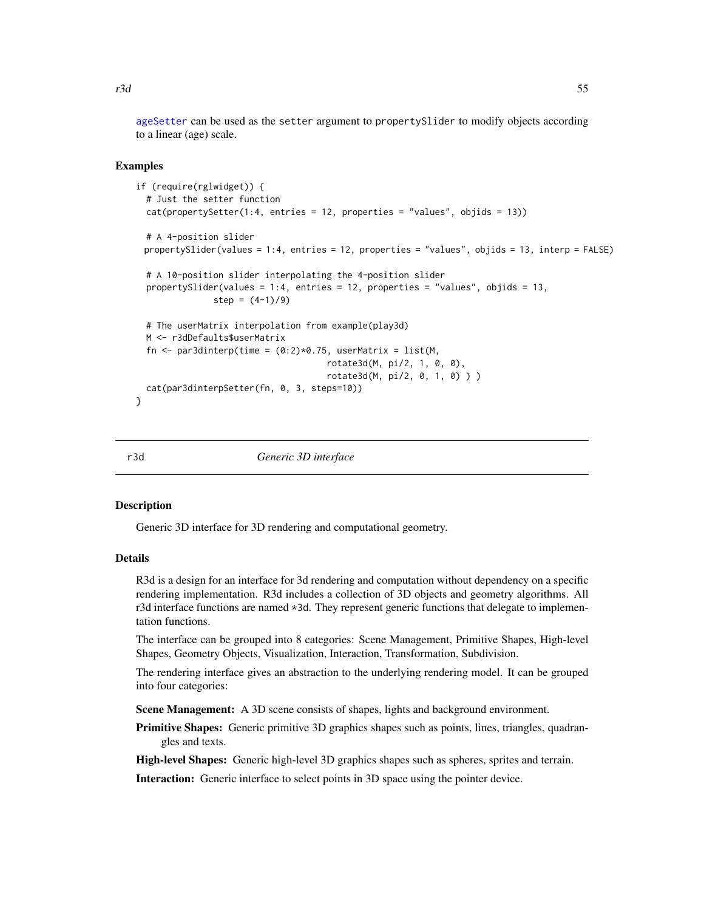ageSetter can be used as the setter argument to propertySlider to modify objects according to a linear (age) scale.

### Examples

```
if (require(rglwidget)) {
  # Just the setter function
  cat(propertySetter(1:4, entries = 12, properties = "values", objids = 13))

  # A 4-position slider
 propertySlider(values = 1:4, entries = 12, properties = "values", objids = 13, interp = FALSE)

  # A 10-position slider interpolating the 4-position slider
  propertySlider(values = 1:4, entries = 12, properties = "values", objids = 13,
              step = (4-1)/9)

  # The userMatrix interpolation from example(play3d)
  M <- r3dDefaults$userMatrix
  fn <- par3dinterp(time = (0:2)*0.75, userMatrix = list(M,
                                    rotate3d(M, pi/2, 1, 0, 0),
                                    rotate3d(M, pi/2, 0, 1, 0) ) )
  cat(par3dinterpSetter(fn, 0, 3, steps=10))
}
```

---

## r3d *Generic 3D interface*

### Description

Generic 3D interface for 3D rendering and computational geometry.

### Details

R3d is a design for an interface for 3d rendering and computation without dependency on a specific rendering implementation. R3d includes a collection of 3D objects and geometry algorithms. All r3d interface functions are named *3d. They represent generic functions that delegate to implementation functions.

The interface can be grouped into 8 categories: Scene Management, Primitive Shapes, High-level Shapes, Geometry Objects, Visualization, Interaction, Transformation, Subdivision.

The rendering interface gives an abstraction to the underlying rendering model. It can be grouped into four categories:

**Scene Management:** A 3D scene consists of shapes, lights and background environment.

**Primitive Shapes:** Generic primitive 3D graphics shapes such as points, lines, triangles, quadrangles and texts.

**High-level Shapes:** Generic high-level 3D graphics shapes such as spheres, sprites and terrain.

**Interaction:** Generic interface to select points in 3D space using the pointer device.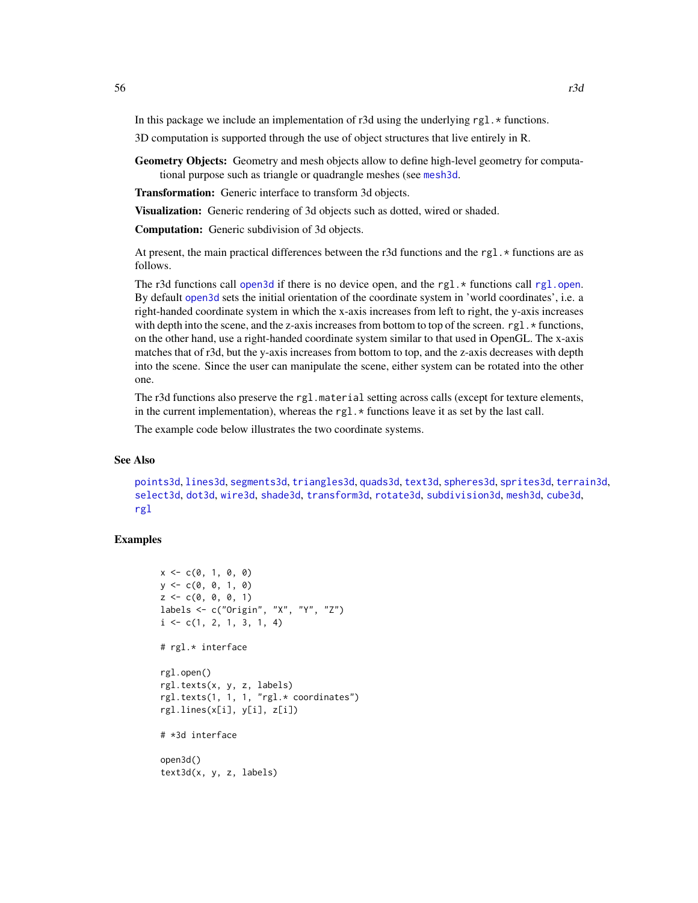In this package we include an implementation of r3d using the underlying `rgl.*` functions.

3D computation is supported through the use of object structures that live entirely in R.

**Geometry Objects:** Geometry and mesh objects allow to define high-level geometry for computational purpose such as triangle or quadrangle meshes (see `mesh3d`.

**Transformation:** Generic interface to transform 3d objects.

**Visualization:** Generic rendering of 3d objects such as dotted, wired or shaded.

**Computation:** Generic subdivision of 3d objects.

At present, the main practical differences between the r3d functions and the `rgl.*` functions are as follows.

The r3d functions call `open3d` if there is no device open, and the `rgl.*` functions call `rgl.open`. By default `open3d` sets the initial orientation of the coordinate system in 'world coordinates', i.e. a right-handed coordinate system in which the x-axis increases from left to right, the y-axis increases with depth into the scene, and the z-axis increases from bottom to top of the screen. `rgl.*` functions, on the other hand, use a right-handed coordinate system similar to that used in OpenGL. The x-axis matches that of r3d, but the y-axis increases from bottom to top, and the z-axis decreases with depth into the scene. Since the user can manipulate the scene, either system can be rotated into the other one.

The r3d functions also preserve the `rgl.material` setting across calls (except for texture elements, in the current implementation), whereas the `rgl.*` functions leave it as set by the last call.

The example code below illustrates the two coordinate systems.

## See Also

`points3d`, `lines3d`, `segments3d`, `triangles3d`, `quads3d`, `text3d`, `spheres3d`, `sprites3d`, `terrain3d`, `select3d`, `dot3d`, `wire3d`, `shade3d`, `transform3d`, `rotate3d`, `subdivision3d`, `mesh3d`, `cube3d`, `rgl`

## Examples

```
x <- c(0, 1, 0, 0)
y <- c(0, 0, 1, 0)
z <- c(0, 0, 0, 1)
labels <- c("Origin", "X", "Y", "Z")
i <- c(1, 2, 1, 3, 1, 4)

# rgl.* interface

rgl.open()
rgl.texts(x, y, z, labels)
rgl.texts(1, 1, 1, "rgl.* coordinates")
rgl.lines(x[i], y[i], z[i])

# *3d interface

open3d()
text3d(x, y, z, labels)
```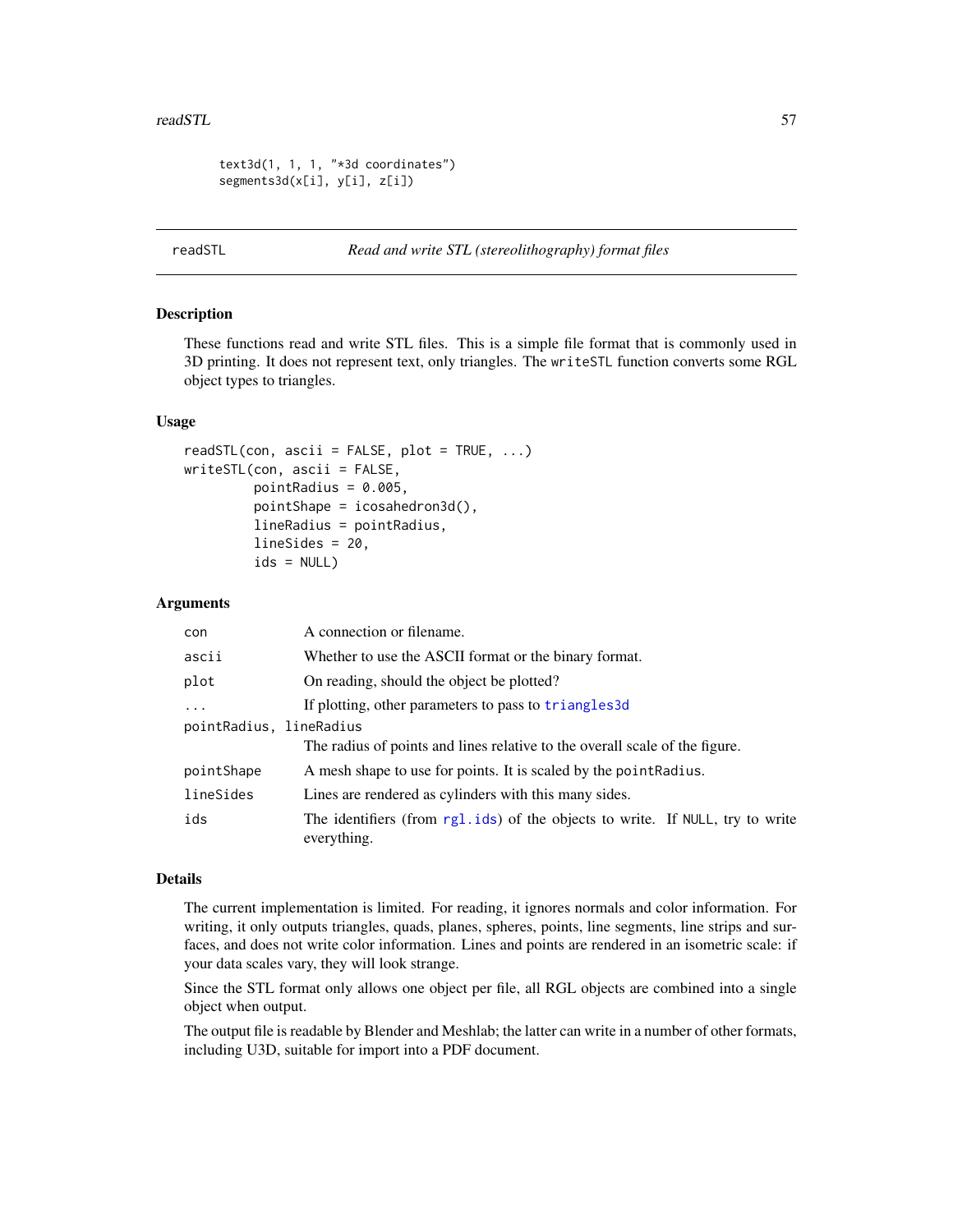```
text3d(1, 1, 1, "*3d coordinates")
segments3d(x[i], y[i], z[i])
```

---

readSTL *Read and write STL (stereolithography) format files*

---

### Description

These functions read and write STL files. This is a simple file format that is commonly used in 3D printing. It does not represent text, only triangles. The `writeSTL` function converts some RGL object types to triangles.

### Usage

```
readSTL(con, ascii = FALSE, plot = TRUE, ...)
writeSTL(con, ascii = FALSE,
         pointRadius = 0.005,
         pointShape = icosahedron3d(),
         lineRadius = pointRadius,
         lineSides = 20,
         ids = NULL)
```

### Arguments

| | |
|---|---|
| `con` | A connection or filename. |
| `ascii` | Whether to use the ASCII format or the binary format. |
| `plot` | On reading, should the object be plotted? |
| `...` | If plotting, other parameters to pass to `triangles3d` |
| `pointRadius, lineRadius` | The radius of points and lines relative to the overall scale of the figure. |
| `pointShape` | A mesh shape to use for points. It is scaled by the `pointRadius`. |
| `lineSides` | Lines are rendered as cylinders with this many sides. |
| `ids` | The identifiers (from `rgl.ids`) of the objects to write. If `NULL`, try to write everything. |

### Details

The current implementation is limited. For reading, it ignores normals and color information. For writing, it only outputs triangles, quads, planes, spheres, points, line segments, line strips and surfaces, and does not write color information. Lines and points are rendered in an isometric scale: if your data scales vary, they will look strange.

Since the STL format only allows one object per file, all RGL objects are combined into a single object when output.

The output file is readable by Blender and Meshlab; the latter can write in a number of other formats, including U3D, suitable for import into a PDF document.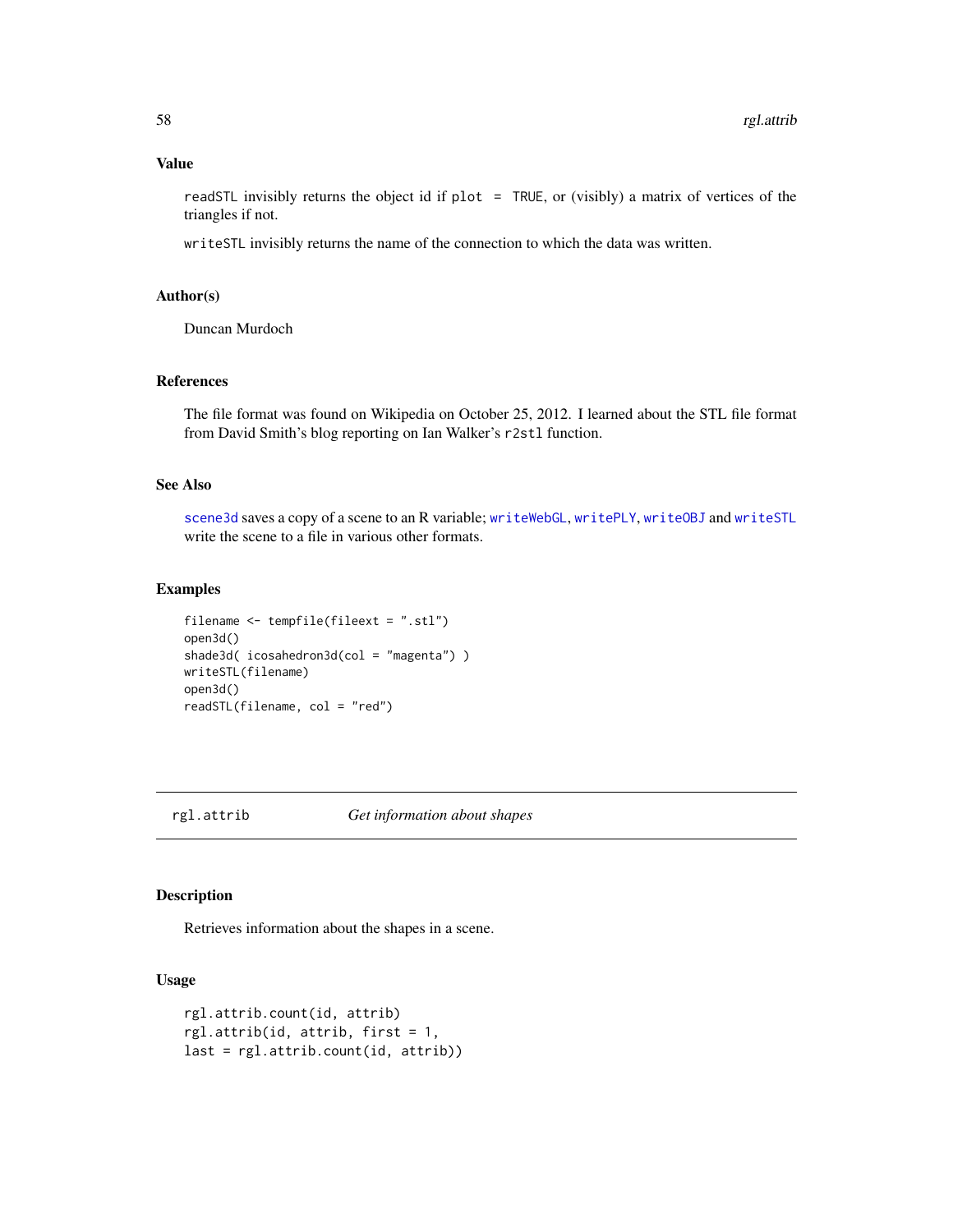## Value

`readSTL` invisibly returns the object id if `plot = TRUE`, or (visibly) a matrix of vertices of the triangles if not.

`writeSTL` invisibly returns the name of the connection to which the data was written.

## Author(s)

Duncan Murdoch

## References

The file format was found on Wikipedia on October 25, 2012. I learned about the STL file format from David Smith's blog reporting on Ian Walker's `r2stl` function.

## See Also

`scene3d` saves a copy of a scene to an R variable; `writeWebGL`, `writePLY`, `writeOBJ` and `writeSTL` write the scene to a file in various other formats.

## Examples

```
filename <- tempfile(fileext = ".stl")
open3d()
shade3d( icosahedron3d(col = "magenta") )
writeSTL(filename)
open3d()
readSTL(filename, col = "red")
```

---

# rgl.attrib &nbsp;&nbsp;&nbsp;&nbsp; *Get information about shapes*

## Description

Retrieves information about the shapes in a scene.

## Usage

```
rgl.attrib.count(id, attrib)
rgl.attrib(id, attrib, first = 1,
last = rgl.attrib.count(id, attrib))
```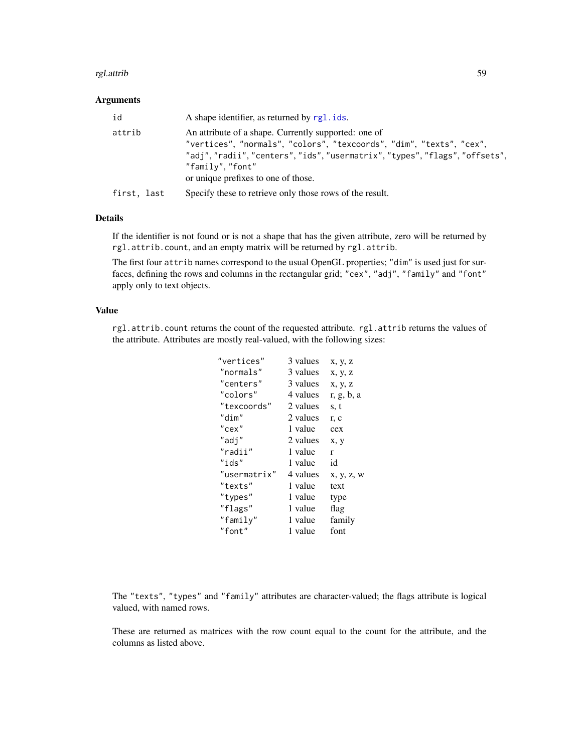### Arguments

| | |
|---|---|
| `id` | A shape identifier, as returned by `rgl.ids`. |
| `attrib` | An attribute of a shape. Currently supported: one of `"vertices"`, `"normals"`, `"colors"`, `"texcoords"`, `"dim"`, `"texts"`, `"cex"`, `"adj"`, `"radii"`, `"centers"`, `"ids"`, `"usermatrix"`, `"types"`, `"flags"`, `"offsets"`, `"family"`, `"font"` or unique prefixes to one of those. |
| `first, last` | Specify these to retrieve only those rows of the result. |

### Details

If the identifier is not found or is not a shape that has the given attribute, zero will be returned by `rgl.attrib.count`, and an empty matrix will be returned by `rgl.attrib`.

The first four `attrib` names correspond to the usual OpenGL properties; `"dim"` is used just for surfaces, defining the rows and columns in the rectangular grid; `"cex"`, `"adj"`, `"family"` and `"font"` apply only to text objects.

### Value

`rgl.attrib.count` returns the count of the requested attribute. `rgl.attrib` returns the values of the attribute. Attributes are mostly real-valued, with the following sizes:

| | | |
|---|---|---|
| `"vertices"` | 3 values | x, y, z |
| `"normals"` | 3 values | x, y, z |
| `"centers"` | 3 values | x, y, z |
| `"colors"` | 4 values | r, g, b, a |
| `"texcoords"` | 2 values | s, t |
| `"dim"` | 2 values | r, c |
| `"cex"` | 1 value | cex |
| `"adj"` | 2 values | x, y |
| `"radii"` | 1 value | r |
| `"ids"` | 1 value | id |
| `"usermatrix"` | 4 values | x, y, z, w |
| `"texts"` | 1 value | text |
| `"types"` | 1 value | type |
| `"flags"` | 1 value | flag |
| `"family"` | 1 value | family |
| `"font"` | 1 value | font |

The `"texts"`, `"types"` and `"family"` attributes are character-valued; the flags attribute is logical valued, with named rows.

These are returned as matrices with the row count equal to the count for the attribute, and the columns as listed above.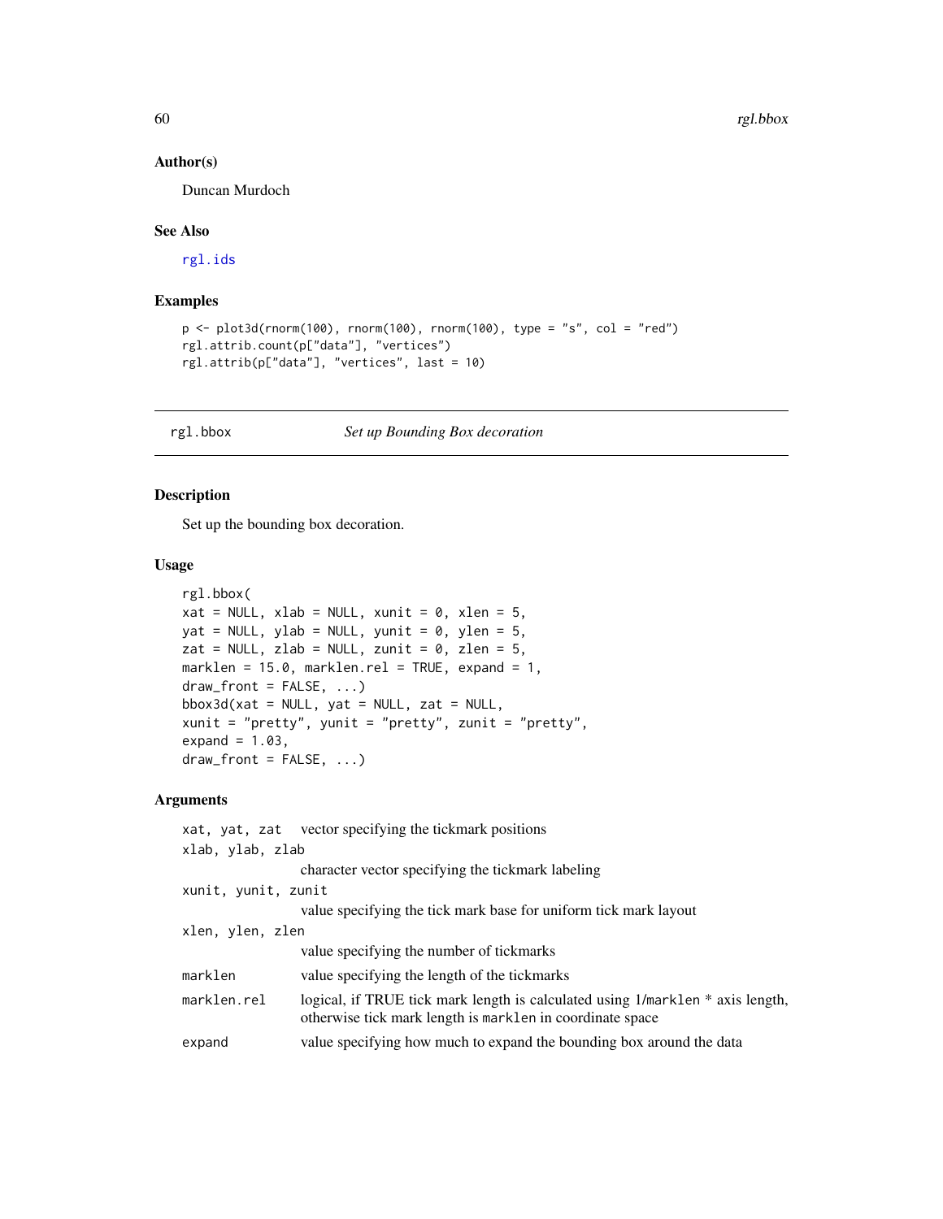### Author(s)

Duncan Murdoch

### See Also

rgl.ids

### Examples

```
p <- plot3d(rnorm(100), rnorm(100), rnorm(100), type = "s", col = "red")
rgl.attrib.count(p["data"], "vertices")
rgl.attrib(p["data"], "vertices", last = 10)
```

---

## rgl.bbox *Set up Bounding Box decoration*

### Description

Set up the bounding box decoration.

### Usage

```
rgl.bbox(
xat = NULL, xlab = NULL, xunit = 0, xlen = 5,
yat = NULL, ylab = NULL, yunit = 0, ylen = 5,
zat = NULL, zlab = NULL, zunit = 0, zlen = 5,
marklen = 15.0, marklen.rel = TRUE, expand = 1,
draw_front = FALSE, ...)
bbox3d(xat = NULL, yat = NULL, zat = NULL,
xunit = "pretty", yunit = "pretty", zunit = "pretty",
expand = 1.03,
draw_front = FALSE, ...)
```

### Arguments

| | |
|---|---|
| `xat, yat, zat` | vector specifying the tickmark positions |
| `xlab, ylab, zlab` | character vector specifying the tickmark labeling |
| `xunit, yunit, zunit` | value specifying the tick mark base for uniform tick mark layout |
| `xlen, ylen, zlen` | value specifying the number of tickmarks |
| `marklen` | value specifying the length of the tickmarks |
| `marklen.rel` | logical, if TRUE tick mark length is calculated using 1/`marklen` * axis length, otherwise tick mark length is `marklen` in coordinate space |
| `expand` | value specifying how much to expand the bounding box around the data |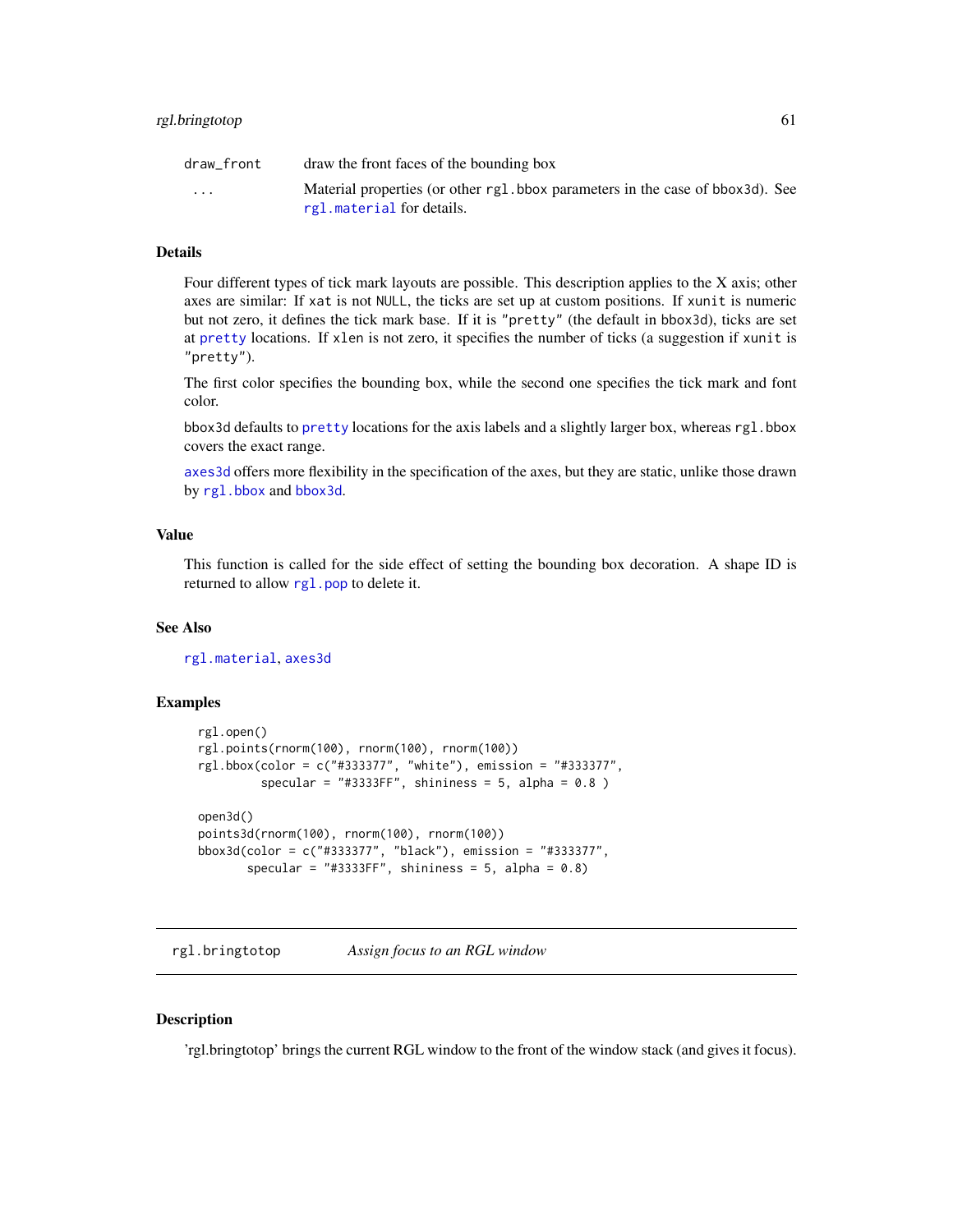| | |
|---|---|
| draw_front | draw the front faces of the bounding box |
| ... | Material properties (or other rgl.bbox parameters in the case of bbox3d). See rgl.material for details. |

### Details

Four different types of tick mark layouts are possible. This description applies to the X axis; other axes are similar: If xat is not NULL, the ticks are set up at custom positions. If xunit is numeric but not zero, it defines the tick mark base. If it is "pretty" (the default in bbox3d), ticks are set at pretty locations. If xlen is not zero, it specifies the number of ticks (a suggestion if xunit is "pretty").

The first color specifies the bounding box, while the second one specifies the tick mark and font color.

bbox3d defaults to pretty locations for the axis labels and a slightly larger box, whereas rgl.bbox covers the exact range.

axes3d offers more flexibility in the specification of the axes, but they are static, unlike those drawn by rgl.bbox and bbox3d.

### Value

This function is called for the side effect of setting the bounding box decoration. A shape ID is returned to allow rgl.pop to delete it.

### See Also

rgl.material, axes3d

### Examples

```
rgl.open()
rgl.points(rnorm(100), rnorm(100), rnorm(100))
rgl.bbox(color = c("#333377", "white"), emission = "#333377",
         specular = "#3333FF", shininess = 5, alpha = 0.8 )

open3d()
points3d(rnorm(100), rnorm(100), rnorm(100))
bbox3d(color = c("#333377", "black"), emission = "#333377",
       specular = "#3333FF", shininess = 5, alpha = 0.8)
```

---

## rgl.bringtotop — *Assign focus to an RGL window*

### Description

'rgl.bringtotop' brings the current RGL window to the front of the window stack (and gives it focus).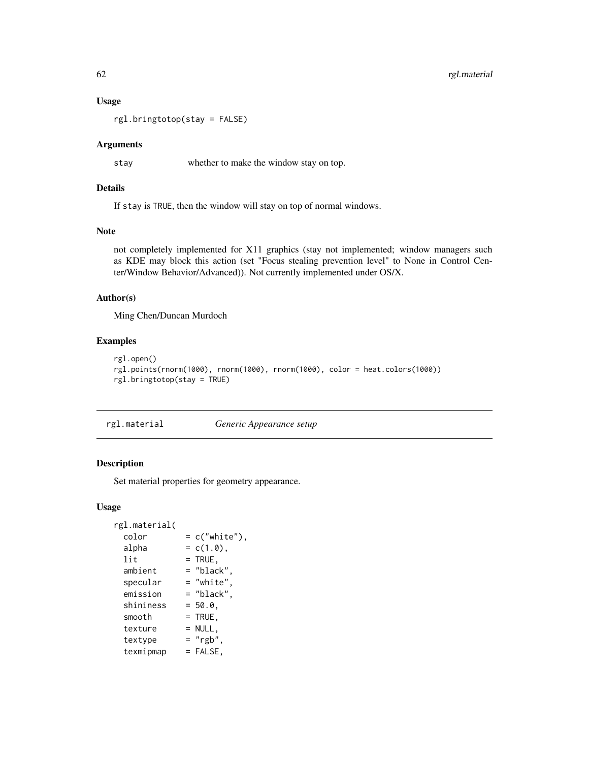### Usage

```
rgl.bringtotop(stay = FALSE)
```

### Arguments

`stay` whether to make the window stay on top.

### Details

If `stay` is `TRUE`, then the window will stay on top of normal windows.

### Note

not completely implemented for X11 graphics (stay not implemented; window managers such as KDE may block this action (set "Focus stealing prevention level" to None in Control Center/Window Behavior/Advanced)). Not currently implemented under OS/X.

### Author(s)

Ming Chen/Duncan Murdoch

### Examples

```
rgl.open()
rgl.points(rnorm(1000), rnorm(1000), rnorm(1000), color = heat.colors(1000))
rgl.bringtotop(stay = TRUE)
```

---

## rgl.material — *Generic Appearance setup*

---

### Description

Set material properties for geometry appearance.

### Usage

```
rgl.material(
  color        = c("white"),
  alpha        = c(1.0),
  lit          = TRUE,
  ambient      = "black",
  specular     = "white",
  emission     = "black",
  shininess    = 50.0,
  smooth       = TRUE,
  texture      = NULL,
  textype      = "rgb",
  texmipmap    = FALSE,
```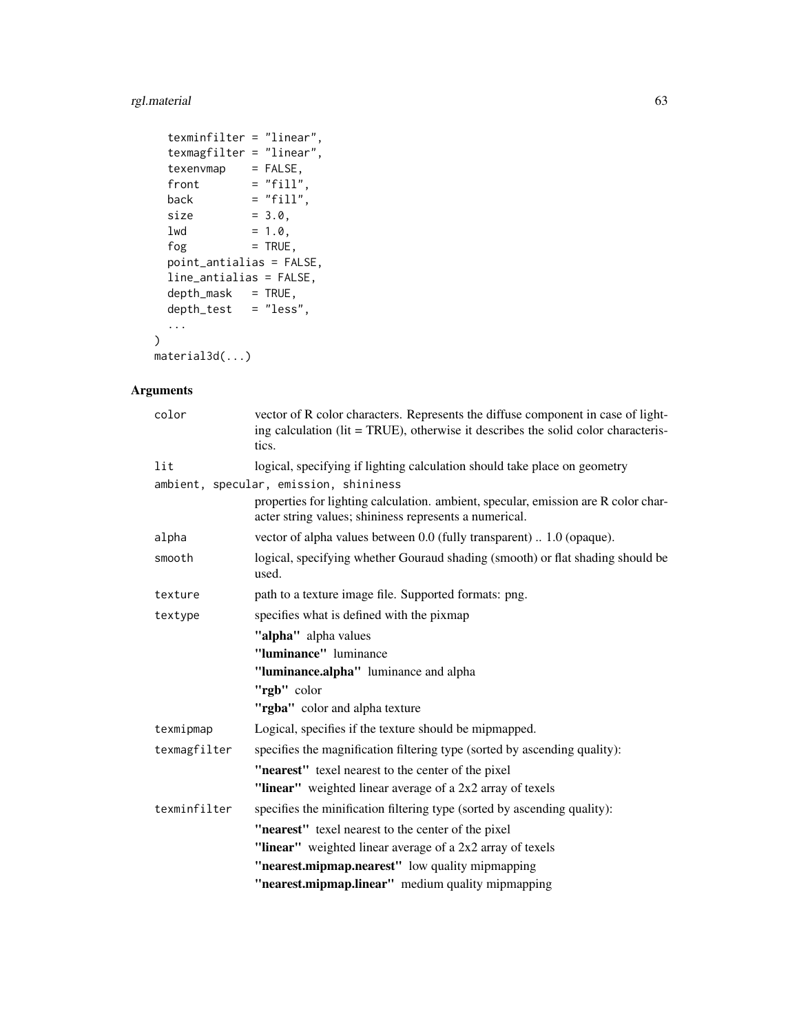```
  texminfilter = "linear",
  texmagfilter = "linear",
  texenvmap    = FALSE,
  front        = "fill",
  back         = "fill",
  size         = 3.0,
  lwd          = 1.0,
  fog          = TRUE,
  point_antialias = FALSE,
  line_antialias = FALSE,
  depth_mask   = TRUE,
  depth_test   = "less",
  ...
)
material3d(...)
```

## Arguments

`color` vector of R color characters. Represents the diffuse component in case of lighting calculation (lit = TRUE), otherwise it describes the solid color characteristics.

`lit` logical, specifying if lighting calculation should take place on geometry

`ambient, specular, emission, shininess`
properties for lighting calculation. ambient, specular, emission are R color character string values; shininess represents a numerical.

`alpha` vector of alpha values between 0.0 (fully transparent) .. 1.0 (opaque).

`smooth` logical, specifying whether Gouraud shading (smooth) or flat shading should be used.

`texture` path to a texture image file. Supported formats: png.

`textype` specifies what is defined with the pixmap

- **"alpha"** alpha values
- **"luminance"** luminance
- **"luminance.alpha"** luminance and alpha
- **"rgb"** color
- **"rgba"** color and alpha texture

`texmipmap` Logical, specifies if the texture should be mipmapped.

`texmagfilter` specifies the magnification filtering type (sorted by ascending quality):

- **"nearest"** texel nearest to the center of the pixel
- **"linear"** weighted linear average of a 2x2 array of texels

`texminfilter` specifies the minification filtering type (sorted by ascending quality):

- **"nearest"** texel nearest to the center of the pixel
- **"linear"** weighted linear average of a 2x2 array of texels
- **"nearest.mipmap.nearest"** low quality mipmapping
- **"nearest.mipmap.linear"** medium quality mipmapping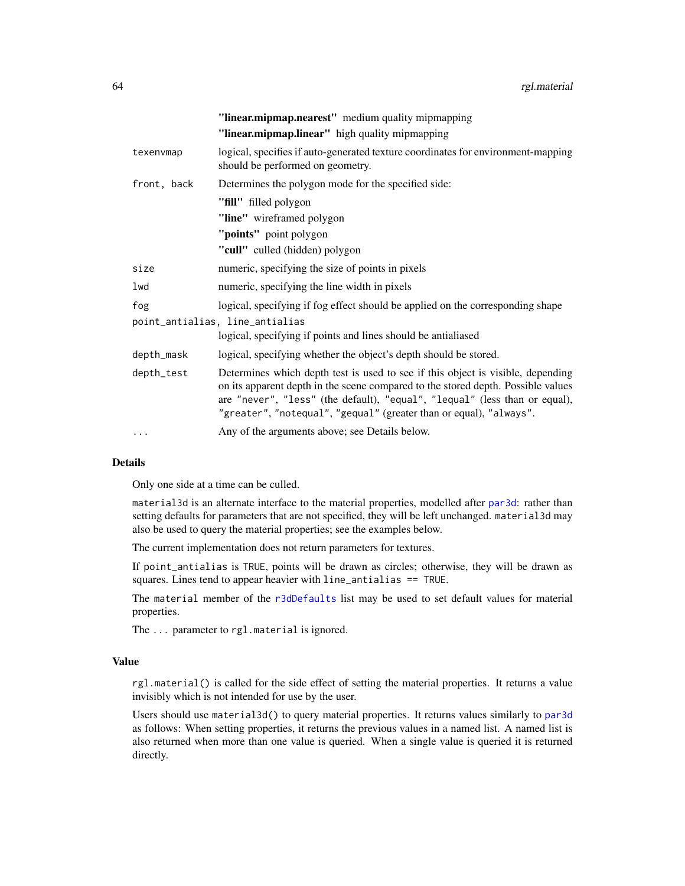**"linear.mipmap.nearest"** medium quality mipmapping

**"linear.mipmap.linear"** high quality mipmapping

`texenvmap` logical, specifies if auto-generated texture coordinates for environment-mapping should be performed on geometry.

`front, back` Determines the polygon mode for the specified side:

- **"fill"** filled polygon
- **"line"** wireframed polygon
- **"points"** point polygon
- **"cull"** culled (hidden) polygon

`size` numeric, specifying the size of points in pixels

`lwd` numeric, specifying the line width in pixels

`fog` logical, specifying if fog effect should be applied on the corresponding shape

`point_antialias, line_antialias`
logical, specifying if points and lines should be antialiased

`depth_mask` logical, specifying whether the object's depth should be stored.

`depth_test` Determines which depth test is used to see if this object is visible, depending on its apparent depth in the scene compared to the stored depth. Possible values are `"never"`, `"less"` (the default), `"equal"`, `"lequal"` (less than or equal), `"greater"`, `"notequal"`, `"gequal"` (greater than or equal), `"always"`.

`...` Any of the arguments above; see Details below.

### Details

Only one side at a time can be culled.

`material3d` is an alternate interface to the material properties, modelled after `par3d`: rather than setting defaults for parameters that are not specified, they will be left unchanged. `material3d` may also be used to query the material properties; see the examples below.

The current implementation does not return parameters for textures.

If `point_antialias` is `TRUE`, points will be drawn as circles; otherwise, they will be drawn as squares. Lines tend to appear heavier with `line_antialias == TRUE`.

The `material` member of the `r3dDefaults` list may be used to set default values for material properties.

The `...` parameter to `rgl.material` is ignored.

### Value

`rgl.material()` is called for the side effect of setting the material properties. It returns a value invisibly which is not intended for use by the user.

Users should use `material3d()` to query material properties. It returns values similarly to `par3d` as follows: When setting properties, it returns the previous values in a named list. A named list is also returned when more than one value is queried. When a single value is queried it is returned directly.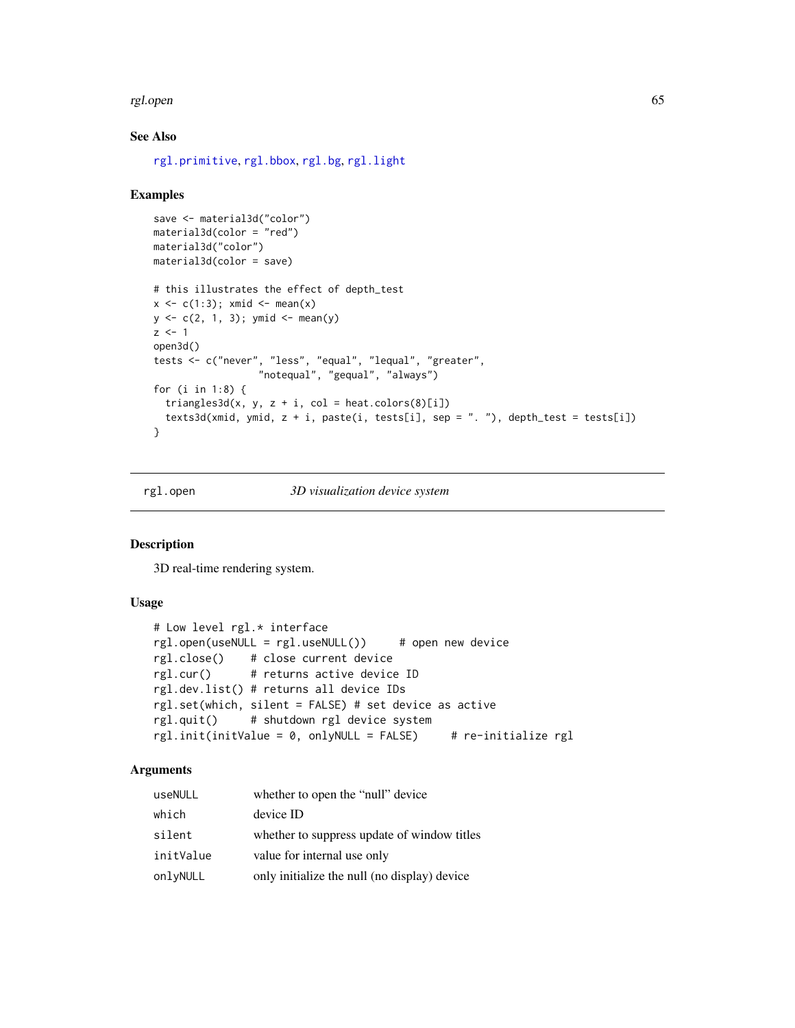## See Also

rgl.primitive, rgl.bbox, rgl.bg, rgl.light

## Examples

```
save <- material3d("color")
material3d(color = "red")
material3d("color")
material3d(color = save)

# this illustrates the effect of depth_test
x <- c(1:3); xmid <- mean(x)
y <- c(2, 1, 3); ymid <- mean(y)
z <- 1
open3d()
tests <- c("never", "less", "equal", "lequal", "greater",
           "notequal", "gequal", "always")
for (i in 1:8) {
  triangles3d(x, y, z + i, col = heat.colors(8)[i])
  texts3d(xmid, ymid, z + i, paste(i, tests[i], sep = ". "), depth_test = tests[i])
}
```

---

# rgl.open — *3D visualization device system*

## Description

3D real-time rendering system.

## Usage

```
# Low level rgl.* interface
rgl.open(useNULL = rgl.useNULL())     # open new device
rgl.close()    # close current device
rgl.cur()      # returns active device ID
rgl.dev.list() # returns all device IDs
rgl.set(which, silent = FALSE) # set device as active
rgl.quit()     # shutdown rgl device system
rgl.init(initValue = 0, onlyNULL = FALSE)     # re-initialize rgl
```

## Arguments

| | |
|---|---|
| useNULL | whether to open the "null" device |
| which | device ID |
| silent | whether to suppress update of window titles |
| initValue | value for internal use only |
| onlyNULL | only initialize the null (no display) device |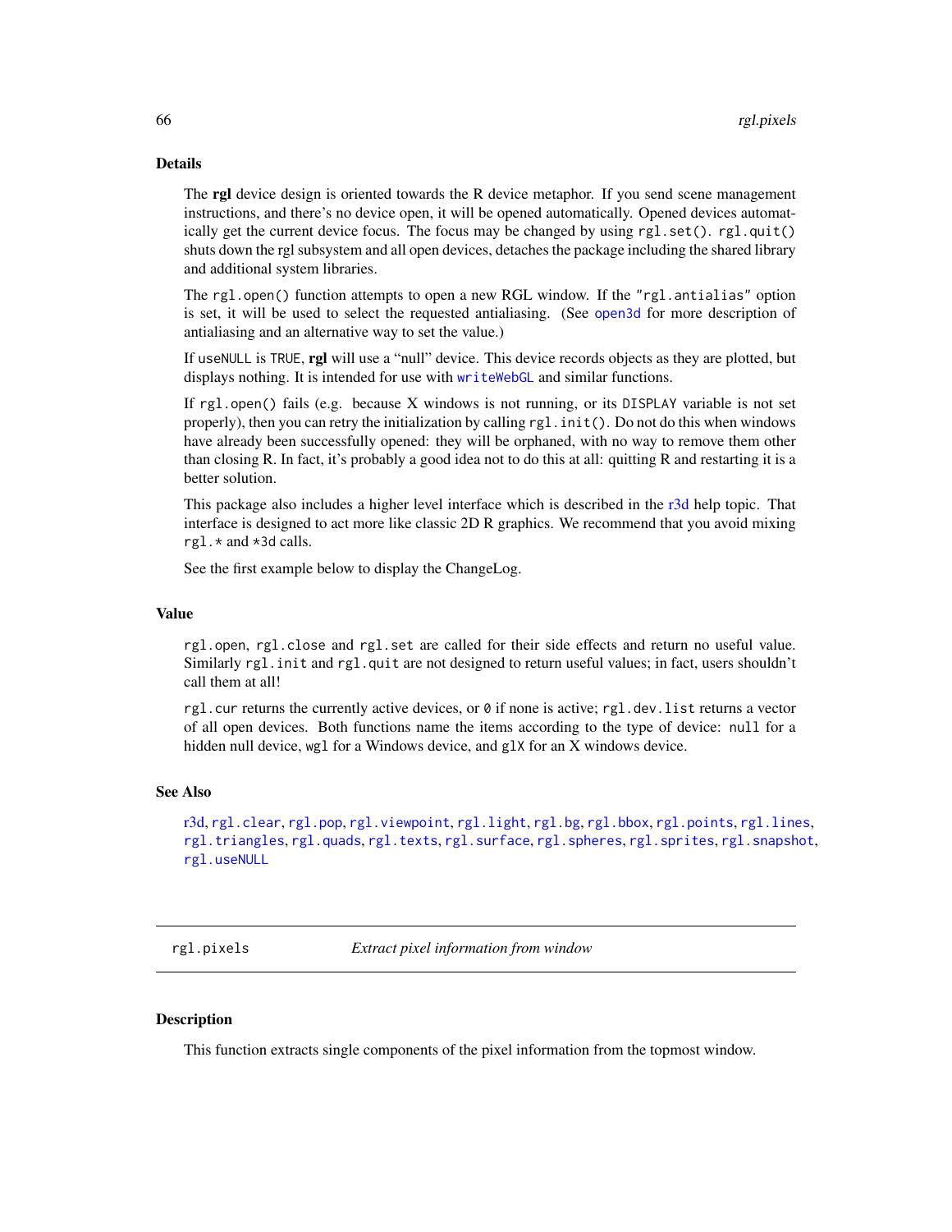## Details

The **rgl** device design is oriented towards the R device metaphor. If you send scene management instructions, and there's no device open, it will be opened automatically. Opened devices automatically get the current device focus. The focus may be changed by using `rgl.set()`. `rgl.quit()` shuts down the rgl subsystem and all open devices, detaches the package including the shared library and additional system libraries.

The `rgl.open()` function attempts to open a new RGL window. If the `"rgl.antialias"` option is set, it will be used to select the requested antialiasing. (See `open3d` for more description of antialiasing and an alternative way to set the value.)

If `useNULL` is `TRUE`, **rgl** will use a "null" device. This device records objects as they are plotted, but displays nothing. It is intended for use with `writeWebGL` and similar functions.

If `rgl.open()` fails (e.g. because X windows is not running, or its `DISPLAY` variable is not set properly), then you can retry the initialization by calling `rgl.init()`. Do not do this when windows have already been successfully opened: they will be orphaned, with no way to remove them other than closing R. In fact, it's probably a good idea not to do this at all: quitting R and restarting it is a better solution.

This package also includes a higher level interface which is described in the r3d help topic. That interface is designed to act more like classic 2D R graphics. We recommend that you avoid mixing `rgl.*` and `*3d` calls.

See the first example below to display the ChangeLog.

## Value

`rgl.open`, `rgl.close` and `rgl.set` are called for their side effects and return no useful value. Similarly `rgl.init` and `rgl.quit` are not designed to return useful values; in fact, users shouldn't call them at all!

`rgl.cur` returns the currently active devices, or `0` if none is active; `rgl.dev.list` returns a vector of all open devices. Both functions name the items according to the type of device: `null` for a hidden null device, `wgl` for a Windows device, and `glX` for an X windows device.

## See Also

r3d, `rgl.clear`, `rgl.pop`, `rgl.viewpoint`, `rgl.light`, `rgl.bg`, `rgl.bbox`, `rgl.points`, `rgl.lines`, `rgl.triangles`, `rgl.quads`, `rgl.texts`, `rgl.surface`, `rgl.spheres`, `rgl.sprites`, `rgl.snapshot`, `rgl.useNULL`

---

# rgl.pixels *Extract pixel information from window*

---

## Description

This function extracts single components of the pixel information from the topmost window.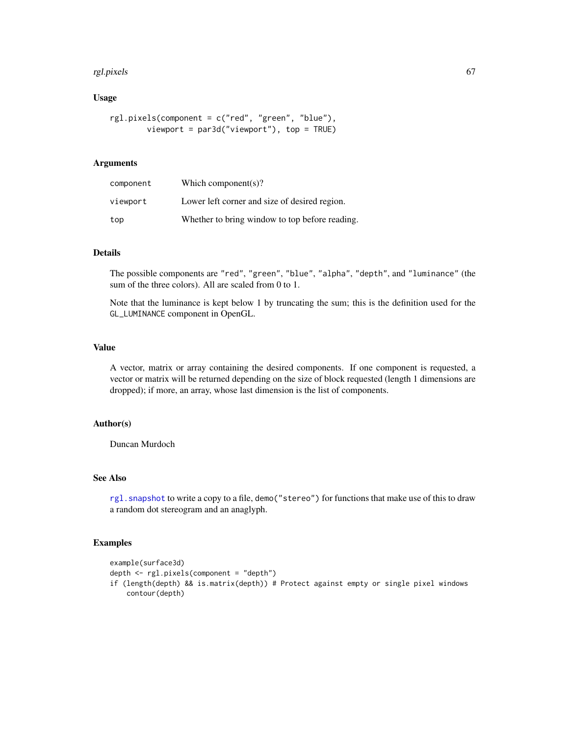## Usage

```
rgl.pixels(component = c("red", "green", "blue"),
        viewport = par3d("viewport"), top = TRUE)
```

## Arguments

| | |
|---|---|
| component | Which component(s)? |
| viewport | Lower left corner and size of desired region. |
| top | Whether to bring window to top before reading. |

## Details

The possible components are "red", "green", "blue", "alpha", "depth", and "luminance" (the sum of the three colors). All are scaled from 0 to 1.

Note that the luminance is kept below 1 by truncating the sum; this is the definition used for the GL_LUMINANCE component in OpenGL.

## Value

A vector, matrix or array containing the desired components. If one component is requested, a vector or matrix will be returned depending on the size of block requested (length 1 dimensions are dropped); if more, an array, whose last dimension is the list of components.

## Author(s)

Duncan Murdoch

## See Also

rgl.snapshot to write a copy to a file, demo("stereo") for functions that make use of this to draw a random dot stereogram and an anaglyph.

## Examples

```
example(surface3d)
depth <- rgl.pixels(component = "depth")
if (length(depth) && is.matrix(depth)) # Protect against empty or single pixel windows
    contour(depth)
```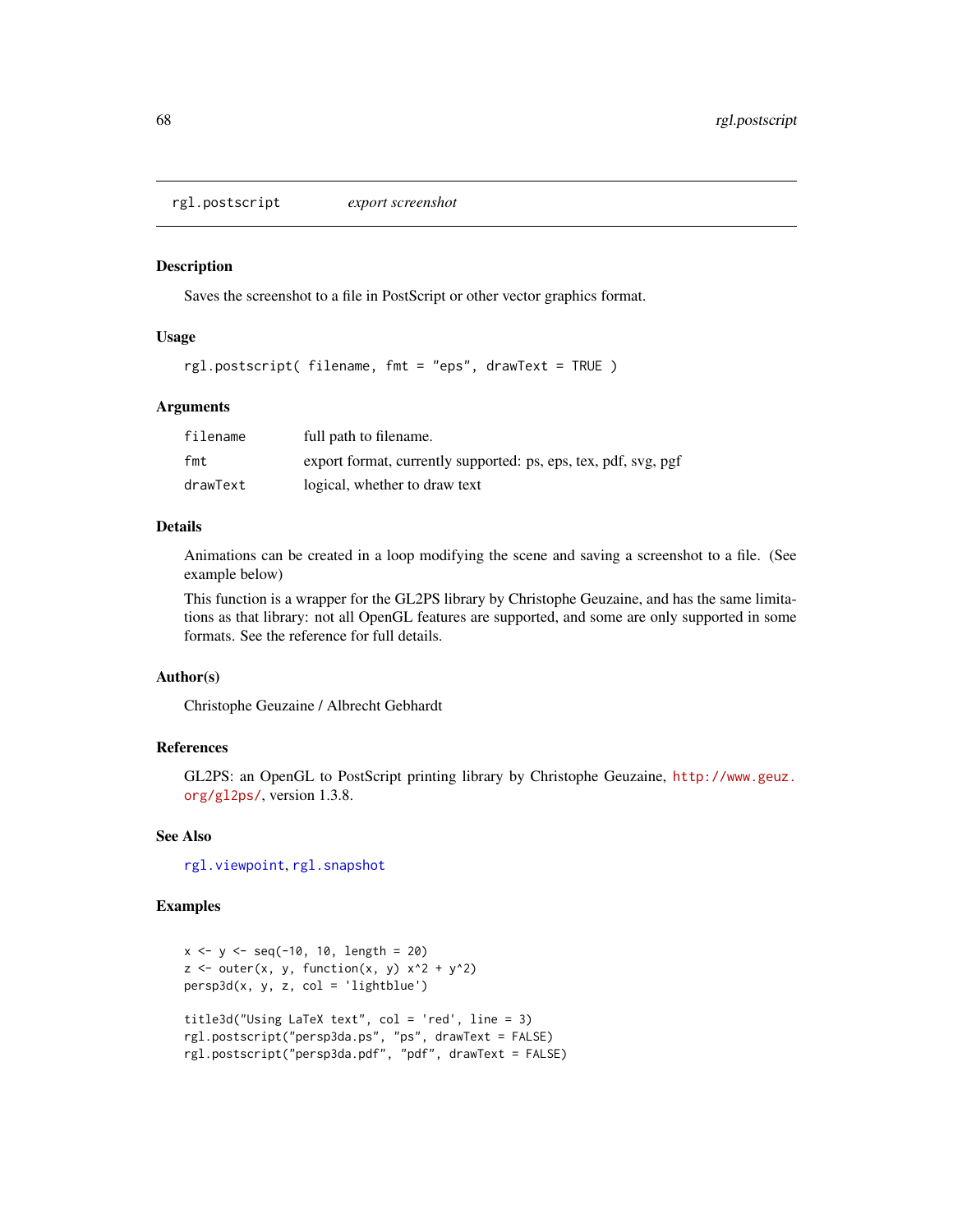rgl.postscript *export screenshot*

### Description

Saves the screenshot to a file in PostScript or other vector graphics format.

### Usage

```
rgl.postscript( filename, fmt = "eps", drawText = TRUE )
```

### Arguments

| | |
|---|---|
| filename | full path to filename. |
| fmt | export format, currently supported: ps, eps, tex, pdf, svg, pgf |
| drawText | logical, whether to draw text |

### Details

Animations can be created in a loop modifying the scene and saving a screenshot to a file. (See example below)

This function is a wrapper for the GL2PS library by Christophe Geuzaine, and has the same limitations as that library: not all OpenGL features are supported, and some are only supported in some formats. See the reference for full details.

### Author(s)

Christophe Geuzaine / Albrecht Gebhardt

### References

GL2PS: an OpenGL to PostScript printing library by Christophe Geuzaine, http://www.geuz.org/gl2ps/, version 1.3.8.

### See Also

rgl.viewpoint, rgl.snapshot

### Examples

```
x <- y <- seq(-10, 10, length = 20)
z <- outer(x, y, function(x, y) x^2 + y^2)
persp3d(x, y, z, col = 'lightblue')

title3d("Using LaTeX text", col = 'red', line = 3)
rgl.postscript("persp3da.ps", "ps", drawText = FALSE)
rgl.postscript("persp3da.pdf", "pdf", drawText = FALSE)
```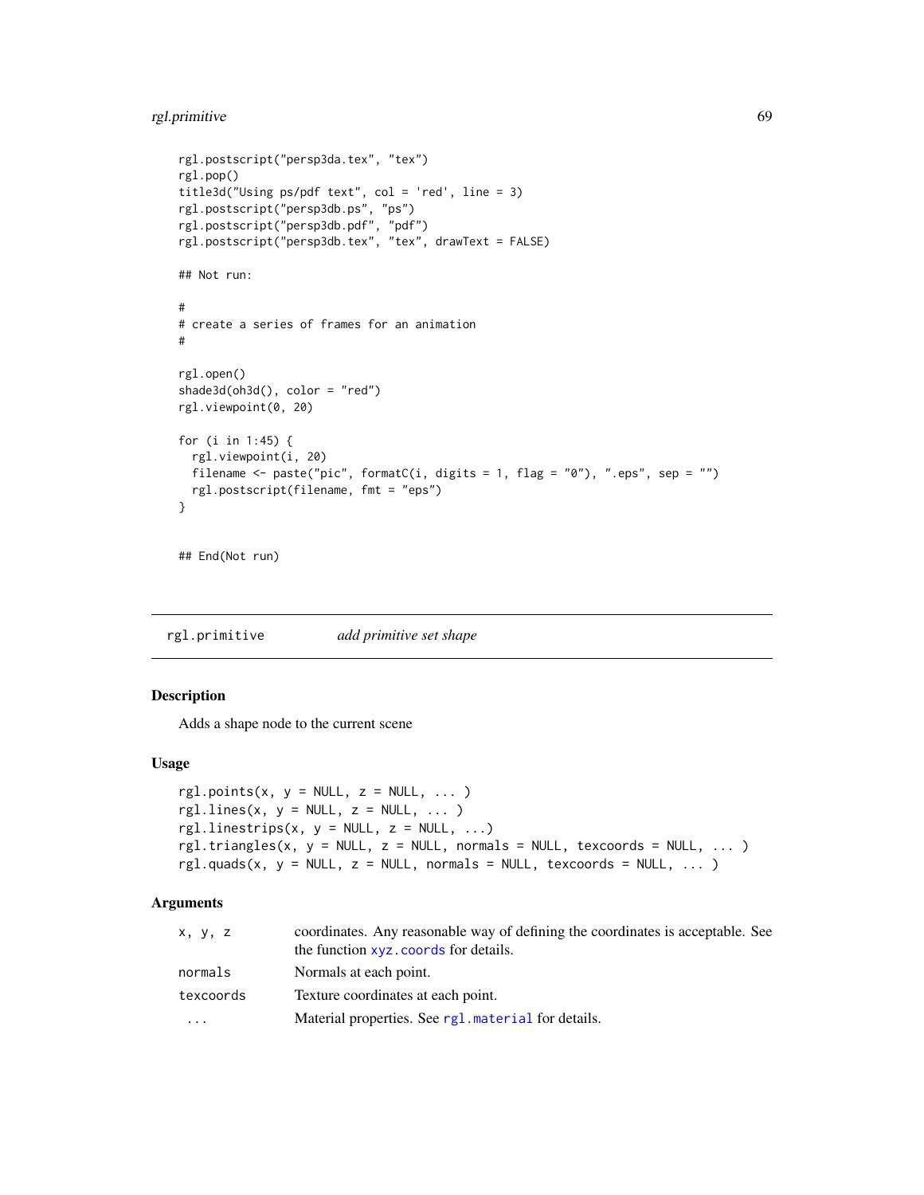```
rgl.postscript("persp3da.tex", "tex")
rgl.pop()
title3d("Using ps/pdf text", col = 'red', line = 3)
rgl.postscript("persp3db.ps", "ps")
rgl.postscript("persp3db.pdf", "pdf")
rgl.postscript("persp3db.tex", "tex", drawText = FALSE)

## Not run:

#
# create a series of frames for an animation
#

rgl.open()
shade3d(oh3d(), color = "red")
rgl.viewpoint(0, 20)

for (i in 1:45) {
  rgl.viewpoint(i, 20)
  filename <- paste("pic", formatC(i, digits = 1, flag = "0"), ".eps", sep = "")
  rgl.postscript(filename, fmt = "eps")
}


## End(Not run)
```

---

## rgl.primitive — *add primitive set shape*

### Description

Adds a shape node to the current scene

### Usage

```
rgl.points(x, y = NULL, z = NULL, ... )
rgl.lines(x, y = NULL, z = NULL, ... )
rgl.linestrips(x, y = NULL, z = NULL, ...)
rgl.triangles(x, y = NULL, z = NULL, normals = NULL, texcoords = NULL, ... )
rgl.quads(x, y = NULL, z = NULL, normals = NULL, texcoords = NULL, ... )
```

### Arguments

| | |
|---|---|
| `x, y, z` | coordinates. Any reasonable way of defining the coordinates is acceptable. See the function `xyz.coords` for details. |
| `normals` | Normals at each point. |
| `texcoords` | Texture coordinates at each point. |
| `...` | Material properties. See `rgl.material` for details. |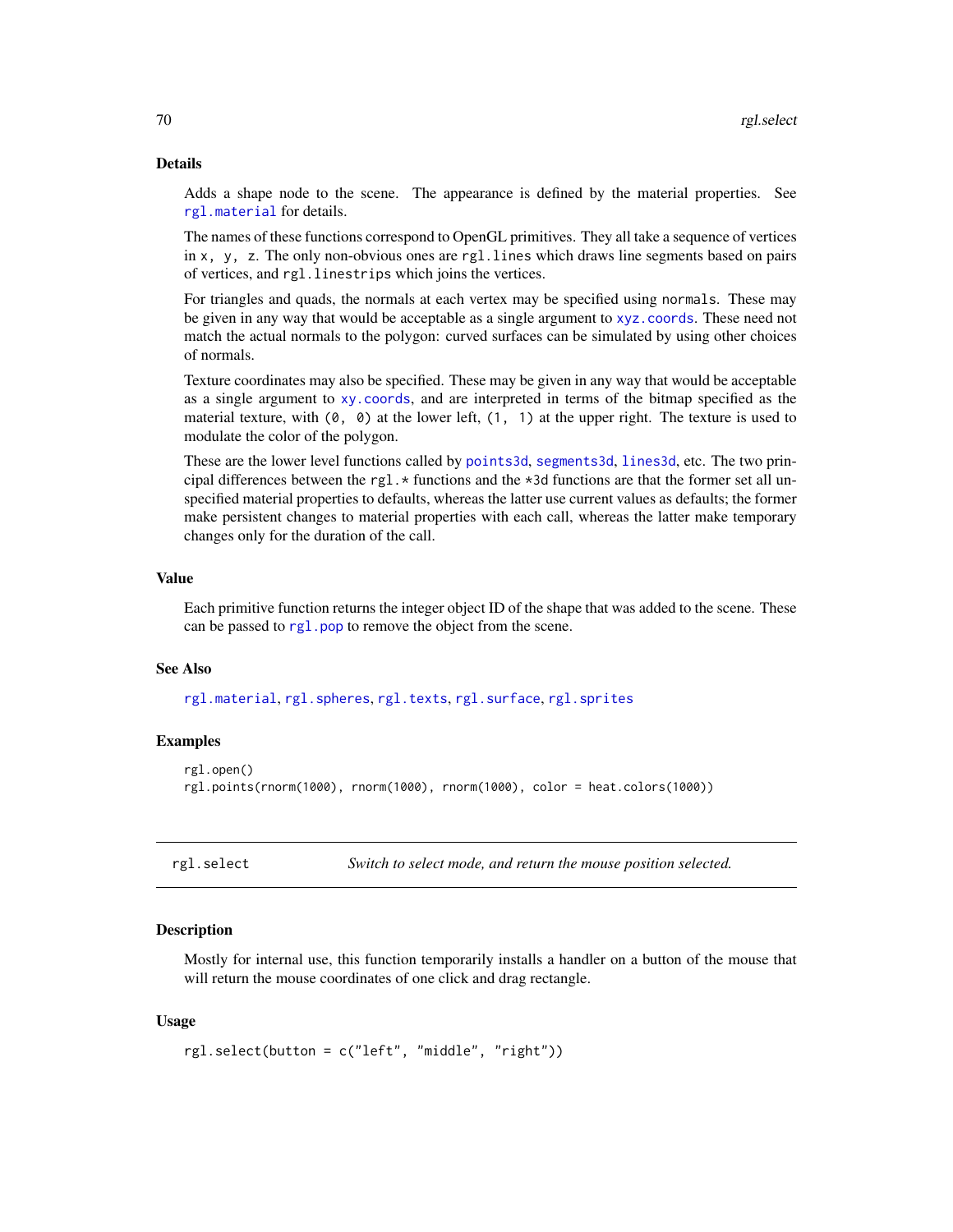### Details

Adds a shape node to the scene. The appearance is defined by the material properties. See `rgl.material` for details.

The names of these functions correspond to OpenGL primitives. They all take a sequence of vertices in `x, y, z`. The only non-obvious ones are `rgl.lines` which draws line segments based on pairs of vertices, and `rgl.linestrips` which joins the vertices.

For triangles and quads, the normals at each vertex may be specified using `normals`. These may be given in any way that would be acceptable as a single argument to `xyz.coords`. These need not match the actual normals to the polygon: curved surfaces can be simulated by using other choices of normals.

Texture coordinates may also be specified. These may be given in any way that would be acceptable as a single argument to `xy.coords`, and are interpreted in terms of the bitmap specified as the material texture, with `(0, 0)` at the lower left, `(1, 1)` at the upper right. The texture is used to modulate the color of the polygon.

These are the lower level functions called by `points3d`, `segments3d`, `lines3d`, etc. The two principal differences between the `rgl.*` functions and the `*3d` functions are that the former set all unspecified material properties to defaults, whereas the latter use current values as defaults; the former make persistent changes to material properties with each call, whereas the latter make temporary changes only for the duration of the call.

### Value

Each primitive function returns the integer object ID of the shape that was added to the scene. These can be passed to `rgl.pop` to remove the object from the scene.

### See Also

`rgl.material`, `rgl.spheres`, `rgl.texts`, `rgl.surface`, `rgl.sprites`

### Examples

```
rgl.open()
rgl.points(rnorm(1000), rnorm(1000), rnorm(1000), color = heat.colors(1000))
```

---

## rgl.select — *Switch to select mode, and return the mouse position selected.*

### Description

Mostly for internal use, this function temporarily installs a handler on a button of the mouse that will return the mouse coordinates of one click and drag rectangle.

### Usage

```
rgl.select(button = c("left", "middle", "right"))
```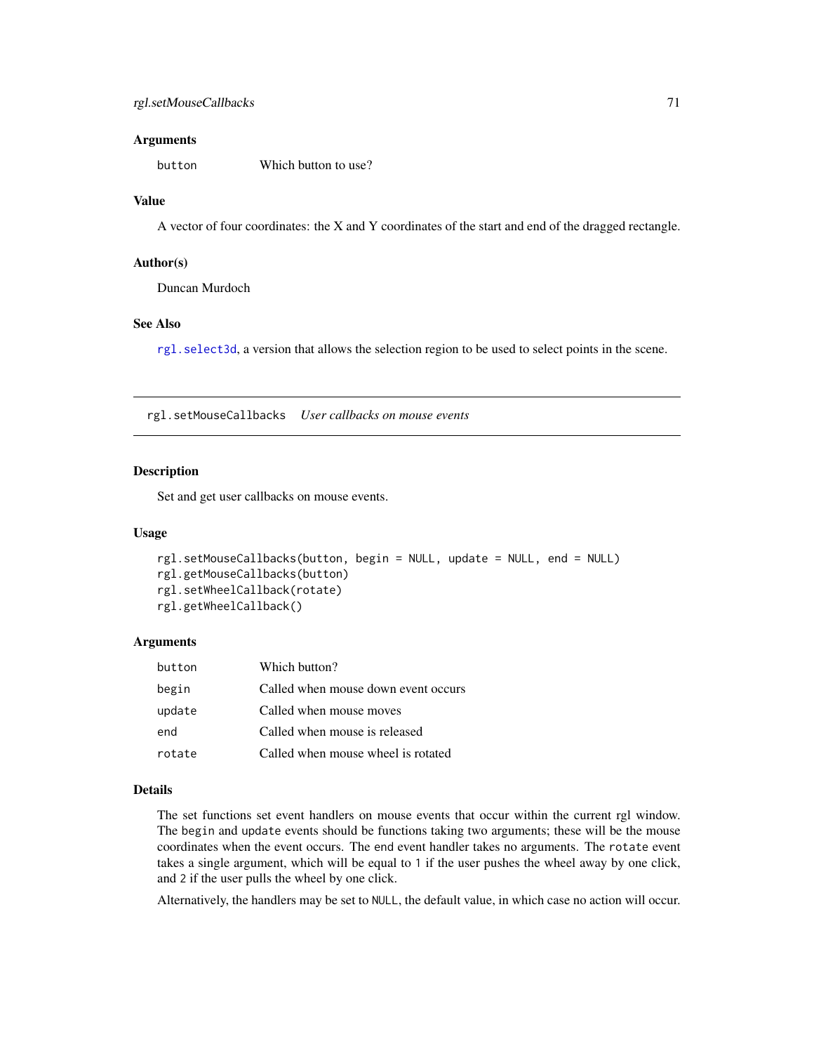### Arguments

| | |
|---|---|
| `button` | Which button to use? |

### Value

A vector of four coordinates: the X and Y coordinates of the start and end of the dragged rectangle.

### Author(s)

Duncan Murdoch

### See Also

`rgl.select3d`, a version that allows the selection region to be used to select points in the scene.

---

## rgl.setMouseCallbacks *User callbacks on mouse events*

---

### Description

Set and get user callbacks on mouse events.

### Usage

```
rgl.setMouseCallbacks(button, begin = NULL, update = NULL, end = NULL)
rgl.getMouseCallbacks(button)
rgl.setWheelCallback(rotate)
rgl.getWheelCallback()
```

### Arguments

| | |
|---|---|
| `button` | Which button? |
| `begin` | Called when mouse down event occurs |
| `update` | Called when mouse moves |
| `end` | Called when mouse is released |
| `rotate` | Called when mouse wheel is rotated |

### Details

The set functions set event handlers on mouse events that occur within the current rgl window. The `begin` and `update` events should be functions taking two arguments; these will be the mouse coordinates when the event occurs. The `end` event handler takes no arguments. The `rotate` event takes a single argument, which will be equal to `1` if the user pushes the wheel away by one click, and `2` if the user pulls the wheel by one click.

Alternatively, the handlers may be set to `NULL`, the default value, in which case no action will occur.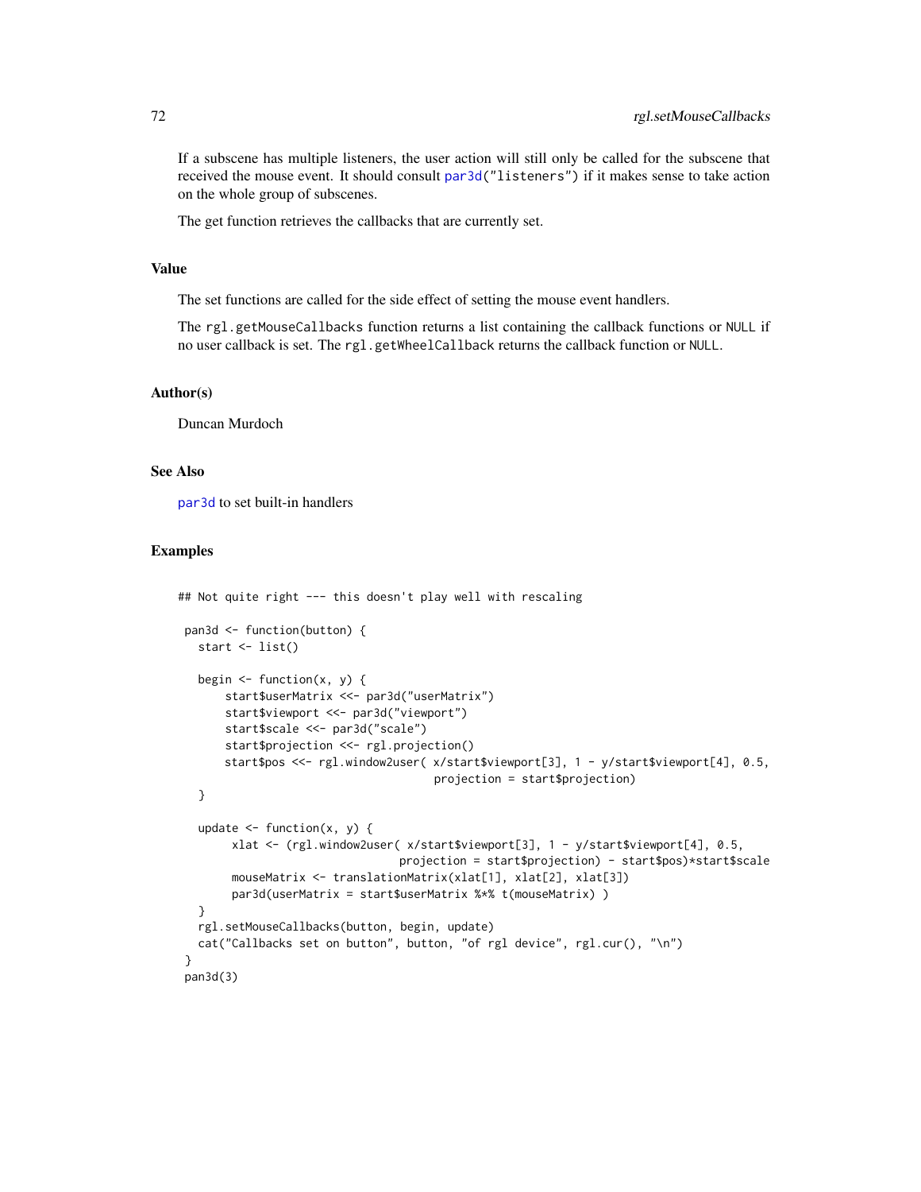If a subscene has multiple listeners, the user action will still only be called for the subscene that received the mouse event. It should consult `par3d("listeners")` if it makes sense to take action on the whole group of subscenes.

The get function retrieves the callbacks that are currently set.

## Value

The set functions are called for the side effect of setting the mouse event handlers.

The `rgl.getMouseCallbacks` function returns a list containing the callback functions or `NULL` if no user callback is set. The `rgl.getWheelCallback` returns the callback function or `NULL`.

## Author(s)

Duncan Murdoch

## See Also

`par3d` to set built-in handlers

## Examples

```
## Not quite right --- this doesn't play well with rescaling

 pan3d <- function(button) {
   start <- list()

   begin <- function(x, y) {
       start$userMatrix <<- par3d("userMatrix")
       start$viewport <<- par3d("viewport")
       start$scale <<- par3d("scale")
       start$projection <<- rgl.projection()
       start$pos <<- rgl.window2user( x/start$viewport[3], 1 - y/start$viewport[4], 0.5,
                                      projection = start$projection)
   }

   update <- function(x, y) {
        xlat <- (rgl.window2user( x/start$viewport[3], 1 - y/start$viewport[4], 0.5,
                                 projection = start$projection) - start$pos)*start$scale
        mouseMatrix <- translationMatrix(xlat[1], xlat[2], xlat[3])
        par3d(userMatrix = start$userMatrix %*% t(mouseMatrix) )
   }
   rgl.setMouseCallbacks(button, begin, update)
   cat("Callbacks set on button", button, "of rgl device", rgl.cur(), "\n")
 }
 pan3d(3)
```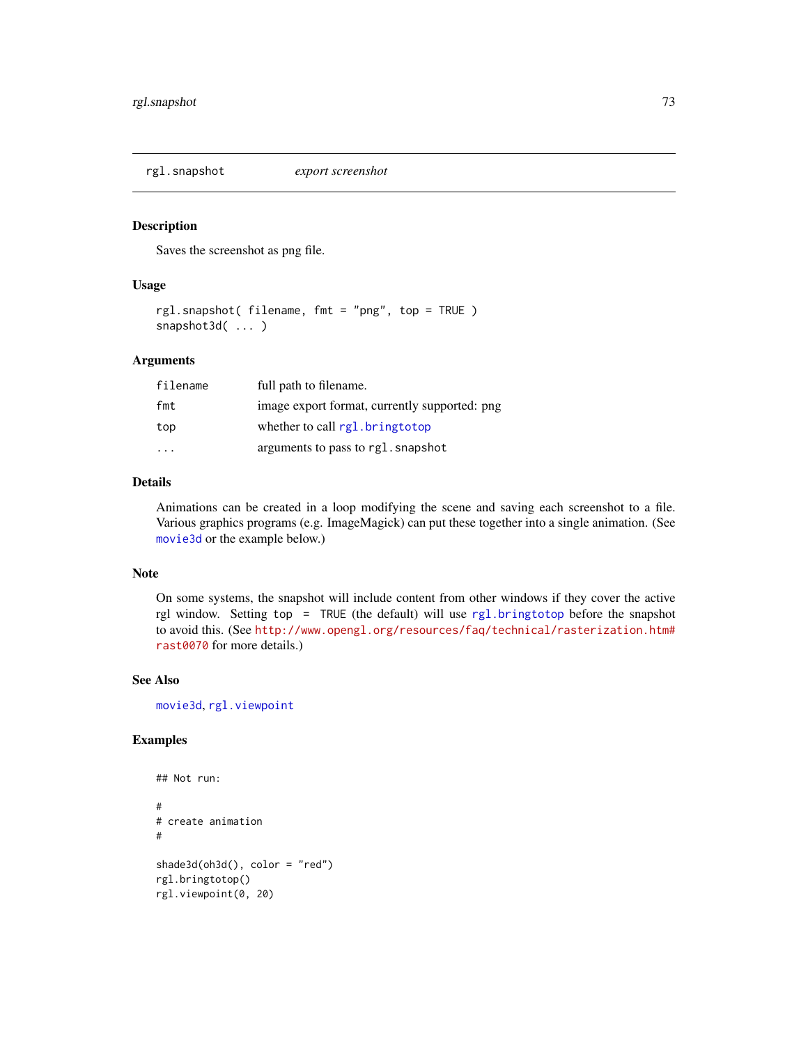rgl.snapshot *export screenshot*

### Description

Saves the screenshot as png file.

### Usage

```
rgl.snapshot( filename, fmt = "png", top = TRUE )
snapshot3d( ... )
```

### Arguments

| | |
|---|---|
| filename | full path to filename. |
| fmt | image export format, currently supported: png |
| top | whether to call rgl.bringtotop |
| ... | arguments to pass to rgl.snapshot |

### Details

Animations can be created in a loop modifying the scene and saving each screenshot to a file. Various graphics programs (e.g. ImageMagick) can put these together into a single animation. (See movie3d or the example below.)

### Note

On some systems, the snapshot will include content from other windows if they cover the active rgl window. Setting top = TRUE (the default) will use rgl.bringtotop before the snapshot to avoid this. (See http://www.opengl.org/resources/faq/technical/rasterization.htm#rast0070 for more details.)

### See Also

movie3d, rgl.viewpoint

### Examples

```
## Not run:

#
# create animation
#

shade3d(oh3d(), color = "red")
rgl.bringtotop()
rgl.viewpoint(0, 20)
```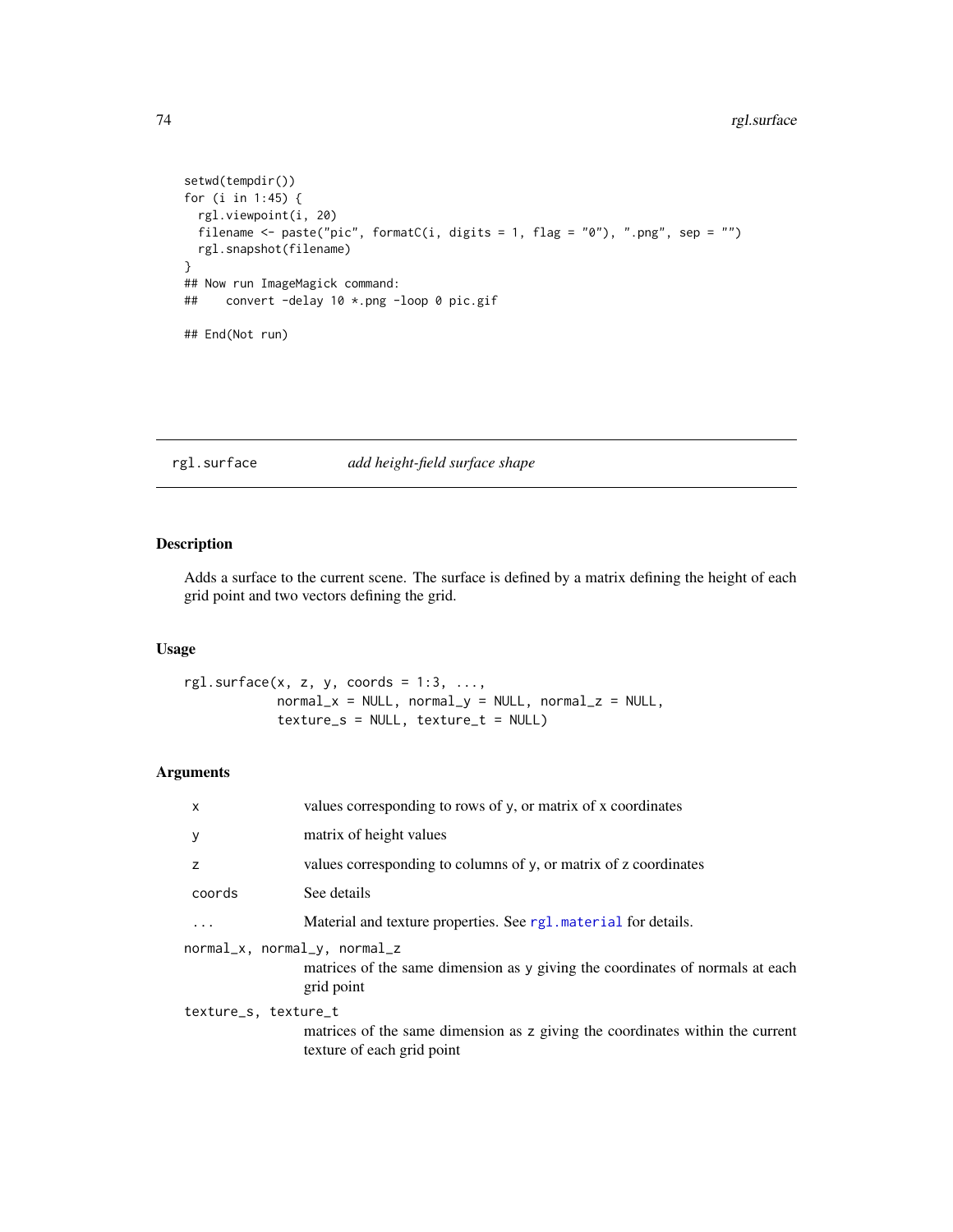```
setwd(tempdir())
for (i in 1:45) {
  rgl.viewpoint(i, 20)
  filename <- paste("pic", formatC(i, digits = 1, flag = "0"), ".png", sep = "")
  rgl.snapshot(filename)
}
## Now run ImageMagick command:
##    convert -delay 10 *.png -loop 0 pic.gif

## End(Not run)
```

---

## rgl.surface *add height-field surface shape*

---

### Description

Adds a surface to the current scene. The surface is defined by a matrix defining the height of each grid point and two vectors defining the grid.

### Usage

```
rgl.surface(x, z, y, coords = 1:3, ...,
            normal_x = NULL, normal_y = NULL, normal_z = NULL,
            texture_s = NULL, texture_t = NULL)
```

### Arguments

| | |
|---|---|
| `x` | values corresponding to rows of y, or matrix of x coordinates |
| `y` | matrix of height values |
| `z` | values corresponding to columns of y, or matrix of z coordinates |
| `coords` | See details |
| `...` | Material and texture properties. See `rgl.material` for details. |
| `normal_x, normal_y, normal_z` | matrices of the same dimension as y giving the coordinates of normals at each grid point |
| `texture_s, texture_t` | matrices of the same dimension as z giving the coordinates within the current texture of each grid point |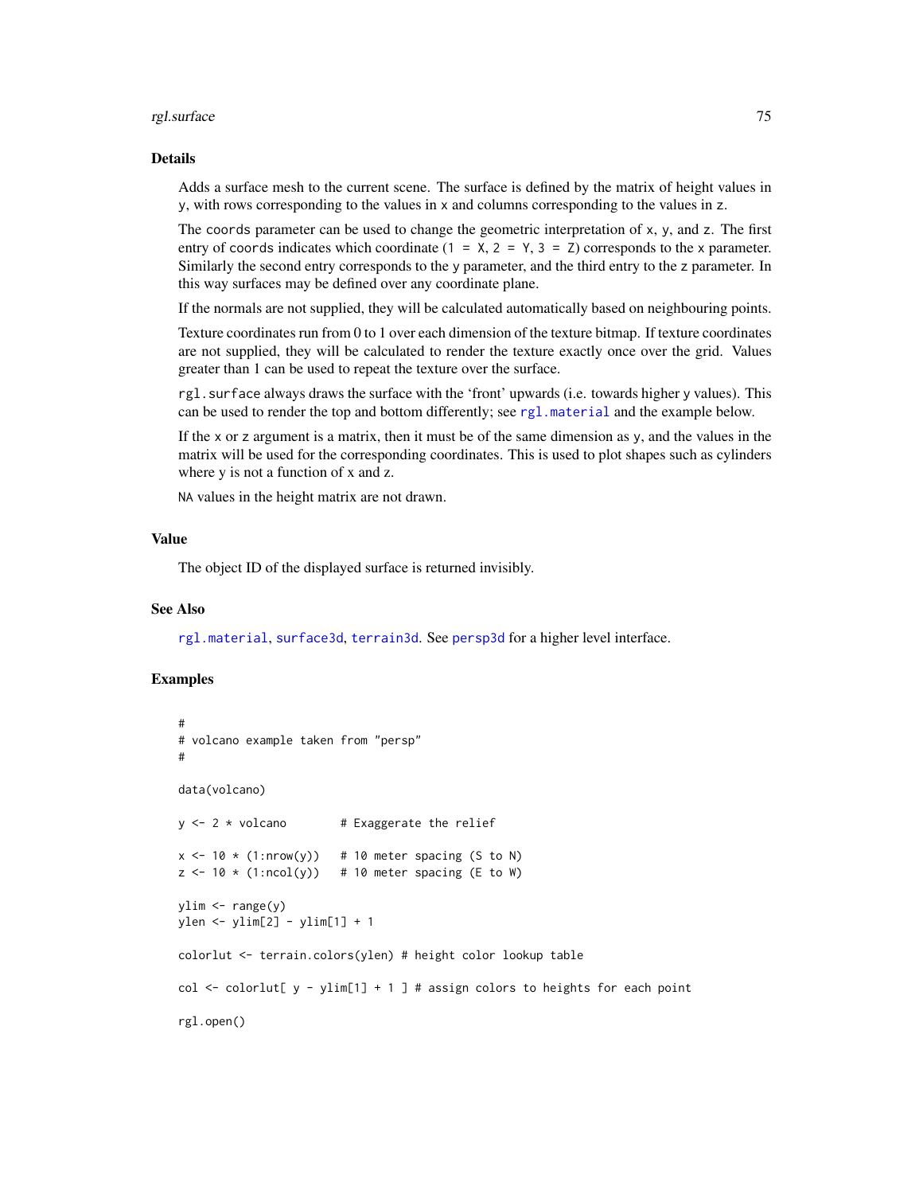## Details

Adds a surface mesh to the current scene. The surface is defined by the matrix of height values in `y`, with rows corresponding to the values in `x` and columns corresponding to the values in `z`.

The `coords` parameter can be used to change the geometric interpretation of `x`, `y`, and `z`. The first entry of `coords` indicates which coordinate (`1 = X`, `2 = Y`, `3 = Z`) corresponds to the `x` parameter. Similarly the second entry corresponds to the `y` parameter, and the third entry to the `z` parameter. In this way surfaces may be defined over any coordinate plane.

If the normals are not supplied, they will be calculated automatically based on neighbouring points.

Texture coordinates run from 0 to 1 over each dimension of the texture bitmap. If texture coordinates are not supplied, they will be calculated to render the texture exactly once over the grid. Values greater than 1 can be used to repeat the texture over the surface.

`rgl.surface` always draws the surface with the 'front' upwards (i.e. towards higher `y` values). This can be used to render the top and bottom differently; see `rgl.material` and the example below.

If the `x` or `z` argument is a matrix, then it must be of the same dimension as `y`, and the values in the matrix will be used for the corresponding coordinates. This is used to plot shapes such as cylinders where y is not a function of x and z.

`NA` values in the height matrix are not drawn.

## Value

The object ID of the displayed surface is returned invisibly.

## See Also

`rgl.material`, `surface3d`, `terrain3d`. See `persp3d` for a higher level interface.

## Examples

```
#
# volcano example taken from "persp"
#

data(volcano)

y <- 2 * volcano        # Exaggerate the relief

x <- 10 * (1:nrow(y))   # 10 meter spacing (S to N)
z <- 10 * (1:ncol(y))   # 10 meter spacing (E to W)

ylim <- range(y)
ylen <- ylim[2] - ylim[1] + 1

colorlut <- terrain.colors(ylen) # height color lookup table

col <- colorlut[ y - ylim[1] + 1 ] # assign colors to heights for each point

rgl.open()
```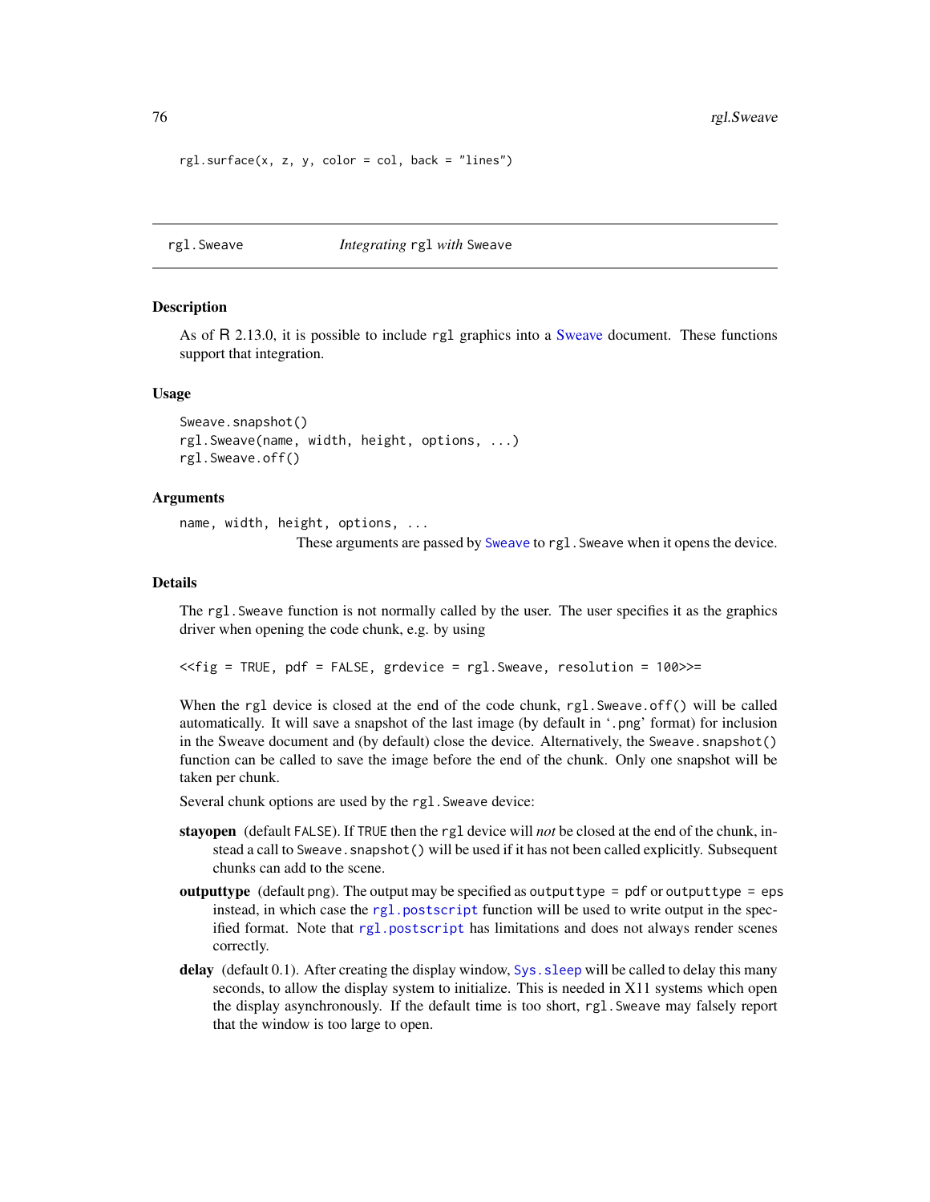```
rgl.surface(x, z, y, color = col, back = "lines")
```

## rgl.Sweave — *Integrating* rgl *with* Sweave

### Description

As of R 2.13.0, it is possible to include rgl graphics into a Sweave document. These functions support that integration.

### Usage

```
Sweave.snapshot()
rgl.Sweave(name, width, height, options, ...)
rgl.Sweave.off()
```

### Arguments

`name, width, height, options, ...`
: These arguments are passed by Sweave to rgl.Sweave when it opens the device.

### Details

The rgl.Sweave function is not normally called by the user. The user specifies it as the graphics driver when opening the code chunk, e.g. by using

```
<<fig = TRUE, pdf = FALSE, grdevice = rgl.Sweave, resolution = 100>>=
```

When the rgl device is closed at the end of the code chunk, rgl.Sweave.off() will be called automatically. It will save a snapshot of the last image (by default in '.png' format) for inclusion in the Sweave document and (by default) close the device. Alternatively, the Sweave.snapshot() function can be called to save the image before the end of the chunk. Only one snapshot will be taken per chunk.

Several chunk options are used by the rgl.Sweave device:

**stayopen** (default FALSE). If TRUE then the rgl device will *not* be closed at the end of the chunk, instead a call to Sweave.snapshot() will be used if it has not been called explicitly. Subsequent chunks can add to the scene.

**outputtype** (default png). The output may be specified as outputtype = pdf or outputtype = eps instead, in which case the rgl.postscript function will be used to write output in the specified format. Note that rgl.postscript has limitations and does not always render scenes correctly.

**delay** (default 0.1). After creating the display window, Sys.sleep will be called to delay this many seconds, to allow the display system to initialize. This is needed in X11 systems which open the display asynchronously. If the default time is too short, rgl.Sweave may falsely report that the window is too large to open.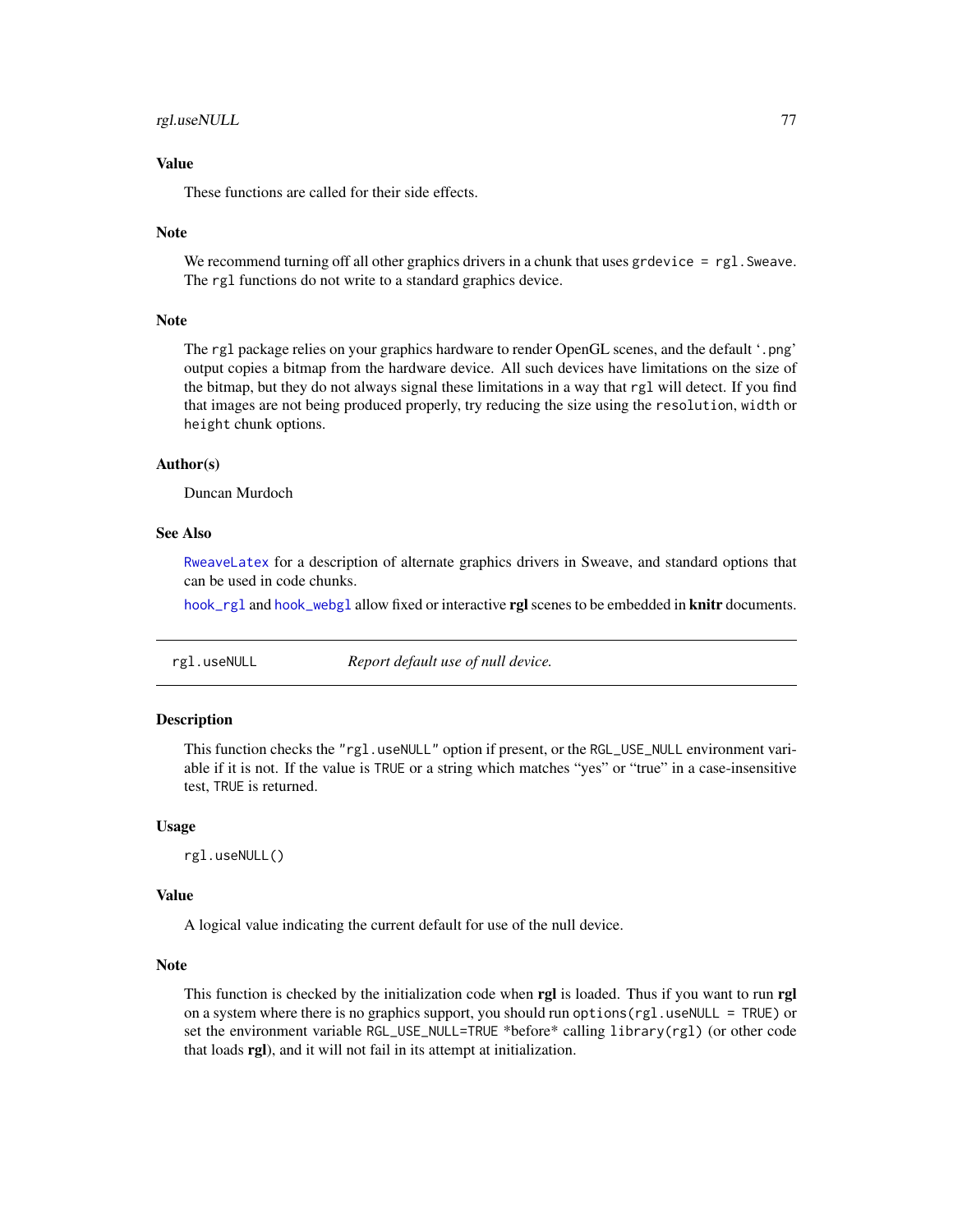## Value

These functions are called for their side effects.

## Note

We recommend turning off all other graphics drivers in a chunk that uses `grdevice = rgl.Sweave`. The `rgl` functions do not write to a standard graphics device.

## Note

The `rgl` package relies on your graphics hardware to render OpenGL scenes, and the default '`.png`' output copies a bitmap from the hardware device. All such devices have limitations on the size of the bitmap, but they do not always signal these limitations in a way that `rgl` will detect. If you find that images are not being produced properly, try reducing the size using the `resolution`, `width` or `height` chunk options.

## Author(s)

Duncan Murdoch

## See Also

`RweaveLatex` for a description of alternate graphics drivers in Sweave, and standard options that can be used in code chunks.

`hook_rgl` and `hook_webgl` allow fixed or interactive **rgl** scenes to be embedded in **knitr** documents.

---

# rgl.useNULL — *Report default use of null device.*

## Description

This function checks the `"rgl.useNULL"` option if present, or the `RGL_USE_NULL` environment variable if it is not. If the value is `TRUE` or a string which matches "yes" or "true" in a case-insensitive test, `TRUE` is returned.

## Usage

```
rgl.useNULL()
```

## Value

A logical value indicating the current default for use of the null device.

## Note

This function is checked by the initialization code when **rgl** is loaded. Thus if you want to run **rgl** on a system where there is no graphics support, you should run `options(rgl.useNULL = TRUE)` or set the environment variable `RGL_USE_NULL=TRUE` *before* calling `library(rgl)` (or other code that loads **rgl**), and it will not fail in its attempt at initialization.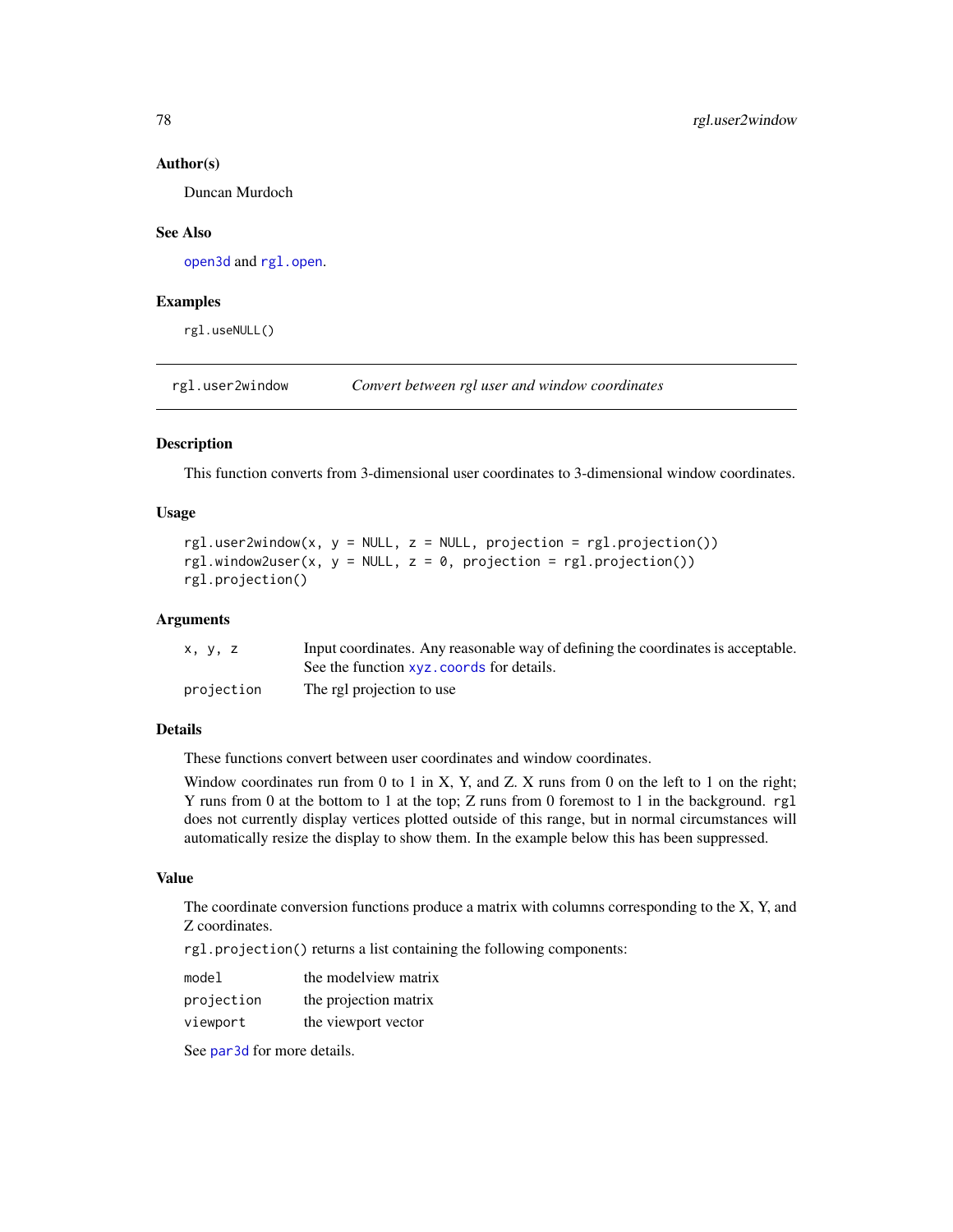### Author(s)

Duncan Murdoch

### See Also

open3d and rgl.open.

### Examples

```
rgl.useNULL()
```

---

## rgl.user2window — *Convert between rgl user and window coordinates*

---

### Description

This function converts from 3-dimensional user coordinates to 3-dimensional window coordinates.

### Usage

```
rgl.user2window(x, y = NULL, z = NULL, projection = rgl.projection())
rgl.window2user(x, y = NULL, z = 0, projection = rgl.projection())
rgl.projection()
```

### Arguments

| | |
|---|---|
| x, y, z | Input coordinates. Any reasonable way of defining the coordinates is acceptable. See the function xyz.coords for details. |
| projection | The rgl projection to use |

### Details

These functions convert between user coordinates and window coordinates.

Window coordinates run from 0 to 1 in X, Y, and Z. X runs from 0 on the left to 1 on the right; Y runs from 0 at the bottom to 1 at the top; Z runs from 0 foremost to 1 in the background. `rgl` does not currently display vertices plotted outside of this range, but in normal circumstances will automatically resize the display to show them. In the example below this has been suppressed.

### Value

The coordinate conversion functions produce a matrix with columns corresponding to the X, Y, and Z coordinates.

`rgl.projection()` returns a list containing the following components:

| | |
|---|---|
| model | the modelview matrix |
| projection | the projection matrix |
| viewport | the viewport vector |

See par3d for more details.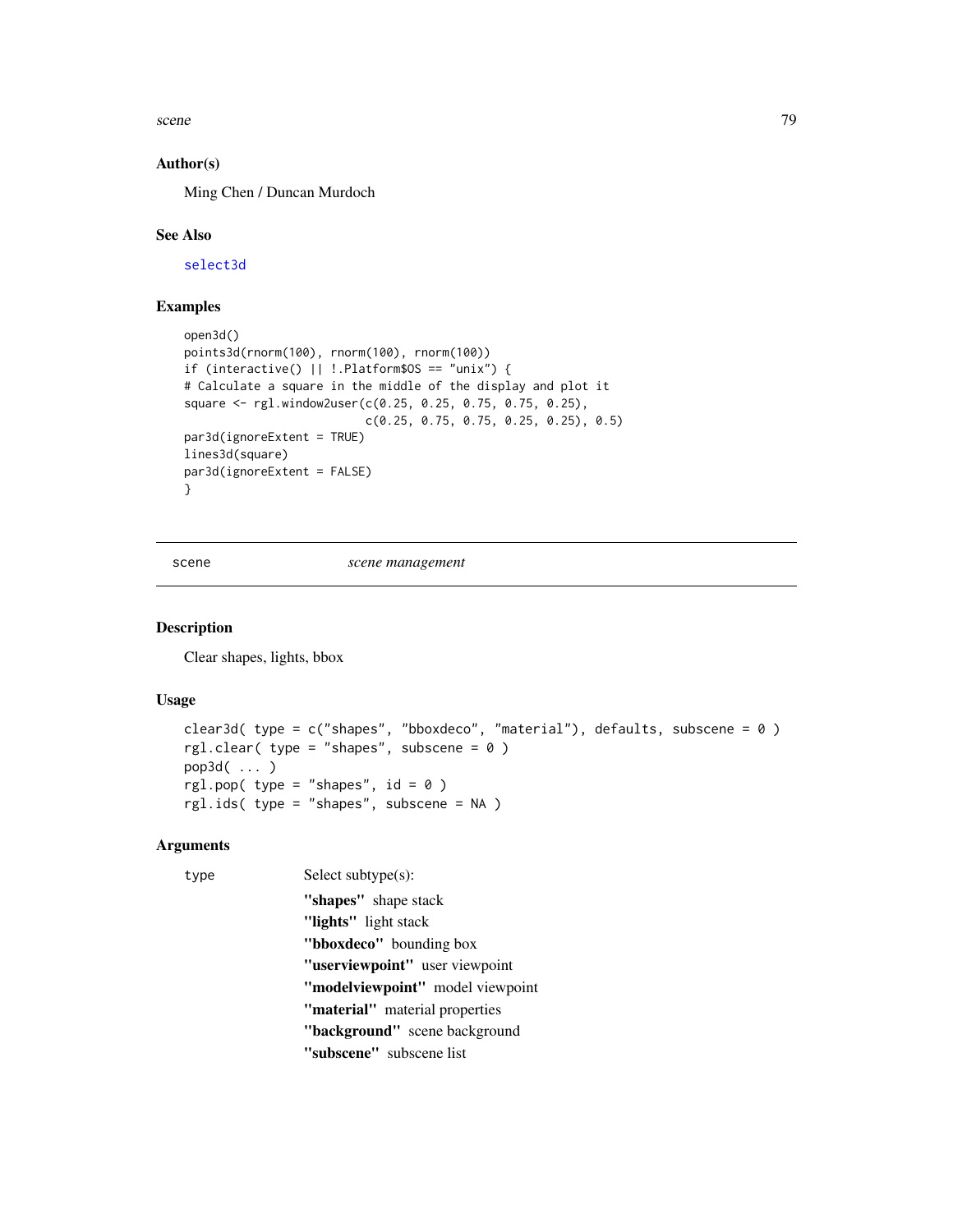### Author(s)

Ming Chen / Duncan Murdoch

### See Also

select3d

### Examples

```
open3d()
points3d(rnorm(100), rnorm(100), rnorm(100))
if (interactive() || !.Platform$OS == "unix") {
# Calculate a square in the middle of the display and plot it
square <- rgl.window2user(c(0.25, 0.25, 0.75, 0.75, 0.25),
                          c(0.25, 0.75, 0.75, 0.25, 0.25), 0.5)
par3d(ignoreExtent = TRUE)
lines3d(square)
par3d(ignoreExtent = FALSE)
}
```

---

## scene — *scene management*

---

### Description

Clear shapes, lights, bbox

### Usage

```
clear3d( type = c("shapes", "bboxdeco", "material"), defaults, subscene = 0 )
rgl.clear( type = "shapes", subscene = 0 )
pop3d( ... )
rgl.pop( type = "shapes", id = 0 )
rgl.ids( type = "shapes", subscene = NA )
```

### Arguments

type — Select subtype(s):

- **"shapes"** shape stack
- **"lights"** light stack
- **"bboxdeco"** bounding box
- **"userviewpoint"** user viewpoint
- **"modelviewpoint"** model viewpoint
- **"material"** material properties
- **"background"** scene background
- **"subscene"** subscene list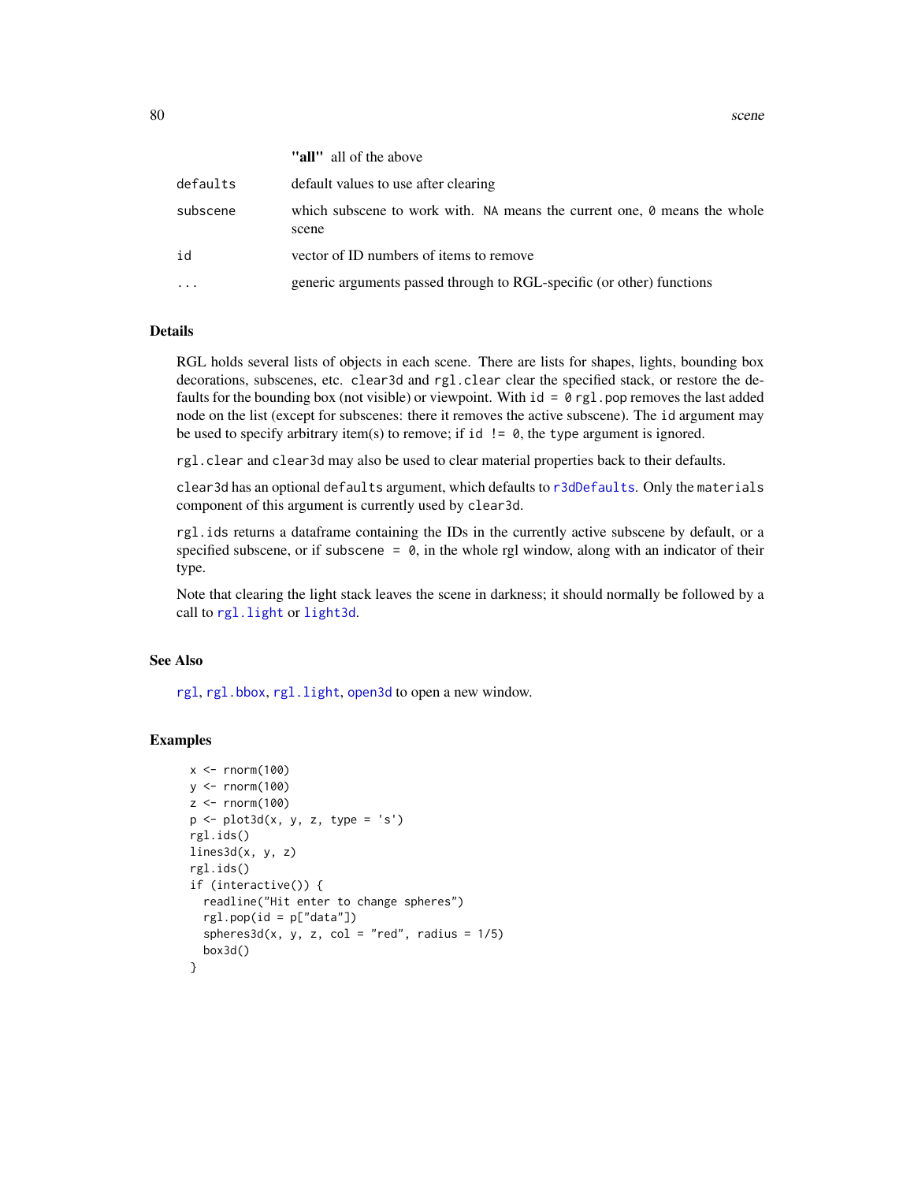| | |
|---|---|
| | **"all"** all of the above |
| `defaults` | default values to use after clearing |
| `subscene` | which subscene to work with. `NA` means the current one, `0` means the whole scene |
| `id` | vector of ID numbers of items to remove |
| `...` | generic arguments passed through to RGL-specific (or other) functions |

## Details

RGL holds several lists of objects in each scene. There are lists for shapes, lights, bounding box decorations, subscenes, etc. `clear3d` and `rgl.clear` clear the specified stack, or restore the defaults for the bounding box (not visible) or viewpoint. With `id = 0` `rgl.pop` removes the last added node on the list (except for subscenes: there it removes the active subscene). The `id` argument may be used to specify arbitrary item(s) to remove; if `id != 0`, the `type` argument is ignored.

`rgl.clear` and `clear3d` may also be used to clear material properties back to their defaults.

`clear3d` has an optional `defaults` argument, which defaults to `r3dDefaults`. Only the `materials` component of this argument is currently used by `clear3d`.

`rgl.ids` returns a dataframe containing the IDs in the currently active subscene by default, or a specified subscene, or if `subscene = 0`, in the whole rgl window, along with an indicator of their type.

Note that clearing the light stack leaves the scene in darkness; it should normally be followed by a call to `rgl.light` or `light3d`.

## See Also

`rgl`, `rgl.bbox`, `rgl.light`, `open3d` to open a new window.

## Examples

```
x <- rnorm(100)
y <- rnorm(100)
z <- rnorm(100)
p <- plot3d(x, y, z, type = 's')
rgl.ids()
lines3d(x, y, z)
rgl.ids()
if (interactive()) {
  readline("Hit enter to change spheres")
  rgl.pop(id = p["data"])
  spheres3d(x, y, z, col = "red", radius = 1/5)
  box3d()
}
```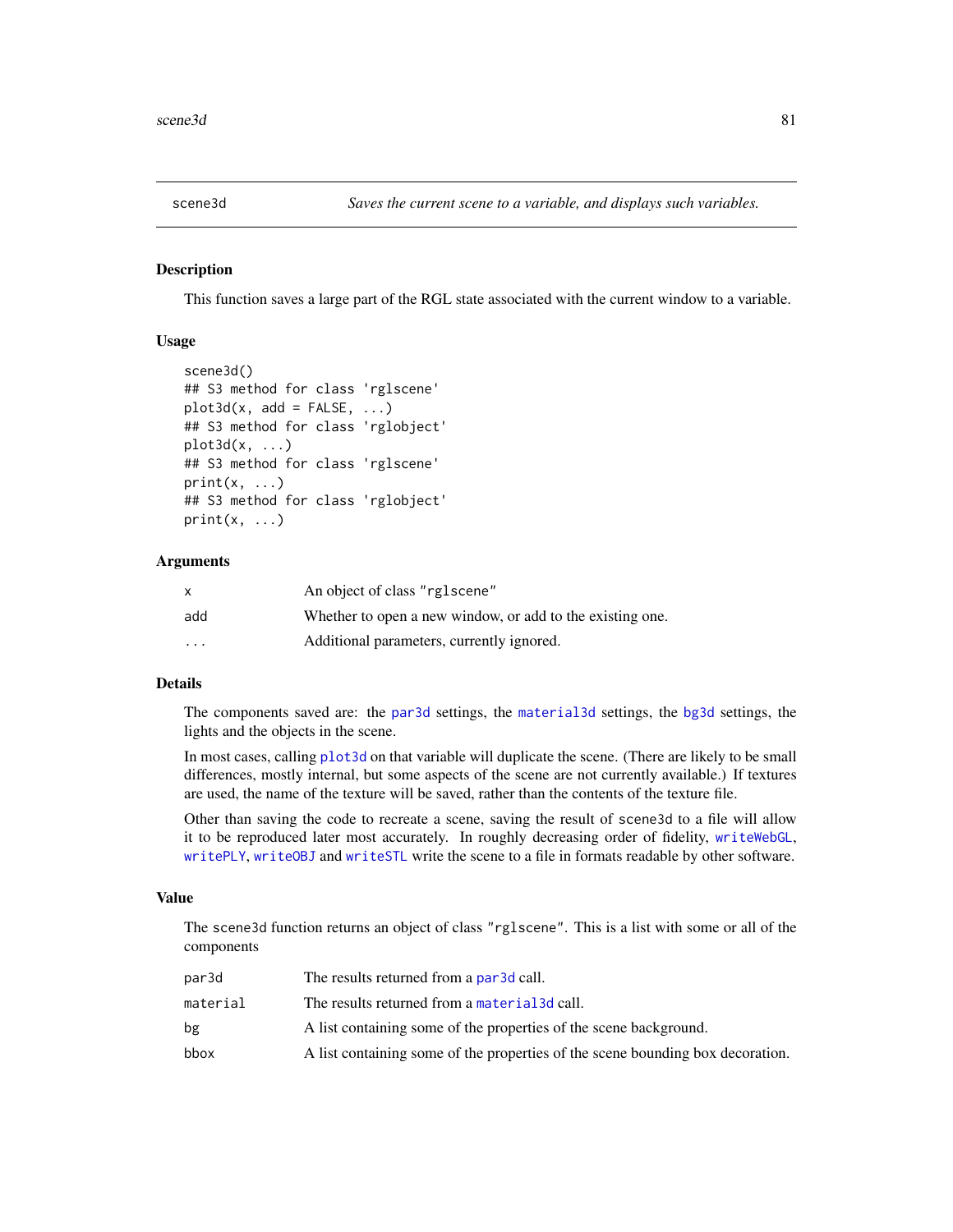scene3d — *Saves the current scene to a variable, and displays such variables.*

## Description

This function saves a large part of the RGL state associated with the current window to a variable.

## Usage

```
scene3d()
## S3 method for class 'rglscene'
plot3d(x, add = FALSE, ...)
## S3 method for class 'rglobject'
plot3d(x, ...)
## S3 method for class 'rglscene'
print(x, ...)
## S3 method for class 'rglobject'
print(x, ...)
```

## Arguments

| | |
|---|---|
| `x` | An object of class `"rglscene"` |
| `add` | Whether to open a new window, or add to the existing one. |
| `...` | Additional parameters, currently ignored. |

## Details

The components saved are: the `par3d` settings, the `material3d` settings, the `bg3d` settings, the lights and the objects in the scene.

In most cases, calling `plot3d` on that variable will duplicate the scene. (There are likely to be small differences, mostly internal, but some aspects of the scene are not currently available.) If textures are used, the name of the texture will be saved, rather than the contents of the texture file.

Other than saving the code to recreate a scene, saving the result of `scene3d` to a file will allow it to be reproduced later most accurately. In roughly decreasing order of fidelity, `writeWebGL`, `writePLY`, `writeOBJ` and `writeSTL` write the scene to a file in formats readable by other software.

## Value

The `scene3d` function returns an object of class `"rglscene"`. This is a list with some or all of the components

| | |
|---|---|
| `par3d` | The results returned from a `par3d` call. |
| `material` | The results returned from a `material3d` call. |
| `bg` | A list containing some of the properties of the scene background. |
| `bbox` | A list containing some of the properties of the scene bounding box decoration. |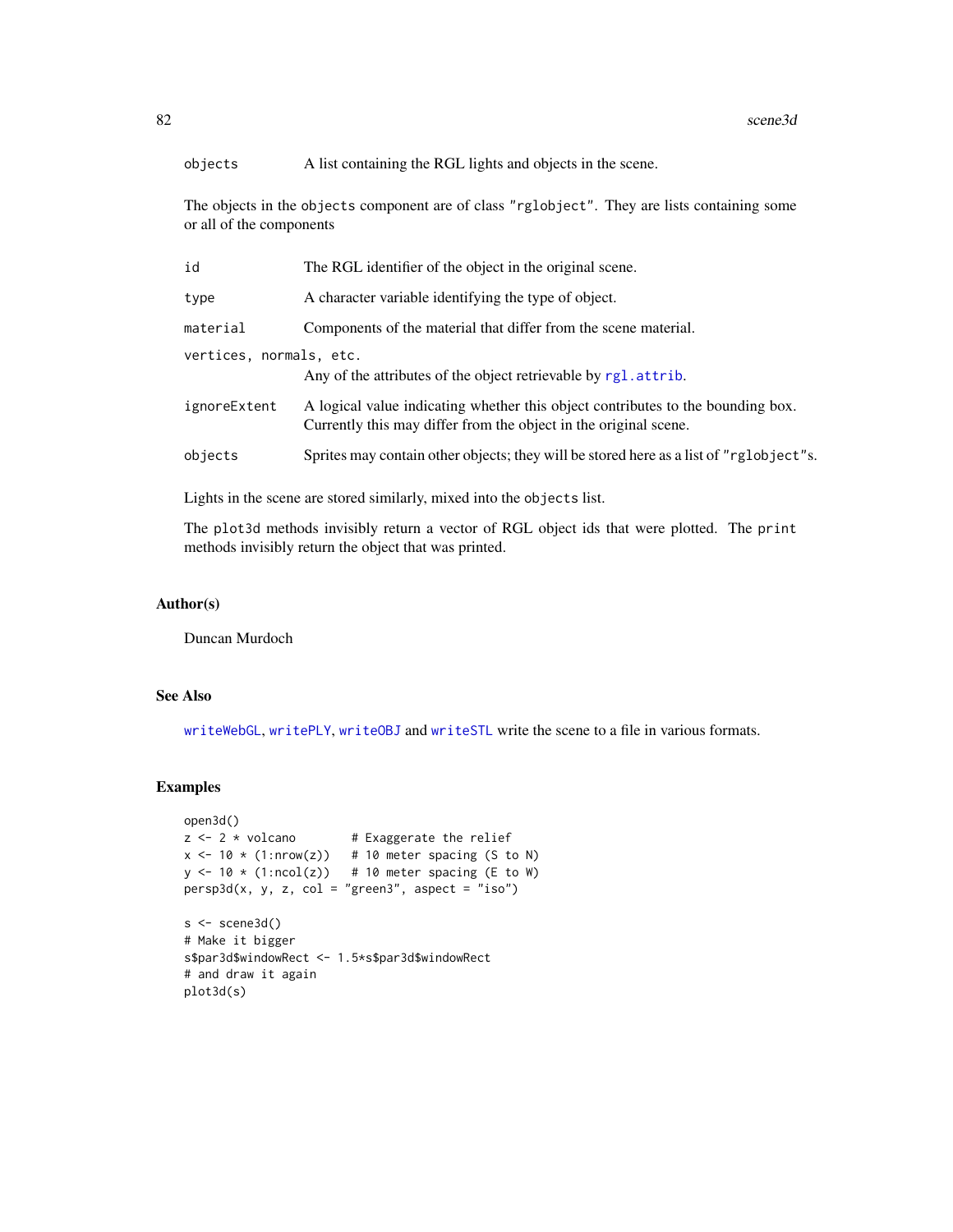objects A list containing the RGL lights and objects in the scene.

The objects in the `objects` component are of class `"rglobject"`. They are lists containing some or all of the components

| | |
|---|---|
| id | The RGL identifier of the object in the original scene. |
| type | A character variable identifying the type of object. |
| material | Components of the material that differ from the scene material. |
| vertices, normals, etc. | Any of the attributes of the object retrievable by rgl.attrib. |
| ignoreExtent | A logical value indicating whether this object contributes to the bounding box. Currently this may differ from the object in the original scene. |
| objects | Sprites may contain other objects; they will be stored here as a list of "rglobject"s. |

Lights in the scene are stored similarly, mixed into the `objects` list.

The `plot3d` methods invisibly return a vector of RGL object ids that were plotted. The `print` methods invisibly return the object that was printed.

## Author(s)

Duncan Murdoch

## See Also

writeWebGL, writePLY, writeOBJ and writeSTL write the scene to a file in various formats.

## Examples

```
open3d()
z <- 2 * volcano        # Exaggerate the relief
x <- 10 * (1:nrow(z))   # 10 meter spacing (S to N)
y <- 10 * (1:ncol(z))   # 10 meter spacing (E to W)
persp3d(x, y, z, col = "green3", aspect = "iso")

s <- scene3d()
# Make it bigger
s$par3d$windowRect <- 1.5*s$par3d$windowRect
# and draw it again
plot3d(s)
```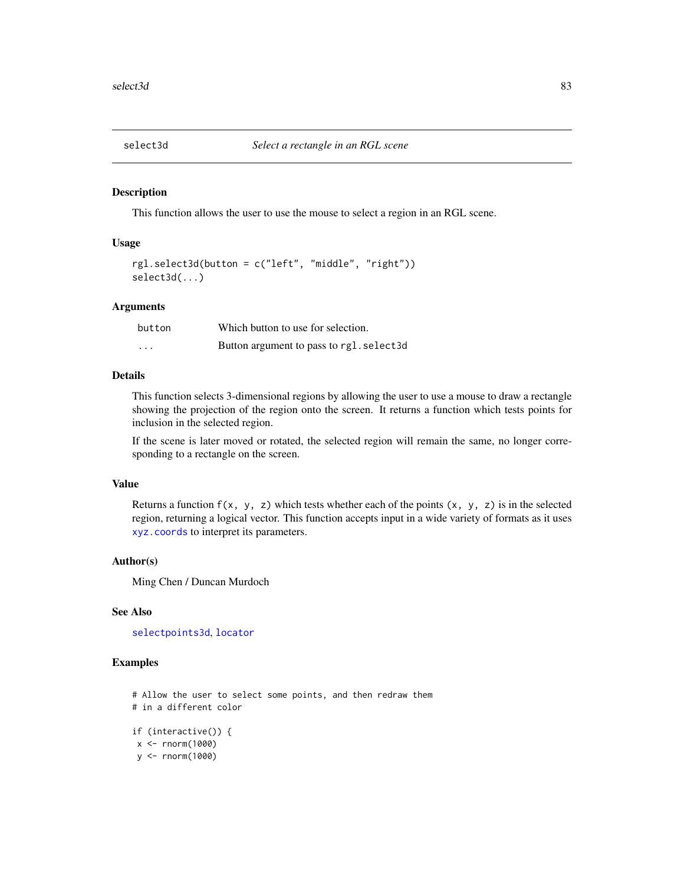## select3d — *Select a rectangle in an RGL scene*

### Description

This function allows the user to use the mouse to select a region in an RGL scene.

### Usage

```
rgl.select3d(button = c("left", "middle", "right"))
select3d(...)
```

### Arguments

| | |
|---|---|
| button | Which button to use for selection. |
| ... | Button argument to pass to `rgl.select3d` |

### Details

This function selects 3-dimensional regions by allowing the user to use a mouse to draw a rectangle showing the projection of the region onto the screen. It returns a function which tests points for inclusion in the selected region.

If the scene is later moved or rotated, the selected region will remain the same, no longer corresponding to a rectangle on the screen.

### Value

Returns a function `f(x, y, z)` which tests whether each of the points `(x, y, z)` is in the selected region, returning a logical vector. This function accepts input in a wide variety of formats as it uses `xyz.coords` to interpret its parameters.

### Author(s)

Ming Chen / Duncan Murdoch

### See Also

`selectpoints3d`, `locator`

### Examples

```
# Allow the user to select some points, and then redraw them
# in a different color

if (interactive()) {
 x <- rnorm(1000)
 y <- rnorm(1000)
```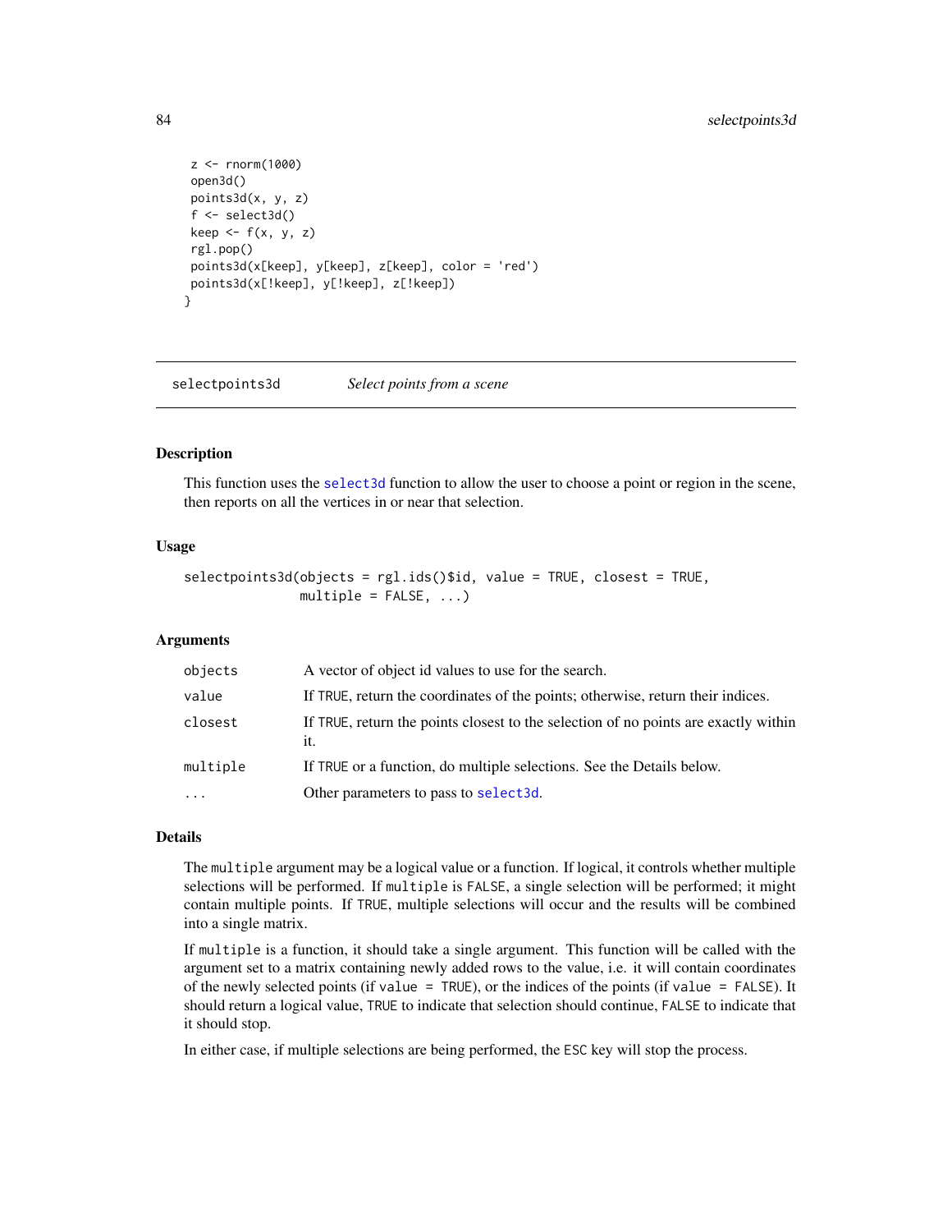```
z <- rnorm(1000)
open3d()
points3d(x, y, z)
f <- select3d()
keep <- f(x, y, z)
rgl.pop()
points3d(x[keep], y[keep], z[keep], color = 'red')
points3d(x[!keep], y[!keep], z[!keep])
}
```

---

## selectpoints3d — *Select points from a scene*

---

### Description

This function uses the select3d function to allow the user to choose a point or region in the scene, then reports on all the vertices in or near that selection.

### Usage

```
selectpoints3d(objects = rgl.ids()$id, value = TRUE, closest = TRUE,
               multiple = FALSE, ...)
```

### Arguments

| | |
|---|---|
| `objects` | A vector of object id values to use for the search. |
| `value` | If `TRUE`, return the coordinates of the points; otherwise, return their indices. |
| `closest` | If `TRUE`, return the points closest to the selection of no points are exactly within it. |
| `multiple` | If `TRUE` or a function, do multiple selections. See the Details below. |
| `...` | Other parameters to pass to select3d. |

### Details

The `multiple` argument may be a logical value or a function. If logical, it controls whether multiple selections will be performed. If `multiple` is `FALSE`, a single selection will be performed; it might contain multiple points. If `TRUE`, multiple selections will occur and the results will be combined into a single matrix.

If `multiple` is a function, it should take a single argument. This function will be called with the argument set to a matrix containing newly added rows to the value, i.e. it will contain coordinates of the newly selected points (if `value = TRUE`), or the indices of the points (if `value = FALSE`). It should return a logical value, `TRUE` to indicate that selection should continue, `FALSE` to indicate that it should stop.

In either case, if multiple selections are being performed, the `ESC` key will stop the process.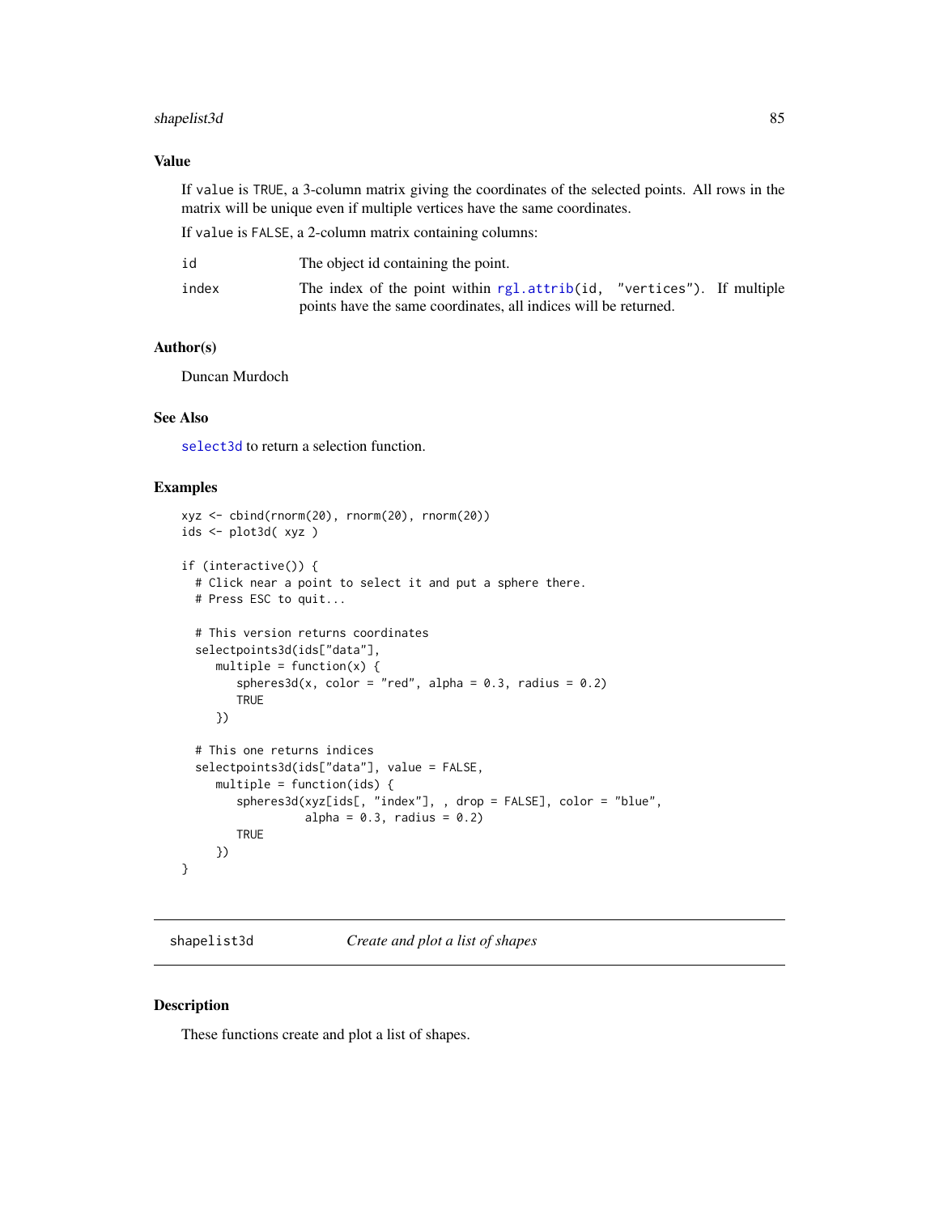## Value

If `value` is `TRUE`, a 3-column matrix giving the coordinates of the selected points. All rows in the matrix will be unique even if multiple vertices have the same coordinates.

If `value` is `FALSE`, a 2-column matrix containing columns:

| | |
|---|---|
| `id` | The object id containing the point. |
| `index` | The index of the point within `rgl.attrib(id, "vertices")`. If multiple points have the same coordinates, all indices will be returned. |

## Author(s)

Duncan Murdoch

## See Also

`select3d` to return a selection function.

## Examples

```
xyz <- cbind(rnorm(20), rnorm(20), rnorm(20))
ids <- plot3d( xyz )

if (interactive()) {
  # Click near a point to select it and put a sphere there.
  # Press ESC to quit...

  # This version returns coordinates
  selectpoints3d(ids["data"],
     multiple = function(x) {
        spheres3d(x, color = "red", alpha = 0.3, radius = 0.2)
        TRUE
     })

  # This one returns indices
  selectpoints3d(ids["data"], value = FALSE,
     multiple = function(ids) {
        spheres3d(xyz[ids[, "index"], , drop = FALSE], color = "blue",
                  alpha = 0.3, radius = 0.2)
        TRUE
     })
}
```

---

# shapelist3d — *Create and plot a list of shapes*

## Description

These functions create and plot a list of shapes.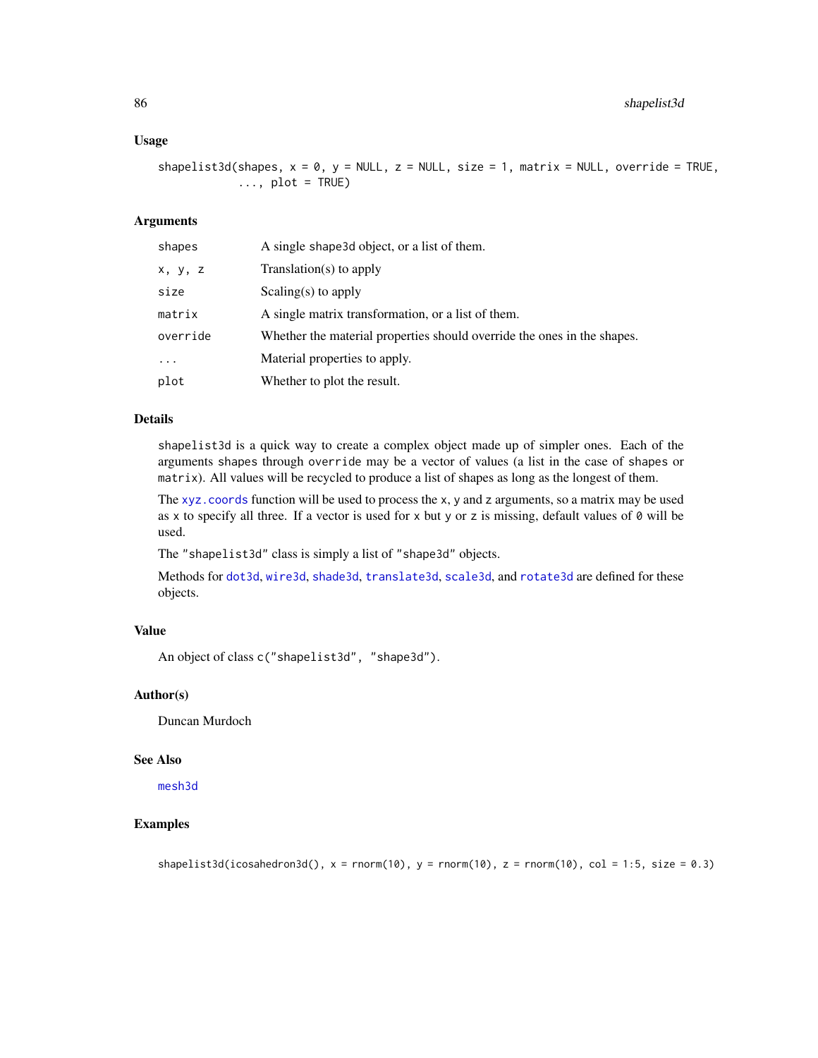## Usage

```
shapelist3d(shapes, x = 0, y = NULL, z = NULL, size = 1, matrix = NULL, override = TRUE,
            ..., plot = TRUE)
```

## Arguments

| | |
|---|---|
| shapes | A single shape3d object, or a list of them. |
| x, y, z | Translation(s) to apply |
| size | Scaling(s) to apply |
| matrix | A single matrix transformation, or a list of them. |
| override | Whether the material properties should override the ones in the shapes. |
| ... | Material properties to apply. |
| plot | Whether to plot the result. |

## Details

shapelist3d is a quick way to create a complex object made up of simpler ones. Each of the arguments shapes through override may be a vector of values (a list in the case of shapes or matrix). All values will be recycled to produce a list of shapes as long as the longest of them.

The xyz.coords function will be used to process the x, y and z arguments, so a matrix may be used as x to specify all three. If a vector is used for x but y or z is missing, default values of 0 will be used.

The "shapelist3d" class is simply a list of "shape3d" objects.

Methods for dot3d, wire3d, shade3d, translate3d, scale3d, and rotate3d are defined for these objects.

## Value

An object of class c("shapelist3d", "shape3d").

## Author(s)

Duncan Murdoch

## See Also

mesh3d

## Examples

```
shapelist3d(icosahedron3d(), x = rnorm(10), y = rnorm(10), z = rnorm(10), col = 1:5, size = 0.3)
```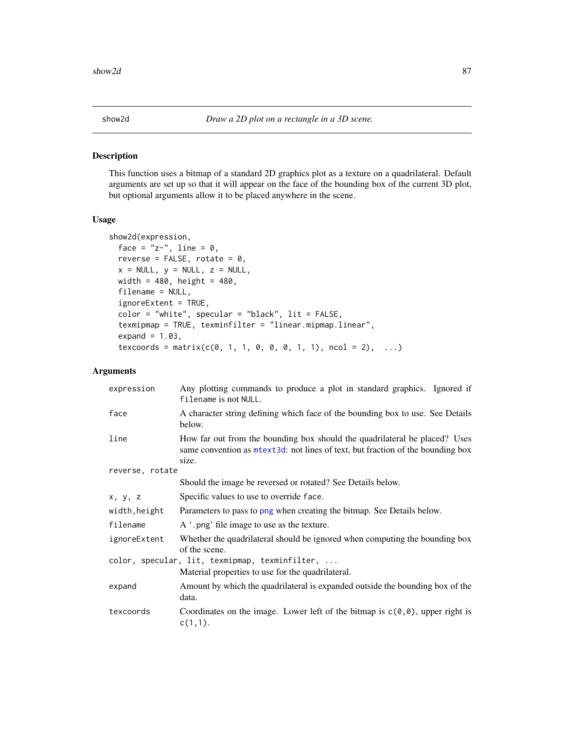show2d *Draw a 2D plot on a rectangle in a 3D scene.*

## Description

This function uses a bitmap of a standard 2D graphics plot as a texture on a quadrilateral. Default arguments are set up so that it will appear on the face of the bounding box of the current 3D plot, but optional arguments allow it to be placed anywhere in the scene.

## Usage

```
show2d(expression,
  face = "z-", line = 0,
  reverse = FALSE, rotate = 0,
  x = NULL, y = NULL, z = NULL,
  width = 480, height = 480,
  filename = NULL,
  ignoreExtent = TRUE,
  color = "white", specular = "black", lit = FALSE,
  texmipmap = TRUE, texminfilter = "linear.mipmap.linear",
  expand = 1.03,
  texcoords = matrix(c(0, 1, 1, 0, 0, 0, 1, 1), ncol = 2),  ...)
```

## Arguments

| | |
|---|---|
| `expression` | Any plotting commands to produce a plot in standard graphics. Ignored if `filename` is not `NULL`. |
| `face` | A character string defining which face of the bounding box to use. See Details below. |
| `line` | How far out from the bounding box should the quadrilateral be placed? Uses same convention as `mtext3d`: not lines of text, but fraction of the bounding box size. |
| `reverse, rotate` | Should the image be reversed or rotated? See Details below. |
| `x, y, z` | Specific values to use to override `face`. |
| `width,height` | Parameters to pass to `png` when creating the bitmap. See Details below. |
| `filename` | A '`.png`' file image to use as the texture. |
| `ignoreExtent` | Whether the quadrilateral should be ignored when computing the bounding box of the scene. |
| `color, specular, lit, texmipmap, texminfilter, ...` | Material properties to use for the quadrilateral. |
| `expand` | Amount by which the quadrilateral is expanded outside the bounding box of the data. |
| `texcoords` | Coordinates on the image. Lower left of the bitmap is `c(0,0)`, upper right is `c(1,1)`. |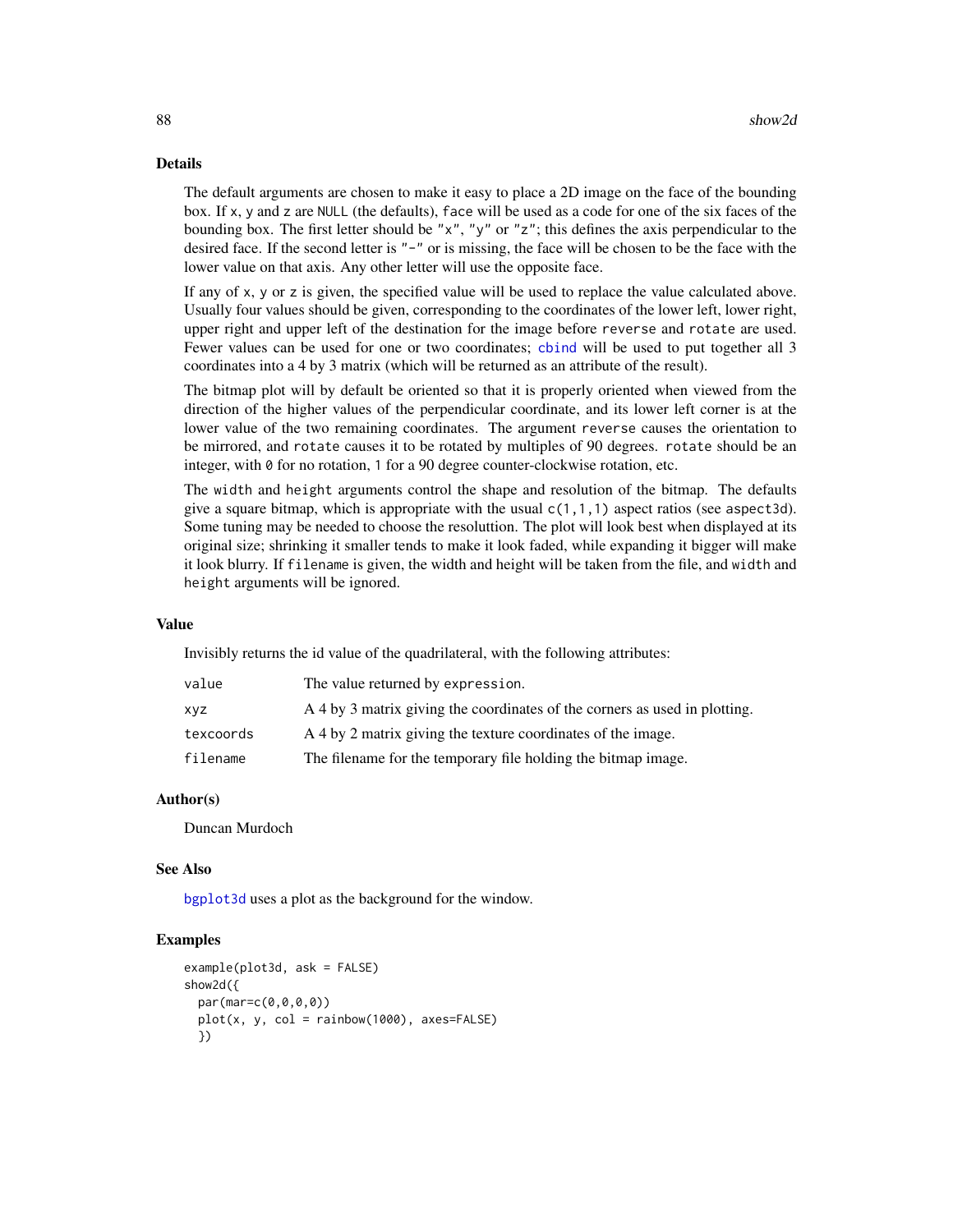## Details

The default arguments are chosen to make it easy to place a 2D image on the face of the bounding box. If `x`, `y` and `z` are `NULL` (the defaults), `face` will be used as a code for one of the six faces of the bounding box. The first letter should be `"x"`, `"y"` or `"z"`; this defines the axis perpendicular to the desired face. If the second letter is `"-"` or is missing, the face will be chosen to be the face with the lower value on that axis. Any other letter will use the opposite face.

If any of `x`, `y` or `z` is given, the specified value will be used to replace the value calculated above. Usually four values should be given, corresponding to the coordinates of the lower left, lower right, upper right and upper left of the destination for the image before `reverse` and `rotate` are used. Fewer values can be used for one or two coordinates; `cbind` will be used to put together all 3 coordinates into a 4 by 3 matrix (which will be returned as an attribute of the result).

The bitmap plot will by default be oriented so that it is properly oriented when viewed from the direction of the higher values of the perpendicular coordinate, and its lower left corner is at the lower value of the two remaining coordinates. The argument `reverse` causes the orientation to be mirrored, and `rotate` causes it to be rotated by multiples of 90 degrees. `rotate` should be an integer, with `0` for no rotation, `1` for a 90 degree counter-clockwise rotation, etc.

The `width` and `height` arguments control the shape and resolution of the bitmap. The defaults give a square bitmap, which is appropriate with the usual `c(1,1,1)` aspect ratios (see `aspect3d`). Some tuning may be needed to choose the resoluttion. The plot will look best when displayed at its original size; shrinking it smaller tends to make it look faded, while expanding it bigger will make it look blurry. If `filename` is given, the width and height will be taken from the file, and `width` and `height` arguments will be ignored.

## Value

Invisibly returns the id value of the quadrilateral, with the following attributes:

| | |
|---|---|
| `value` | The value returned by `expression`. |
| `xyz` | A 4 by 3 matrix giving the coordinates of the corners as used in plotting. |
| `texcoords` | A 4 by 2 matrix giving the texture coordinates of the image. |
| `filename` | The filename for the temporary file holding the bitmap image. |

## Author(s)

Duncan Murdoch

## See Also

`bgplot3d` uses a plot as the background for the window.

## Examples

```
example(plot3d, ask = FALSE)
show2d({
  par(mar=c(0,0,0,0))
  plot(x, y, col = rainbow(1000), axes=FALSE)
  })
```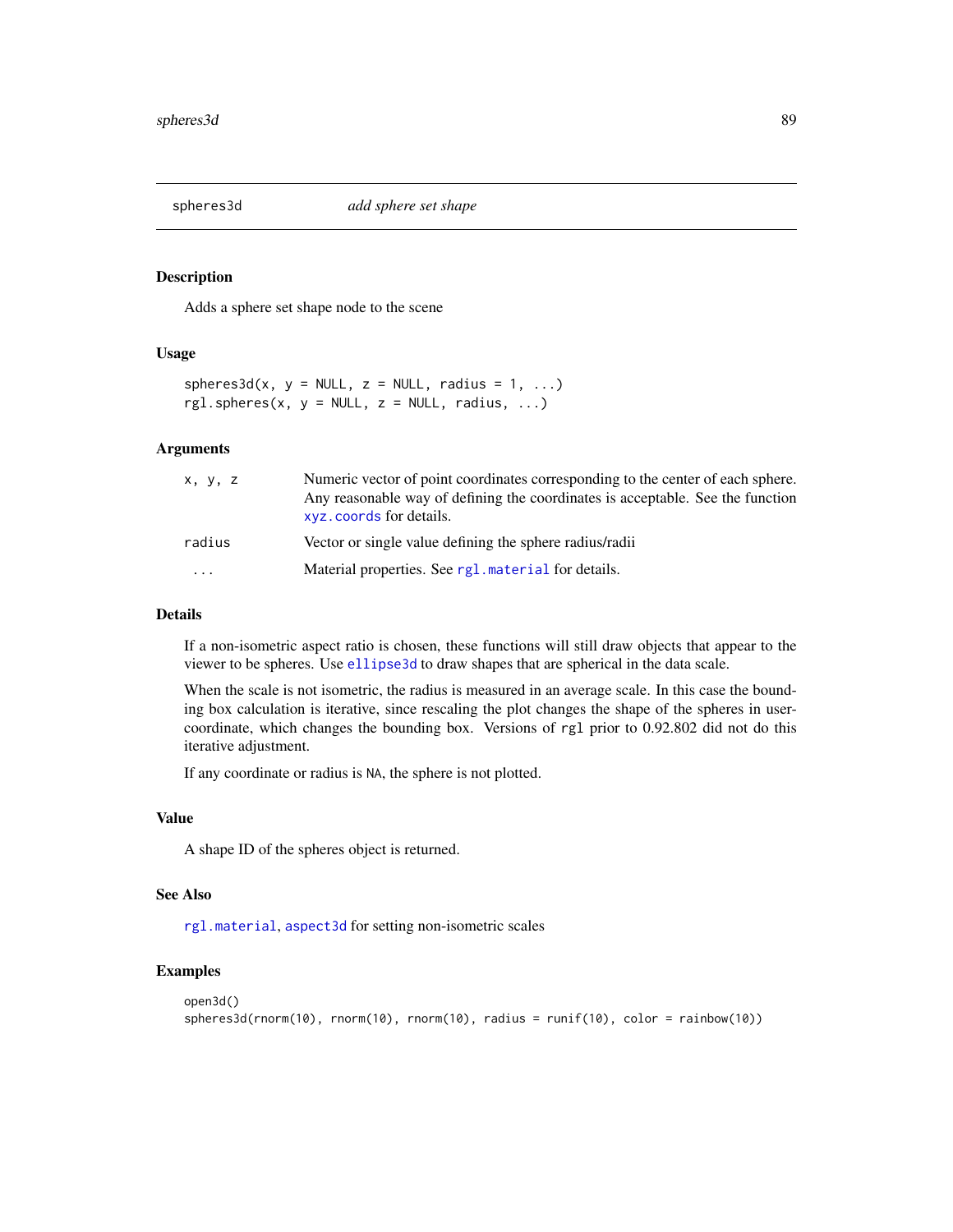## spheres3d *add sphere set shape*

### Description

Adds a sphere set shape node to the scene

### Usage

```
spheres3d(x, y = NULL, z = NULL, radius = 1, ...)
rgl.spheres(x, y = NULL, z = NULL, radius, ...)
```

### Arguments

| | |
|---|---|
| x, y, z | Numeric vector of point coordinates corresponding to the center of each sphere. Any reasonable way of defining the coordinates is acceptable. See the function `xyz.coords` for details. |
| radius | Vector or single value defining the sphere radius/radii |
| ... | Material properties. See `rgl.material` for details. |

### Details

If a non-isometric aspect ratio is chosen, these functions will still draw objects that appear to the viewer to be spheres. Use `ellipse3d` to draw shapes that are spherical in the data scale.

When the scale is not isometric, the radius is measured in an average scale. In this case the bounding box calculation is iterative, since rescaling the plot changes the shape of the spheres in user-coordinate, which changes the bounding box. Versions of `rgl` prior to 0.92.802 did not do this iterative adjustment.

If any coordinate or radius is `NA`, the sphere is not plotted.

### Value

A shape ID of the spheres object is returned.

### See Also

`rgl.material`, `aspect3d` for setting non-isometric scales

### Examples

```
open3d()
spheres3d(rnorm(10), rnorm(10), rnorm(10), radius = runif(10), color = rainbow(10))
```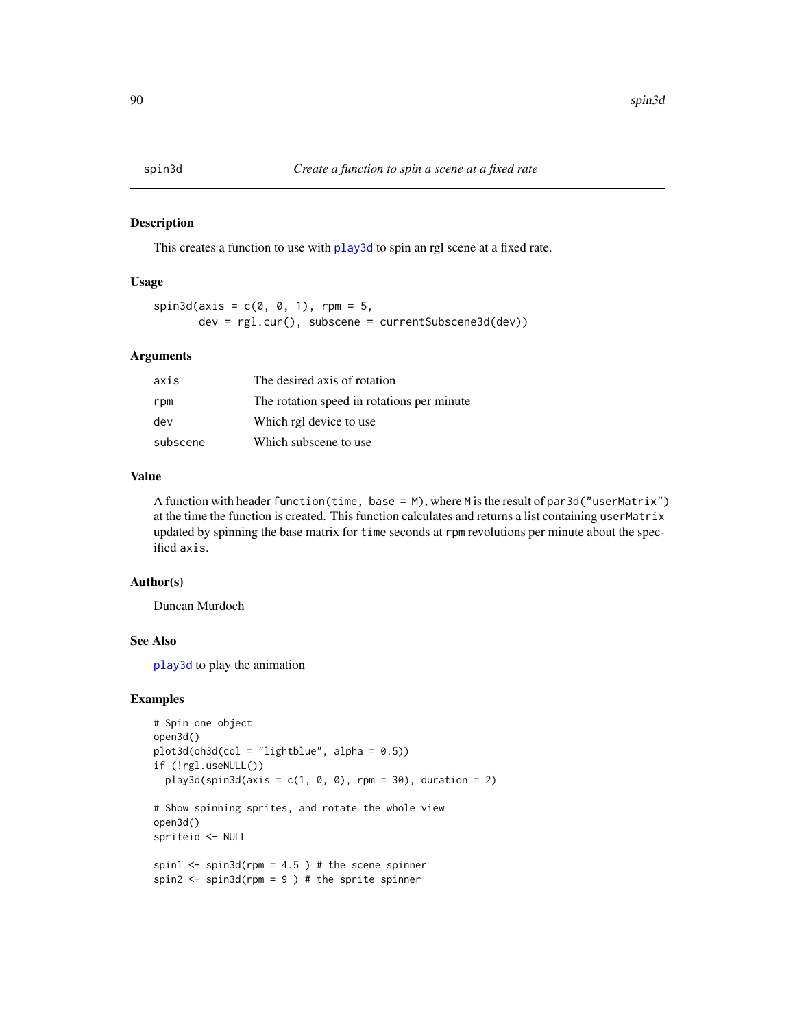## spin3d — *Create a function to spin a scene at a fixed rate*

### Description

This creates a function to use with `play3d` to spin an rgl scene at a fixed rate.

### Usage

```
spin3d(axis = c(0, 0, 1), rpm = 5,
       dev = rgl.cur(), subscene = currentSubscene3d(dev))
```

### Arguments

| | |
|---|---|
| `axis` | The desired axis of rotation |
| `rpm` | The rotation speed in rotations per minute |
| `dev` | Which rgl device to use |
| `subscene` | Which subscene to use |

### Value

A function with header `function(time, base = M)`, where `M` is the result of `par3d("userMatrix")` at the time the function is created. This function calculates and returns a list containing `userMatrix` updated by spinning the base matrix for `time` seconds at `rpm` revolutions per minute about the specified `axis`.

### Author(s)

Duncan Murdoch

### See Also

`play3d` to play the animation

### Examples

```
# Spin one object
open3d()
plot3d(oh3d(col = "lightblue", alpha = 0.5))
if (!rgl.useNULL())
  play3d(spin3d(axis = c(1, 0, 0), rpm = 30), duration = 2)

# Show spinning sprites, and rotate the whole view
open3d()
spriteid <- NULL

spin1 <- spin3d(rpm = 4.5 ) # the scene spinner
spin2 <- spin3d(rpm = 9 ) # the sprite spinner
```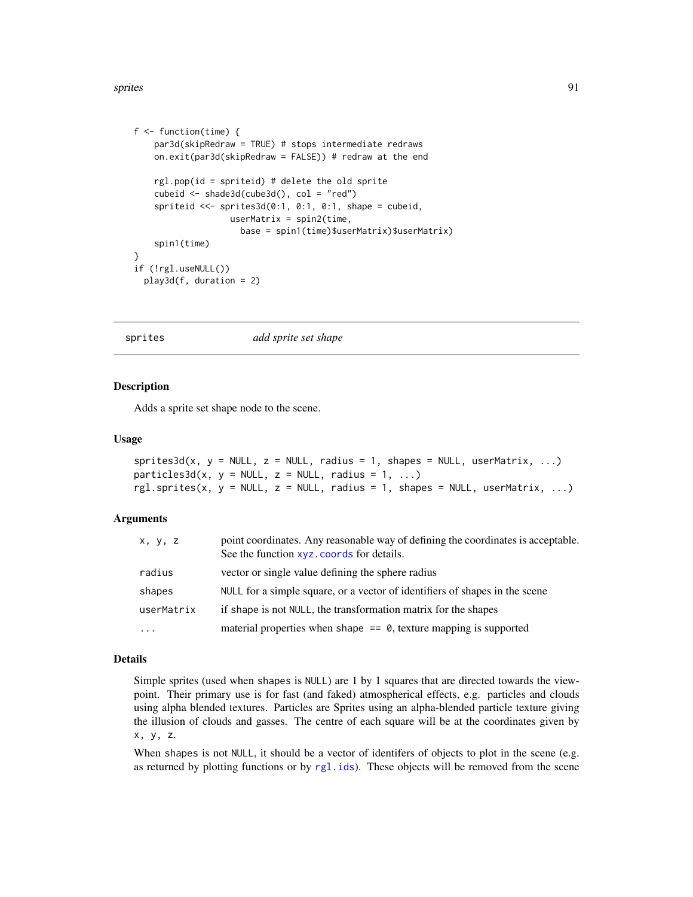```
f <- function(time) {
    par3d(skipRedraw = TRUE) # stops intermediate redraws
    on.exit(par3d(skipRedraw = FALSE)) # redraw at the end

    rgl.pop(id = spriteid) # delete the old sprite
    cubeid <- shade3d(cube3d(), col = "red")
    spriteid <<- sprites3d(0:1, 0:1, 0:1, shape = cubeid,
                   userMatrix = spin2(time,
                     base = spin1(time)$userMatrix)$userMatrix)
    spin1(time)
}
if (!rgl.useNULL())
  play3d(f, duration = 2)
```

---

## sprites *add sprite set shape*

### Description

Adds a sprite set shape node to the scene.

### Usage

```
sprites3d(x, y = NULL, z = NULL, radius = 1, shapes = NULL, userMatrix, ...)
particles3d(x, y = NULL, z = NULL, radius = 1, ...)
rgl.sprites(x, y = NULL, z = NULL, radius = 1, shapes = NULL, userMatrix, ...)
```

### Arguments

| | |
|---|---|
| `x, y, z` | point coordinates. Any reasonable way of defining the coordinates is acceptable. See the function `xyz.coords` for details. |
| `radius` | vector or single value defining the sphere radius |
| `shapes` | `NULL` for a simple square, or a vector of identifiers of shapes in the scene |
| `userMatrix` | if shape is not `NULL`, the transformation matrix for the shapes |
| `...` | material properties when `shape == 0`, texture mapping is supported |

### Details

Simple sprites (used when `shapes` is `NULL`) are 1 by 1 squares that are directed towards the viewpoint. Their primary use is for fast (and faked) atmospherical effects, e.g. particles and clouds using alpha blended textures. Particles are Sprites using an alpha-blended particle texture giving the illusion of clouds and gasses. The centre of each square will be at the coordinates given by `x, y, z`.

When `shapes` is not `NULL`, it should be a vector of identifers of objects to plot in the scene (e.g. as returned by plotting functions or by `rgl.ids`). These objects will be removed from the scene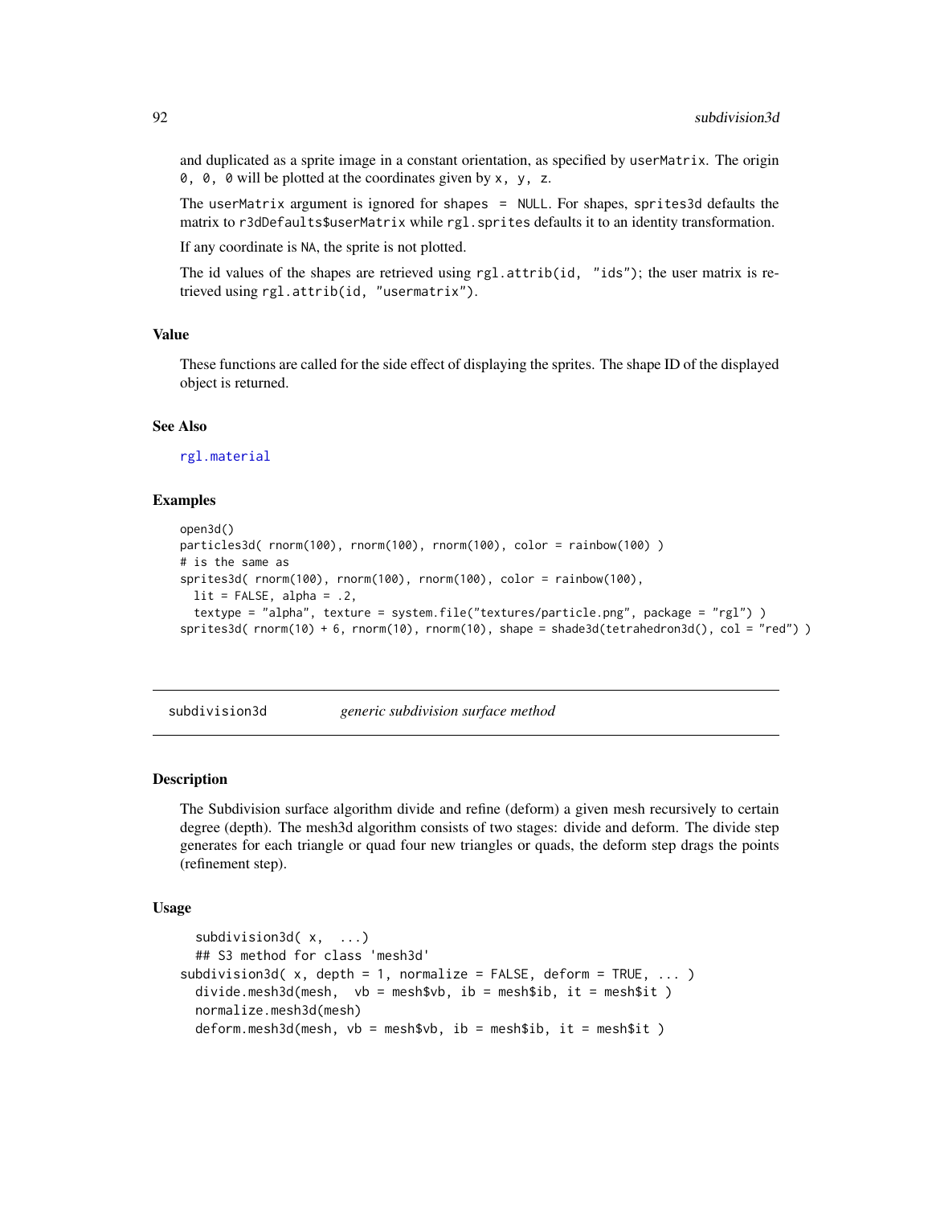and duplicated as a sprite image in a constant orientation, as specified by `userMatrix`. The origin `0, 0, 0` will be plotted at the coordinates given by `x, y, z`.

The `userMatrix` argument is ignored for `shapes = NULL`. For shapes, `sprites3d` defaults the matrix to `r3dDefaults$userMatrix` while `rgl.sprites` defaults it to an identity transformation.

If any coordinate is `NA`, the sprite is not plotted.

The id values of the shapes are retrieved using `rgl.attrib(id, "ids")`; the user matrix is retrieved using `rgl.attrib(id, "usermatrix")`.

### Value

These functions are called for the side effect of displaying the sprites. The shape ID of the displayed object is returned.

### See Also

rgl.material

### Examples

```
open3d()
particles3d( rnorm(100), rnorm(100), rnorm(100), color = rainbow(100) )
# is the same as
sprites3d( rnorm(100), rnorm(100), rnorm(100), color = rainbow(100),
  lit = FALSE, alpha = .2,
  textype = "alpha", texture = system.file("textures/particle.png", package = "rgl") )
sprites3d( rnorm(10) + 6, rnorm(10), rnorm(10), shape = shade3d(tetrahedron3d(), col = "red") )
```

---

## subdivision3d — *generic subdivision surface method*

### Description

The Subdivision surface algorithm divide and refine (deform) a given mesh recursively to certain degree (depth). The mesh3d algorithm consists of two stages: divide and deform. The divide step generates for each triangle or quad four new triangles or quads, the deform step drags the points (refinement step).

### Usage

```
  subdivision3d( x,  ...)
  ## S3 method for class 'mesh3d'
subdivision3d( x, depth = 1, normalize = FALSE, deform = TRUE, ... )
  divide.mesh3d(mesh,  vb = mesh$vb, ib = mesh$ib, it = mesh$it )
  normalize.mesh3d(mesh)
  deform.mesh3d(mesh, vb = mesh$vb, ib = mesh$ib, it = mesh$it )
```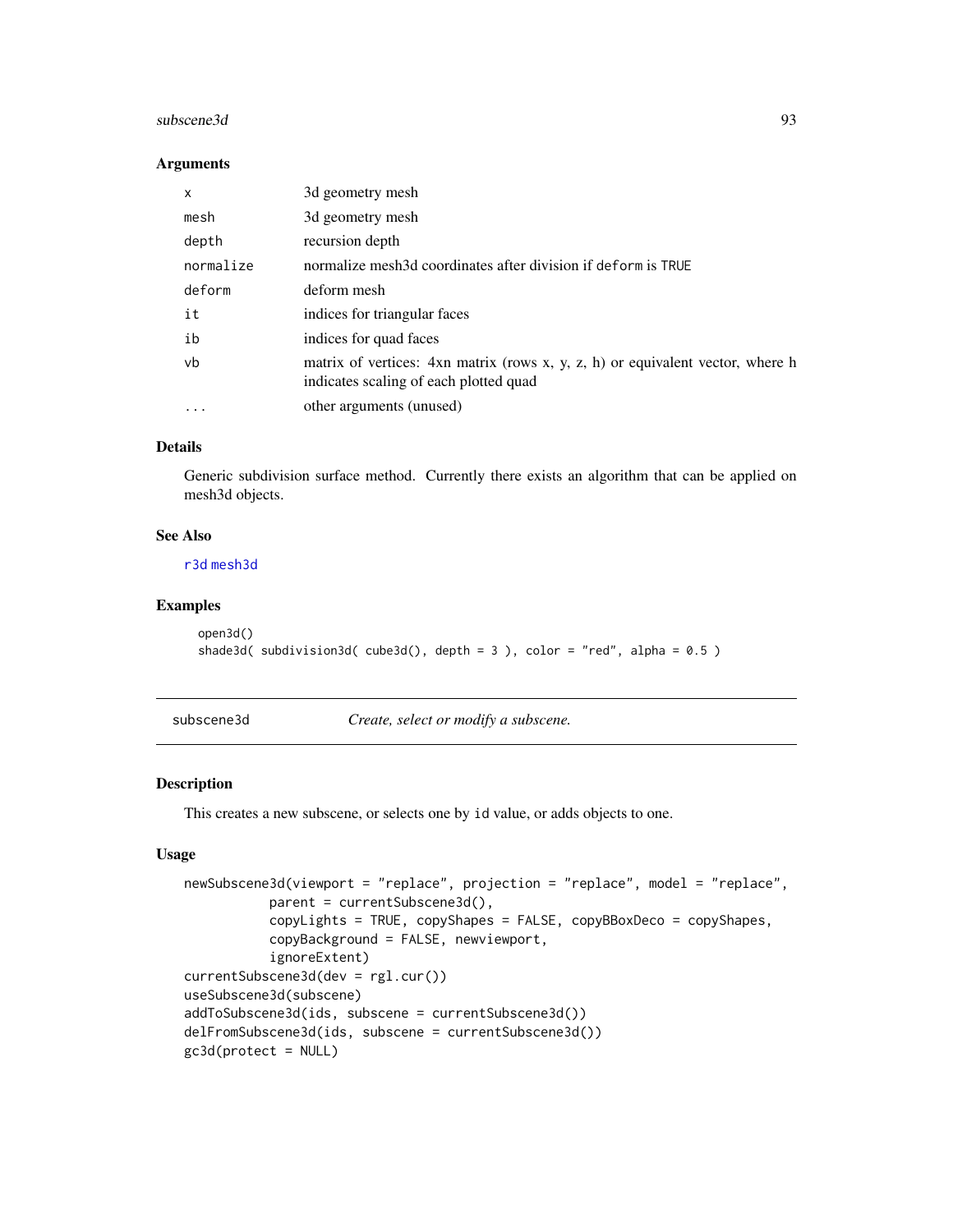## Arguments

| | |
|---|---|
| x | 3d geometry mesh |
| mesh | 3d geometry mesh |
| depth | recursion depth |
| normalize | normalize mesh3d coordinates after division if `deform` is `TRUE` |
| deform | deform mesh |
| it | indices for triangular faces |
| ib | indices for quad faces |
| vb | matrix of vertices: 4xn matrix (rows x, y, z, h) or equivalent vector, where h indicates scaling of each plotted quad |
| ... | other arguments (unused) |

## Details

Generic subdivision surface method. Currently there exists an algorithm that can be applied on mesh3d objects.

## See Also

r3d mesh3d

## Examples

```
open3d()
shade3d( subdivision3d( cube3d(), depth = 3 ), color = "red", alpha = 0.5 )
```

---

# subscene3d — *Create, select or modify a subscene.*

## Description

This creates a new subscene, or selects one by `id` value, or adds objects to one.

## Usage

```
newSubscene3d(viewport = "replace", projection = "replace", model = "replace",
          parent = currentSubscene3d(),
          copyLights = TRUE, copyShapes = FALSE, copyBBoxDeco = copyShapes,
          copyBackground = FALSE, newviewport,
          ignoreExtent)
currentSubscene3d(dev = rgl.cur())
useSubscene3d(subscene)
addToSubscene3d(ids, subscene = currentSubscene3d())
delFromSubscene3d(ids, subscene = currentSubscene3d())
gc3d(protect = NULL)
```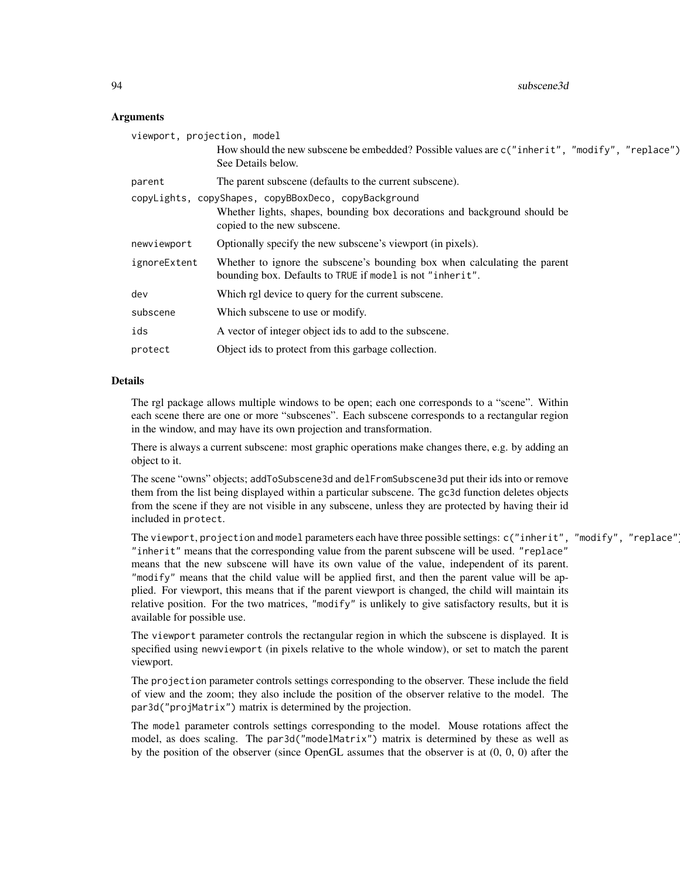## Arguments

viewport, projection, model
: How should the new subscene be embedded? Possible values are `c("inherit", "modify", "replace")`. See Details below.

parent
: The parent subscene (defaults to the current subscene).

copyLights, copyShapes, copyBBoxDeco, copyBackground
: Whether lights, shapes, bounding box decorations and background should be copied to the new subscene.

newviewport
: Optionally specify the new subscene's viewport (in pixels).

ignoreExtent
: Whether to ignore the subscene's bounding box when calculating the parent bounding box. Defaults to `TRUE` if `model` is not `"inherit"`.

dev
: Which rgl device to query for the current subscene.

subscene
: Which subscene to use or modify.

ids
: A vector of integer object ids to add to the subscene.

protect
: Object ids to protect from this garbage collection.

## Details

The rgl package allows multiple windows to be open; each one corresponds to a "scene". Within each scene there are one or more "subscenes". Each subscene corresponds to a rectangular region in the window, and may have its own projection and transformation.

There is always a current subscene: most graphic operations make changes there, e.g. by adding an object to it.

The scene "owns" objects; `addToSubscene3d` and `delFromSubscene3d` put their ids into or remove them from the list being displayed within a particular subscene. The `gc3d` function deletes objects from the scene if they are not visible in any subscene, unless they are protected by having their id included in `protect`.

The `viewport`, `projection` and `model` parameters each have three possible settings: `c("inherit", "modify", "replace")`. `"inherit"` means that the corresponding value from the parent subscene will be used. `"replace"` means that the new subscene will have its own value of the value, independent of its parent. `"modify"` means that the child value will be applied first, and then the parent value will be applied. For viewport, this means that if the parent viewport is changed, the child will maintain its relative position. For the two matrices, `"modify"` is unlikely to give satisfactory results, but it is available for possible use.

The `viewport` parameter controls the rectangular region in which the subscene is displayed. It is specified using `newviewport` (in pixels relative to the whole window), or set to match the parent viewport.

The `projection` parameter controls settings corresponding to the observer. These include the field of view and the zoom; they also include the position of the observer relative to the model. The `par3d("projMatrix")` matrix is determined by the projection.

The `model` parameter controls settings corresponding to the model. Mouse rotations affect the model, as does scaling. The `par3d("modelMatrix")` matrix is determined by these as well as by the position of the observer (since OpenGL assumes that the observer is at (0, 0, 0) after the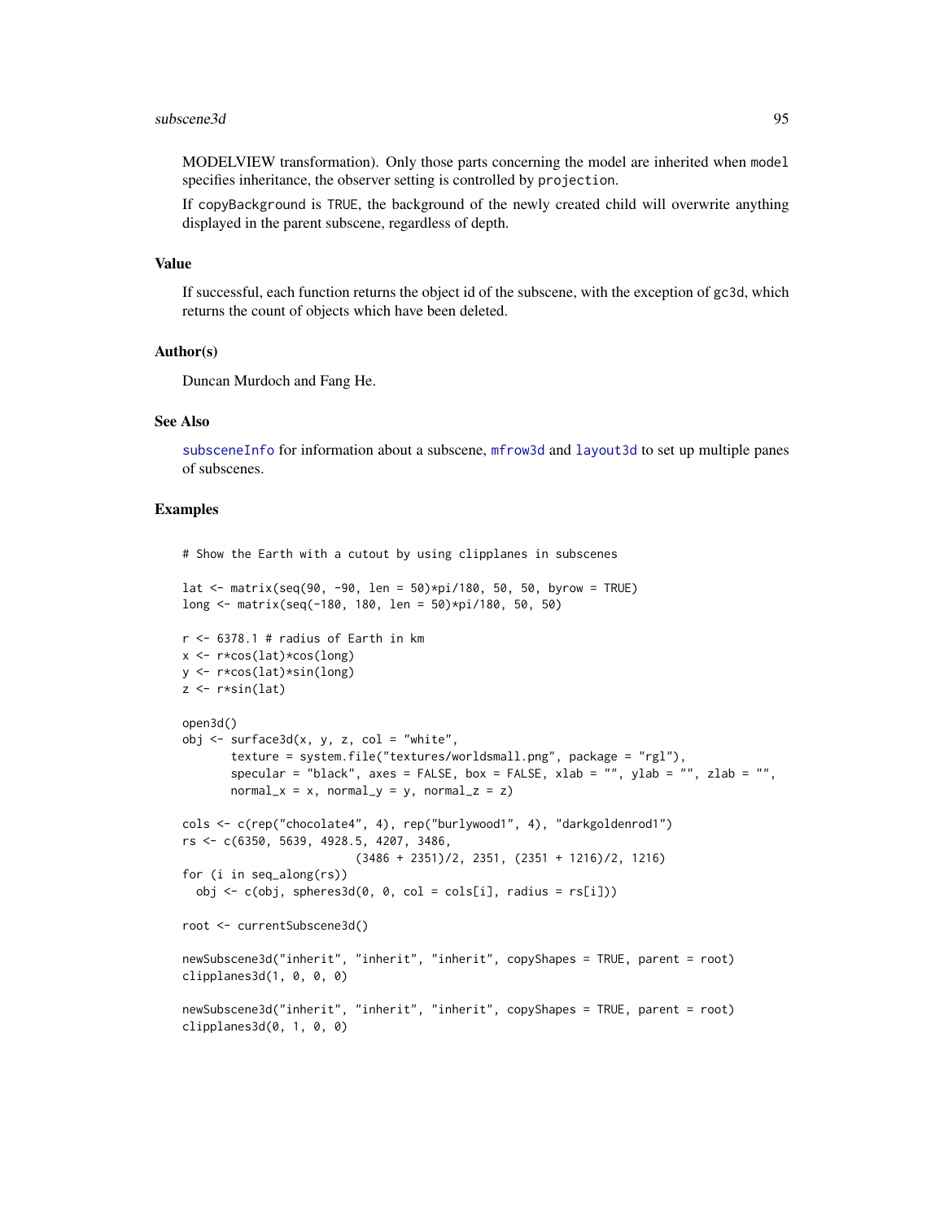MODELVIEW transformation). Only those parts concerning the model are inherited when `model` specifies inheritance, the observer setting is controlled by `projection`.

If `copyBackground` is `TRUE`, the background of the newly created child will overwrite anything displayed in the parent subscene, regardless of depth.

## Value

If successful, each function returns the object id of the subscene, with the exception of `gc3d`, which returns the count of objects which have been deleted.

## Author(s)

Duncan Murdoch and Fang He.

## See Also

`subsceneInfo` for information about a subscene, `mfrow3d` and `layout3d` to set up multiple panes of subscenes.

## Examples

```
# Show the Earth with a cutout by using clipplanes in subscenes

lat <- matrix(seq(90, -90, len = 50)*pi/180, 50, 50, byrow = TRUE)
long <- matrix(seq(-180, 180, len = 50)*pi/180, 50, 50)

r <- 6378.1 # radius of Earth in km
x <- r*cos(lat)*cos(long)
y <- r*cos(lat)*sin(long)
z <- r*sin(lat)

open3d()
obj <- surface3d(x, y, z, col = "white",
       texture = system.file("textures/worldsmall.png", package = "rgl"),
       specular = "black", axes = FALSE, box = FALSE, xlab = "", ylab = "", zlab = "",
       normal_x = x, normal_y = y, normal_z = z)

cols <- c(rep("chocolate4", 4), rep("burlywood1", 4), "darkgoldenrod1")
rs <- c(6350, 5639, 4928.5, 4207, 3486,
                         (3486 + 2351)/2, 2351, (2351 + 1216)/2, 1216)
for (i in seq_along(rs))
  obj <- c(obj, spheres3d(0, 0, col = cols[i], radius = rs[i]))

root <- currentSubscene3d()

newSubscene3d("inherit", "inherit", "inherit", copyShapes = TRUE, parent = root)
clipplanes3d(1, 0, 0, 0)

newSubscene3d("inherit", "inherit", "inherit", copyShapes = TRUE, parent = root)
clipplanes3d(0, 1, 0, 0)
```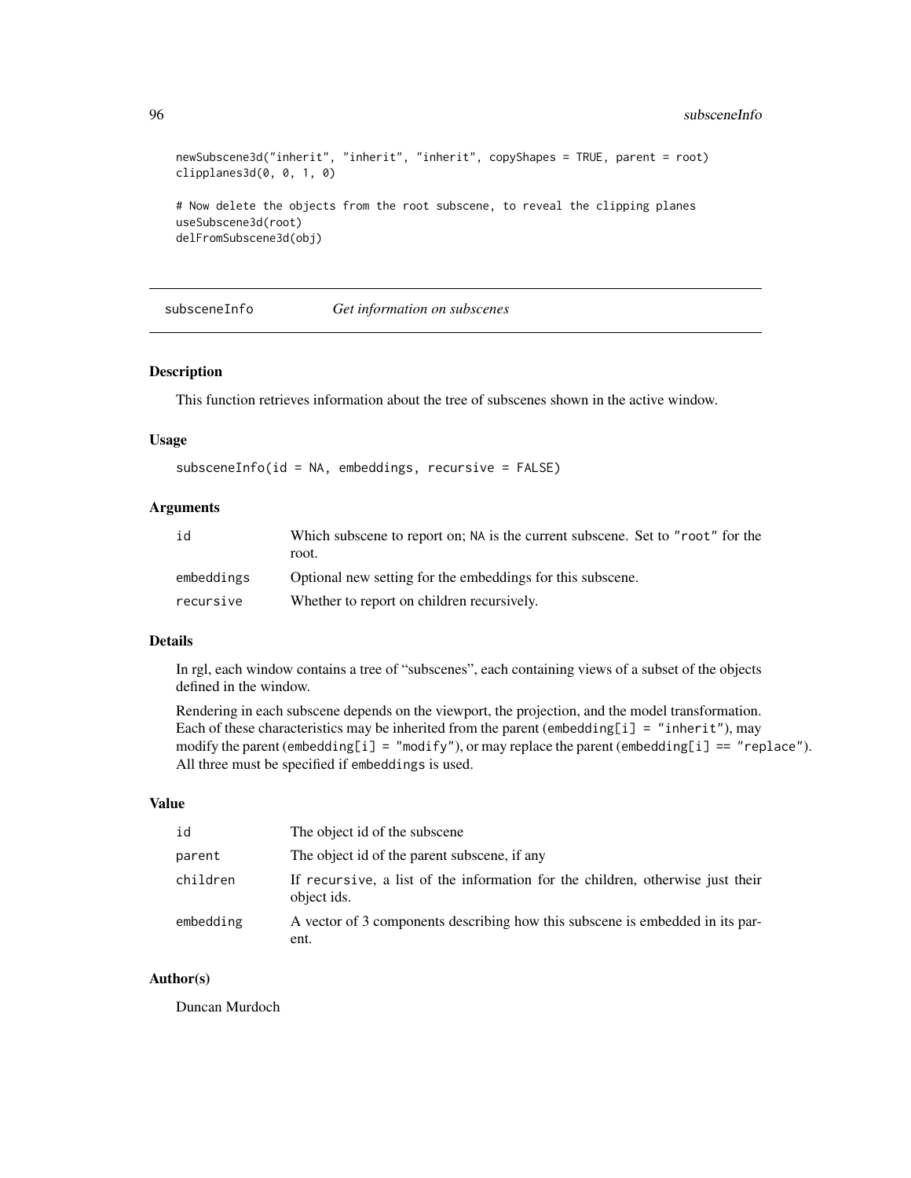```
newSubscene3d("inherit", "inherit", "inherit", copyShapes = TRUE, parent = root)
clipplanes3d(0, 0, 1, 0)

# Now delete the objects from the root subscene, to reveal the clipping planes
useSubscene3d(root)
delFromSubscene3d(obj)
```

## subsceneInfo *Get information on subscenes*

### Description

This function retrieves information about the tree of subscenes shown in the active window.

### Usage

```
subsceneInfo(id = NA, embeddings, recursive = FALSE)
```

### Arguments

| | |
|---|---|
| `id` | Which subscene to report on; `NA` is the current subscene. Set to `"root"` for the root. |
| `embeddings` | Optional new setting for the embeddings for this subscene. |
| `recursive` | Whether to report on children recursively. |

### Details

In rgl, each window contains a tree of "subscenes", each containing views of a subset of the objects defined in the window.

Rendering in each subscene depends on the viewport, the projection, and the model transformation. Each of these characteristics may be inherited from the parent (`embedding[i] = "inherit"`), may modify the parent (`embedding[i] = "modify"`), or may replace the parent (`embedding[i] == "replace"`). All three must be specified if `embeddings` is used.

### Value

| | |
|---|---|
| `id` | The object id of the subscene |
| `parent` | The object id of the parent subscene, if any |
| `children` | If `recursive`, a list of the information for the children, otherwise just their object ids. |
| `embedding` | A vector of 3 components describing how this subscene is embedded in its parent. |

### Author(s)

Duncan Murdoch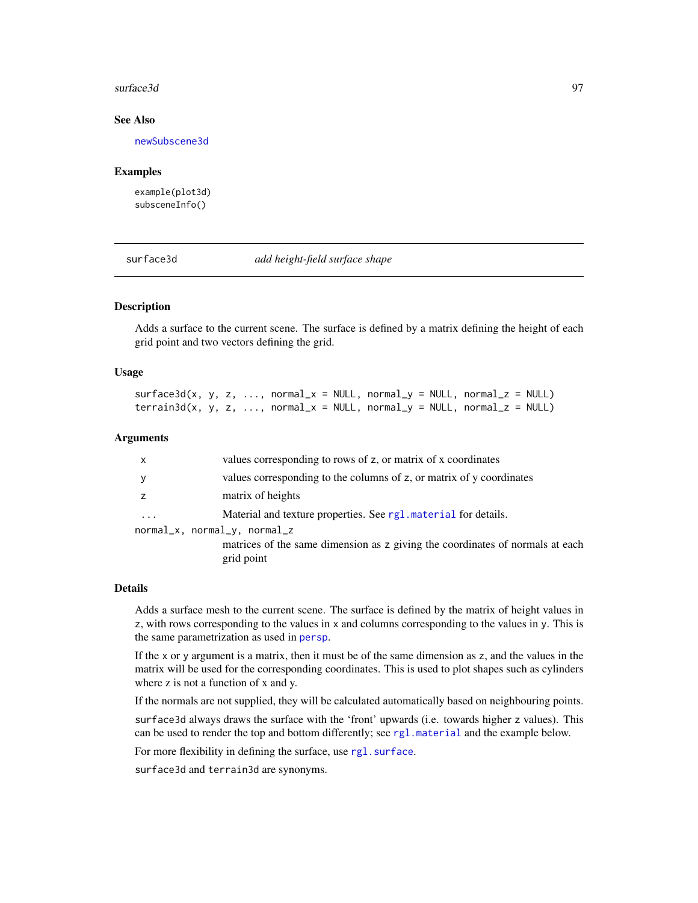## See Also

`newSubscene3d`

## Examples

```
example(plot3d)
subsceneInfo()
```

---

# surface3d — *add height-field surface shape*

## Description

Adds a surface to the current scene. The surface is defined by a matrix defining the height of each grid point and two vectors defining the grid.

## Usage

```
surface3d(x, y, z, ..., normal_x = NULL, normal_y = NULL, normal_z = NULL)
terrain3d(x, y, z, ..., normal_x = NULL, normal_y = NULL, normal_z = NULL)
```

## Arguments

| | |
|---|---|
| `x` | values corresponding to rows of `z`, or matrix of x coordinates |
| `y` | values corresponding to the columns of `z`, or matrix of y coordinates |
| `z` | matrix of heights |
| `...` | Material and texture properties. See `rgl.material` for details. |
| `normal_x, normal_y, normal_z` | matrices of the same dimension as `z` giving the coordinates of normals at each grid point |

## Details

Adds a surface mesh to the current scene. The surface is defined by the matrix of height values in `z`, with rows corresponding to the values in `x` and columns corresponding to the values in `y`. This is the same parametrization as used in `persp`.

If the `x` or `y` argument is a matrix, then it must be of the same dimension as `z`, and the values in the matrix will be used for the corresponding coordinates. This is used to plot shapes such as cylinders where z is not a function of x and y.

If the normals are not supplied, they will be calculated automatically based on neighbouring points.

`surface3d` always draws the surface with the 'front' upwards (i.e. towards higher `z` values). This can be used to render the top and bottom differently; see `rgl.material` and the example below.

For more flexibility in defining the surface, use `rgl.surface`.

`surface3d` and `terrain3d` are synonyms.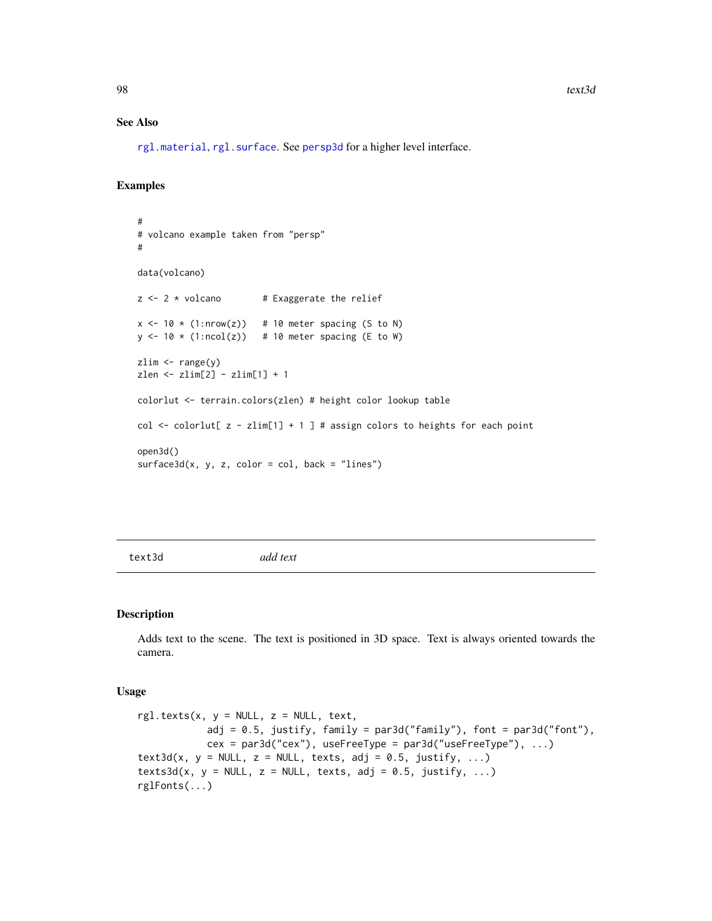### See Also

rgl.material, rgl.surface. See persp3d for a higher level interface.

### Examples

```
#
# volcano example taken from "persp"
#

data(volcano)

z <- 2 * volcano        # Exaggerate the relief

x <- 10 * (1:nrow(z))   # 10 meter spacing (S to N)
y <- 10 * (1:ncol(z))   # 10 meter spacing (E to W)

zlim <- range(y)
zlen <- zlim[2] - zlim[1] + 1

colorlut <- terrain.colors(zlen) # height color lookup table

col <- colorlut[ z - zlim[1] + 1 ] # assign colors to heights for each point

open3d()
surface3d(x, y, z, color = col, back = "lines")
```

---

## text3d — *add text*

### Description

Adds text to the scene. The text is positioned in 3D space. Text is always oriented towards the camera.

### Usage

```
rgl.texts(x, y = NULL, z = NULL, text,
          adj = 0.5, justify, family = par3d("family"), font = par3d("font"),
          cex = par3d("cex"), useFreeType = par3d("useFreeType"), ...)
text3d(x, y = NULL, z = NULL, texts, adj = 0.5, justify, ...)
texts3d(x, y = NULL, z = NULL, texts, adj = 0.5, justify, ...)
rglFonts(...)
```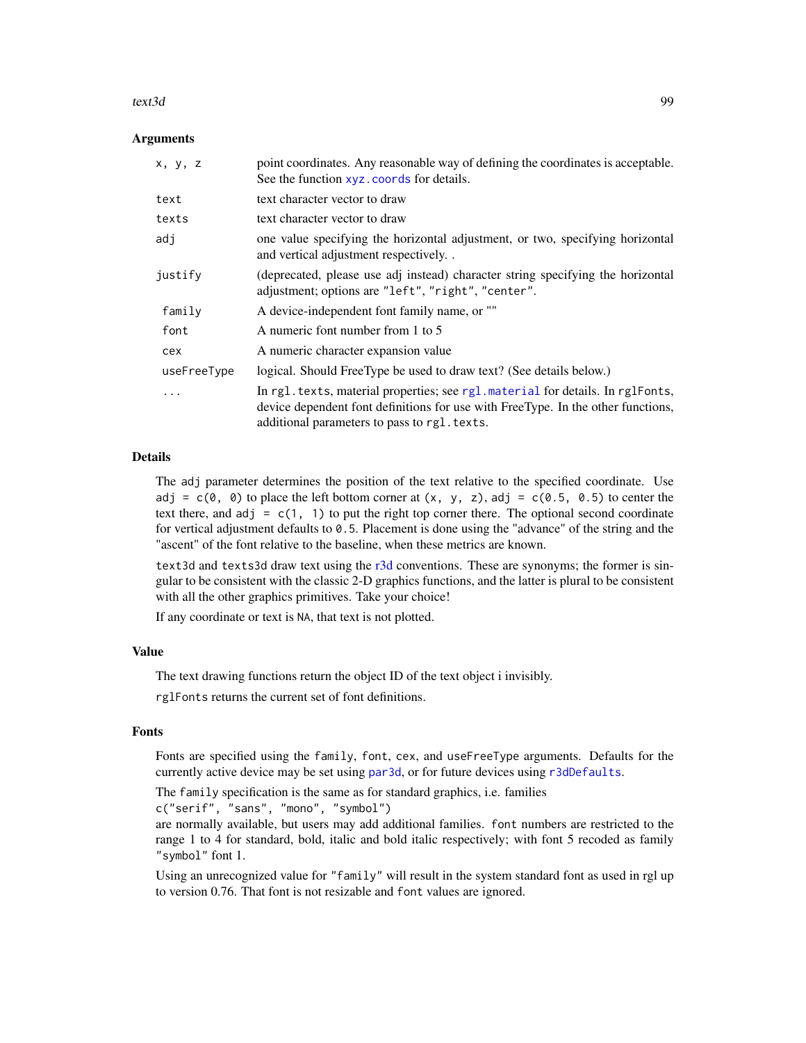## Arguments

| | |
|---|---|
| `x, y, z` | point coordinates. Any reasonable way of defining the coordinates is acceptable. See the function `xyz.coords` for details. |
| `text` | text character vector to draw |
| `texts` | text character vector to draw |
| `adj` | one value specifying the horizontal adjustment, or two, specifying horizontal and vertical adjustment respectively. . |
| `justify` | (deprecated, please use adj instead) character string specifying the horizontal adjustment; options are `"left"`, `"right"`, `"center"`. |
| `family` | A device-independent font family name, or "" |
| `font` | A numeric font number from 1 to 5 |
| `cex` | A numeric character expansion value |
| `useFreeType` | logical. Should FreeType be used to draw text? (See details below.) |
| `...` | In `rgl.texts`, material properties; see `rgl.material` for details. In `rglFonts`, device dependent font definitions for use with FreeType. In the other functions, additional parameters to pass to `rgl.texts`. |

## Details

The `adj` parameter determines the position of the text relative to the specified coordinate. Use `adj = c(0, 0)` to place the left bottom corner at `(x, y, z)`, `adj = c(0.5, 0.5)` to center the text there, and `adj = c(1, 1)` to put the right top corner there. The optional second coordinate for vertical adjustment defaults to `0.5`. Placement is done using the "advance" of the string and the "ascent" of the font relative to the baseline, when these metrics are known.

`text3d` and `texts3d` draw text using the r3d conventions. These are synonyms; the former is singular to be consistent with the classic 2-D graphics functions, and the latter is plural to be consistent with all the other graphics primitives. Take your choice!

If any coordinate or text is `NA`, that text is not plotted.

## Value

The text drawing functions return the object ID of the text object i invisibly.

`rglFonts` returns the current set of font definitions.

## Fonts

Fonts are specified using the `family`, `font`, `cex`, and `useFreeType` arguments. Defaults for the currently active device may be set using `par3d`, or for future devices using `r3dDefaults`.

The `family` specification is the same as for standard graphics, i.e. families
`c("serif", "sans", "mono", "symbol")`
are normally available, but users may add additional families. `font` numbers are restricted to the range 1 to 4 for standard, bold, italic and bold italic respectively; with font 5 recoded as family `"symbol"` font 1.

Using an unrecognized value for `"family"` will result in the system standard font as used in rgl up to version 0.76. That font is not resizable and `font` values are ignored.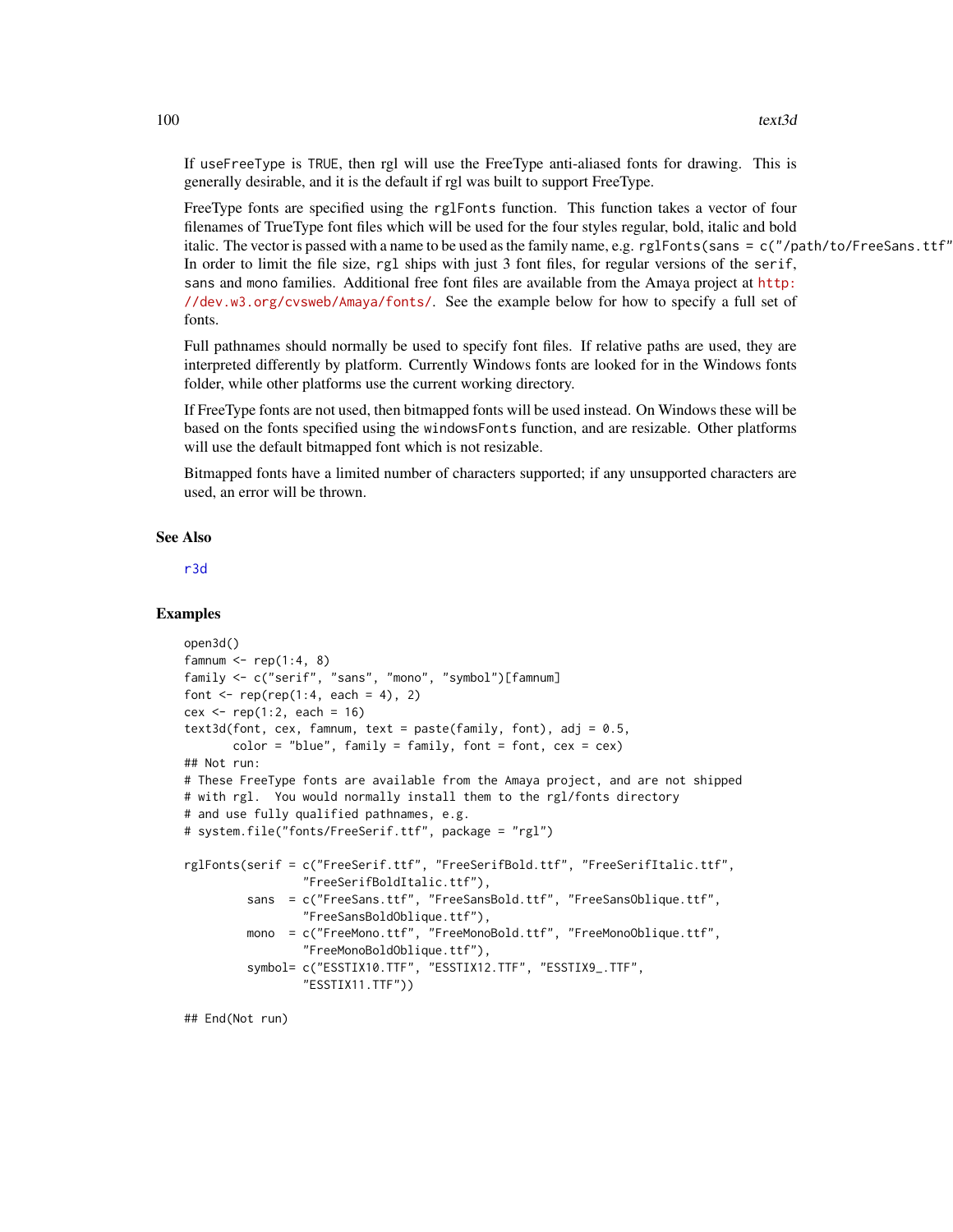If `useFreeType` is `TRUE`, then rgl will use the FreeType anti-aliased fonts for drawing. This is generally desirable, and it is the default if rgl was built to support FreeType.

FreeType fonts are specified using the `rglFonts` function. This function takes a vector of four filenames of TrueType font files which will be used for the four styles regular, bold, italic and bold italic. The vector is passed with a name to be used as the family name, e.g. `rglFonts(sans = c("/path/to/FreeSans.ttf"`
In order to limit the file size, `rgl` ships with just 3 font files, for regular versions of the `serif`, `sans` and `mono` families. Additional free font files are available from the Amaya project at http://dev.w3.org/cvsweb/Amaya/fonts/. See the example below for how to specify a full set of fonts.

Full pathnames should normally be used to specify font files. If relative paths are used, they are interpreted differently by platform. Currently Windows fonts are looked for in the Windows fonts folder, while other platforms use the current working directory.

If FreeType fonts are not used, then bitmapped fonts will be used instead. On Windows these will be based on the fonts specified using the `windowsFonts` function, and are resizable. Other platforms will use the default bitmapped font which is not resizable.

Bitmapped fonts have a limited number of characters supported; if any unsupported characters are used, an error will be thrown.

## See Also

r3d

## Examples

```
open3d()
famnum <- rep(1:4, 8)
family <- c("serif", "sans", "mono", "symbol")[famnum]
font <- rep(rep(1:4, each = 4), 2)
cex <- rep(1:2, each = 16)
text3d(font, cex, famnum, text = paste(family, font), adj = 0.5,
       color = "blue", family = family, font = font, cex = cex)
## Not run:
# These FreeType fonts are available from the Amaya project, and are not shipped
# with rgl.  You would normally install them to the rgl/fonts directory
# and use fully qualified pathnames, e.g.
# system.file("fonts/FreeSerif.ttf", package = "rgl")

rglFonts(serif = c("FreeSerif.ttf", "FreeSerifBold.ttf", "FreeSerifItalic.ttf",
                 "FreeSerifBoldItalic.ttf"),
         sans  = c("FreeSans.ttf", "FreeSansBold.ttf", "FreeSansOblique.ttf",
                 "FreeSansBoldOblique.ttf"),
         mono  = c("FreeMono.ttf", "FreeMonoBold.ttf", "FreeMonoOblique.ttf",
                 "FreeMonoBoldOblique.ttf"),
         symbol= c("ESSTIX10.TTF", "ESSTIX12.TTF", "ESSTIX9_.TTF",
                 "ESSTIX11.TTF"))

## End(Not run)
```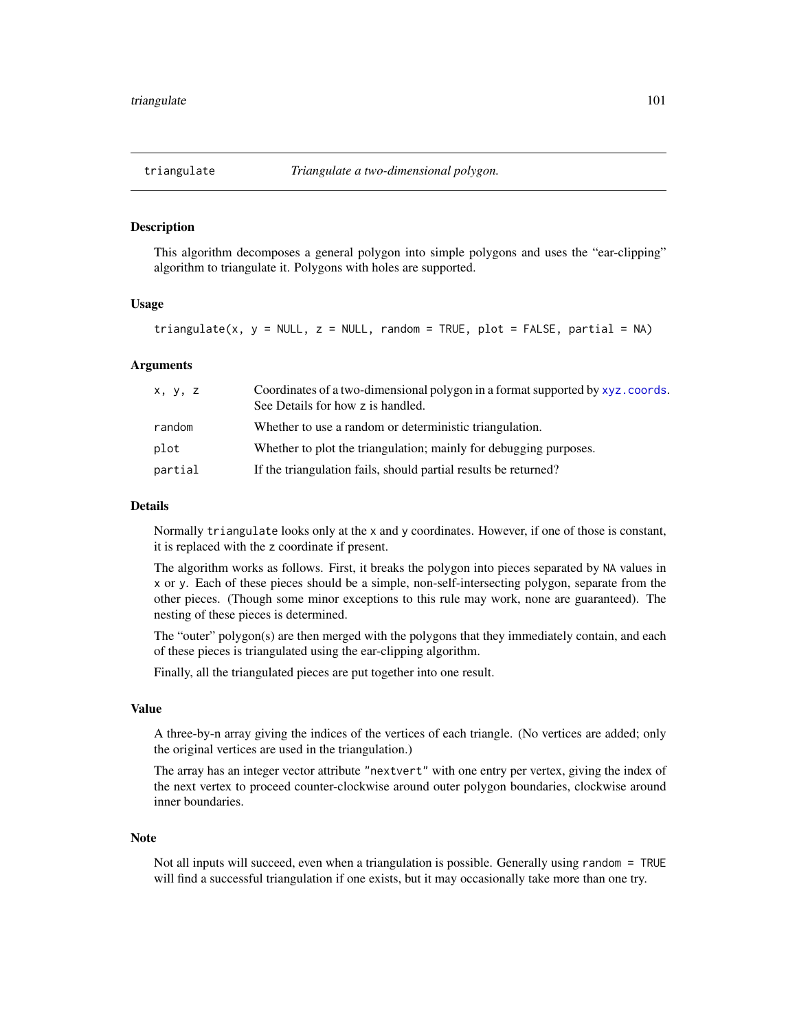# triangulate — *Triangulate a two-dimensional polygon.*

## Description

This algorithm decomposes a general polygon into simple polygons and uses the "ear-clipping" algorithm to triangulate it. Polygons with holes are supported.

## Usage

```
triangulate(x, y = NULL, z = NULL, random = TRUE, plot = FALSE, partial = NA)
```

## Arguments

| | |
|---|---|
| x, y, z | Coordinates of a two-dimensional polygon in a format supported by xyz.coords. See Details for how z is handled. |
| random | Whether to use a random or deterministic triangulation. |
| plot | Whether to plot the triangulation; mainly for debugging purposes. |
| partial | If the triangulation fails, should partial results be returned? |

## Details

Normally `triangulate` looks only at the x and y coordinates. However, if one of those is constant, it is replaced with the z coordinate if present.

The algorithm works as follows. First, it breaks the polygon into pieces separated by NA values in x or y. Each of these pieces should be a simple, non-self-intersecting polygon, separate from the other pieces. (Though some minor exceptions to this rule may work, none are guaranteed). The nesting of these pieces is determined.

The "outer" polygon(s) are then merged with the polygons that they immediately contain, and each of these pieces is triangulated using the ear-clipping algorithm.

Finally, all the triangulated pieces are put together into one result.

## Value

A three-by-n array giving the indices of the vertices of each triangle. (No vertices are added; only the original vertices are used in the triangulation.)

The array has an integer vector attribute "nextvert" with one entry per vertex, giving the index of the next vertex to proceed counter-clockwise around outer polygon boundaries, clockwise around inner boundaries.

## Note

Not all inputs will succeed, even when a triangulation is possible. Generally using `random = TRUE` will find a successful triangulation if one exists, but it may occasionally take more than one try.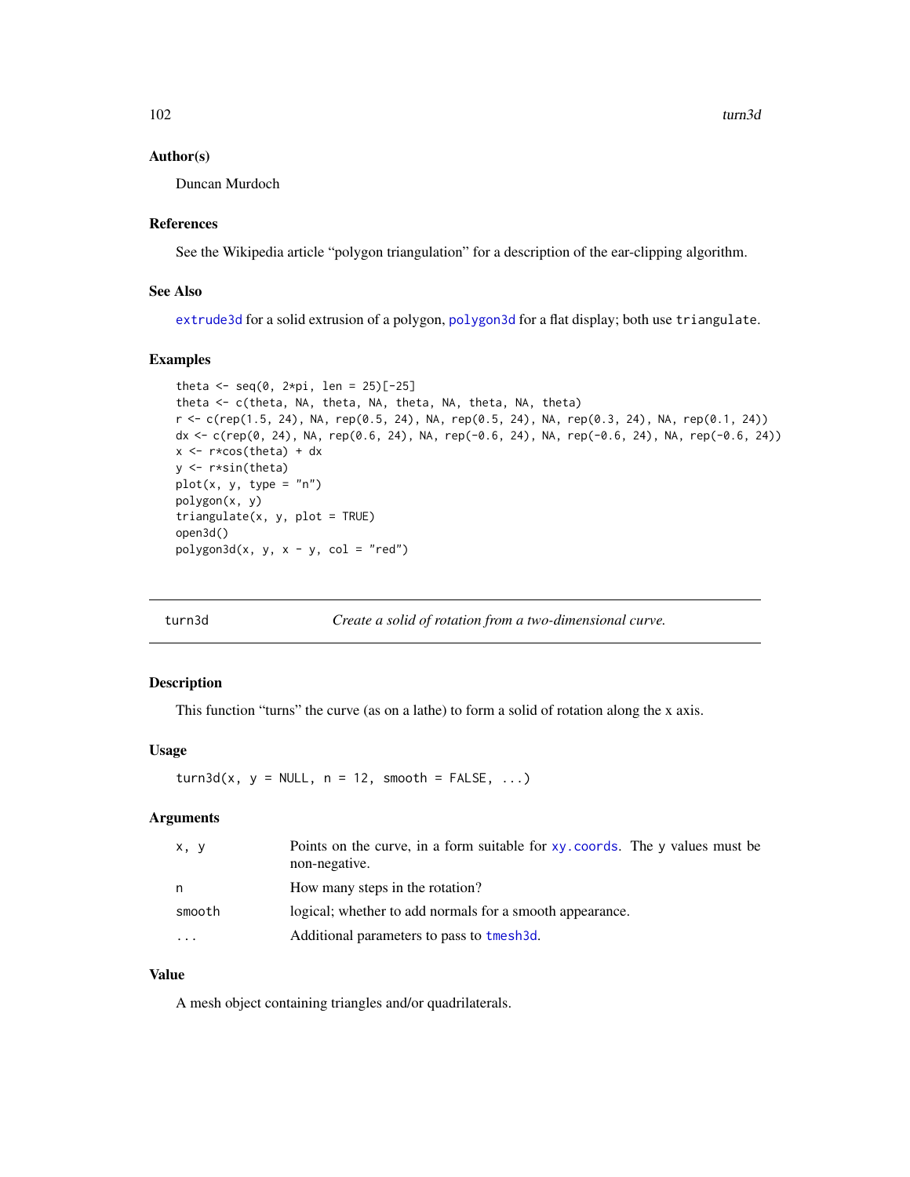## Author(s)

Duncan Murdoch

## References

See the Wikipedia article "polygon triangulation" for a description of the ear-clipping algorithm.

## See Also

extrude3d for a solid extrusion of a polygon, polygon3d for a flat display; both use triangulate.

## Examples

```
theta <- seq(0, 2*pi, len = 25)[-25]
theta <- c(theta, NA, theta, NA, theta, NA, theta, NA, theta)
r <- c(rep(1.5, 24), NA, rep(0.5, 24), NA, rep(0.5, 24), NA, rep(0.3, 24), NA, rep(0.1, 24))
dx <- c(rep(0, 24), NA, rep(0.6, 24), NA, rep(-0.6, 24), NA, rep(-0.6, 24), NA, rep(-0.6, 24))
x <- r*cos(theta) + dx
y <- r*sin(theta)
plot(x, y, type = "n")
polygon(x, y)
triangulate(x, y, plot = TRUE)
open3d()
polygon3d(x, y, x - y, col = "red")
```

---

# turn3d — *Create a solid of rotation from a two-dimensional curve.*

## Description

This function "turns" the curve (as on a lathe) to form a solid of rotation along the x axis.

## Usage

```
turn3d(x, y = NULL, n = 12, smooth = FALSE, ...)
```

## Arguments

| | |
|---|---|
| x, y | Points on the curve, in a form suitable for xy.coords. The y values must be non-negative. |
| n | How many steps in the rotation? |
| smooth | logical; whether to add normals for a smooth appearance. |
| ... | Additional parameters to pass to tmesh3d. |

## Value

A mesh object containing triangles and/or quadrilaterals.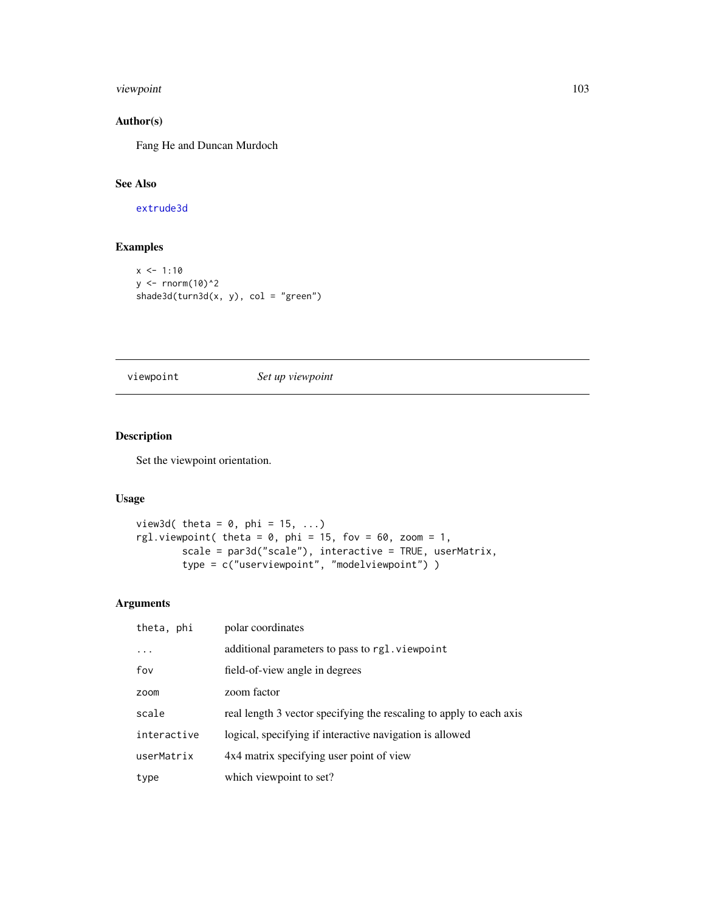## Author(s)

Fang He and Duncan Murdoch

## See Also

extrude3d

## Examples

```
x <- 1:10
y <- rnorm(10)^2
shade3d(turn3d(x, y), col = "green")
```

---

# viewpoint *Set up viewpoint*

---

## Description

Set the viewpoint orientation.

## Usage

```
view3d( theta = 0, phi = 15, ...)
rgl.viewpoint( theta = 0, phi = 15, fov = 60, zoom = 1,
        scale = par3d("scale"), interactive = TRUE, userMatrix,
        type = c("userviewpoint", "modelviewpoint") )
```

## Arguments

| | |
|---|---|
| theta, phi | polar coordinates |
| ... | additional parameters to pass to rgl.viewpoint |
| fov | field-of-view angle in degrees |
| zoom | zoom factor |
| scale | real length 3 vector specifying the rescaling to apply to each axis |
| interactive | logical, specifying if interactive navigation is allowed |
| userMatrix | 4x4 matrix specifying user point of view |
| type | which viewpoint to set? |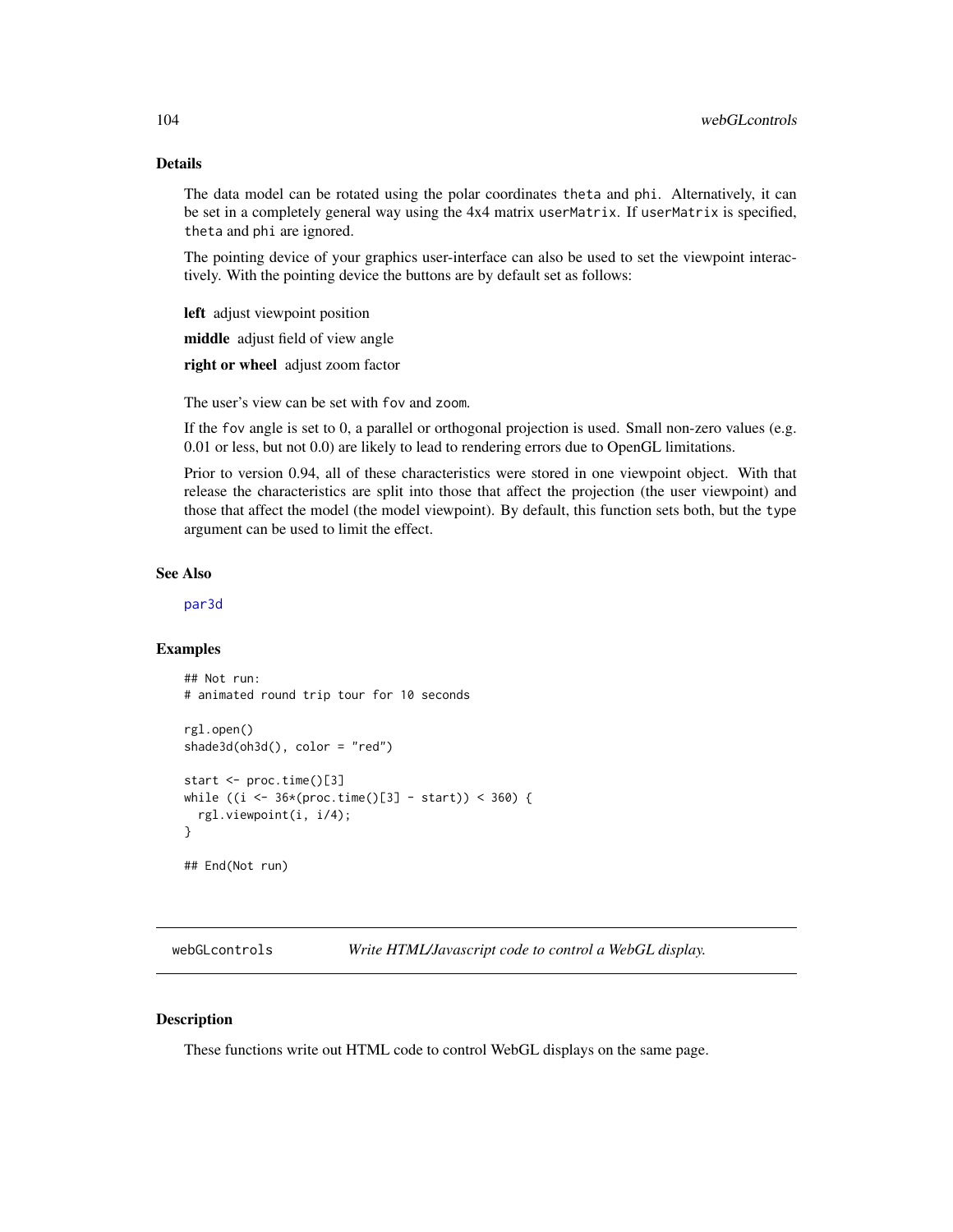## Details

The data model can be rotated using the polar coordinates theta and phi. Alternatively, it can be set in a completely general way using the 4x4 matrix userMatrix. If userMatrix is specified, theta and phi are ignored.

The pointing device of your graphics user-interface can also be used to set the viewpoint interactively. With the pointing device the buttons are by default set as follows:

**left** adjust viewpoint position

**middle** adjust field of view angle

**right or wheel** adjust zoom factor

The user's view can be set with fov and zoom.

If the fov angle is set to 0, a parallel or orthogonal projection is used. Small non-zero values (e.g. 0.01 or less, but not 0.0) are likely to lead to rendering errors due to OpenGL limitations.

Prior to version 0.94, all of these characteristics were stored in one viewpoint object. With that release the characteristics are split into those that affect the projection (the user viewpoint) and those that affect the model (the model viewpoint). By default, this function sets both, but the type argument can be used to limit the effect.

## See Also

par3d

## Examples

```
## Not run:
# animated round trip tour for 10 seconds

rgl.open()
shade3d(oh3d(), color = "red")

start <- proc.time()[3]
while ((i <- 36*(proc.time()[3] - start)) < 360) {
  rgl.viewpoint(i, i/4);
}

## End(Not run)
```

---

# webGLcontrols *Write HTML/Javascript code to control a WebGL display.*

---

## Description

These functions write out HTML code to control WebGL displays on the same page.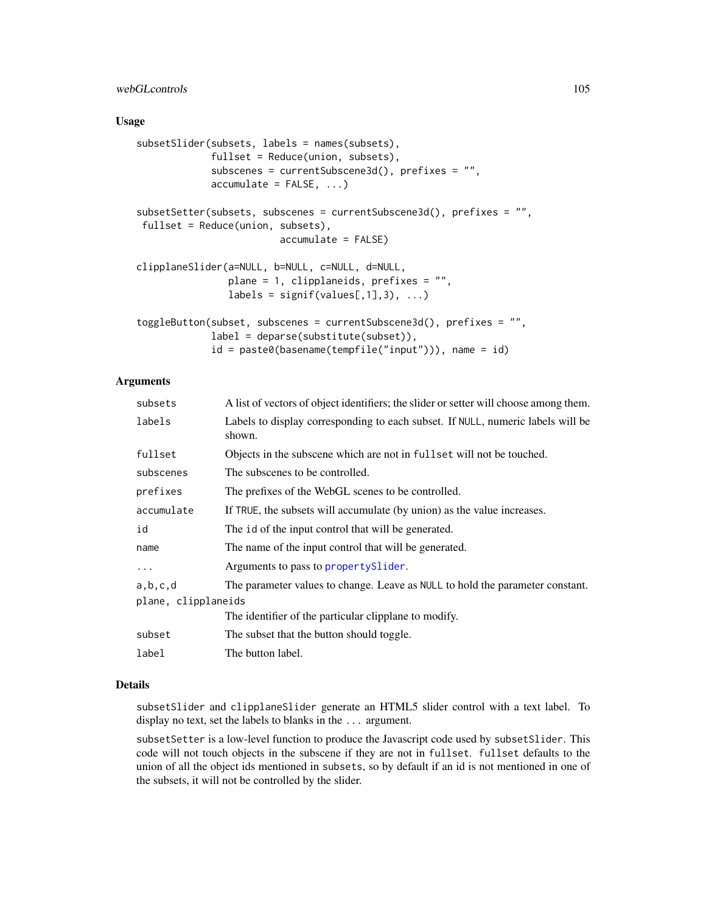## Usage

```
subsetSlider(subsets, labels = names(subsets),
             fullset = Reduce(union, subsets),
             subscenes = currentSubscene3d(), prefixes = "",
             accumulate = FALSE, ...)

subsetSetter(subsets, subscenes = currentSubscene3d(), prefixes = "",
 fullset = Reduce(union, subsets),
                         accumulate = FALSE)

clipplaneSlider(a=NULL, b=NULL, c=NULL, d=NULL,
                plane = 1, clipplaneids, prefixes = "",
                labels = signif(values[,1],3), ...)

toggleButton(subset, subscenes = currentSubscene3d(), prefixes = "",
             label = deparse(substitute(subset)),
             id = paste0(basename(tempfile("input"))), name = id)
```

## Arguments

| | |
|---|---|
| `subsets` | A list of vectors of object identifiers; the slider or setter will choose among them. |
| `labels` | Labels to display corresponding to each subset. If `NULL`, numeric labels will be shown. |
| `fullset` | Objects in the subscene which are not in `fullset` will not be touched. |
| `subscenes` | The subscenes to be controlled. |
| `prefixes` | The prefixes of the WebGL scenes to be controlled. |
| `accumulate` | If `TRUE`, the subsets will accumulate (by union) as the value increases. |
| `id` | The `id` of the input control that will be generated. |
| `name` | The name of the input control that will be generated. |
| `...` | Arguments to pass to `propertySlider`. |
| `a,b,c,d` | The parameter values to change. Leave as `NULL` to hold the parameter constant. |
| `plane, clipplaneids` | The identifier of the particular clipplane to modify. |
| `subset` | The subset that the button should toggle. |
| `label` | The button label. |

## Details

`subsetSlider` and `clipplaneSlider` generate an HTML5 slider control with a text label. To display no text, set the labels to blanks in the `...` argument.

`subsetSetter` is a low-level function to produce the Javascript code used by `subsetSlider`. This code will not touch objects in the subscene if they are not in `fullset`. `fullset` defaults to the union of all the object ids mentioned in `subsets`, so by default if an id is not mentioned in one of the subsets, it will not be controlled by the slider.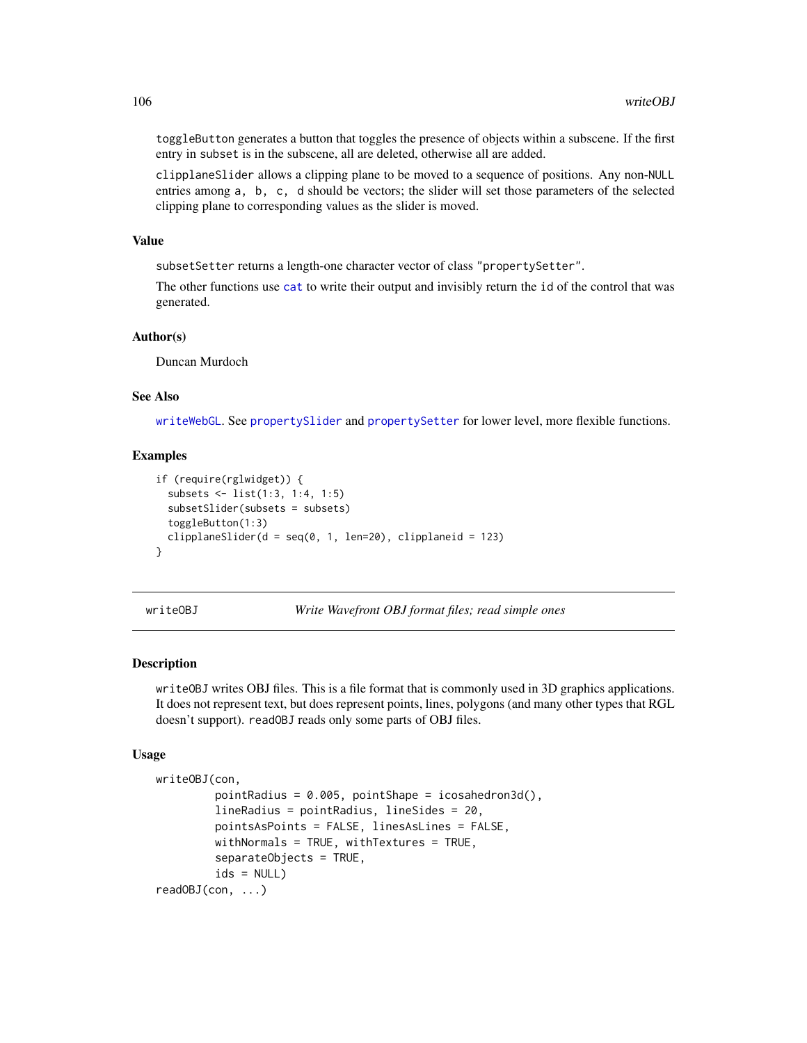toggleButton generates a button that toggles the presence of objects within a subscene. If the first entry in subset is in the subscene, all are deleted, otherwise all are added.

clipplaneSlider allows a clipping plane to be moved to a sequence of positions. Any non-NULL entries among a, b, c, d should be vectors; the slider will set those parameters of the selected clipping plane to corresponding values as the slider is moved.

### Value

subsetSetter returns a length-one character vector of class "propertySetter".

The other functions use cat to write their output and invisibly return the id of the control that was generated.

### Author(s)

Duncan Murdoch

### See Also

writeWebGL. See propertySlider and propertySetter for lower level, more flexible functions.

### Examples

```
if (require(rglwidget)) {
  subsets <- list(1:3, 1:4, 1:5)
  subsetSlider(subsets = subsets)
  toggleButton(1:3)
  clipplaneSlider(d = seq(0, 1, len=20), clipplaneid = 123)
}
```

---

## writeOBJ — *Write Wavefront OBJ format files; read simple ones*

---

### Description

writeOBJ writes OBJ files. This is a file format that is commonly used in 3D graphics applications. It does not represent text, but does represent points, lines, polygons (and many other types that RGL doesn't support). readOBJ reads only some parts of OBJ files.

### Usage

```
writeOBJ(con,
         pointRadius = 0.005, pointShape = icosahedron3d(),
         lineRadius = pointRadius, lineSides = 20,
         pointsAsPoints = FALSE, linesAsLines = FALSE,
         withNormals = TRUE, withTextures = TRUE,
         separateObjects = TRUE,
         ids = NULL)
readOBJ(con, ...)
```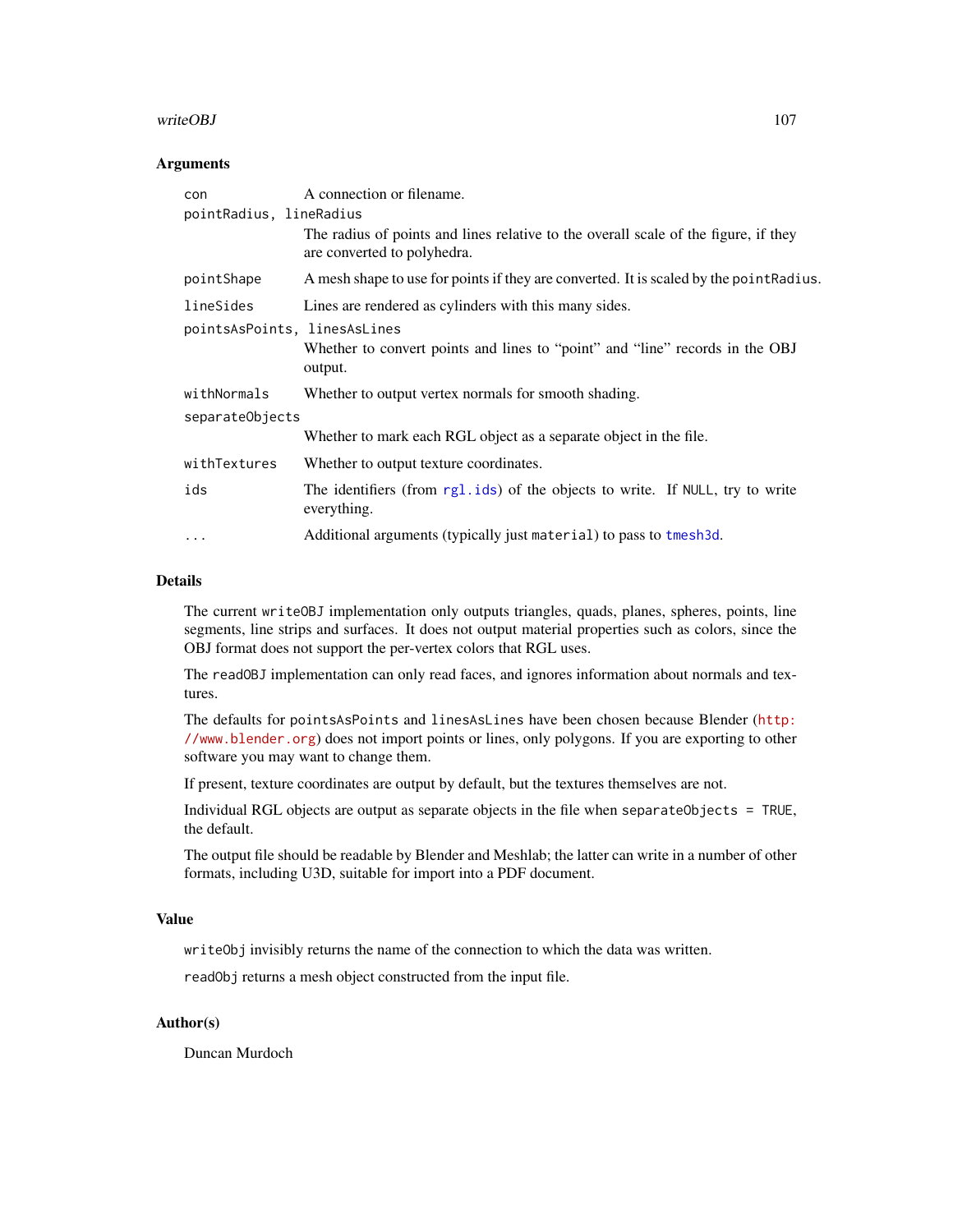## Arguments

| | |
|---|---|
| `con` | A connection or filename. |
| `pointRadius, lineRadius` | The radius of points and lines relative to the overall scale of the figure, if they are converted to polyhedra. |
| `pointShape` | A mesh shape to use for points if they are converted. It is scaled by the `pointRadius`. |
| `lineSides` | Lines are rendered as cylinders with this many sides. |
| `pointsAsPoints, linesAsLines` | Whether to convert points and lines to "point" and "line" records in the OBJ output. |
| `withNormals` | Whether to output vertex normals for smooth shading. |
| `separateObjects` | Whether to mark each RGL object as a separate object in the file. |
| `withTextures` | Whether to output texture coordinates. |
| `ids` | The identifiers (from `rgl.ids`) of the objects to write. If `NULL`, try to write everything. |
| `...` | Additional arguments (typically just `material`) to pass to `tmesh3d`. |

## Details

The current `writeOBJ` implementation only outputs triangles, quads, planes, spheres, points, line segments, line strips and surfaces. It does not output material properties such as colors, since the OBJ format does not support the per-vertex colors that RGL uses.

The `readOBJ` implementation can only read faces, and ignores information about normals and textures.

The defaults for `pointsAsPoints` and `linesAsLines` have been chosen because Blender (http://www.blender.org) does not import points or lines, only polygons. If you are exporting to other software you may want to change them.

If present, texture coordinates are output by default, but the textures themselves are not.

Individual RGL objects are output as separate objects in the file when `separateObjects = TRUE`, the default.

The output file should be readable by Blender and Meshlab; the latter can write in a number of other formats, including U3D, suitable for import into a PDF document.

## Value

`writeObj` invisibly returns the name of the connection to which the data was written.

`readObj` returns a mesh object constructed from the input file.

## Author(s)

Duncan Murdoch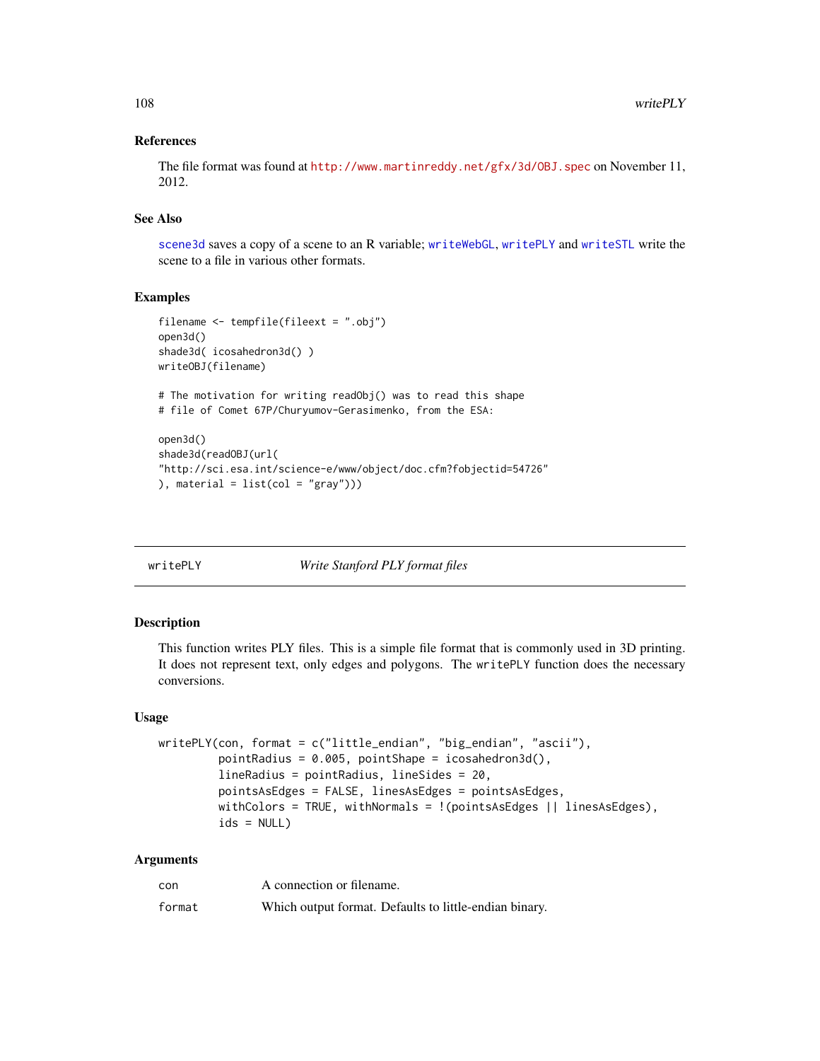### References

The file format was found at http://www.martinreddy.net/gfx/3d/OBJ.spec on November 11, 2012.

### See Also

scene3d saves a copy of a scene to an R variable; writeWebGL, writePLY and writeSTL write the scene to a file in various other formats.

### Examples

```
filename <- tempfile(fileext = ".obj")
open3d()
shade3d( icosahedron3d() )
writeOBJ(filename)

# The motivation for writing readObj() was to read this shape
# file of Comet 67P/Churyumov-Gerasimenko, from the ESA:

open3d()
shade3d(readOBJ(url(
"http://sci.esa.int/science-e/www/object/doc.cfm?fobjectid=54726"
), material = list(col = "gray")))
```

---

## writePLY *Write Stanford PLY format files*

### Description

This function writes PLY files. This is a simple file format that is commonly used in 3D printing. It does not represent text, only edges and polygons. The writePLY function does the necessary conversions.

### Usage

```
writePLY(con, format = c("little_endian", "big_endian", "ascii"),
         pointRadius = 0.005, pointShape = icosahedron3d(),
         lineRadius = pointRadius, lineSides = 20,
         pointsAsEdges = FALSE, linesAsEdges = pointsAsEdges,
         withColors = TRUE, withNormals = !(pointsAsEdges || linesAsEdges),
         ids = NULL)
```

### Arguments

| | |
|---|---|
| con | A connection or filename. |
| format | Which output format. Defaults to little-endian binary. |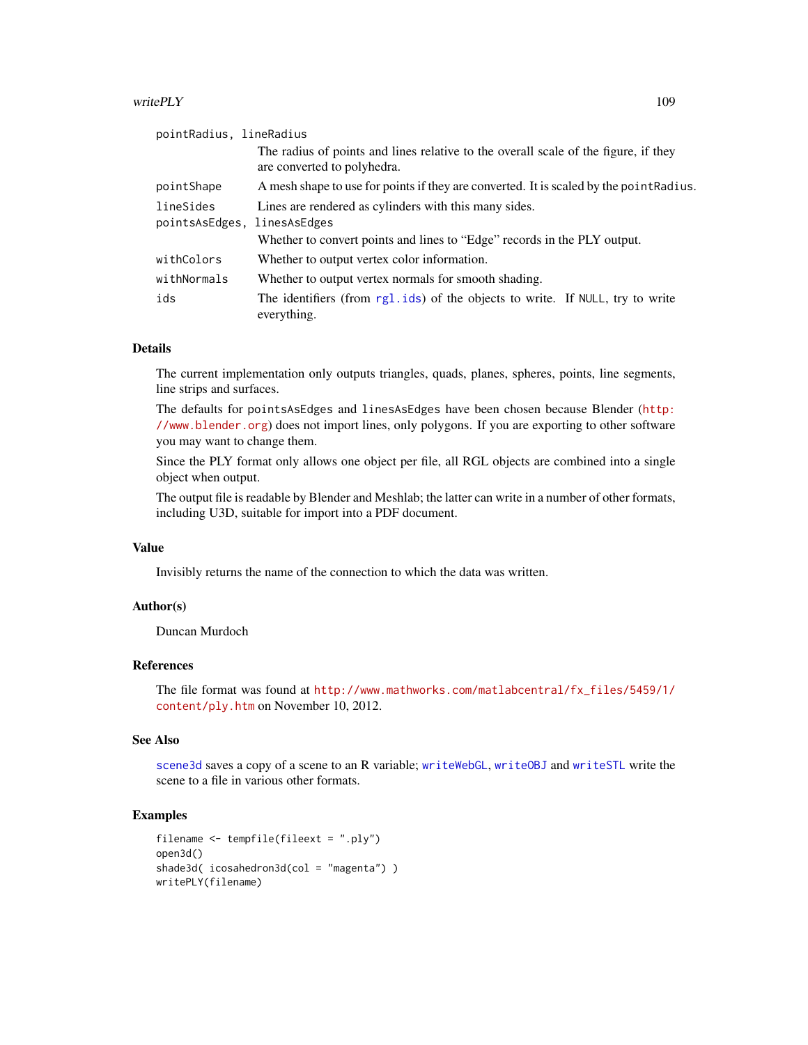| | |
|---|---|
| pointRadius, lineRadius | The radius of points and lines relative to the overall scale of the figure, if they are converted to polyhedra. |
| pointShape | A mesh shape to use for points if they are converted. It is scaled by the pointRadius. |
| lineSides | Lines are rendered as cylinders with this many sides. |
| pointsAsEdges, linesAsEdges | Whether to convert points and lines to "Edge" records in the PLY output. |
| withColors | Whether to output vertex color information. |
| withNormals | Whether to output vertex normals for smooth shading. |
| ids | The identifiers (from rgl.ids) of the objects to write. If NULL, try to write everything. |

## Details

The current implementation only outputs triangles, quads, planes, spheres, points, line segments, line strips and surfaces.

The defaults for pointsAsEdges and linesAsEdges have been chosen because Blender (http://www.blender.org) does not import lines, only polygons. If you are exporting to other software you may want to change them.

Since the PLY format only allows one object per file, all RGL objects are combined into a single object when output.

The output file is readable by Blender and Meshlab; the latter can write in a number of other formats, including U3D, suitable for import into a PDF document.

## Value

Invisibly returns the name of the connection to which the data was written.

## Author(s)

Duncan Murdoch

## References

The file format was found at http://www.mathworks.com/matlabcentral/fx_files/5459/1/content/ply.htm on November 10, 2012.

## See Also

scene3d saves a copy of a scene to an R variable; writeWebGL, writeOBJ and writeSTL write the scene to a file in various other formats.

## Examples

```
filename <- tempfile(fileext = ".ply")
open3d()
shade3d( icosahedron3d(col = "magenta") )
writePLY(filename)
```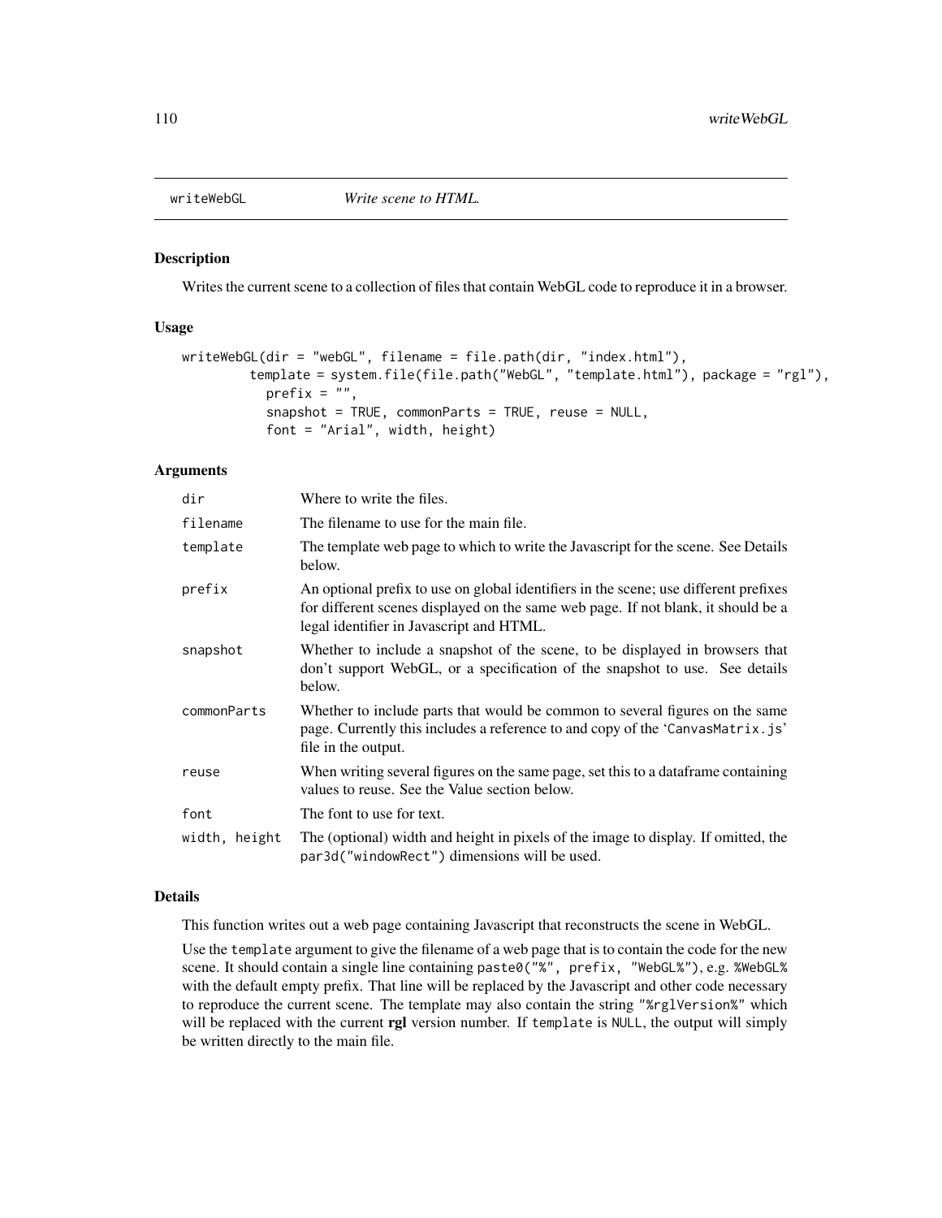writeWebGL    *Write scene to HTML.*

## Description

Writes the current scene to a collection of files that contain WebGL code to reproduce it in a browser.

## Usage

```
writeWebGL(dir = "webGL", filename = file.path(dir, "index.html"),
        template = system.file(file.path("WebGL", "template.html"), package = "rgl"),
          prefix = "",
          snapshot = TRUE, commonParts = TRUE, reuse = NULL,
          font = "Arial", width, height)
```

## Arguments

| | |
|---|---|
| `dir` | Where to write the files. |
| `filename` | The filename to use for the main file. |
| `template` | The template web page to which to write the Javascript for the scene. See Details below. |
| `prefix` | An optional prefix to use on global identifiers in the scene; use different prefixes for different scenes displayed on the same web page. If not blank, it should be a legal identifier in Javascript and HTML. |
| `snapshot` | Whether to include a snapshot of the scene, to be displayed in browsers that don't support WebGL, or a specification of the snapshot to use. See details below. |
| `commonParts` | Whether to include parts that would be common to several figures on the same page. Currently this includes a reference to and copy of the 'CanvasMatrix.js' file in the output. |
| `reuse` | When writing several figures on the same page, set this to a dataframe containing values to reuse. See the Value section below. |
| `font` | The font to use for text. |
| `width, height` | The (optional) width and height in pixels of the image to display. If omitted, the `par3d("windowRect")` dimensions will be used. |

## Details

This function writes out a web page containing Javascript that reconstructs the scene in WebGL.

Use the `template` argument to give the filename of a web page that is to contain the code for the new scene. It should contain a single line containing `paste0("%", prefix, "WebGL%")`, e.g. `%WebGL%` with the default empty prefix. That line will be replaced by the Javascript and other code necessary to reproduce the current scene. The template may also contain the string `"%rglVersion%"` which will be replaced with the current **rgl** version number. If `template` is `NULL`, the output will simply be written directly to the main file.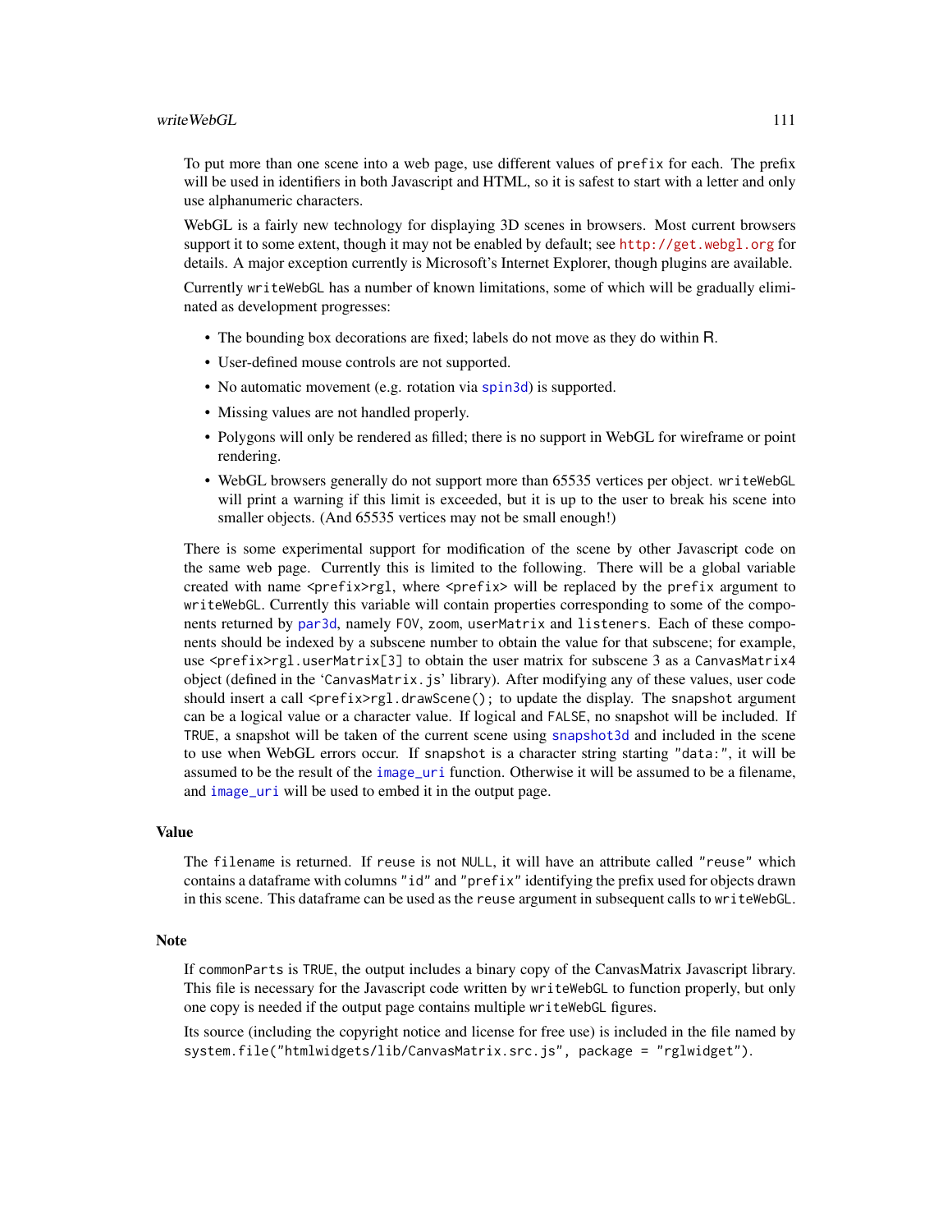To put more than one scene into a web page, use different values of prefix for each. The prefix will be used in identifiers in both Javascript and HTML, so it is safest to start with a letter and only use alphanumeric characters.

WebGL is a fairly new technology for displaying 3D scenes in browsers. Most current browsers support it to some extent, though it may not be enabled by default; see http://get.webgl.org for details. A major exception currently is Microsoft's Internet Explorer, though plugins are available.

Currently `writeWebGL` has a number of known limitations, some of which will be gradually eliminated as development progresses:

- The bounding box decorations are fixed; labels do not move as they do within R.
- User-defined mouse controls are not supported.
- No automatic movement (e.g. rotation via `spin3d`) is supported.
- Missing values are not handled properly.
- Polygons will only be rendered as filled; there is no support in WebGL for wireframe or point rendering.
- WebGL browsers generally do not support more than 65535 vertices per object. `writeWebGL` will print a warning if this limit is exceeded, but it is up to the user to break his scene into smaller objects. (And 65535 vertices may not be small enough!)

There is some experimental support for modification of the scene by other Javascript code on the same web page. Currently this is limited to the following. There will be a global variable created with name `<prefix>rgl`, where `<prefix>` will be replaced by the `prefix` argument to `writeWebGL`. Currently this variable will contain properties corresponding to some of the components returned by `par3d`, namely `FOV`, `zoom`, `userMatrix` and `listeners`. Each of these components should be indexed by a subscene number to obtain the value for that subscene; for example, use `<prefix>rgl.userMatrix[3]` to obtain the user matrix for subscene 3 as a `CanvasMatrix4` object (defined in the 'CanvasMatrix.js' library). After modifying any of these values, user code should insert a call `<prefix>rgl.drawScene();` to update the display. The `snapshot` argument can be a logical value or a character value. If logical and `FALSE`, no snapshot will be included. If `TRUE`, a snapshot will be taken of the current scene using `snapshot3d` and included in the scene to use when WebGL errors occur. If `snapshot` is a character string starting `"data:"`, it will be assumed to be the result of the `image_uri` function. Otherwise it will be assumed to be a filename, and `image_uri` will be used to embed it in the output page.

## Value

The `filename` is returned. If `reuse` is not `NULL`, it will have an attribute called `"reuse"` which contains a dataframe with columns `"id"` and `"prefix"` identifying the prefix used for objects drawn in this scene. This dataframe can be used as the `reuse` argument in subsequent calls to `writeWebGL`.

## Note

If `commonParts` is `TRUE`, the output includes a binary copy of the CanvasMatrix Javascript library. This file is necessary for the Javascript code written by `writeWebGL` to function properly, but only one copy is needed if the output page contains multiple `writeWebGL` figures.

Its source (including the copyright notice and license for free use) is included in the file named by `system.file("htmlwidgets/lib/CanvasMatrix.src.js", package = "rglwidget")`.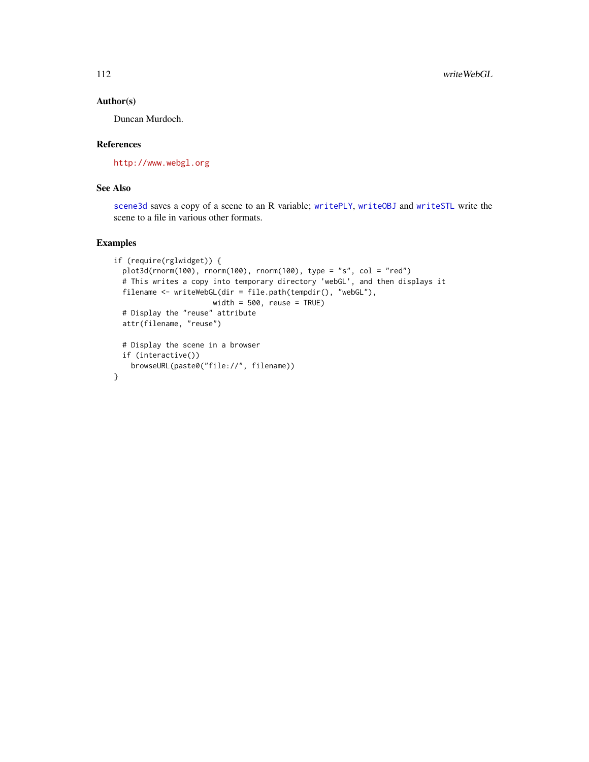## Author(s)

Duncan Murdoch.

## References

http://www.webgl.org

## See Also

scene3d saves a copy of a scene to an R variable; writePLY, writeOBJ and writeSTL write the scene to a file in various other formats.

## Examples

```
if (require(rglwidget)) {
  plot3d(rnorm(100), rnorm(100), rnorm(100), type = "s", col = "red")
  # This writes a copy into temporary directory 'webGL', and then displays it
  filename <- writeWebGL(dir = file.path(tempdir(), "webGL"),
                       width = 500, reuse = TRUE)
  # Display the "reuse" attribute
  attr(filename, "reuse")

  # Display the scene in a browser
  if (interactive())
    browseURL(paste0("file://", filename))
}
```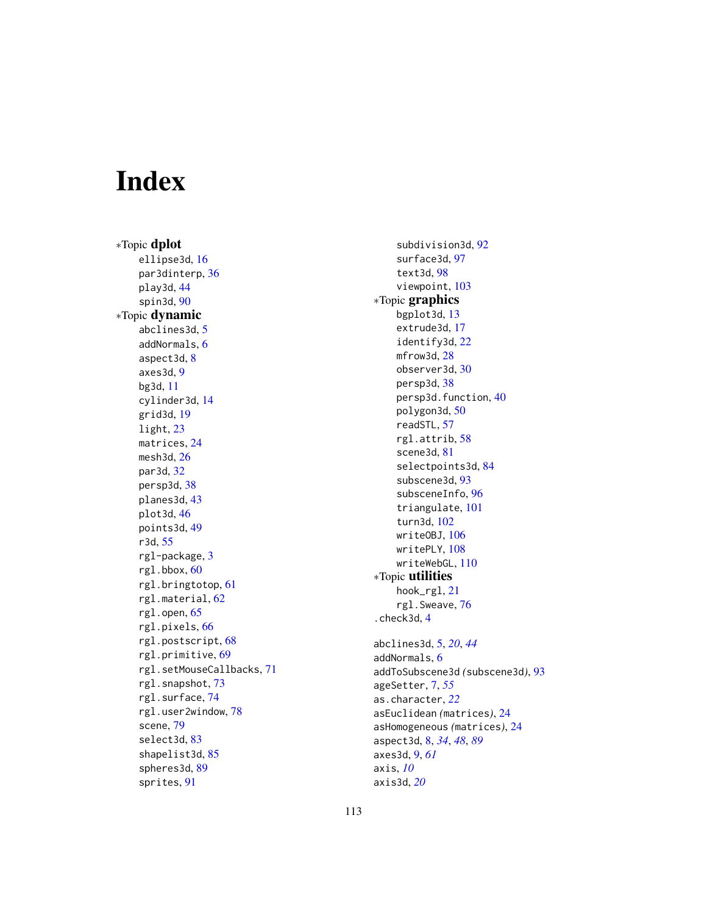# Index

∗Topic **dplot**
    ellipse3d, 16
    par3dinterp, 36
    play3d, 44
    spin3d, 90
∗Topic **dynamic**
    abclines3d, 5
    addNormals, 6
    aspect3d, 8
    axes3d, 9
    bg3d, 11
    cylinder3d, 14
    grid3d, 19
    light, 23
    matrices, 24
    mesh3d, 26
    par3d, 32
    persp3d, 38
    planes3d, 43
    plot3d, 46
    points3d, 49
    r3d, 55
    rgl-package, 3
    rgl.bbox, 60
    rgl.bringtotop, 61
    rgl.material, 62
    rgl.open, 65
    rgl.pixels, 66
    rgl.postscript, 68
    rgl.primitive, 69
    rgl.setMouseCallbacks, 71
    rgl.snapshot, 73
    rgl.surface, 74
    rgl.user2window, 78
    scene, 79
    select3d, 83
    shapelist3d, 85
    spheres3d, 89
    sprites, 91
    subdivision3d, 92
    surface3d, 97
    text3d, 98
    viewpoint, 103
∗Topic **graphics**
    bgplot3d, 13
    extrude3d, 17
    identify3d, 22
    mfrow3d, 28
    observer3d, 30
    persp3d, 38
    persp3d.function, 40
    polygon3d, 50
    readSTL, 57
    rgl.attrib, 58
    scene3d, 81
    selectpoints3d, 84
    subscene3d, 93
    subsceneInfo, 96
    triangulate, 101
    turn3d, 102
    writeOBJ, 106
    writePLY, 108
    writeWebGL, 110
∗Topic **utilities**
    hook_rgl, 21
    rgl.Sweave, 76
.check3d, 4

abclines3d, 5, *20*, *44*
addNormals, 6
addToSubscene3d *(subscene3d)*, 93
ageSetter, 7, *55*
as.character, *22*
asEuclidean *(matrices)*, 24
asHomogeneous *(matrices)*, 24
aspect3d, 8, *34*, *48*, *89*
axes3d, 9, *61*
axis, *10*
axis3d, *20*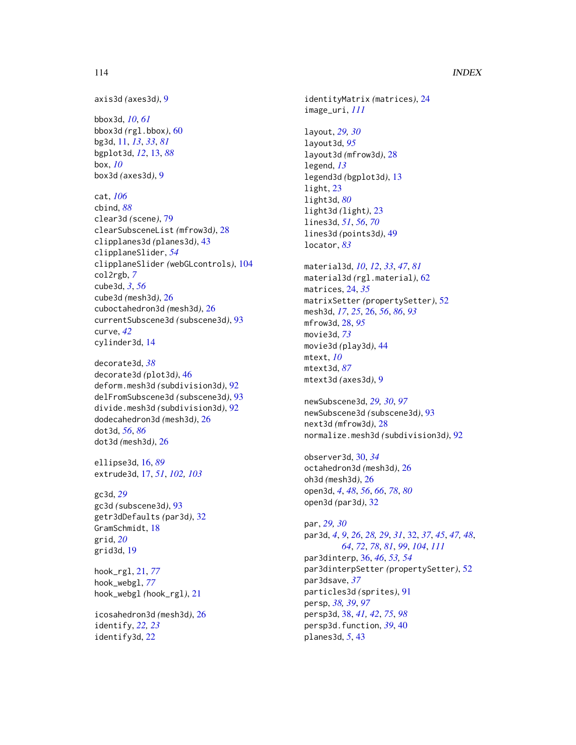axis3d *(*axes3d*)*, 9

bbox3d, *10*, *61*
bbox3d *(*rgl.bbox*)*, 60
bg3d, 11, *13*, *33*, *81*
bgplot3d, *12*, 13, *88*
box, *10*
box3d *(*axes3d*)*, 9

cat, *106*
cbind, *88*
clear3d *(*scene*)*, 79
clearSubsceneList *(*mfrow3d*)*, 28
clipplanes3d *(*planes3d*)*, 43
clipplaneSlider, *54*
clipplaneSlider *(*webGLcontrols*)*, 104
col2rgb, *7*
cube3d, *3*, *56*
cube3d *(*mesh3d*)*, 26
cuboctahedron3d *(*mesh3d*)*, 26
currentSubscene3d *(*subscene3d*)*, 93
curve, *42*
cylinder3d, 14

decorate3d, *38*
decorate3d *(*plot3d*)*, 46
deform.mesh3d *(*subdivision3d*)*, 92
delFromSubscene3d *(*subscene3d*)*, 93
divide.mesh3d *(*subdivision3d*)*, 92
dodecahedron3d *(*mesh3d*)*, 26
dot3d, *56*, *86*
dot3d *(*mesh3d*)*, 26

ellipse3d, 16, *89*
extrude3d, 17, *51*, *102, 103*

gc3d, *29*
gc3d *(*subscene3d*)*, 93
getr3dDefaults *(*par3d*)*, 32
GramSchmidt, 18
grid, *20*
grid3d, 19

hook_rgl, 21, *77*
hook_webgl, *77*
hook_webgl *(*hook_rgl*)*, 21

icosahedron3d *(*mesh3d*)*, 26
identify, *22, 23*
identify3d, 22
identityMatrix *(*matrices*)*, 24
image_uri, *111*

layout, *29, 30*
layout3d, *95*
layout3d *(*mfrow3d*)*, 28
legend, *13*
legend3d *(*bgplot3d*)*, 13
light, 23
light3d, *80*
light3d *(*light*)*, 23
lines3d, *51*, *56*, *70*
lines3d *(*points3d*)*, 49
locator, *83*

material3d, *10*, *12*, *33*, *47*, *81*
material3d *(*rgl.material*)*, 62
matrices, 24, *35*
matrixSetter *(*propertySetter*)*, 52
mesh3d, *17*, *25*, 26, *56*, *86*, *93*
mfrow3d, 28, *95*
movie3d, *73*
movie3d *(*play3d*)*, 44
mtext, *10*
mtext3d, *87*
mtext3d *(*axes3d*)*, 9

newSubscene3d, *29, 30*, *97*
newSubscene3d *(*subscene3d*)*, 93
next3d *(*mfrow3d*)*, 28
normalize.mesh3d *(*subdivision3d*)*, 92

observer3d, 30, *34*
octahedron3d *(*mesh3d*)*, 26
oh3d *(*mesh3d*)*, 26
open3d, *4*, *48*, *56*, *66*, *78*, *80*
open3d *(*par3d*)*, 32

par, *29, 30*
par3d, *4*, *9*, *26*, *28, 29*, *31*, 32, *37*, *45*, *47, 48*, *64*, *72*, *78*, *81*, *99*, *104*, *111*
par3dinterp, 36, *46*, *53, 54*
par3dinterpSetter *(*propertySetter*)*, 52
par3dsave, *37*
particles3d *(*sprites*)*, 91
persp, *38, 39*, *97*
persp3d, 38, *41, 42*, *75*, *98*
persp3d.function, *39*, 40
planes3d, *5*, 43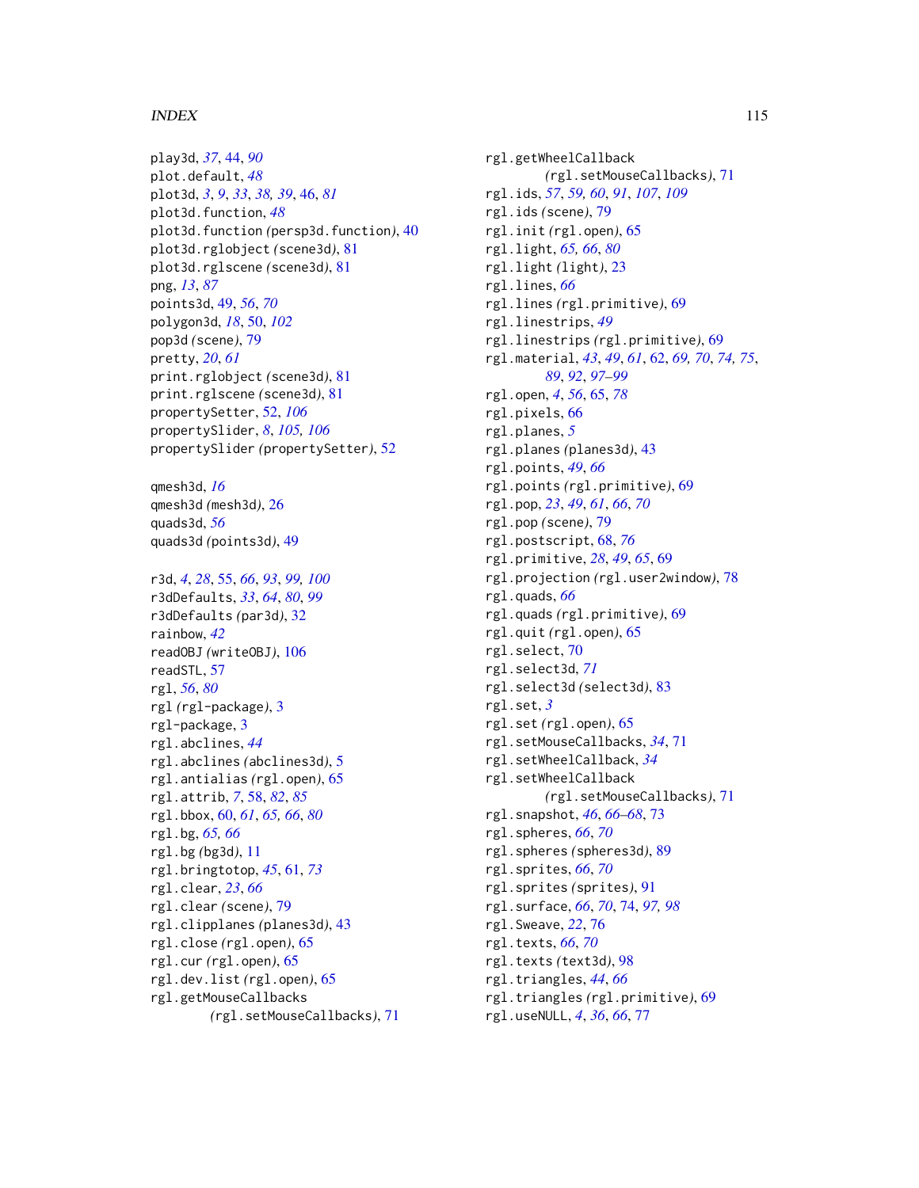play3d, *37*, 44, *90*
plot.default, *48*
plot3d, *3*, *9*, *33*, *38, 39*, 46, *81*
plot3d.function, *48*
plot3d.function *(*persp3d.function*)*, 40
plot3d.rglobject *(*scene3d*)*, 81
plot3d.rglscene *(*scene3d*)*, 81
png, *13*, *87*
points3d, 49, *56*, *70*
polygon3d, *18*, 50, *102*
pop3d *(*scene*)*, 79
pretty, *20*, *61*
print.rglobject *(*scene3d*)*, 81
print.rglscene *(*scene3d*)*, 81
propertySetter, 52, *106*
propertySlider, *8*, *105, 106*
propertySlider *(*propertySetter*)*, 52

qmesh3d, *16*
qmesh3d *(*mesh3d*)*, 26
quads3d, *56*
quads3d *(*points3d*)*, 49

r3d, *4*, *28*, 55, *66*, *93*, *99, 100*
r3dDefaults, *33*, *64*, *80*, *99*
r3dDefaults *(*par3d*)*, 32
rainbow, *42*
readOBJ *(*writeOBJ*)*, 106
readSTL, *57*
rgl, *56*, *80*
rgl *(*rgl-package*)*, 3
rgl-package, 3
rgl.abclines, *44*
rgl.abclines *(*abclines3d*)*, 5
rgl.antialias *(*rgl.open*)*, 65
rgl.attrib, *7*, 58, *82*, *85*
rgl.bbox, 60, *61*, *65, 66*, *80*
rgl.bg, *65, 66*
rgl.bg *(*bg3d*)*, 11
rgl.bringtotop, *45*, 61, *73*
rgl.clear, *23*, *66*
rgl.clear *(*scene*)*, 79
rgl.clipplanes *(*planes3d*)*, 43
rgl.close *(*rgl.open*)*, 65
rgl.cur *(*rgl.open*)*, 65
rgl.dev.list *(*rgl.open*)*, 65
rgl.getMouseCallbacks
        *(*rgl.setMouseCallbacks*)*, 71
rgl.getWheelCallback
        *(*rgl.setMouseCallbacks*)*, 71
rgl.ids, *57*, *59, 60*, *91*, *107*, *109*
rgl.ids *(*scene*)*, 79
rgl.init *(*rgl.open*)*, 65
rgl.light, *65, 66*, *80*
rgl.light *(*light*)*, 23
rgl.lines, *66*
rgl.lines *(*rgl.primitive*)*, 69
rgl.linestrips, *49*
rgl.linestrips *(*rgl.primitive*)*, 69
rgl.material, *43*, *49*, *61*, 62, *69, 70*, *74, 75*,
        *89*, *92*, *97–99*
rgl.open, *4*, *56*, 65, *78*
rgl.pixels, 66
rgl.planes, *5*
rgl.planes *(*planes3d*)*, 43
rgl.points, *49*, *66*
rgl.points *(*rgl.primitive*)*, 69
rgl.pop, *23*, *49*, *61*, *66*, *70*
rgl.pop *(*scene*)*, 79
rgl.postscript, 68, *76*
rgl.primitive, *28*, *49*, *65*, 69
rgl.projection *(*rgl.user2window*)*, 78
rgl.quads, *66*
rgl.quads *(*rgl.primitive*)*, 69
rgl.quit *(*rgl.open*)*, 65
rgl.select, 70
rgl.select3d, *71*
rgl.select3d *(*select3d*)*, 83
rgl.set, *3*
rgl.set *(*rgl.open*)*, 65
rgl.setMouseCallbacks, *34*, 71
rgl.setWheelCallback, *34*
rgl.setWheelCallback
        *(*rgl.setMouseCallbacks*)*, 71
rgl.snapshot, *46*, *66–68*, 73
rgl.spheres, *66*, *70*
rgl.spheres *(*spheres3d*)*, 89
rgl.sprites, *66*, *70*
rgl.sprites *(*sprites*)*, 91
rgl.surface, *66*, *70*, 74, *97, 98*
rgl.Sweave, *22*, 76
rgl.texts, *66*, *70*
rgl.texts *(*text3d*)*, 98
rgl.triangles, *44*, *66*
rgl.triangles *(*rgl.primitive*)*, 69
rgl.useNULL, *4*, *36*, *66*, 77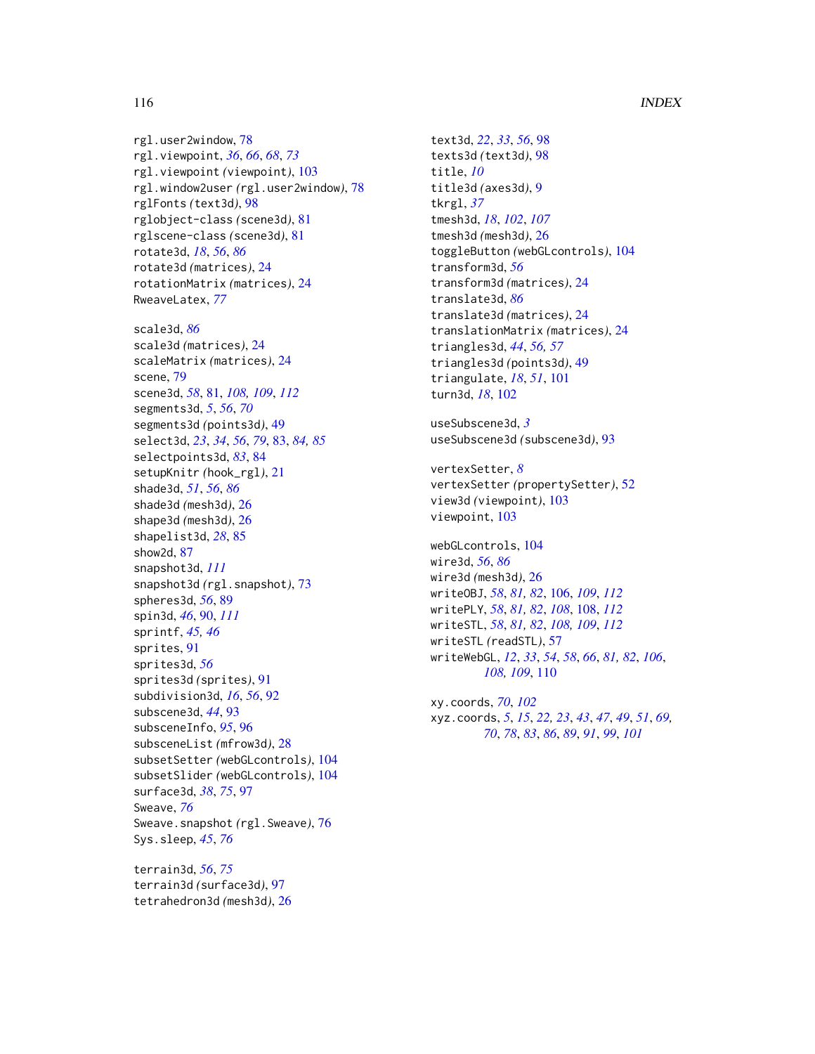rgl.user2window, 78
rgl.viewpoint, *36*, *66*, *68*, *73*
rgl.viewpoint *(*viewpoint*)*, 103
rgl.window2user *(*rgl.user2window*)*, 78
rglFonts *(*text3d*)*, 98
rglobject-class *(*scene3d*)*, 81
rglscene-class *(*scene3d*)*, 81
rotate3d, *18*, *56*, *86*
rotate3d *(*matrices*)*, 24
rotationMatrix *(*matrices*)*, 24
RweaveLatex, *77*

scale3d, *86*
scale3d *(*matrices*)*, 24
scaleMatrix *(*matrices*)*, 24
scene, 79
scene3d, *58*, 81, *108, 109*, *112*
segments3d, *5*, *56*, *70*
segments3d *(*points3d*)*, 49
select3d, *23*, *34*, *56*, *79*, 83, *84, 85*
selectpoints3d, *83*, 84
setupKnitr *(*hook_rgl*)*, 21
shade3d, *51*, *56*, *86*
shade3d *(*mesh3d*)*, 26
shape3d *(*mesh3d*)*, 26
shapelist3d, *28*, 85
show2d, 87
snapshot3d, *111*
snapshot3d *(*rgl.snapshot*)*, 73
spheres3d, *56*, 89
spin3d, *46*, 90, *111*
sprintf, *45, 46*
sprites, 91
sprites3d, *56*
sprites3d *(*sprites*)*, 91
subdivision3d, *16*, *56*, 92
subscene3d, *44*, 93
subsceneInfo, *95*, 96
subsceneList *(*mfrow3d*)*, 28
subsetSetter *(*webGLcontrols*)*, 104
subsetSlider *(*webGLcontrols*)*, 104
surface3d, *38*, *75*, 97
Sweave, *76*
Sweave.snapshot *(*rgl.Sweave*)*, 76
Sys.sleep, *45*, *76*

terrain3d, *56*, *75*
terrain3d *(*surface3d*)*, 97
tetrahedron3d *(*mesh3d*)*, 26
text3d, *22*, *33*, *56*, 98
texts3d *(*text3d*)*, 98
title, *10*
title3d *(*axes3d*)*, 9
tkrgl, *37*
tmesh3d, *18*, *102*, *107*
tmesh3d *(*mesh3d*)*, 26
toggleButton *(*webGLcontrols*)*, 104
transform3d, *56*
transform3d *(*matrices*)*, 24
translate3d, *86*
translate3d *(*matrices*)*, 24
translationMatrix *(*matrices*)*, 24
triangles3d, *44*, *56, 57*
triangles3d *(*points3d*)*, 49
triangulate, *18*, *51*, 101
turn3d, *18*, 102

useSubscene3d, *3*
useSubscene3d *(*subscene3d*)*, 93

vertexSetter, *8*
vertexSetter *(*propertySetter*)*, 52
view3d *(*viewpoint*)*, 103
viewpoint, 103

webGLcontrols, 104
wire3d, *56*, *86*
wire3d *(*mesh3d*)*, 26
writeOBJ, *58*, *81, 82*, 106, *109*, *112*
writePLY, *58*, *81, 82*, *108*, 108, *112*
writeSTL, *58*, *81, 82*, *108, 109*, *112*
writeSTL *(*readSTL*)*, 57
writeWebGL, *12*, *33*, *54*, *58*, *66*, *81, 82*, *106*, *108, 109*, 110

xy.coords, *70*, *102*
xyz.coords, *5*, *15*, *22, 23*, *43*, *47*, *49*, *51*, *69, 70*, *78*, *83*, *86*, *89*, *91*, *99*, *101*